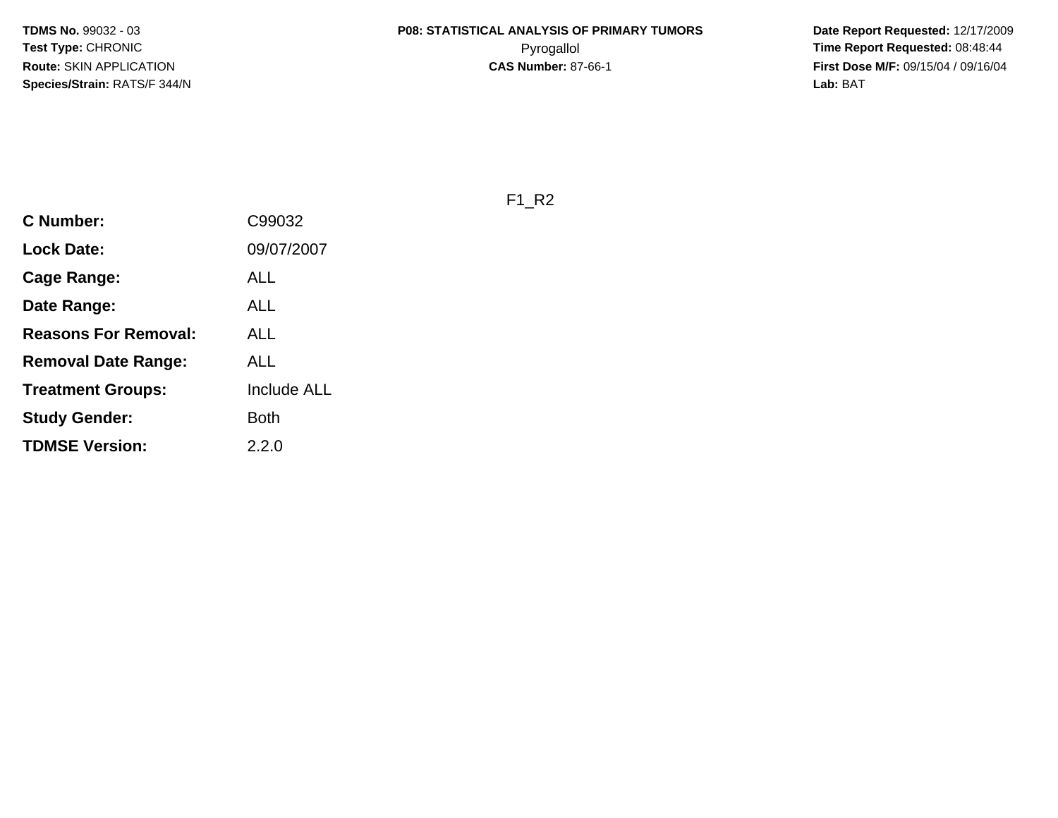**TDMS No.** 99032 - 03
**Test Type:** CHRONIC
**Route:** SKIN APPLICATION
**Species/Strain:** RATS/F 344/N

**P08: STATISTICAL ANALYSIS OF PRIMARY TUMORS**
Pyrogallol
**CAS Number:** 87-66-1

**Date Report Requested:** 12/17/2009
**Time Report Requested:** 08:48:44
**First Dose M/F:** 09/15/04 / 09/16/04
**Lab:** BAT

F1_R2

| | |
|---|---|
| **C Number:** | C99032 |
| **Lock Date:** | 09/07/2007 |
| **Cage Range:** | ALL |
| **Date Range:** | ALL |
| **Reasons For Removal:** | ALL |
| **Removal Date Range:** | ALL |
| **Treatment Groups:** | Include ALL |
| **Study Gender:** | Both |
| **TDMSE Version:** | 2.2.0 |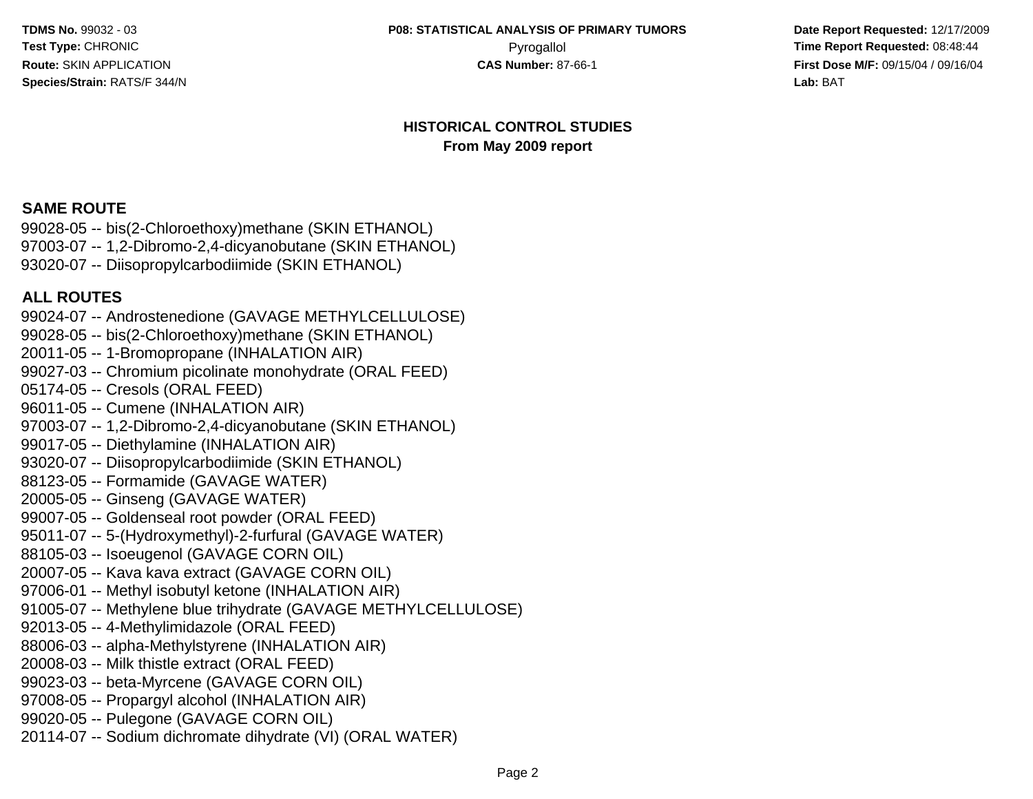# HISTORICAL CONTROL STUDIES
## From May 2009 report

### SAME ROUTE

99028-05 -- bis(2-Chloroethoxy)methane (SKIN ETHANOL)
97003-07 -- 1,2-Dibromo-2,4-dicyanobutane (SKIN ETHANOL)
93020-07 -- Diisopropylcarbodiimide (SKIN ETHANOL)

### ALL ROUTES

99024-07 -- Androstenedione (GAVAGE METHYLCELLULOSE)
99028-05 -- bis(2-Chloroethoxy)methane (SKIN ETHANOL)
20011-05 -- 1-Bromopropane (INHALATION AIR)
99027-03 -- Chromium picolinate monohydrate (ORAL FEED)
05174-05 -- Cresols (ORAL FEED)
96011-05 -- Cumene (INHALATION AIR)
97003-07 -- 1,2-Dibromo-2,4-dicyanobutane (SKIN ETHANOL)
99017-05 -- Diethylamine (INHALATION AIR)
93020-07 -- Diisopropylcarbodiimide (SKIN ETHANOL)
88123-05 -- Formamide (GAVAGE WATER)
20005-05 -- Ginseng (GAVAGE WATER)
99007-05 -- Goldenseal root powder (ORAL FEED)
95011-07 -- 5-(Hydroxymethyl)-2-furfural (GAVAGE WATER)
88105-03 -- Isoeugenol (GAVAGE CORN OIL)
20007-05 -- Kava kava extract (GAVAGE CORN OIL)
97006-01 -- Methyl isobutyl ketone (INHALATION AIR)
91005-07 -- Methylene blue trihydrate (GAVAGE METHYLCELLULOSE)
92013-05 -- 4-Methylimidazole (ORAL FEED)
88006-03 -- alpha-Methylstyrene (INHALATION AIR)
20008-03 -- Milk thistle extract (ORAL FEED)
99023-03 -- beta-Myrcene (GAVAGE CORN OIL)
97008-05 -- Propargyl alcohol (INHALATION AIR)
99020-05 -- Pulegone (GAVAGE CORN OIL)
20114-07 -- Sodium dichromate dihydrate (VI) (ORAL WATER)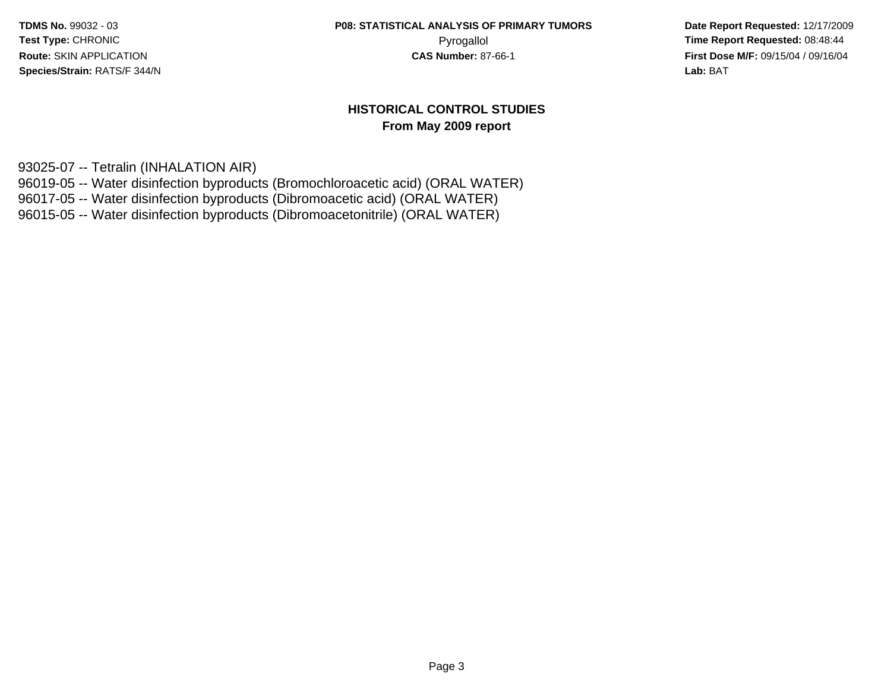## HISTORICAL CONTROL STUDIES

**From May 2009 report**

93025-07 -- Tetralin (INHALATION AIR)
96019-05 -- Water disinfection byproducts (Bromochloroacetic acid) (ORAL WATER)
96017-05 -- Water disinfection byproducts (Dibromoacetic acid) (ORAL WATER)
96015-05 -- Water disinfection byproducts (Dibromoacetonitrile) (ORAL WATER)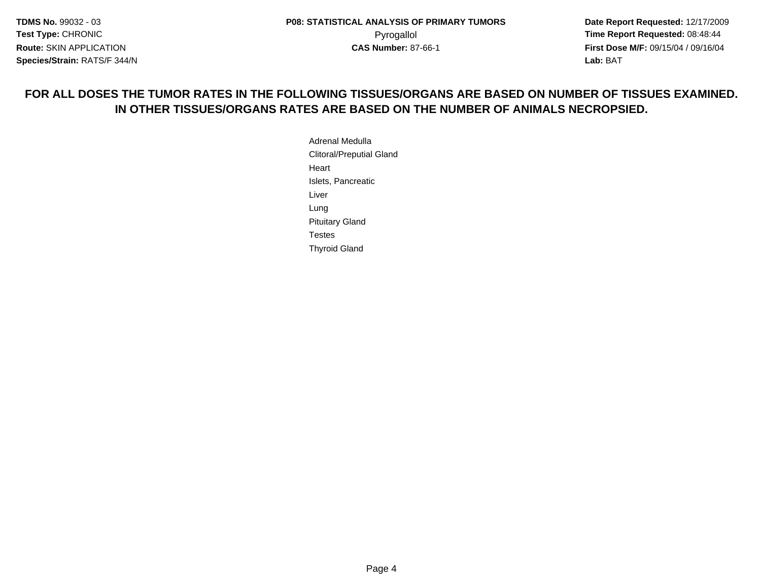**FOR ALL DOSES THE TUMOR RATES IN THE FOLLOWING TISSUES/ORGANS ARE BASED ON NUMBER OF TISSUES EXAMINED. IN OTHER TISSUES/ORGANS RATES ARE BASED ON THE NUMBER OF ANIMALS NECROPSIED.**

Adrenal Medulla
Clitoral/Preputial Gland
Heart
Islets, Pancreatic
Liver
Lung
Pituitary Gland
Testes
Thyroid Gland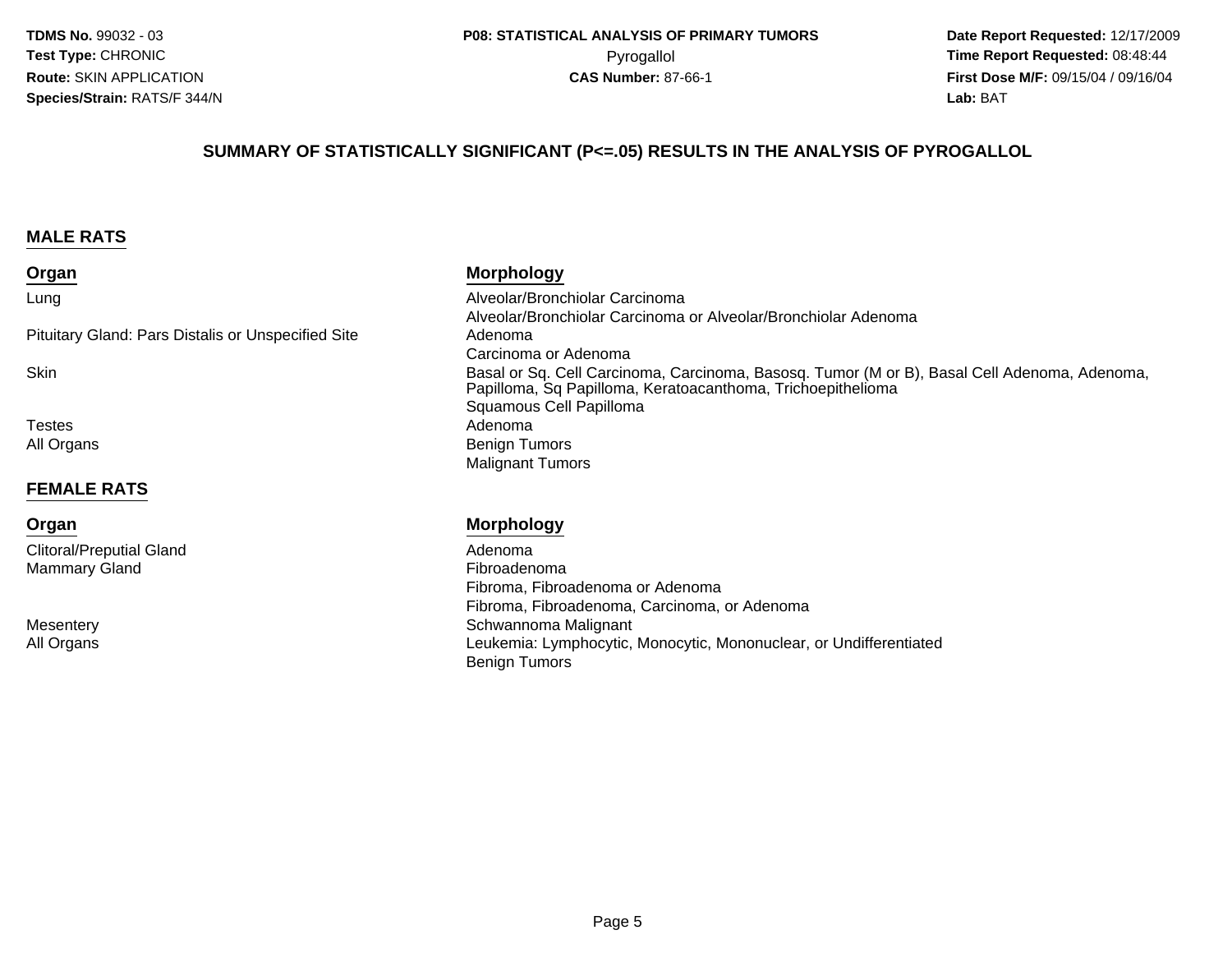**TDMS No.** 99032 - 03
**Test Type:** CHRONIC
**Route:** SKIN APPLICATION
**Species/Strain:** RATS/F 344/N

**P08: STATISTICAL ANALYSIS OF PRIMARY TUMORS**
Pyrogallol
**CAS Number:** 87-66-1

**Date Report Requested:** 12/17/2009
**Time Report Requested:** 08:48:44
**First Dose M/F:** 09/15/04 / 09/16/04
**Lab:** BAT

## SUMMARY OF STATISTICALLY SIGNIFICANT (P<=.05) RESULTS IN THE ANALYSIS OF PYROGALLOL

### MALE RATS

| Organ | Morphology |
|---|---|
| Lung | Alveolar/Bronchiolar Carcinoma |
| | Alveolar/Bronchiolar Carcinoma or Alveolar/Bronchiolar Adenoma |
| Pituitary Gland: Pars Distalis or Unspecified Site | Adenoma |
| | Carcinoma or Adenoma |
| Skin | Basal or Sq. Cell Carcinoma, Carcinoma, Basosq. Tumor (M or B), Basal Cell Adenoma, Adenoma, Papilloma, Sq Papilloma, Keratoacanthoma, Trichoepithelioma |
| | Squamous Cell Papilloma |
| Testes | Adenoma |
| All Organs | Benign Tumors |
| | Malignant Tumors |

### FEMALE RATS

| Organ | Morphology |
|---|---|
| Clitoral/Preputial Gland | Adenoma |
| Mammary Gland | Fibroadenoma |
| | Fibroma, Fibroadenoma or Adenoma |
| | Fibroma, Fibroadenoma, Carcinoma, or Adenoma |
| Mesentery | Schwannoma Malignant |
| All Organs | Leukemia: Lymphocytic, Monocytic, Mononuclear, or Undifferentiated |
| | Benign Tumors |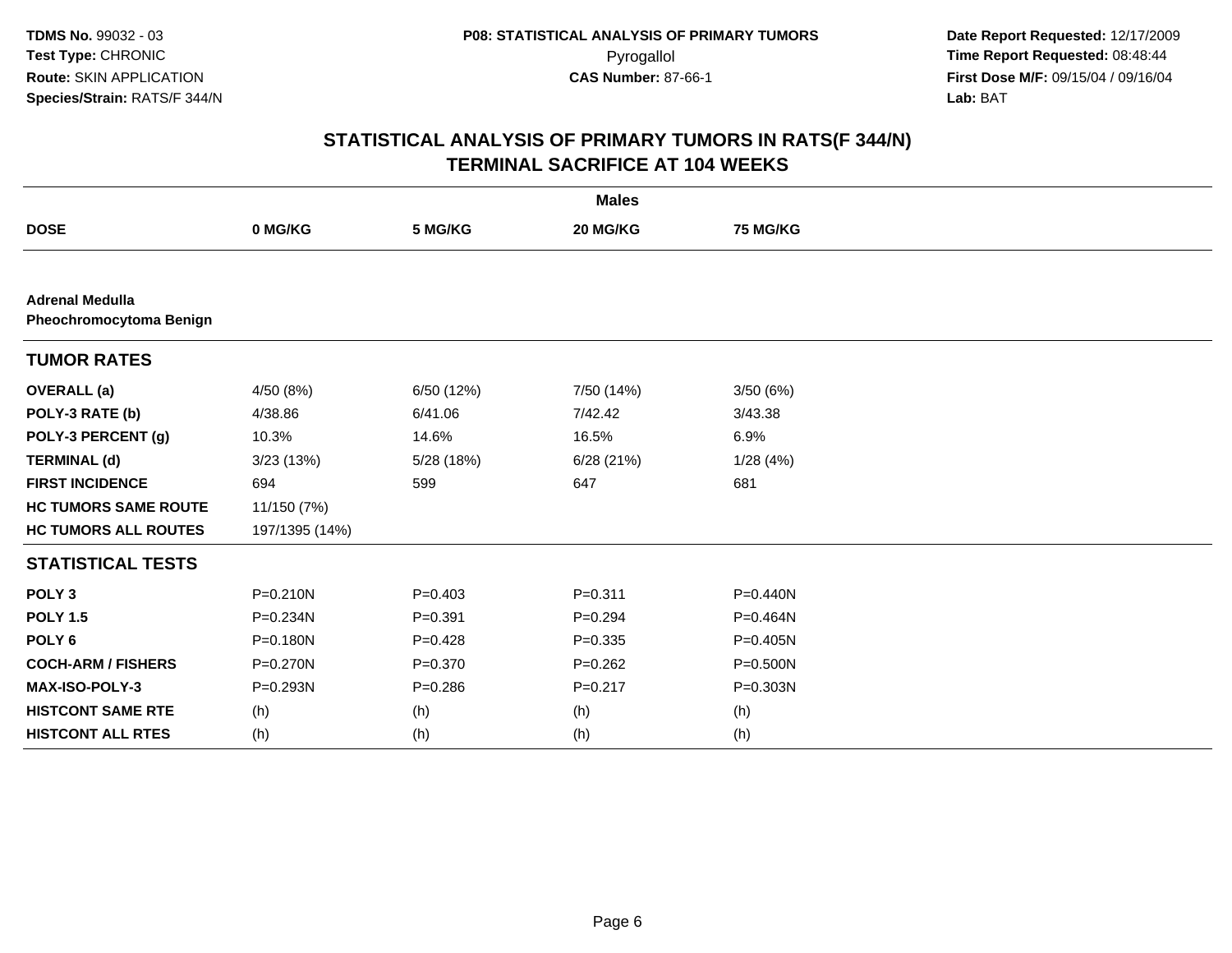**TDMS No.** 99032 - 03
**Test Type:** CHRONIC
**Route:** SKIN APPLICATION
**Species/Strain:** RATS/F 344/N

**P08: STATISTICAL ANALYSIS OF PRIMARY TUMORS**
Pyrogallol
**CAS Number:** 87-66-1

**Date Report Requested:** 12/17/2009
**Time Report Requested:** 08:48:44
**First Dose M/F:** 09/15/04 / 09/16/04
**Lab:** BAT

## STATISTICAL ANALYSIS OF PRIMARY TUMORS IN RATS(F 344/N) TERMINAL SACRIFICE AT 104 WEEKS

| | Males | | | |
|---|---|---|---|---|
| **DOSE** | **0 MG/KG** | **5 MG/KG** | **20 MG/KG** | **75 MG/KG** |
| **Adrenal Medulla** | | | | |
| **Pheochromocytoma Benign** | | | | |
| **TUMOR RATES** | | | | |
| **OVERALL (a)** | 4/50 (8%) | 6/50 (12%) | 7/50 (14%) | 3/50 (6%) |
| **POLY-3 RATE (b)** | 4/38.86 | 6/41.06 | 7/42.42 | 3/43.38 |
| **POLY-3 PERCENT (g)** | 10.3% | 14.6% | 16.5% | 6.9% |
| **TERMINAL (d)** | 3/23 (13%) | 5/28 (18%) | 6/28 (21%) | 1/28 (4%) |
| **FIRST INCIDENCE** | 694 | 599 | 647 | 681 |
| **HC TUMORS SAME ROUTE** | 11/150 (7%) | | | |
| **HC TUMORS ALL ROUTES** | 197/1395 (14%) | | | |
| **STATISTICAL TESTS** | | | | |
| **POLY 3** | P=0.210N | P=0.403 | P=0.311 | P=0.440N |
| **POLY 1.5** | P=0.234N | P=0.391 | P=0.294 | P=0.464N |
| **POLY 6** | P=0.180N | P=0.428 | P=0.335 | P=0.405N |
| **COCH-ARM / FISHERS** | P=0.270N | P=0.370 | P=0.262 | P=0.500N |
| **MAX-ISO-POLY-3** | P=0.293N | P=0.286 | P=0.217 | P=0.303N |
| **HISTCONT SAME RTE** | (h) | (h) | (h) | (h) |
| **HISTCONT ALL RTES** | (h) | (h) | (h) | (h) |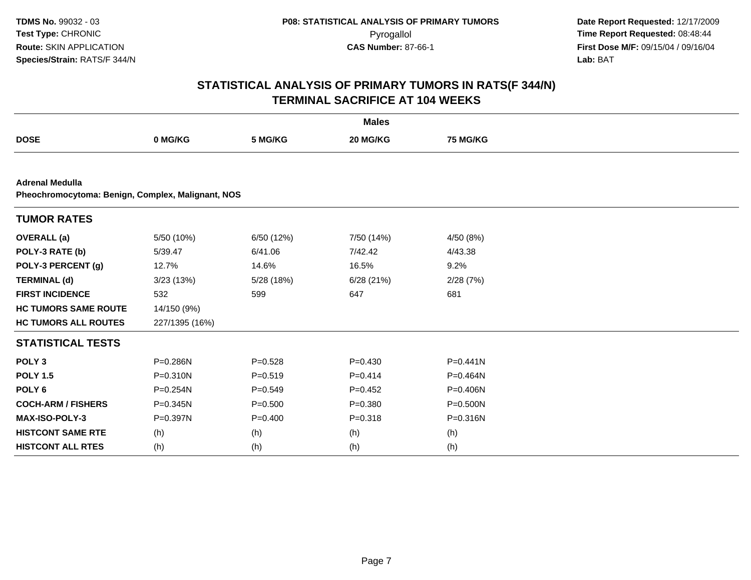**TDMS No.** 99032 - 03
**Test Type:** CHRONIC
**Route:** SKIN APPLICATION
**Species/Strain:** RATS/F 344/N

**P08: STATISTICAL ANALYSIS OF PRIMARY TUMORS**
Pyrogallol
**CAS Number:** 87-66-1

**Date Report Requested:** 12/17/2009
**Time Report Requested:** 08:48:44
**First Dose M/F:** 09/15/04 / 09/16/04
**Lab:** BAT

## STATISTICAL ANALYSIS OF PRIMARY TUMORS IN RATS(F 344/N)
## TERMINAL SACRIFICE AT 104 WEEKS

| | Males | | | |
|---|---|---|---|---|
| **DOSE** | **0 MG/KG** | **5 MG/KG** | **20 MG/KG** | **75 MG/KG** |
| **Adrenal Medulla** | | | | |
| **Pheochromocytoma: Benign, Complex, Malignant, NOS** | | | | |
| **TUMOR RATES** | | | | |
| **OVERALL (a)** | 5/50 (10%) | 6/50 (12%) | 7/50 (14%) | 4/50 (8%) |
| **POLY-3 RATE (b)** | 5/39.47 | 6/41.06 | 7/42.42 | 4/43.38 |
| **POLY-3 PERCENT (g)** | 12.7% | 14.6% | 16.5% | 9.2% |
| **TERMINAL (d)** | 3/23 (13%) | 5/28 (18%) | 6/28 (21%) | 2/28 (7%) |
| **FIRST INCIDENCE** | 532 | 599 | 647 | 681 |
| **HC TUMORS SAME ROUTE** | 14/150 (9%) | | | |
| **HC TUMORS ALL ROUTES** | 227/1395 (16%) | | | |
| **STATISTICAL TESTS** | | | | |
| **POLY 3** | P=0.286N | P=0.528 | P=0.430 | P=0.441N |
| **POLY 1.5** | P=0.310N | P=0.519 | P=0.414 | P=0.464N |
| **POLY 6** | P=0.254N | P=0.549 | P=0.452 | P=0.406N |
| **COCH-ARM / FISHERS** | P=0.345N | P=0.500 | P=0.380 | P=0.500N |
| **MAX-ISO-POLY-3** | P=0.397N | P=0.400 | P=0.318 | P=0.316N |
| **HISTCONT SAME RTE** | (h) | (h) | (h) | (h) |
| **HISTCONT ALL RTES** | (h) | (h) | (h) | (h) |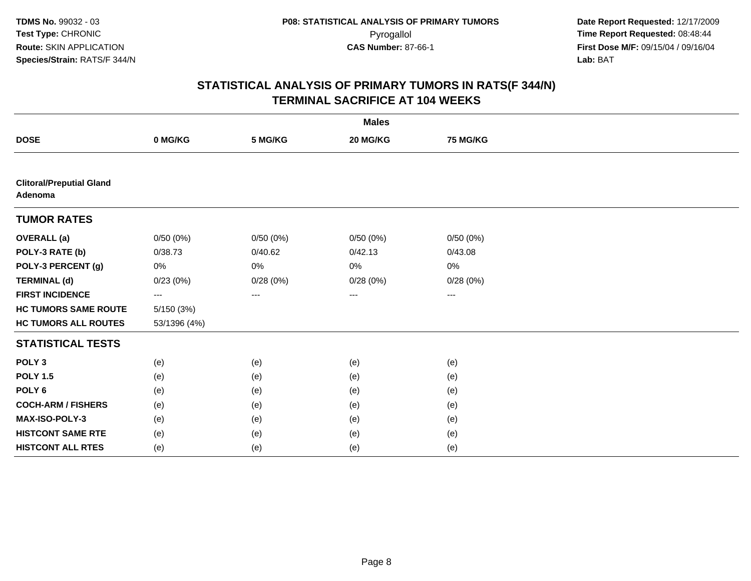TDMS No. 99032 - 03
Test Type: CHRONIC
Route: SKIN APPLICATION
Species/Strain: RATS/F 344/N

P08: STATISTICAL ANALYSIS OF PRIMARY TUMORS
Pyrogallol
CAS Number: 87-66-1

Date Report Requested: 12/17/2009
Time Report Requested: 08:48:44
First Dose M/F: 09/15/04 / 09/16/04
Lab: BAT

# STATISTICAL ANALYSIS OF PRIMARY TUMORS IN RATS(F 344/N)
## TERMINAL SACRIFICE AT 104 WEEKS

| | Males | | | |
|---|---|---|---|---|
| **DOSE** | **0 MG/KG** | **5 MG/KG** | **20 MG/KG** | **75 MG/KG** |
| **Clitoral/Preputial Gland Adenoma** | | | | |
| **TUMOR RATES** | | | | |
| **OVERALL (a)** | 0/50 (0%) | 0/50 (0%) | 0/50 (0%) | 0/50 (0%) |
| **POLY-3 RATE (b)** | 0/38.73 | 0/40.62 | 0/42.13 | 0/43.08 |
| **POLY-3 PERCENT (g)** | 0% | 0% | 0% | 0% |
| **TERMINAL (d)** | 0/23 (0%) | 0/28 (0%) | 0/28 (0%) | 0/28 (0%) |
| **FIRST INCIDENCE** | --- | --- | --- | --- |
| **HC TUMORS SAME ROUTE** | 5/150 (3%) | | | |
| **HC TUMORS ALL ROUTES** | 53/1396 (4%) | | | |
| **STATISTICAL TESTS** | | | | |
| **POLY 3** | (e) | (e) | (e) | (e) |
| **POLY 1.5** | (e) | (e) | (e) | (e) |
| **POLY 6** | (e) | (e) | (e) | (e) |
| **COCH-ARM / FISHERS** | (e) | (e) | (e) | (e) |
| **MAX-ISO-POLY-3** | (e) | (e) | (e) | (e) |
| **HISTCONT SAME RTE** | (e) | (e) | (e) | (e) |
| **HISTCONT ALL RTES** | (e) | (e) | (e) | (e) |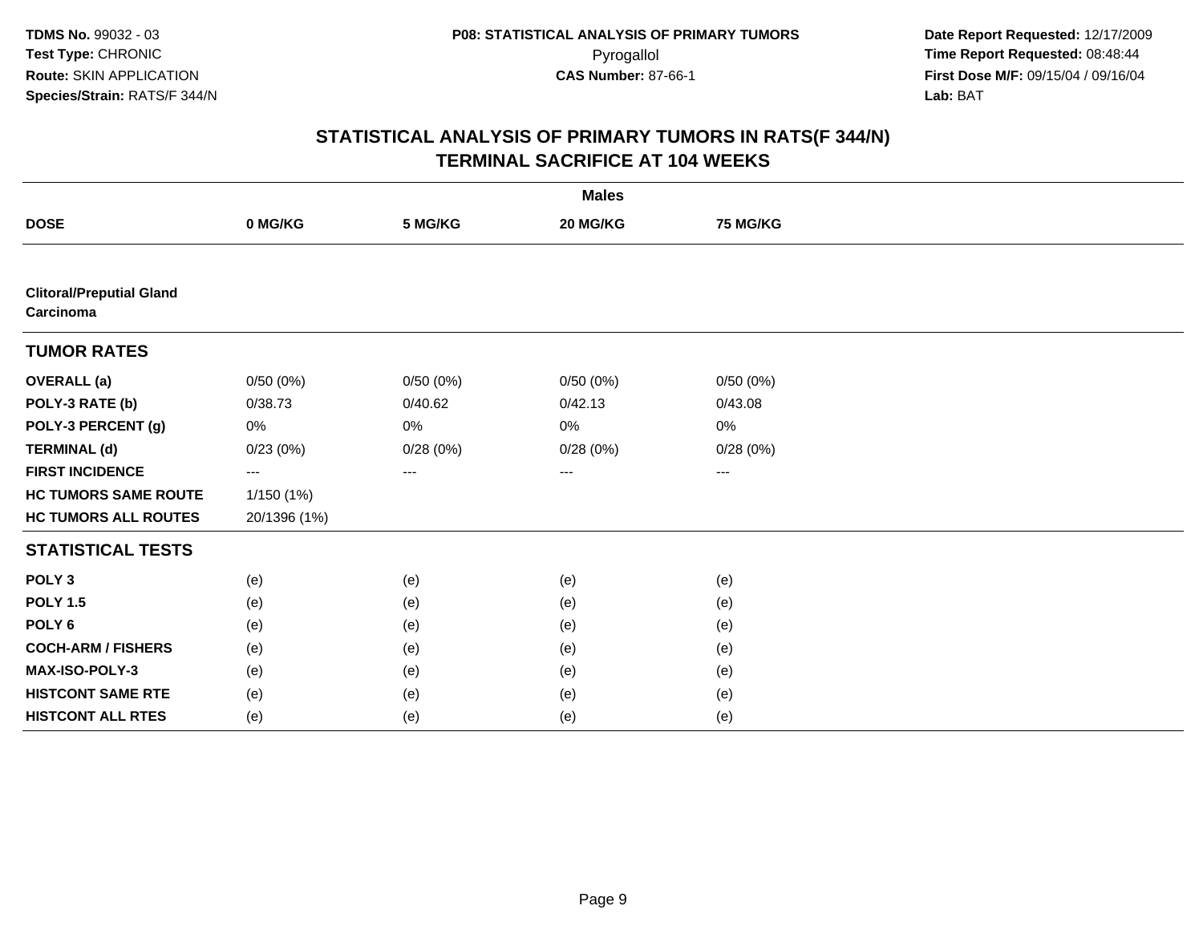**TDMS No.** 99032 - 03
**Test Type:** CHRONIC
**Route:** SKIN APPLICATION
**Species/Strain:** RATS/F 344/N

**P08: STATISTICAL ANALYSIS OF PRIMARY TUMORS**
Pyrogallol
**CAS Number:** 87-66-1

**Date Report Requested:** 12/17/2009
**Time Report Requested:** 08:48:44
**First Dose M/F:** 09/15/04 / 09/16/04
**Lab:** BAT

## STATISTICAL ANALYSIS OF PRIMARY TUMORS IN RATS(F 344/N)
## TERMINAL SACRIFICE AT 104 WEEKS

| | Males | | | |
|---|---|---|---|---|
| **DOSE** | **0 MG/KG** | **5 MG/KG** | **20 MG/KG** | **75 MG/KG** |
| **Clitoral/Preputial Gland Carcinoma** | | | | |
| **TUMOR RATES** | | | | |
| **OVERALL (a)** | 0/50 (0%) | 0/50 (0%) | 0/50 (0%) | 0/50 (0%) |
| **POLY-3 RATE (b)** | 0/38.73 | 0/40.62 | 0/42.13 | 0/43.08 |
| **POLY-3 PERCENT (g)** | 0% | 0% | 0% | 0% |
| **TERMINAL (d)** | 0/23 (0%) | 0/28 (0%) | 0/28 (0%) | 0/28 (0%) |
| **FIRST INCIDENCE** | --- | --- | --- | --- |
| **HC TUMORS SAME ROUTE** | 1/150 (1%) | | | |
| **HC TUMORS ALL ROUTES** | 20/1396 (1%) | | | |
| **STATISTICAL TESTS** | | | | |
| **POLY 3** | (e) | (e) | (e) | (e) |
| **POLY 1.5** | (e) | (e) | (e) | (e) |
| **POLY 6** | (e) | (e) | (e) | (e) |
| **COCH-ARM / FISHERS** | (e) | (e) | (e) | (e) |
| **MAX-ISO-POLY-3** | (e) | (e) | (e) | (e) |
| **HISTCONT SAME RTE** | (e) | (e) | (e) | (e) |
| **HISTCONT ALL RTES** | (e) | (e) | (e) | (e) |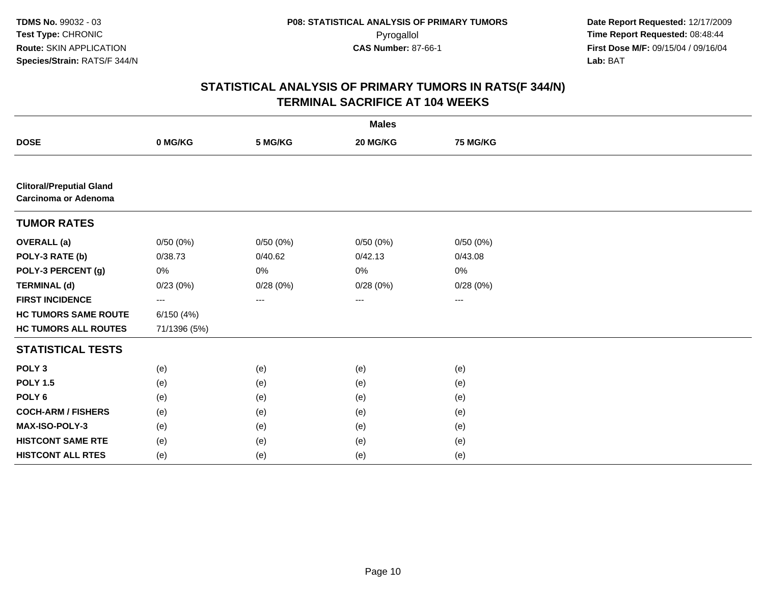**TDMS No.** 99032 - 03
**Test Type:** CHRONIC
**Route:** SKIN APPLICATION
**Species/Strain:** RATS/F 344/N

**P08: STATISTICAL ANALYSIS OF PRIMARY TUMORS**
Pyrogallol
**CAS Number:** 87-66-1

**Date Report Requested:** 12/17/2009
**Time Report Requested:** 08:48:44
**First Dose M/F:** 09/15/04 / 09/16/04
**Lab:** BAT

## STATISTICAL ANALYSIS OF PRIMARY TUMORS IN RATS(F 344/N)
## TERMINAL SACRIFICE AT 104 WEEKS

| | Males | | | |
|---|---|---|---|---|
| **DOSE** | **0 MG/KG** | **5 MG/KG** | **20 MG/KG** | **75 MG/KG** |
| **Clitoral/Preputial Gland Carcinoma or Adenoma** | | | | |
| **TUMOR RATES** | | | | |
| **OVERALL (a)** | 0/50 (0%) | 0/50 (0%) | 0/50 (0%) | 0/50 (0%) |
| **POLY-3 RATE (b)** | 0/38.73 | 0/40.62 | 0/42.13 | 0/43.08 |
| **POLY-3 PERCENT (g)** | 0% | 0% | 0% | 0% |
| **TERMINAL (d)** | 0/23 (0%) | 0/28 (0%) | 0/28 (0%) | 0/28 (0%) |
| **FIRST INCIDENCE** | --- | --- | --- | --- |
| **HC TUMORS SAME ROUTE** | 6/150 (4%) | | | |
| **HC TUMORS ALL ROUTES** | 71/1396 (5%) | | | |
| **STATISTICAL TESTS** | | | | |
| **POLY 3** | (e) | (e) | (e) | (e) |
| **POLY 1.5** | (e) | (e) | (e) | (e) |
| **POLY 6** | (e) | (e) | (e) | (e) |
| **COCH-ARM / FISHERS** | (e) | (e) | (e) | (e) |
| **MAX-ISO-POLY-3** | (e) | (e) | (e) | (e) |
| **HISTCONT SAME RTE** | (e) | (e) | (e) | (e) |
| **HISTCONT ALL RTES** | (e) | (e) | (e) | (e) |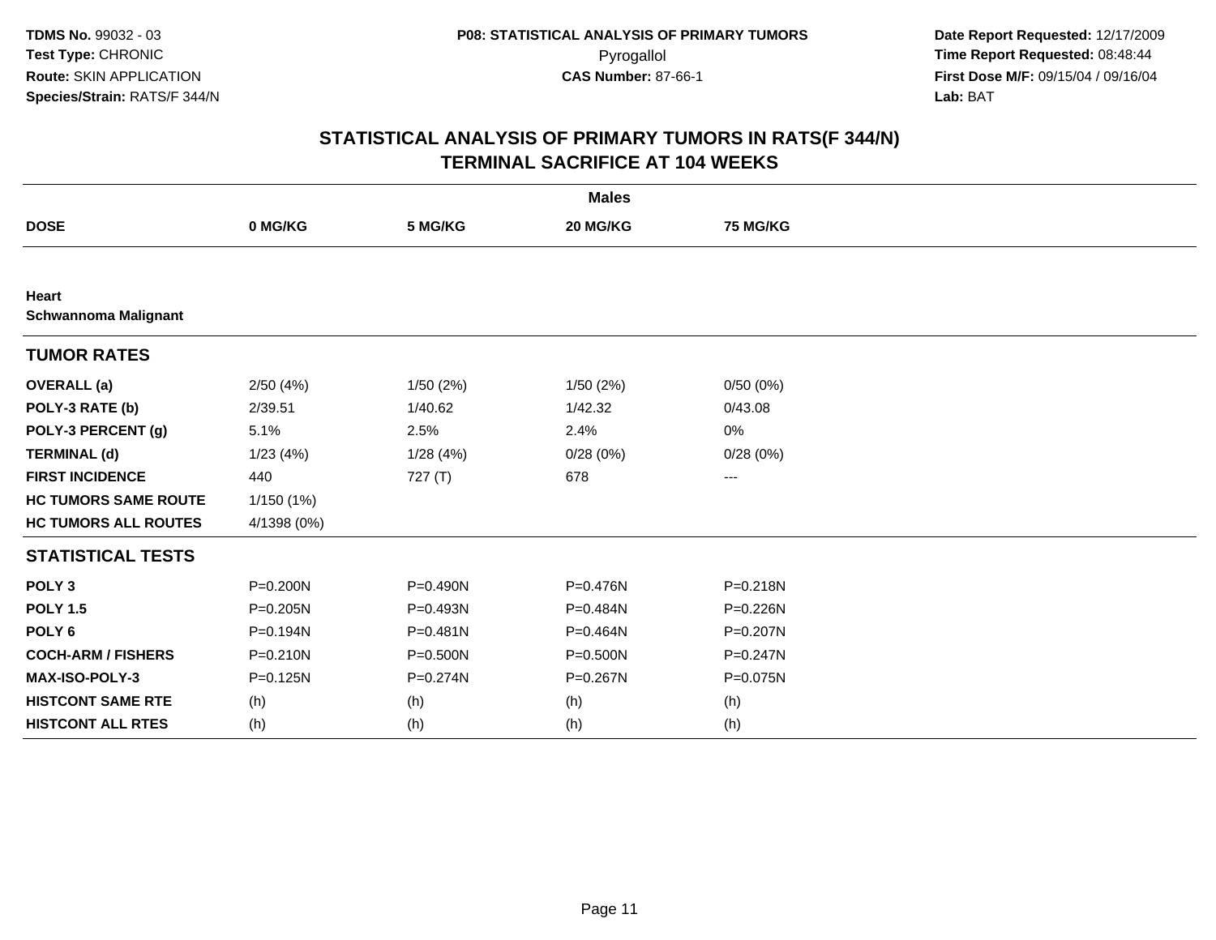**TDMS No.** 99032 - 03
**Test Type:** CHRONIC
**Route:** SKIN APPLICATION
**Species/Strain:** RATS/F 344/N

**P08: STATISTICAL ANALYSIS OF PRIMARY TUMORS**
Pyrogallol
**CAS Number:** 87-66-1

**Date Report Requested:** 12/17/2009
**Time Report Requested:** 08:48:44
**First Dose M/F:** 09/15/04 / 09/16/04
**Lab:** BAT

## STATISTICAL ANALYSIS OF PRIMARY TUMORS IN RATS(F 344/N)
## TERMINAL SACRIFICE AT 104 WEEKS

| | Males | | | |
|---|---|---|---|---|
| **DOSE** | **0 MG/KG** | **5 MG/KG** | **20 MG/KG** | **75 MG/KG** |
| **Heart** | | | | |
| **Schwannoma Malignant** | | | | |
| **TUMOR RATES** | | | | |
| **OVERALL (a)** | 2/50 (4%) | 1/50 (2%) | 1/50 (2%) | 0/50 (0%) |
| **POLY-3 RATE (b)** | 2/39.51 | 1/40.62 | 1/42.32 | 0/43.08 |
| **POLY-3 PERCENT (g)** | 5.1% | 2.5% | 2.4% | 0% |
| **TERMINAL (d)** | 1/23 (4%) | 1/28 (4%) | 0/28 (0%) | 0/28 (0%) |
| **FIRST INCIDENCE** | 440 | 727 (T) | 678 | --- |
| **HC TUMORS SAME ROUTE** | 1/150 (1%) | | | |
| **HC TUMORS ALL ROUTES** | 4/1398 (0%) | | | |
| **STATISTICAL TESTS** | | | | |
| **POLY 3** | P=0.200N | P=0.490N | P=0.476N | P=0.218N |
| **POLY 1.5** | P=0.205N | P=0.493N | P=0.484N | P=0.226N |
| **POLY 6** | P=0.194N | P=0.481N | P=0.464N | P=0.207N |
| **COCH-ARM / FISHERS** | P=0.210N | P=0.500N | P=0.500N | P=0.247N |
| **MAX-ISO-POLY-3** | P=0.125N | P=0.274N | P=0.267N | P=0.075N |
| **HISTCONT SAME RTE** | (h) | (h) | (h) | (h) |
| **HISTCONT ALL RTES** | (h) | (h) | (h) | (h) |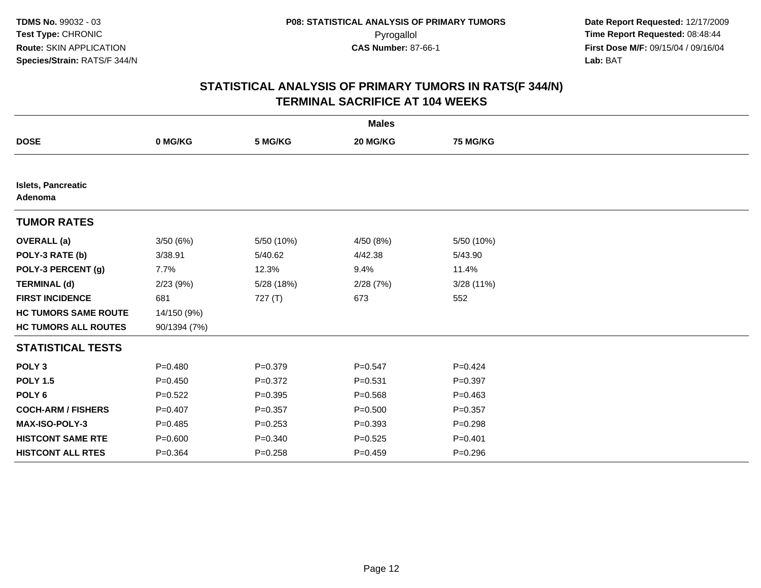**TDMS No.** 99032 - 03
**Test Type:** CHRONIC
**Route:** SKIN APPLICATION
**Species/Strain:** RATS/F 344/N

**P08: STATISTICAL ANALYSIS OF PRIMARY TUMORS**
Pyrogallol
**CAS Number:** 87-66-1

**Date Report Requested:** 12/17/2009
**Time Report Requested:** 08:48:44
**First Dose M/F:** 09/15/04 / 09/16/04
**Lab:** BAT

## STATISTICAL ANALYSIS OF PRIMARY TUMORS IN RATS(F 344/N) TERMINAL SACRIFICE AT 104 WEEKS

| | Males | | | |
|---|---|---|---|---|
| **DOSE** | **0 MG/KG** | **5 MG/KG** | **20 MG/KG** | **75 MG/KG** |
| **Islets, Pancreatic Adenoma** | | | | |
| **TUMOR RATES** | | | | |
| **OVERALL (a)** | 3/50 (6%) | 5/50 (10%) | 4/50 (8%) | 5/50 (10%) |
| **POLY-3 RATE (b)** | 3/38.91 | 5/40.62 | 4/42.38 | 5/43.90 |
| **POLY-3 PERCENT (g)** | 7.7% | 12.3% | 9.4% | 11.4% |
| **TERMINAL (d)** | 2/23 (9%) | 5/28 (18%) | 2/28 (7%) | 3/28 (11%) |
| **FIRST INCIDENCE** | 681 | 727 (T) | 673 | 552 |
| **HC TUMORS SAME ROUTE** | 14/150 (9%) | | | |
| **HC TUMORS ALL ROUTES** | 90/1394 (7%) | | | |
| **STATISTICAL TESTS** | | | | |
| **POLY 3** | P=0.480 | P=0.379 | P=0.547 | P=0.424 |
| **POLY 1.5** | P=0.450 | P=0.372 | P=0.531 | P=0.397 |
| **POLY 6** | P=0.522 | P=0.395 | P=0.568 | P=0.463 |
| **COCH-ARM / FISHERS** | P=0.407 | P=0.357 | P=0.500 | P=0.357 |
| **MAX-ISO-POLY-3** | P=0.485 | P=0.253 | P=0.393 | P=0.298 |
| **HISTCONT SAME RTE** | P=0.600 | P=0.340 | P=0.525 | P=0.401 |
| **HISTCONT ALL RTES** | P=0.364 | P=0.258 | P=0.459 | P=0.296 |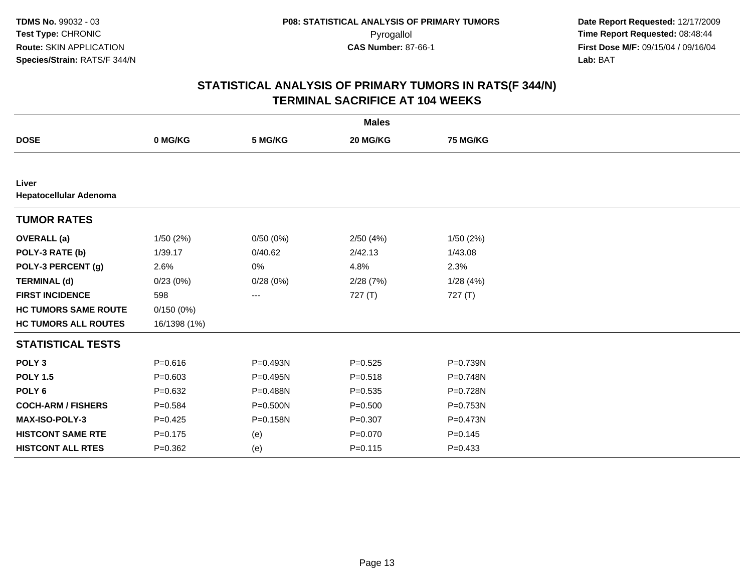**TDMS No.** 99032 - 03
**Test Type:** CHRONIC
**Route:** SKIN APPLICATION
**Species/Strain:** RATS/F 344/N

**P08: STATISTICAL ANALYSIS OF PRIMARY TUMORS**
Pyrogallol
**CAS Number:** 87-66-1

**Date Report Requested:** 12/17/2009
**Time Report Requested:** 08:48:44
**First Dose M/F:** 09/15/04 / 09/16/04
**Lab:** BAT

# STATISTICAL ANALYSIS OF PRIMARY TUMORS IN RATS(F 344/N) TERMINAL SACRIFICE AT 104 WEEKS

| | Males | | | |
|---|---|---|---|---|
| **DOSE** | **0 MG/KG** | **5 MG/KG** | **20 MG/KG** | **75 MG/KG** |
| **Liver** | | | | |
| **Hepatocellular Adenoma** | | | | |
| **TUMOR RATES** | | | | |
| **OVERALL (a)** | 1/50 (2%) | 0/50 (0%) | 2/50 (4%) | 1/50 (2%) |
| **POLY-3 RATE (b)** | 1/39.17 | 0/40.62 | 2/42.13 | 1/43.08 |
| **POLY-3 PERCENT (g)** | 2.6% | 0% | 4.8% | 2.3% |
| **TERMINAL (d)** | 0/23 (0%) | 0/28 (0%) | 2/28 (7%) | 1/28 (4%) |
| **FIRST INCIDENCE** | 598 | --- | 727 (T) | 727 (T) |
| **HC TUMORS SAME ROUTE** | 0/150 (0%) | | | |
| **HC TUMORS ALL ROUTES** | 16/1398 (1%) | | | |
| **STATISTICAL TESTS** | | | | |
| **POLY 3** | P=0.616 | P=0.493N | P=0.525 | P=0.739N |
| **POLY 1.5** | P=0.603 | P=0.495N | P=0.518 | P=0.748N |
| **POLY 6** | P=0.632 | P=0.488N | P=0.535 | P=0.728N |
| **COCH-ARM / FISHERS** | P=0.584 | P=0.500N | P=0.500 | P=0.753N |
| **MAX-ISO-POLY-3** | P=0.425 | P=0.158N | P=0.307 | P=0.473N |
| **HISTCONT SAME RTE** | P=0.175 | (e) | P=0.070 | P=0.145 |
| **HISTCONT ALL RTES** | P=0.362 | (e) | P=0.115 | P=0.433 |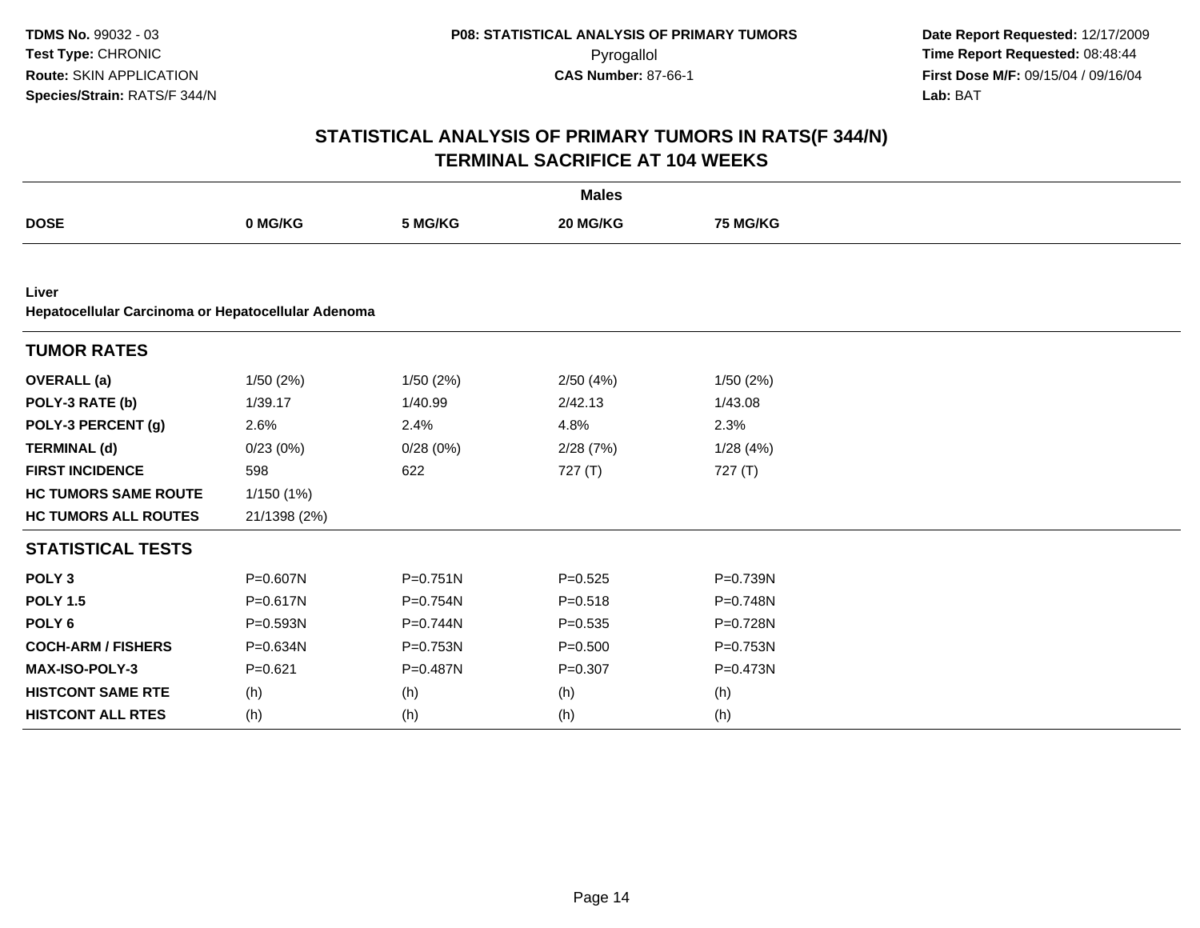**TDMS No.** 99032 - 03
**Test Type:** CHRONIC
**Route:** SKIN APPLICATION
**Species/Strain:** RATS/F 344/N

**P08: STATISTICAL ANALYSIS OF PRIMARY TUMORS**
Pyrogallol
**CAS Number:** 87-66-1

**Date Report Requested:** 12/17/2009
**Time Report Requested:** 08:48:44
**First Dose M/F:** 09/15/04 / 09/16/04
**Lab:** BAT

# STATISTICAL ANALYSIS OF PRIMARY TUMORS IN RATS(F 344/N)
## TERMINAL SACRIFICE AT 104 WEEKS

| | Males | | | |
|---|---|---|---|---|
| **DOSE** | **0 MG/KG** | **5 MG/KG** | **20 MG/KG** | **75 MG/KG** |
| **Liver** | | | | |
| **Hepatocellular Carcinoma or Hepatocellular Adenoma** | | | | |
| **TUMOR RATES** | | | | |
| **OVERALL (a)** | 1/50 (2%) | 1/50 (2%) | 2/50 (4%) | 1/50 (2%) |
| **POLY-3 RATE (b)** | 1/39.17 | 1/40.99 | 2/42.13 | 1/43.08 |
| **POLY-3 PERCENT (g)** | 2.6% | 2.4% | 4.8% | 2.3% |
| **TERMINAL (d)** | 0/23 (0%) | 0/28 (0%) | 2/28 (7%) | 1/28 (4%) |
| **FIRST INCIDENCE** | 598 | 622 | 727 (T) | 727 (T) |
| **HC TUMORS SAME ROUTE** | 1/150 (1%) | | | |
| **HC TUMORS ALL ROUTES** | 21/1398 (2%) | | | |
| **STATISTICAL TESTS** | | | | |
| **POLY 3** | P=0.607N | P=0.751N | P=0.525 | P=0.739N |
| **POLY 1.5** | P=0.617N | P=0.754N | P=0.518 | P=0.748N |
| **POLY 6** | P=0.593N | P=0.744N | P=0.535 | P=0.728N |
| **COCH-ARM / FISHERS** | P=0.634N | P=0.753N | P=0.500 | P=0.753N |
| **MAX-ISO-POLY-3** | P=0.621 | P=0.487N | P=0.307 | P=0.473N |
| **HISTCONT SAME RTE** | (h) | (h) | (h) | (h) |
| **HISTCONT ALL RTES** | (h) | (h) | (h) | (h) |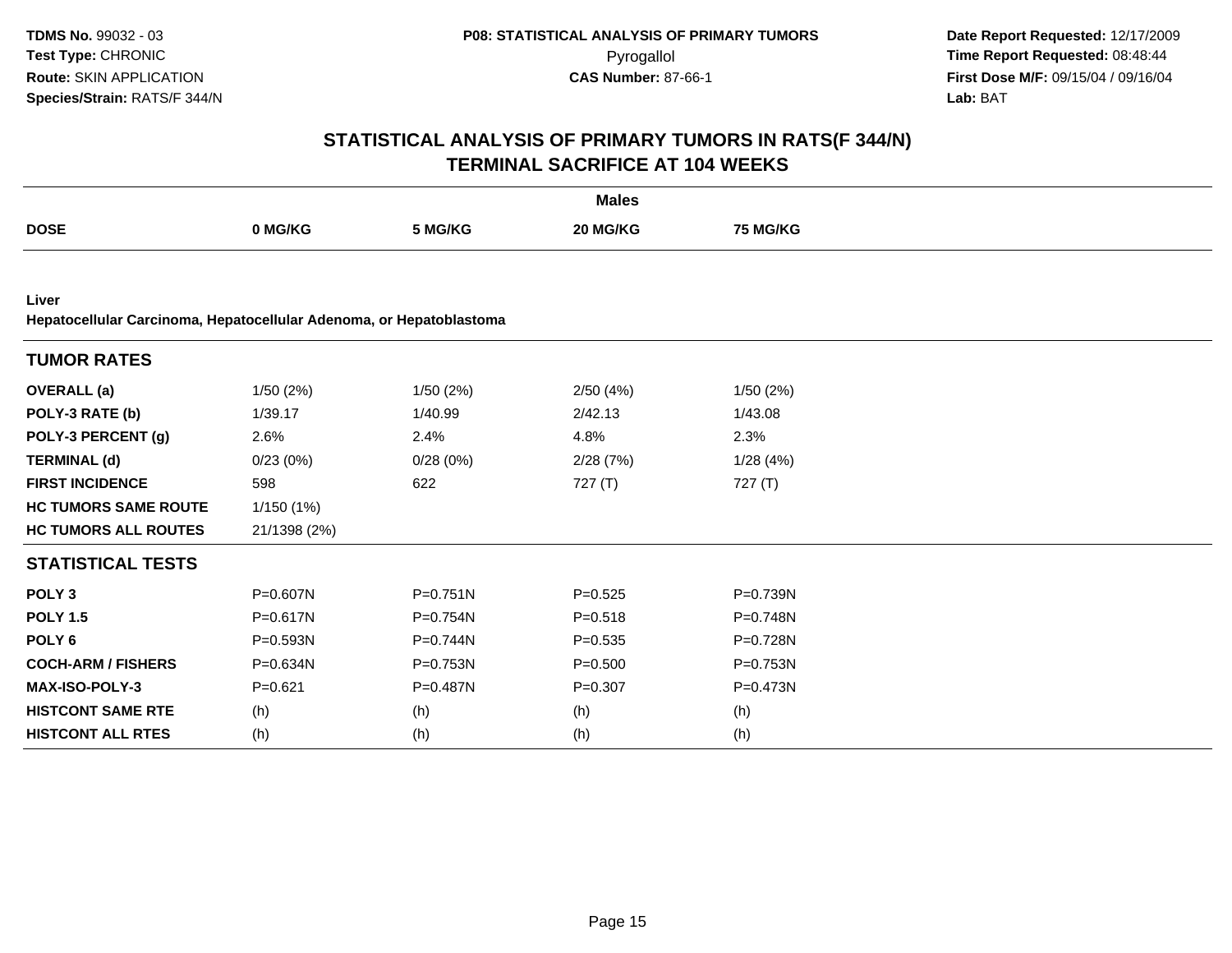# STATISTICAL ANALYSIS OF PRIMARY TUMORS IN RATS(F 344/N)
## TERMINAL SACRIFICE AT 104 WEEKS

| | Males | | | |
|---|---|---|---|---|
| **DOSE** | **0 MG/KG** | **5 MG/KG** | **20 MG/KG** | **75 MG/KG** |
| **Liver** | | | | |
| **Hepatocellular Carcinoma, Hepatocellular Adenoma, or Hepatoblastoma** | | | | |
| **TUMOR RATES** | | | | |
| **OVERALL (a)** | 1/50 (2%) | 1/50 (2%) | 2/50 (4%) | 1/50 (2%) |
| **POLY-3 RATE (b)** | 1/39.17 | 1/40.99 | 2/42.13 | 1/43.08 |
| **POLY-3 PERCENT (g)** | 2.6% | 2.4% | 4.8% | 2.3% |
| **TERMINAL (d)** | 0/23 (0%) | 0/28 (0%) | 2/28 (7%) | 1/28 (4%) |
| **FIRST INCIDENCE** | 598 | 622 | 727 (T) | 727 (T) |
| **HC TUMORS SAME ROUTE** | 1/150 (1%) | | | |
| **HC TUMORS ALL ROUTES** | 21/1398 (2%) | | | |
| **STATISTICAL TESTS** | | | | |
| **POLY 3** | P=0.607N | P=0.751N | P=0.525 | P=0.739N |
| **POLY 1.5** | P=0.617N | P=0.754N | P=0.518 | P=0.748N |
| **POLY 6** | P=0.593N | P=0.744N | P=0.535 | P=0.728N |
| **COCH-ARM / FISHERS** | P=0.634N | P=0.753N | P=0.500 | P=0.753N |
| **MAX-ISO-POLY-3** | P=0.621 | P=0.487N | P=0.307 | P=0.473N |
| **HISTCONT SAME RTE** | (h) | (h) | (h) | (h) |
| **HISTCONT ALL RTES** | (h) | (h) | (h) | (h) |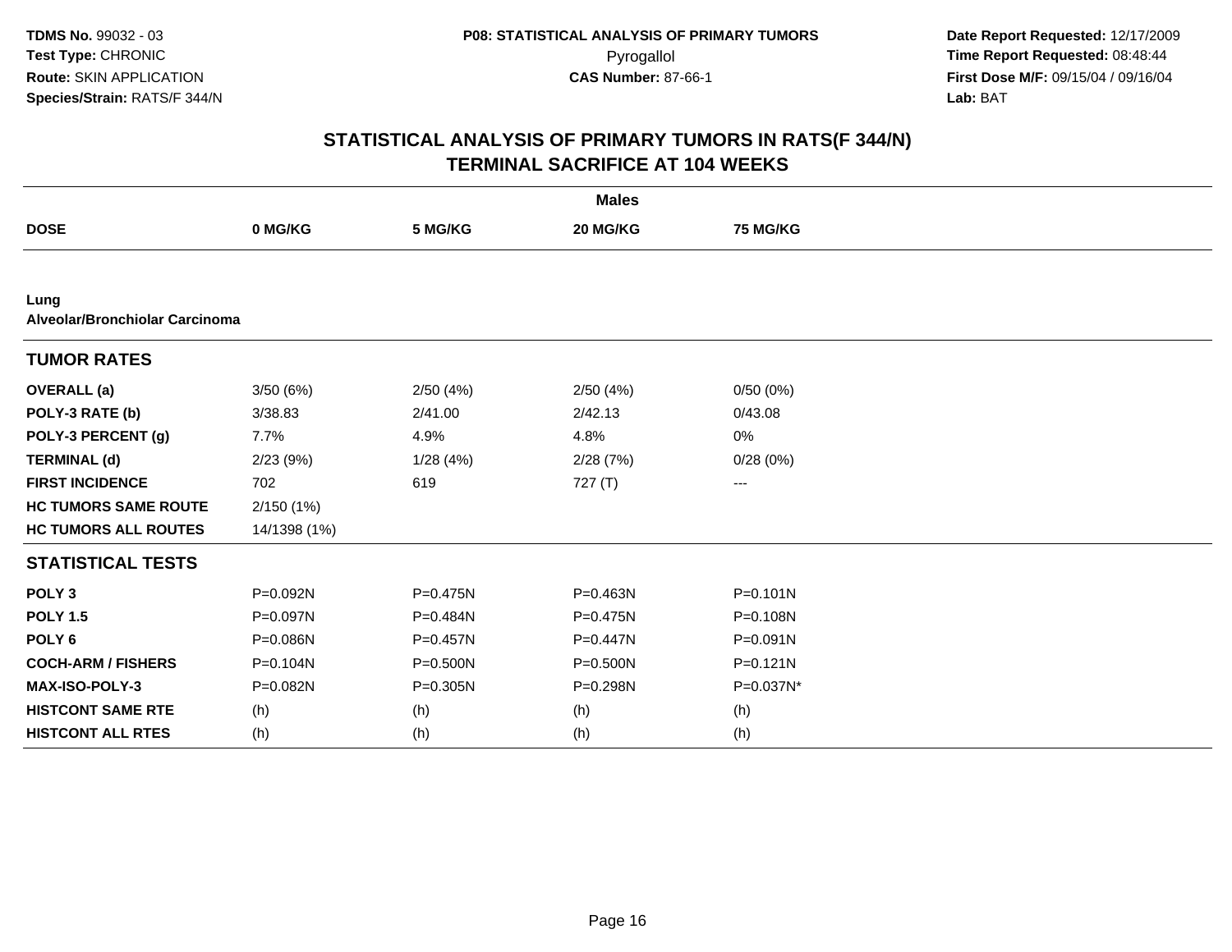TDMS No. 99032 - 03
Test Type: CHRONIC
Route: SKIN APPLICATION
Species/Strain: RATS/F 344/N

**P08: STATISTICAL ANALYSIS OF PRIMARY TUMORS**
Pyrogallol
**CAS Number:** 87-66-1

**Date Report Requested:** 12/17/2009
**Time Report Requested:** 08:48:44
**First Dose M/F:** 09/15/04 / 09/16/04
**Lab:** BAT

# STATISTICAL ANALYSIS OF PRIMARY TUMORS IN RATS(F 344/N)
## TERMINAL SACRIFICE AT 104 WEEKS

| | Males | | | |
|---|---|---|---|---|
| **DOSE** | **0 MG/KG** | **5 MG/KG** | **20 MG/KG** | **75 MG/KG** |
| **Lung** | | | | |
| **Alveolar/Bronchiolar Carcinoma** | | | | |
| **TUMOR RATES** | | | | |
| **OVERALL (a)** | 3/50 (6%) | 2/50 (4%) | 2/50 (4%) | 0/50 (0%) |
| **POLY-3 RATE (b)** | 3/38.83 | 2/41.00 | 2/42.13 | 0/43.08 |
| **POLY-3 PERCENT (g)** | 7.7% | 4.9% | 4.8% | 0% |
| **TERMINAL (d)** | 2/23 (9%) | 1/28 (4%) | 2/28 (7%) | 0/28 (0%) |
| **FIRST INCIDENCE** | 702 | 619 | 727 (T) | --- |
| **HC TUMORS SAME ROUTE** | 2/150 (1%) | | | |
| **HC TUMORS ALL ROUTES** | 14/1398 (1%) | | | |
| **STATISTICAL TESTS** | | | | |
| **POLY 3** | P=0.092N | P=0.475N | P=0.463N | P=0.101N |
| **POLY 1.5** | P=0.097N | P=0.484N | P=0.475N | P=0.108N |
| **POLY 6** | P=0.086N | P=0.457N | P=0.447N | P=0.091N |
| **COCH-ARM / FISHERS** | P=0.104N | P=0.500N | P=0.500N | P=0.121N |
| **MAX-ISO-POLY-3** | P=0.082N | P=0.305N | P=0.298N | P=0.037N* |
| **HISTCONT SAME RTE** | (h) | (h) | (h) | (h) |
| **HISTCONT ALL RTES** | (h) | (h) | (h) | (h) |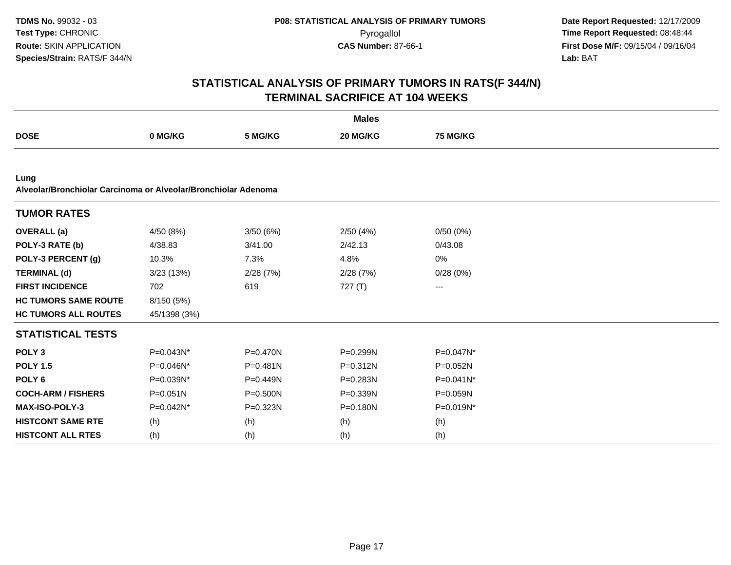TDMS No. 99032 - 03
Test Type: CHRONIC
Route: SKIN APPLICATION
Species/Strain: RATS/F 344/N

P08: STATISTICAL ANALYSIS OF PRIMARY TUMORS
Pyrogallol
CAS Number: 87-66-1

Date Report Requested: 12/17/2009
Time Report Requested: 08:48:44
First Dose M/F: 09/15/04 / 09/16/04
Lab: BAT

## STATISTICAL ANALYSIS OF PRIMARY TUMORS IN RATS(F 344/N)
## TERMINAL SACRIFICE AT 104 WEEKS

| | Males | | | |
|---|---|---|---|---|
| **DOSE** | **0 MG/KG** | **5 MG/KG** | **20 MG/KG** | **75 MG/KG** |
| **Lung** | | | | |
| **Alveolar/Bronchiolar Carcinoma or Alveolar/Bronchiolar Adenoma** | | | | |
| **TUMOR RATES** | | | | |
| **OVERALL (a)** | 4/50 (8%) | 3/50 (6%) | 2/50 (4%) | 0/50 (0%) |
| **POLY-3 RATE (b)** | 4/38.83 | 3/41.00 | 2/42.13 | 0/43.08 |
| **POLY-3 PERCENT (g)** | 10.3% | 7.3% | 4.8% | 0% |
| **TERMINAL (d)** | 3/23 (13%) | 2/28 (7%) | 2/28 (7%) | 0/28 (0%) |
| **FIRST INCIDENCE** | 702 | 619 | 727 (T) | --- |
| **HC TUMORS SAME ROUTE** | 8/150 (5%) | | | |
| **HC TUMORS ALL ROUTES** | 45/1398 (3%) | | | |
| **STATISTICAL TESTS** | | | | |
| **POLY 3** | P=0.043N* | P=0.470N | P=0.299N | P=0.047N* |
| **POLY 1.5** | P=0.046N* | P=0.481N | P=0.312N | P=0.052N |
| **POLY 6** | P=0.039N* | P=0.449N | P=0.283N | P=0.041N* |
| **COCH-ARM / FISHERS** | P=0.051N | P=0.500N | P=0.339N | P=0.059N |
| **MAX-ISO-POLY-3** | P=0.042N* | P=0.323N | P=0.180N | P=0.019N* |
| **HISTCONT SAME RTE** | (h) | (h) | (h) | (h) |
| **HISTCONT ALL RTES** | (h) | (h) | (h) | (h) |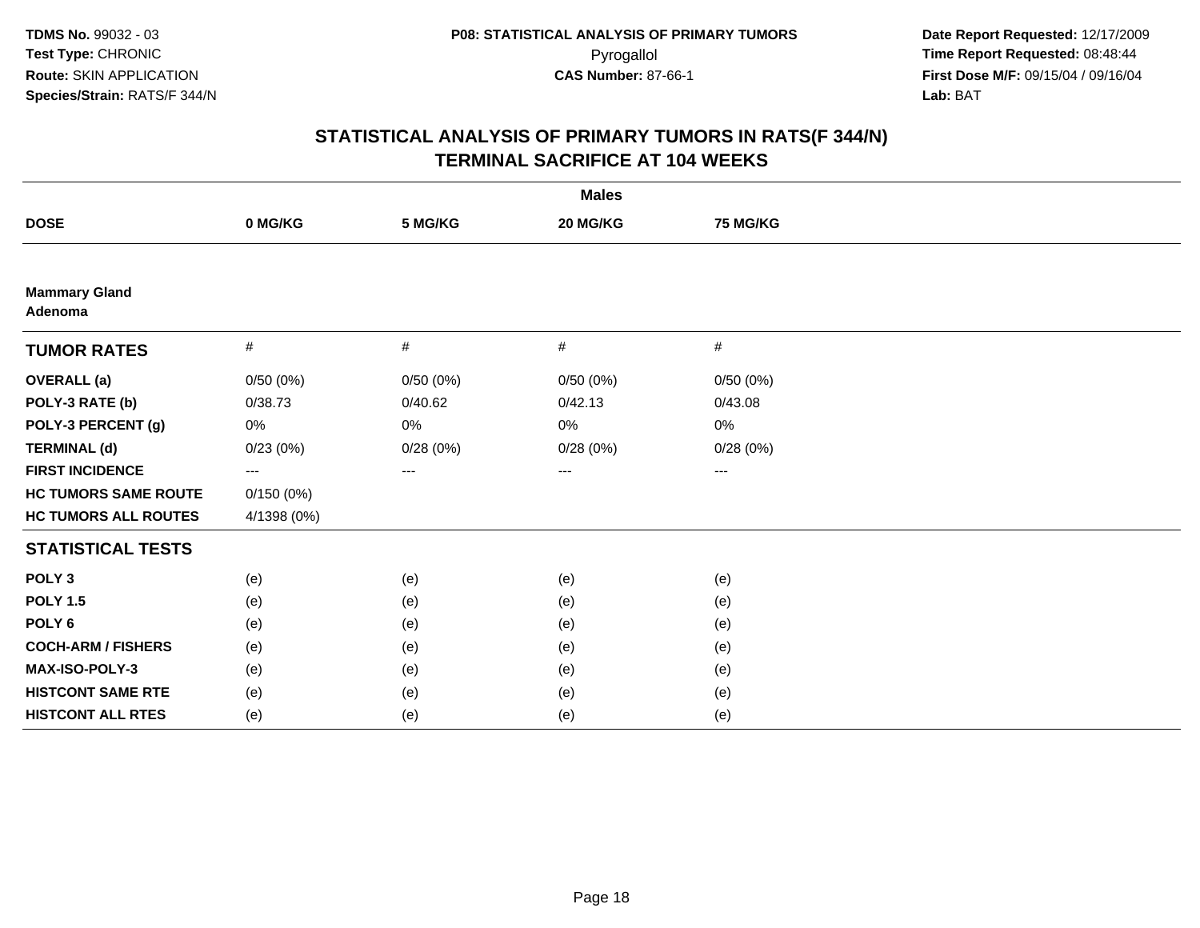**TDMS No.** 99032 - 03
**Test Type:** CHRONIC
**Route:** SKIN APPLICATION
**Species/Strain:** RATS/F 344/N

**P08: STATISTICAL ANALYSIS OF PRIMARY TUMORS**
Pyrogallol
**CAS Number:** 87-66-1

**Date Report Requested:** 12/17/2009
**Time Report Requested:** 08:48:44
**First Dose M/F:** 09/15/04 / 09/16/04
**Lab:** BAT

## STATISTICAL ANALYSIS OF PRIMARY TUMORS IN RATS(F 344/N)
## TERMINAL SACRIFICE AT 104 WEEKS

| | Males | | | |
|---|---|---|---|---|
| **DOSE** | **0 MG/KG** | **5 MG/KG** | **20 MG/KG** | **75 MG/KG** |
| **Mammary Gland Adenoma** | | | | |
| **TUMOR RATES** | # | # | # | # |
| **OVERALL (a)** | 0/50 (0%) | 0/50 (0%) | 0/50 (0%) | 0/50 (0%) |
| **POLY-3 RATE (b)** | 0/38.73 | 0/40.62 | 0/42.13 | 0/43.08 |
| **POLY-3 PERCENT (g)** | 0% | 0% | 0% | 0% |
| **TERMINAL (d)** | 0/23 (0%) | 0/28 (0%) | 0/28 (0%) | 0/28 (0%) |
| **FIRST INCIDENCE** | --- | --- | --- | --- |
| **HC TUMORS SAME ROUTE** | 0/150 (0%) | | | |
| **HC TUMORS ALL ROUTES** | 4/1398 (0%) | | | |
| **STATISTICAL TESTS** | | | | |
| **POLY 3** | (e) | (e) | (e) | (e) |
| **POLY 1.5** | (e) | (e) | (e) | (e) |
| **POLY 6** | (e) | (e) | (e) | (e) |
| **COCH-ARM / FISHERS** | (e) | (e) | (e) | (e) |
| **MAX-ISO-POLY-3** | (e) | (e) | (e) | (e) |
| **HISTCONT SAME RTE** | (e) | (e) | (e) | (e) |
| **HISTCONT ALL RTES** | (e) | (e) | (e) | (e) |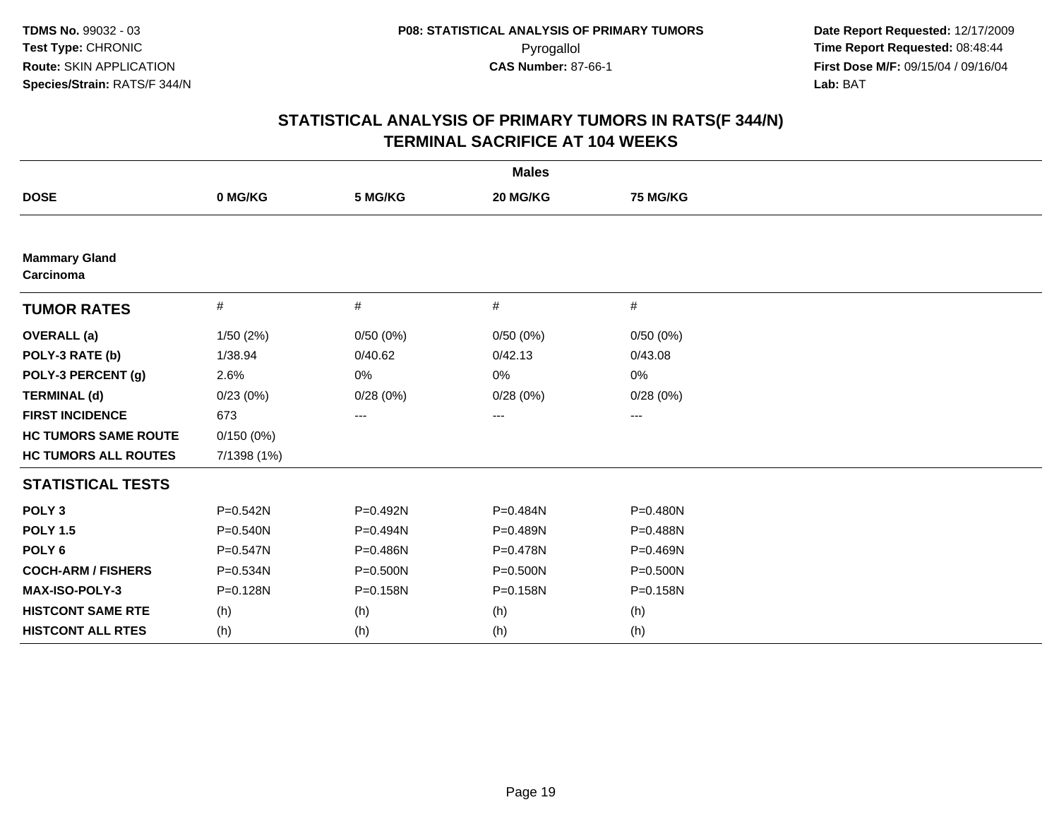**TDMS No.** 99032 - 03
**Test Type:** CHRONIC
**Route:** SKIN APPLICATION
**Species/Strain:** RATS/F 344/N

**P08: STATISTICAL ANALYSIS OF PRIMARY TUMORS**
Pyrogallol
**CAS Number:** 87-66-1

**Date Report Requested:** 12/17/2009
**Time Report Requested:** 08:48:44
**First Dose M/F:** 09/15/04 / 09/16/04
**Lab:** BAT

## STATISTICAL ANALYSIS OF PRIMARY TUMORS IN RATS(F 344/N)
## TERMINAL SACRIFICE AT 104 WEEKS

| | Males | | | |
|---|---|---|---|---|
| **DOSE** | **0 MG/KG** | **5 MG/KG** | **20 MG/KG** | **75 MG/KG** |
| **Mammary Gland** | | | | |
| **Carcinoma** | | | | |
| **TUMOR RATES** | # | # | # | # |
| **OVERALL (a)** | 1/50 (2%) | 0/50 (0%) | 0/50 (0%) | 0/50 (0%) |
| **POLY-3 RATE (b)** | 1/38.94 | 0/40.62 | 0/42.13 | 0/43.08 |
| **POLY-3 PERCENT (g)** | 2.6% | 0% | 0% | 0% |
| **TERMINAL (d)** | 0/23 (0%) | 0/28 (0%) | 0/28 (0%) | 0/28 (0%) |
| **FIRST INCIDENCE** | 673 | --- | --- | --- |
| **HC TUMORS SAME ROUTE** | 0/150 (0%) | | | |
| **HC TUMORS ALL ROUTES** | 7/1398 (1%) | | | |
| **STATISTICAL TESTS** | | | | |
| **POLY 3** | P=0.542N | P=0.492N | P=0.484N | P=0.480N |
| **POLY 1.5** | P=0.540N | P=0.494N | P=0.489N | P=0.488N |
| **POLY 6** | P=0.547N | P=0.486N | P=0.478N | P=0.469N |
| **COCH-ARM / FISHERS** | P=0.534N | P=0.500N | P=0.500N | P=0.500N |
| **MAX-ISO-POLY-3** | P=0.128N | P=0.158N | P=0.158N | P=0.158N |
| **HISTCONT SAME RTE** | (h) | (h) | (h) | (h) |
| **HISTCONT ALL RTES** | (h) | (h) | (h) | (h) |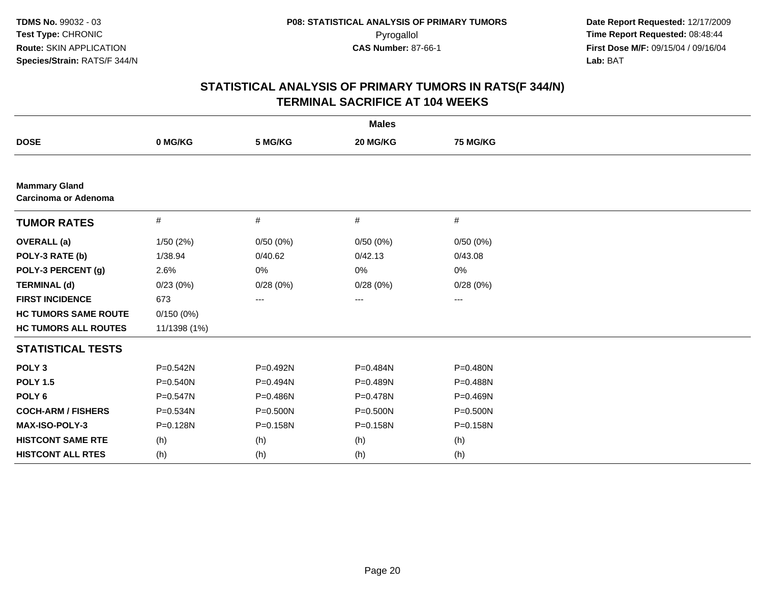TDMS No. 99032 - 03
Test Type: CHRONIC
Route: SKIN APPLICATION
Species/Strain: RATS/F 344/N

P08: STATISTICAL ANALYSIS OF PRIMARY TUMORS
Pyrogallol
CAS Number: 87-66-1

Date Report Requested: 12/17/2009
Time Report Requested: 08:48:44
First Dose M/F: 09/15/04 / 09/16/04
Lab: BAT

## STATISTICAL ANALYSIS OF PRIMARY TUMORS IN RATS(F 344/N)
## TERMINAL SACRIFICE AT 104 WEEKS

| | Males | | | |
|---|---|---|---|---|
| **DOSE** | **0 MG/KG** | **5 MG/KG** | **20 MG/KG** | **75 MG/KG** |
| **Mammary Gland Carcinoma or Adenoma** | | | | |
| **TUMOR RATES** | # | # | # | # |
| **OVERALL (a)** | 1/50 (2%) | 0/50 (0%) | 0/50 (0%) | 0/50 (0%) |
| **POLY-3 RATE (b)** | 1/38.94 | 0/40.62 | 0/42.13 | 0/43.08 |
| **POLY-3 PERCENT (g)** | 2.6% | 0% | 0% | 0% |
| **TERMINAL (d)** | 0/23 (0%) | 0/28 (0%) | 0/28 (0%) | 0/28 (0%) |
| **FIRST INCIDENCE** | 673 | --- | --- | --- |
| **HC TUMORS SAME ROUTE** | 0/150 (0%) | | | |
| **HC TUMORS ALL ROUTES** | 11/1398 (1%) | | | |
| **STATISTICAL TESTS** | | | | |
| **POLY 3** | P=0.542N | P=0.492N | P=0.484N | P=0.480N |
| **POLY 1.5** | P=0.540N | P=0.494N | P=0.489N | P=0.488N |
| **POLY 6** | P=0.547N | P=0.486N | P=0.478N | P=0.469N |
| **COCH-ARM / FISHERS** | P=0.534N | P=0.500N | P=0.500N | P=0.500N |
| **MAX-ISO-POLY-3** | P=0.128N | P=0.158N | P=0.158N | P=0.158N |
| **HISTCONT SAME RTE** | (h) | (h) | (h) | (h) |
| **HISTCONT ALL RTES** | (h) | (h) | (h) | (h) |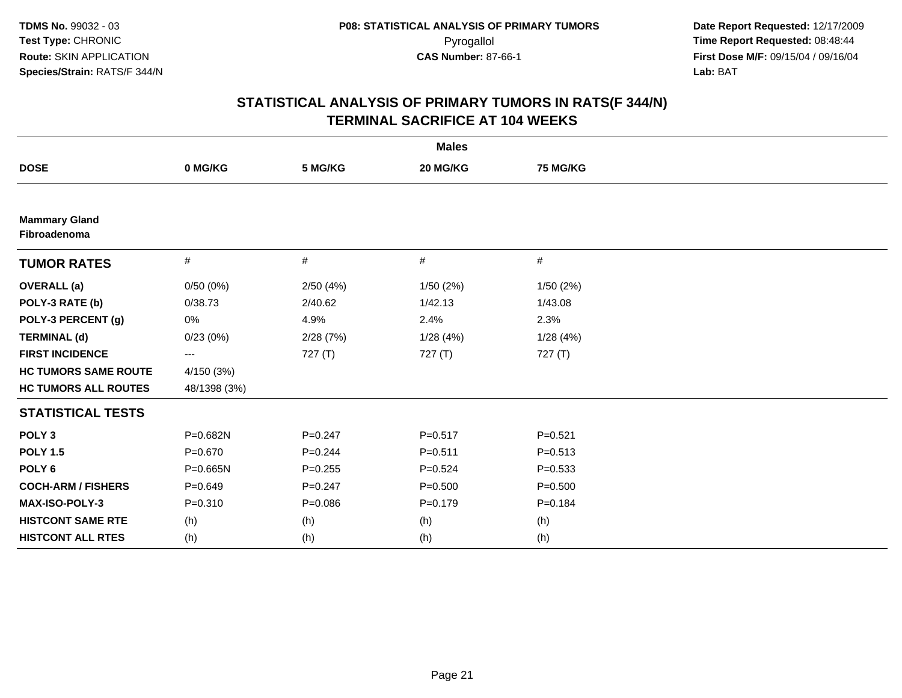**TDMS No.** 99032 - 03
**Test Type:** CHRONIC
**Route:** SKIN APPLICATION
**Species/Strain:** RATS/F 344/N

**P08: STATISTICAL ANALYSIS OF PRIMARY TUMORS**
Pyrogallol
**CAS Number:** 87-66-1

**Date Report Requested:** 12/17/2009
**Time Report Requested:** 08:48:44
**First Dose M/F:** 09/15/04 / 09/16/04
**Lab:** BAT

## STATISTICAL ANALYSIS OF PRIMARY TUMORS IN RATS(F 344/N)
## TERMINAL SACRIFICE AT 104 WEEKS

| | Males | | | |
|---|---|---|---|---|
| **DOSE** | **0 MG/KG** | **5 MG/KG** | **20 MG/KG** | **75 MG/KG** |
| **Mammary Gland**<br>**Fibroadenoma** | | | | |
| **TUMOR RATES** | # | # | # | # |
| **OVERALL (a)** | 0/50 (0%) | 2/50 (4%) | 1/50 (2%) | 1/50 (2%) |
| **POLY-3 RATE (b)** | 0/38.73 | 2/40.62 | 1/42.13 | 1/43.08 |
| **POLY-3 PERCENT (g)** | 0% | 4.9% | 2.4% | 2.3% |
| **TERMINAL (d)** | 0/23 (0%) | 2/28 (7%) | 1/28 (4%) | 1/28 (4%) |
| **FIRST INCIDENCE** | --- | 727 (T) | 727 (T) | 727 (T) |
| **HC TUMORS SAME ROUTE** | 4/150 (3%) | | | |
| **HC TUMORS ALL ROUTES** | 48/1398 (3%) | | | |
| **STATISTICAL TESTS** | | | | |
| **POLY 3** | P=0.682N | P=0.247 | P=0.517 | P=0.521 |
| **POLY 1.5** | P=0.670 | P=0.244 | P=0.511 | P=0.513 |
| **POLY 6** | P=0.665N | P=0.255 | P=0.524 | P=0.533 |
| **COCH-ARM / FISHERS** | P=0.649 | P=0.247 | P=0.500 | P=0.500 |
| **MAX-ISO-POLY-3** | P=0.310 | P=0.086 | P=0.179 | P=0.184 |
| **HISTCONT SAME RTE** | (h) | (h) | (h) | (h) |
| **HISTCONT ALL RTES** | (h) | (h) | (h) | (h) |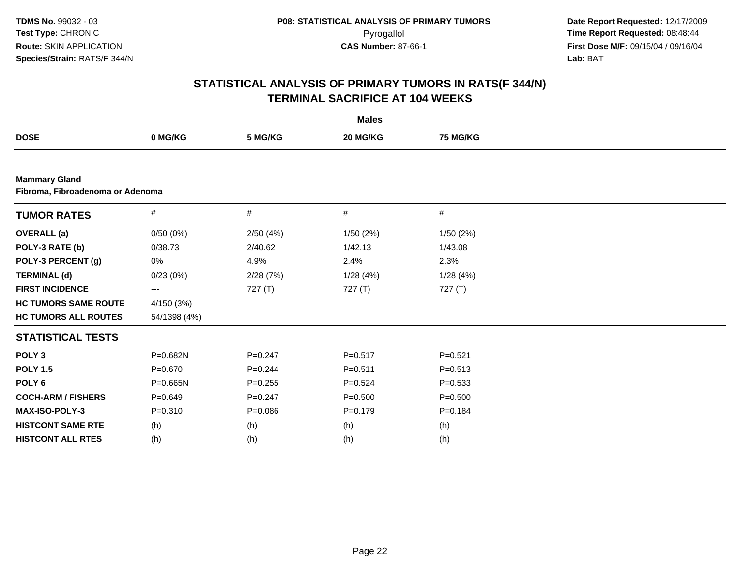**TDMS No.** 99032 - 03
**Test Type:** CHRONIC
**Route:** SKIN APPLICATION
**Species/Strain:** RATS/F 344/N

**P08: STATISTICAL ANALYSIS OF PRIMARY TUMORS**
Pyrogallol
**CAS Number:** 87-66-1

**Date Report Requested:** 12/17/2009
**Time Report Requested:** 08:48:44
**First Dose M/F:** 09/15/04 / 09/16/04
**Lab:** BAT

## STATISTICAL ANALYSIS OF PRIMARY TUMORS IN RATS(F 344/N)
## TERMINAL SACRIFICE AT 104 WEEKS

| | Males | | | |
|---|---|---|---|---|
| **DOSE** | **0 MG/KG** | **5 MG/KG** | **20 MG/KG** | **75 MG/KG** |

**Mammary Gland**
**Fibroma, Fibroadenoma or Adenoma**

| **TUMOR RATES** | # | # | # | # |
|---|---|---|---|---|
| **OVERALL (a)** | 0/50 (0%) | 2/50 (4%) | 1/50 (2%) | 1/50 (2%) |
| **POLY-3 RATE (b)** | 0/38.73 | 2/40.62 | 1/42.13 | 1/43.08 |
| **POLY-3 PERCENT (g)** | 0% | 4.9% | 2.4% | 2.3% |
| **TERMINAL (d)** | 0/23 (0%) | 2/28 (7%) | 1/28 (4%) | 1/28 (4%) |
| **FIRST INCIDENCE** | --- | 727 (T) | 727 (T) | 727 (T) |
| **HC TUMORS SAME ROUTE** | 4/150 (3%) | | | |
| **HC TUMORS ALL ROUTES** | 54/1398 (4%) | | | |
| **STATISTICAL TESTS** | | | | |
| **POLY 3** | P=0.682N | P=0.247 | P=0.517 | P=0.521 |
| **POLY 1.5** | P=0.670 | P=0.244 | P=0.511 | P=0.513 |
| **POLY 6** | P=0.665N | P=0.255 | P=0.524 | P=0.533 |
| **COCH-ARM / FISHERS** | P=0.649 | P=0.247 | P=0.500 | P=0.500 |
| **MAX-ISO-POLY-3** | P=0.310 | P=0.086 | P=0.179 | P=0.184 |
| **HISTCONT SAME RTE** | (h) | (h) | (h) | (h) |
| **HISTCONT ALL RTES** | (h) | (h) | (h) | (h) |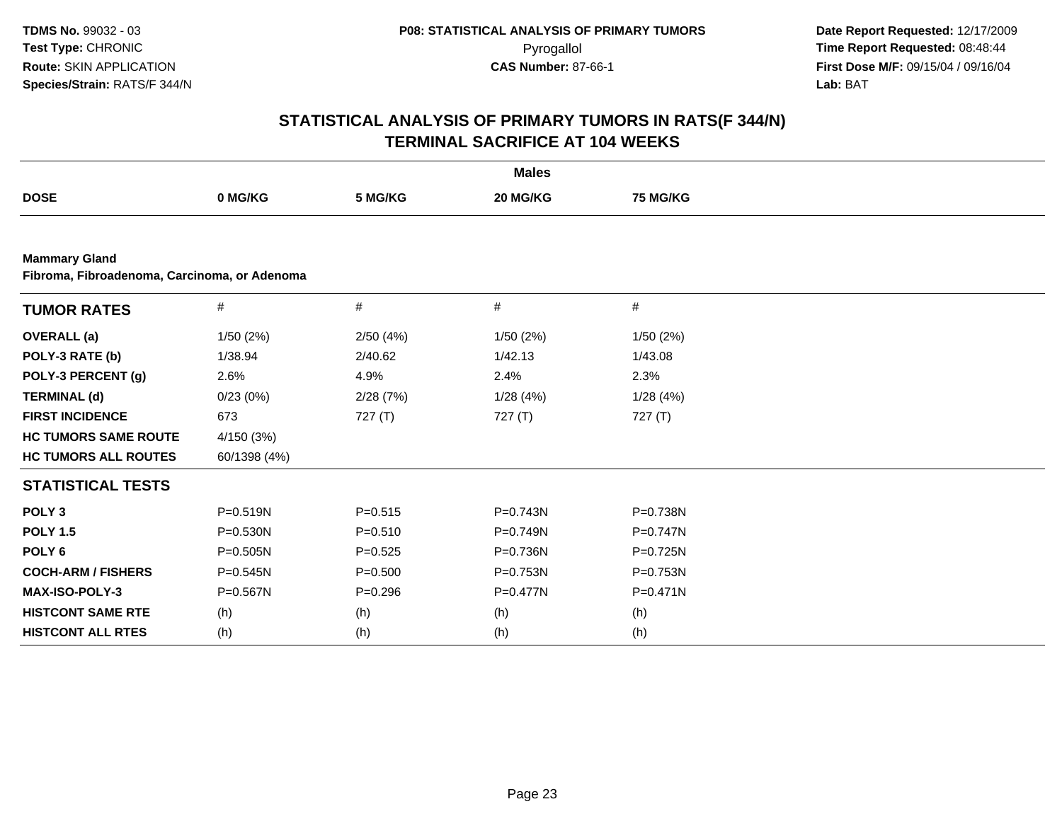**TDMS No.** 99032 - 03
**Test Type:** CHRONIC
**Route:** SKIN APPLICATION
**Species/Strain:** RATS/F 344/N

**P08: STATISTICAL ANALYSIS OF PRIMARY TUMORS**
Pyrogallol
**CAS Number:** 87-66-1

**Date Report Requested:** 12/17/2009
**Time Report Requested:** 08:48:44
**First Dose M/F:** 09/15/04 / 09/16/04
**Lab:** BAT

## STATISTICAL ANALYSIS OF PRIMARY TUMORS IN RATS(F 344/N)
## TERMINAL SACRIFICE AT 104 WEEKS

| | Males | | | |
|---|---|---|---|---|
| **DOSE** | **0 MG/KG** | **5 MG/KG** | **20 MG/KG** | **75 MG/KG** |

**Mammary Gland**
**Fibroma, Fibroadenoma, Carcinoma, or Adenoma**

| **TUMOR RATES** | # | # | # | # |
|---|---|---|---|---|
| **OVERALL (a)** | 1/50 (2%) | 2/50 (4%) | 1/50 (2%) | 1/50 (2%) |
| **POLY-3 RATE (b)** | 1/38.94 | 2/40.62 | 1/42.13 | 1/43.08 |
| **POLY-3 PERCENT (g)** | 2.6% | 4.9% | 2.4% | 2.3% |
| **TERMINAL (d)** | 0/23 (0%) | 2/28 (7%) | 1/28 (4%) | 1/28 (4%) |
| **FIRST INCIDENCE** | 673 | 727 (T) | 727 (T) | 727 (T) |
| **HC TUMORS SAME ROUTE** | 4/150 (3%) | | | |
| **HC TUMORS ALL ROUTES** | 60/1398 (4%) | | | |
| **STATISTICAL TESTS** | | | | |
| **POLY 3** | P=0.519N | P=0.515 | P=0.743N | P=0.738N |
| **POLY 1.5** | P=0.530N | P=0.510 | P=0.749N | P=0.747N |
| **POLY 6** | P=0.505N | P=0.525 | P=0.736N | P=0.725N |
| **COCH-ARM / FISHERS** | P=0.545N | P=0.500 | P=0.753N | P=0.753N |
| **MAX-ISO-POLY-3** | P=0.567N | P=0.296 | P=0.477N | P=0.471N |
| **HISTCONT SAME RTE** | (h) | (h) | (h) | (h) |
| **HISTCONT ALL RTES** | (h) | (h) | (h) | (h) |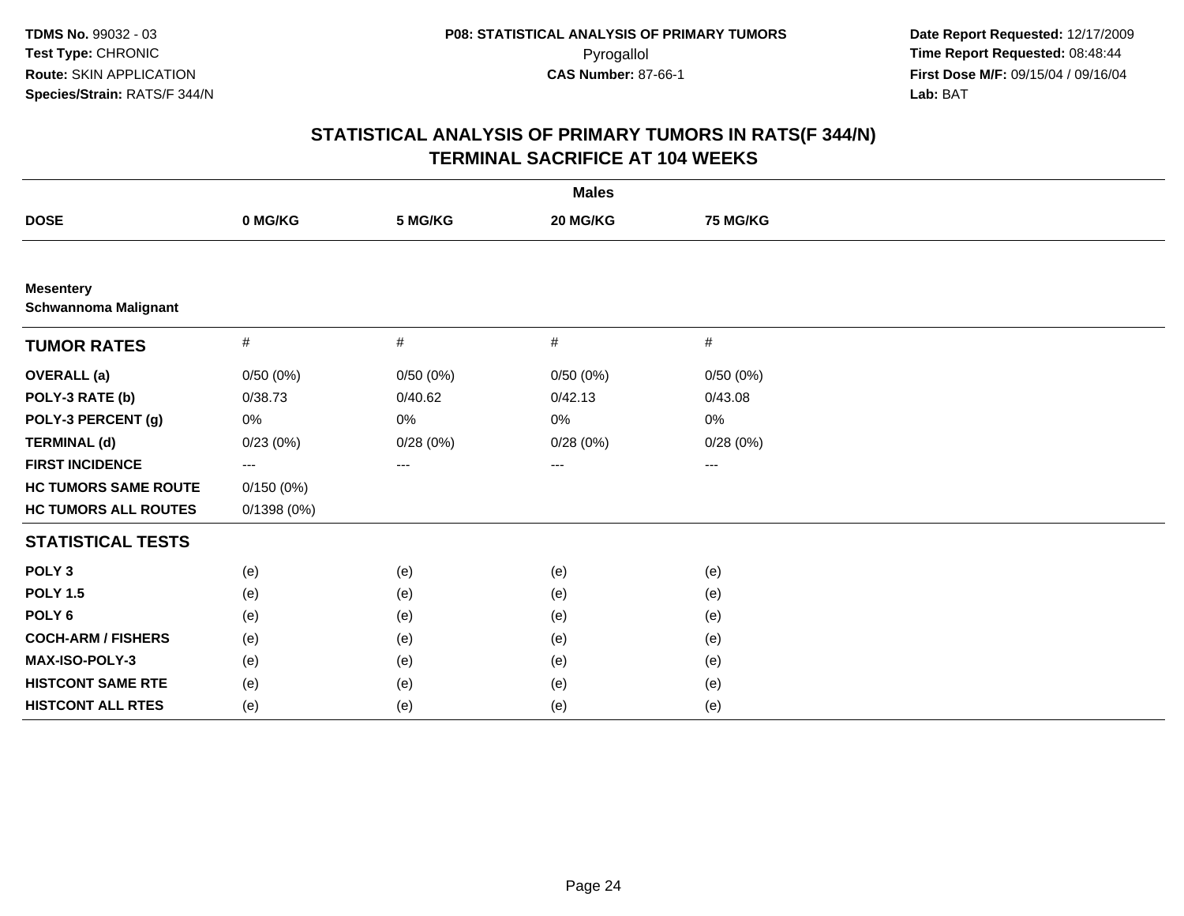**TDMS No.** 99032 - 03
**Test Type:** CHRONIC
**Route:** SKIN APPLICATION
**Species/Strain:** RATS/F 344/N

**P08: STATISTICAL ANALYSIS OF PRIMARY TUMORS**
Pyrogallol
**CAS Number:** 87-66-1

**Date Report Requested:** 12/17/2009
**Time Report Requested:** 08:48:44
**First Dose M/F:** 09/15/04 / 09/16/04
**Lab:** BAT

## STATISTICAL ANALYSIS OF PRIMARY TUMORS IN RATS(F 344/N) TERMINAL SACRIFICE AT 104 WEEKS

| | Males | | | |
|---|---|---|---|---|
| **DOSE** | **0 MG/KG** | **5 MG/KG** | **20 MG/KG** | **75 MG/KG** |
| **Mesentery** **Schwannoma Malignant** | | | | |
| **TUMOR RATES** | # | # | # | # |
| **OVERALL (a)** | 0/50 (0%) | 0/50 (0%) | 0/50 (0%) | 0/50 (0%) |
| **POLY-3 RATE (b)** | 0/38.73 | 0/40.62 | 0/42.13 | 0/43.08 |
| **POLY-3 PERCENT (g)** | 0% | 0% | 0% | 0% |
| **TERMINAL (d)** | 0/23 (0%) | 0/28 (0%) | 0/28 (0%) | 0/28 (0%) |
| **FIRST INCIDENCE** | --- | --- | --- | --- |
| **HC TUMORS SAME ROUTE** | 0/150 (0%) | | | |
| **HC TUMORS ALL ROUTES** | 0/1398 (0%) | | | |
| **STATISTICAL TESTS** | | | | |
| **POLY 3** | (e) | (e) | (e) | (e) |
| **POLY 1.5** | (e) | (e) | (e) | (e) |
| **POLY 6** | (e) | (e) | (e) | (e) |
| **COCH-ARM / FISHERS** | (e) | (e) | (e) | (e) |
| **MAX-ISO-POLY-3** | (e) | (e) | (e) | (e) |
| **HISTCONT SAME RTE** | (e) | (e) | (e) | (e) |
| **HISTCONT ALL RTES** | (e) | (e) | (e) | (e) |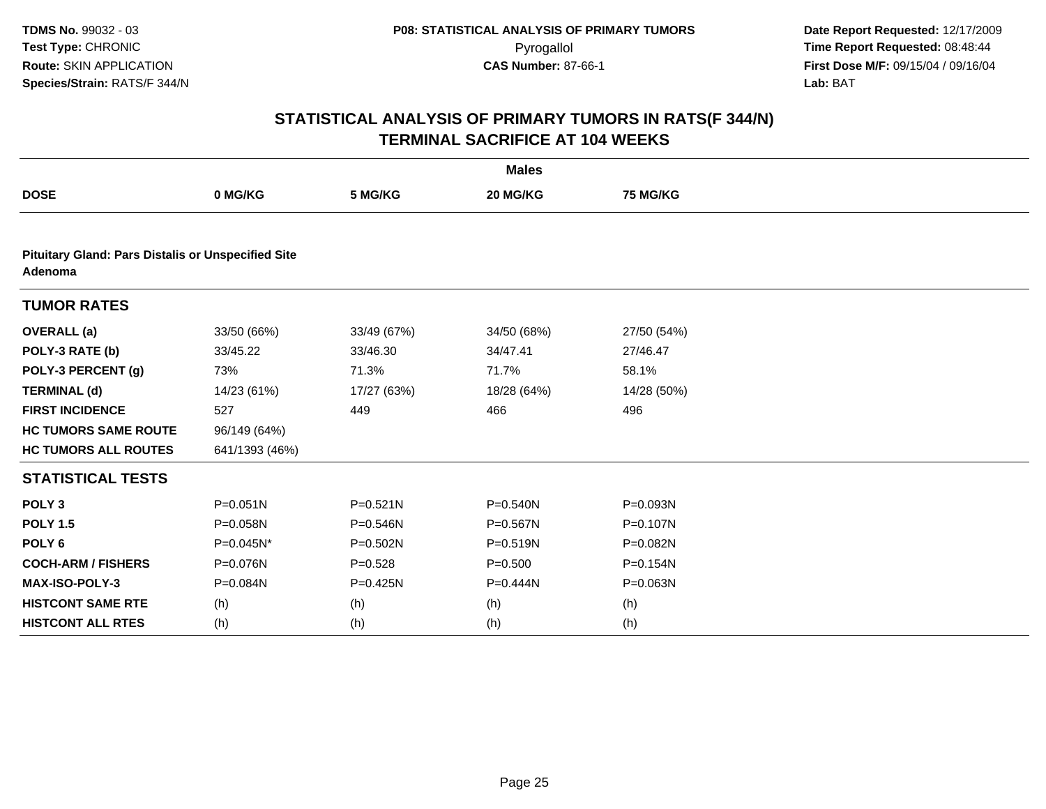TDMS No. 99032 - 03
Test Type: CHRONIC
Route: SKIN APPLICATION
Species/Strain: RATS/F 344/N

P08: STATISTICAL ANALYSIS OF PRIMARY TUMORS
Pyrogallol
CAS Number: 87-66-1

Date Report Requested: 12/17/2009
Time Report Requested: 08:48:44
First Dose M/F: 09/15/04 / 09/16/04
Lab: BAT

## STATISTICAL ANALYSIS OF PRIMARY TUMORS IN RATS(F 344/N)
## TERMINAL SACRIFICE AT 104 WEEKS

| | Males | | | |
|---|---|---|---|---|
| **DOSE** | **0 MG/KG** | **5 MG/KG** | **20 MG/KG** | **75 MG/KG** |
| **Pituitary Gland: Pars Distalis or Unspecified Site Adenoma** | | | | |
| **TUMOR RATES** | | | | |
| **OVERALL (a)** | 33/50 (66%) | 33/49 (67%) | 34/50 (68%) | 27/50 (54%) |
| **POLY-3 RATE (b)** | 33/45.22 | 33/46.30 | 34/47.41 | 27/46.47 |
| **POLY-3 PERCENT (g)** | 73% | 71.3% | 71.7% | 58.1% |
| **TERMINAL (d)** | 14/23 (61%) | 17/27 (63%) | 18/28 (64%) | 14/28 (50%) |
| **FIRST INCIDENCE** | 527 | 449 | 466 | 496 |
| **HC TUMORS SAME ROUTE** | 96/149 (64%) | | | |
| **HC TUMORS ALL ROUTES** | 641/1393 (46%) | | | |
| **STATISTICAL TESTS** | | | | |
| **POLY 3** | P=0.051N | P=0.521N | P=0.540N | P=0.093N |
| **POLY 1.5** | P=0.058N | P=0.546N | P=0.567N | P=0.107N |
| **POLY 6** | P=0.045N* | P=0.502N | P=0.519N | P=0.082N |
| **COCH-ARM / FISHERS** | P=0.076N | P=0.528 | P=0.500 | P=0.154N |
| **MAX-ISO-POLY-3** | P=0.084N | P=0.425N | P=0.444N | P=0.063N |
| **HISTCONT SAME RTE** | (h) | (h) | (h) | (h) |
| **HISTCONT ALL RTES** | (h) | (h) | (h) | (h) |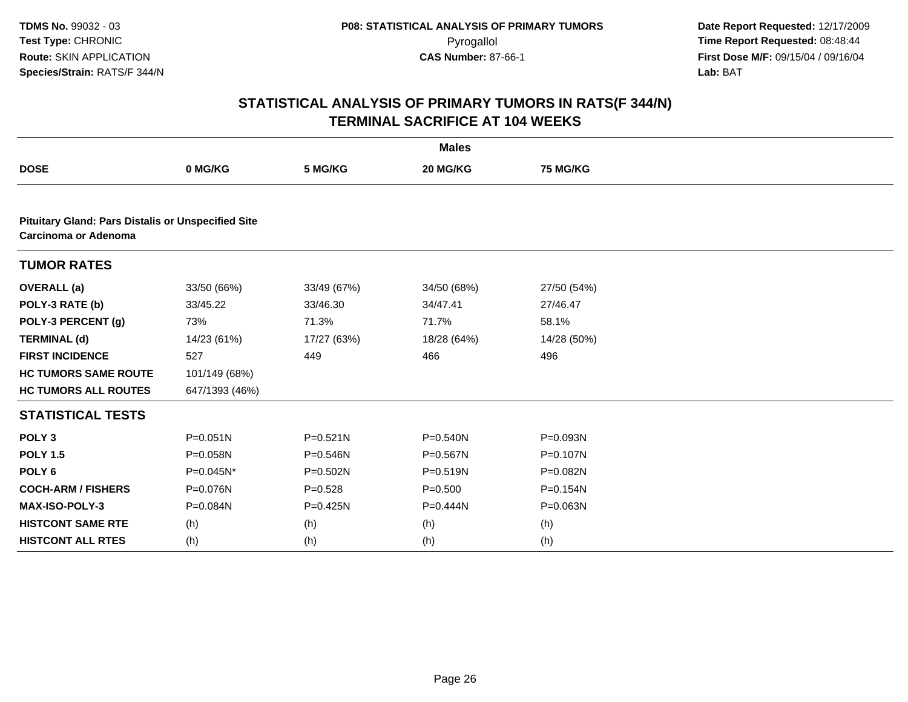TDMS No. 99032 - 03
Test Type: CHRONIC
Route: SKIN APPLICATION
Species/Strain: RATS/F 344/N

P08: STATISTICAL ANALYSIS OF PRIMARY TUMORS
Pyrogallol
CAS Number: 87-66-1

Date Report Requested: 12/17/2009
Time Report Requested: 08:48:44
First Dose M/F: 09/15/04 / 09/16/04
Lab: BAT

## STATISTICAL ANALYSIS OF PRIMARY TUMORS IN RATS(F 344/N)
## TERMINAL SACRIFICE AT 104 WEEKS

| | Males | | | |
|---|---|---|---|---|
| **DOSE** | **0 MG/KG** | **5 MG/KG** | **20 MG/KG** | **75 MG/KG** |
| **Pituitary Gland: Pars Distalis or Unspecified Site Carcinoma or Adenoma** | | | | |
| **TUMOR RATES** | | | | |
| **OVERALL (a)** | 33/50 (66%) | 33/49 (67%) | 34/50 (68%) | 27/50 (54%) |
| **POLY-3 RATE (b)** | 33/45.22 | 33/46.30 | 34/47.41 | 27/46.47 |
| **POLY-3 PERCENT (g)** | 73% | 71.3% | 71.7% | 58.1% |
| **TERMINAL (d)** | 14/23 (61%) | 17/27 (63%) | 18/28 (64%) | 14/28 (50%) |
| **FIRST INCIDENCE** | 527 | 449 | 466 | 496 |
| **HC TUMORS SAME ROUTE** | 101/149 (68%) | | | |
| **HC TUMORS ALL ROUTES** | 647/1393 (46%) | | | |
| **STATISTICAL TESTS** | | | | |
| **POLY 3** | P=0.051N | P=0.521N | P=0.540N | P=0.093N |
| **POLY 1.5** | P=0.058N | P=0.546N | P=0.567N | P=0.107N |
| **POLY 6** | P=0.045N* | P=0.502N | P=0.519N | P=0.082N |
| **COCH-ARM / FISHERS** | P=0.076N | P=0.528 | P=0.500 | P=0.154N |
| **MAX-ISO-POLY-3** | P=0.084N | P=0.425N | P=0.444N | P=0.063N |
| **HISTCONT SAME RTE** | (h) | (h) | (h) | (h) |
| **HISTCONT ALL RTES** | (h) | (h) | (h) | (h) |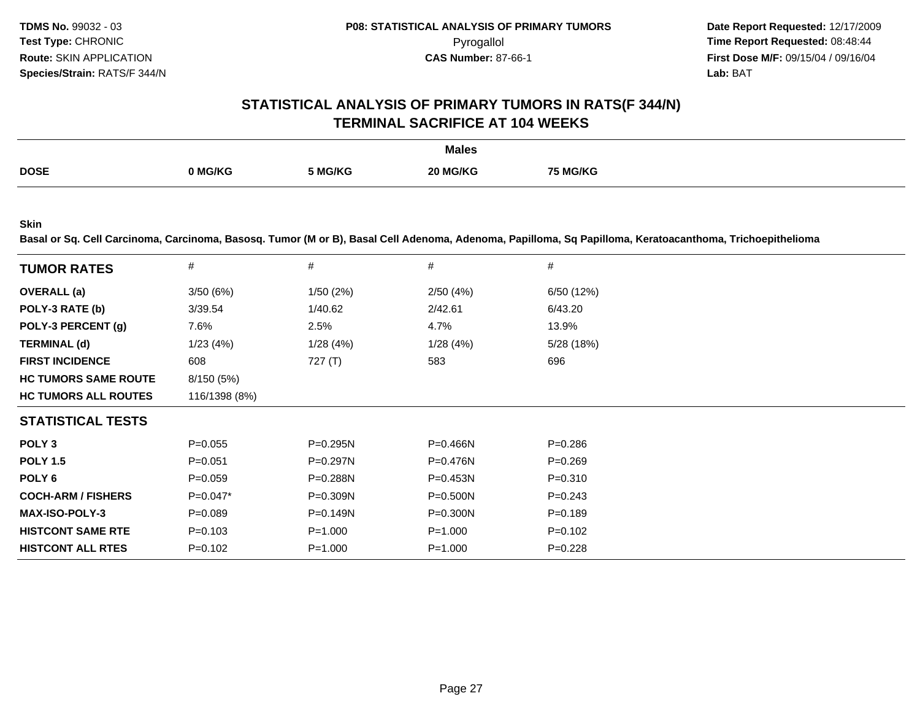# STATISTICAL ANALYSIS OF PRIMARY TUMORS IN RATS(F 344/N)
## TERMINAL SACRIFICE AT 104 WEEKS

| | Males | | | |
|---|---|---|---|---|
| **DOSE** | **0 MG/KG** | **5 MG/KG** | **20 MG/KG** | **75 MG/KG** |

**Skin**

**Basal or Sq. Cell Carcinoma, Carcinoma, Basosq. Tumor (M or B), Basal Cell Adenoma, Adenoma, Papilloma, Sq Papilloma, Keratoacanthoma, Trichoepithelioma**

| **TUMOR RATES** | # | # | # | # |
|---|---|---|---|---|
| **OVERALL (a)** | 3/50 (6%) | 1/50 (2%) | 2/50 (4%) | 6/50 (12%) |
| **POLY-3 RATE (b)** | 3/39.54 | 1/40.62 | 2/42.61 | 6/43.20 |
| **POLY-3 PERCENT (g)** | 7.6% | 2.5% | 4.7% | 13.9% |
| **TERMINAL (d)** | 1/23 (4%) | 1/28 (4%) | 1/28 (4%) | 5/28 (18%) |
| **FIRST INCIDENCE** | 608 | 727 (T) | 583 | 696 |
| **HC TUMORS SAME ROUTE** | 8/150 (5%) | | | |
| **HC TUMORS ALL ROUTES** | 116/1398 (8%) | | | |
| **STATISTICAL TESTS** | | | | |
| **POLY 3** | P=0.055 | P=0.295N | P=0.466N | P=0.286 |
| **POLY 1.5** | P=0.051 | P=0.297N | P=0.476N | P=0.269 |
| **POLY 6** | P=0.059 | P=0.288N | P=0.453N | P=0.310 |
| **COCH-ARM / FISHERS** | P=0.047* | P=0.309N | P=0.500N | P=0.243 |
| **MAX-ISO-POLY-3** | P=0.089 | P=0.149N | P=0.300N | P=0.189 |
| **HISTCONT SAME RTE** | P=0.103 | P=1.000 | P=1.000 | P=0.102 |
| **HISTCONT ALL RTES** | P=0.102 | P=1.000 | P=1.000 | P=0.228 |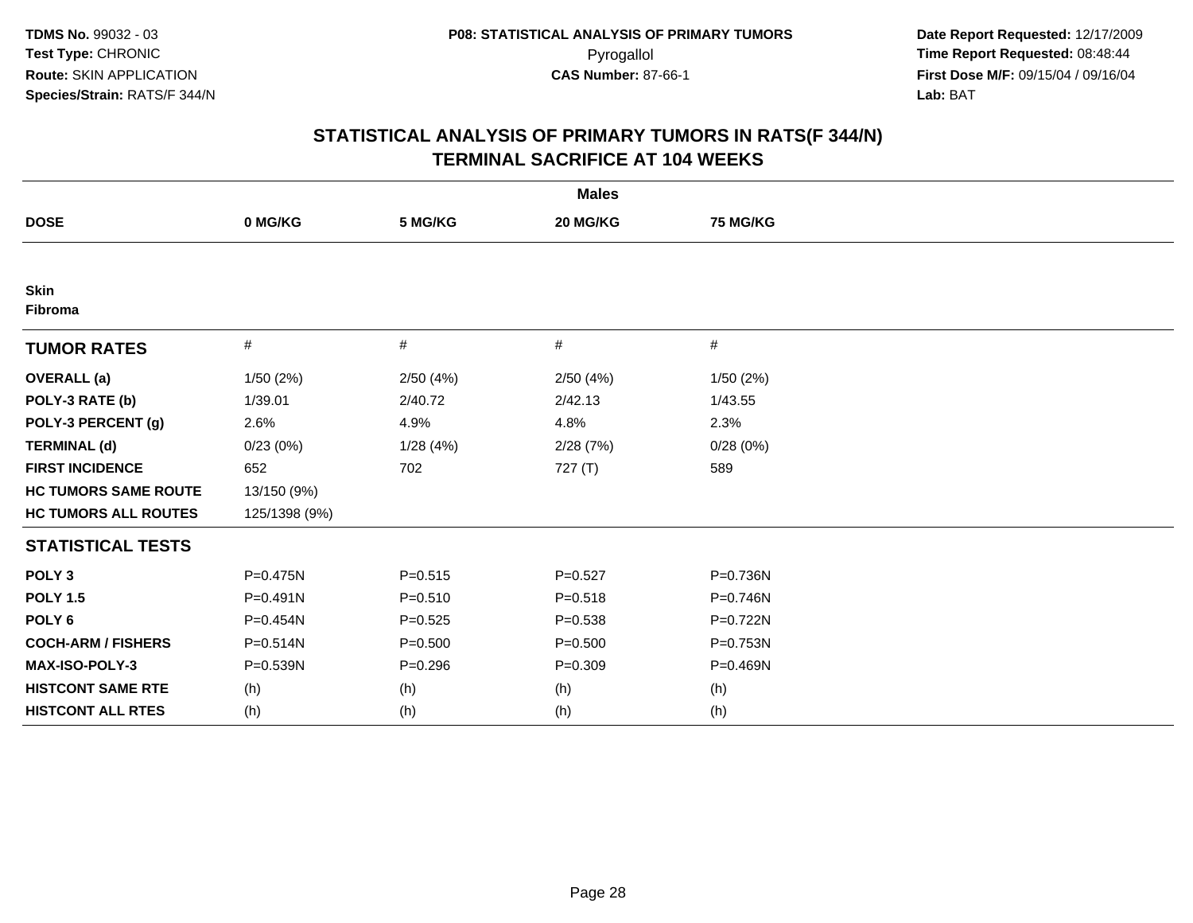**TDMS No.** 99032 - 03
**Test Type:** CHRONIC
**Route:** SKIN APPLICATION
**Species/Strain:** RATS/F 344/N

**P08: STATISTICAL ANALYSIS OF PRIMARY TUMORS**
Pyrogallol
**CAS Number:** 87-66-1

**Date Report Requested:** 12/17/2009
**Time Report Requested:** 08:48:44
**First Dose M/F:** 09/15/04 / 09/16/04
**Lab:** BAT

## STATISTICAL ANALYSIS OF PRIMARY TUMORS IN RATS(F 344/N)
## TERMINAL SACRIFICE AT 104 WEEKS

| | Males | | | |
|---|---|---|---|---|
| **DOSE** | **0 MG/KG** | **5 MG/KG** | **20 MG/KG** | **75 MG/KG** |
| **Skin** | | | | |
| **Fibroma** | | | | |
| **TUMOR RATES** | # | # | # | # |
| **OVERALL (a)** | 1/50 (2%) | 2/50 (4%) | 2/50 (4%) | 1/50 (2%) |
| **POLY-3 RATE (b)** | 1/39.01 | 2/40.72 | 2/42.13 | 1/43.55 |
| **POLY-3 PERCENT (g)** | 2.6% | 4.9% | 4.8% | 2.3% |
| **TERMINAL (d)** | 0/23 (0%) | 1/28 (4%) | 2/28 (7%) | 0/28 (0%) |
| **FIRST INCIDENCE** | 652 | 702 | 727 (T) | 589 |
| **HC TUMORS SAME ROUTE** | 13/150 (9%) | | | |
| **HC TUMORS ALL ROUTES** | 125/1398 (9%) | | | |
| **STATISTICAL TESTS** | | | | |
| **POLY 3** | P=0.475N | P=0.515 | P=0.527 | P=0.736N |
| **POLY 1.5** | P=0.491N | P=0.510 | P=0.518 | P=0.746N |
| **POLY 6** | P=0.454N | P=0.525 | P=0.538 | P=0.722N |
| **COCH-ARM / FISHERS** | P=0.514N | P=0.500 | P=0.500 | P=0.753N |
| **MAX-ISO-POLY-3** | P=0.539N | P=0.296 | P=0.309 | P=0.469N |
| **HISTCONT SAME RTE** | (h) | (h) | (h) | (h) |
| **HISTCONT ALL RTES** | (h) | (h) | (h) | (h) |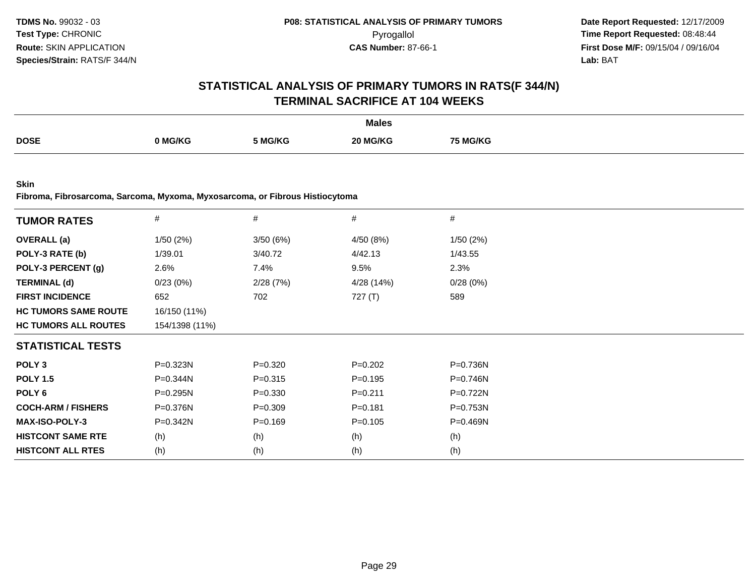**TDMS No.** 99032 - 03
**Test Type:** CHRONIC
**Route:** SKIN APPLICATION
**Species/Strain:** RATS/F 344/N

**P08: STATISTICAL ANALYSIS OF PRIMARY TUMORS**
Pyrogallol
**CAS Number:** 87-66-1

**Date Report Requested:** 12/17/2009
**Time Report Requested:** 08:48:44
**First Dose M/F:** 09/15/04 / 09/16/04
**Lab:** BAT

## STATISTICAL ANALYSIS OF PRIMARY TUMORS IN RATS(F 344/N)
## TERMINAL SACRIFICE AT 104 WEEKS

| | Males | | | |
|---|---|---|---|---|
| **DOSE** | **0 MG/KG** | **5 MG/KG** | **20 MG/KG** | **75 MG/KG** |

**Skin**
**Fibroma, Fibrosarcoma, Sarcoma, Myxoma, Myxosarcoma, or Fibrous Histiocytoma**

| **TUMOR RATES** | # | # | # | # |
|---|---|---|---|---|
| **OVERALL (a)** | 1/50 (2%) | 3/50 (6%) | 4/50 (8%) | 1/50 (2%) |
| **POLY-3 RATE (b)** | 1/39.01 | 3/40.72 | 4/42.13 | 1/43.55 |
| **POLY-3 PERCENT (g)** | 2.6% | 7.4% | 9.5% | 2.3% |
| **TERMINAL (d)** | 0/23 (0%) | 2/28 (7%) | 4/28 (14%) | 0/28 (0%) |
| **FIRST INCIDENCE** | 652 | 702 | 727 (T) | 589 |
| **HC TUMORS SAME ROUTE** | 16/150 (11%) | | | |
| **HC TUMORS ALL ROUTES** | 154/1398 (11%) | | | |
| **STATISTICAL TESTS** | | | | |
| **POLY 3** | P=0.323N | P=0.320 | P=0.202 | P=0.736N |
| **POLY 1.5** | P=0.344N | P=0.315 | P=0.195 | P=0.746N |
| **POLY 6** | P=0.295N | P=0.330 | P=0.211 | P=0.722N |
| **COCH-ARM / FISHERS** | P=0.376N | P=0.309 | P=0.181 | P=0.753N |
| **MAX-ISO-POLY-3** | P=0.342N | P=0.169 | P=0.105 | P=0.469N |
| **HISTCONT SAME RTE** | (h) | (h) | (h) | (h) |
| **HISTCONT ALL RTES** | (h) | (h) | (h) | (h) |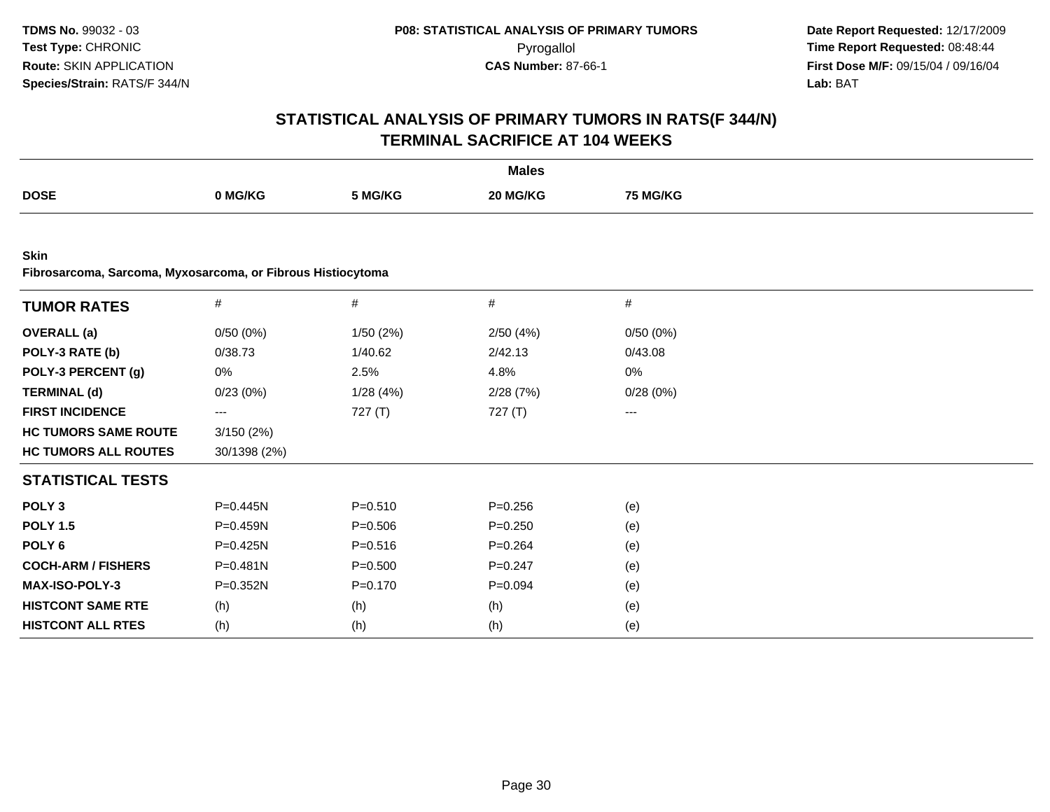# STATISTICAL ANALYSIS OF PRIMARY TUMORS IN RATS(F 344/N)
## TERMINAL SACRIFICE AT 104 WEEKS

**TDMS No.** 99032 - 03
**Test Type:** CHRONIC
**Route:** SKIN APPLICATION
**Species/Strain:** RATS/F 344/N

**P08: STATISTICAL ANALYSIS OF PRIMARY TUMORS**
Pyrogallol
**CAS Number:** 87-66-1

**Date Report Requested:** 12/17/2009
**Time Report Requested:** 08:48:44
**First Dose M/F:** 09/15/04 / 09/16/04
**Lab:** BAT

**Males**

| DOSE | 0 MG/KG | 5 MG/KG | 20 MG/KG | 75 MG/KG |
|---|---|---|---|---|

**Skin**
**Fibrosarcoma, Sarcoma, Myxosarcoma, or Fibrous Histiocytoma**

| TUMOR RATES | # | # | # | # |
|---|---|---|---|---|
| **OVERALL (a)** | 0/50 (0%) | 1/50 (2%) | 2/50 (4%) | 0/50 (0%) |
| **POLY-3 RATE (b)** | 0/38.73 | 1/40.62 | 2/42.13 | 0/43.08 |
| **POLY-3 PERCENT (g)** | 0% | 2.5% | 4.8% | 0% |
| **TERMINAL (d)** | 0/23 (0%) | 1/28 (4%) | 2/28 (7%) | 0/28 (0%) |
| **FIRST INCIDENCE** | --- | 727 (T) | 727 (T) | --- |
| **HC TUMORS SAME ROUTE** | 3/150 (2%) | | | |
| **HC TUMORS ALL ROUTES** | 30/1398 (2%) | | | |
| **STATISTICAL TESTS** | | | | |
| **POLY 3** | P=0.445N | P=0.510 | P=0.256 | (e) |
| **POLY 1.5** | P=0.459N | P=0.506 | P=0.250 | (e) |
| **POLY 6** | P=0.425N | P=0.516 | P=0.264 | (e) |
| **COCH-ARM / FISHERS** | P=0.481N | P=0.500 | P=0.247 | (e) |
| **MAX-ISO-POLY-3** | P=0.352N | P=0.170 | P=0.094 | (e) |
| **HISTCONT SAME RTE** | (h) | (h) | (h) | (e) |
| **HISTCONT ALL RTES** | (h) | (h) | (h) | (e) |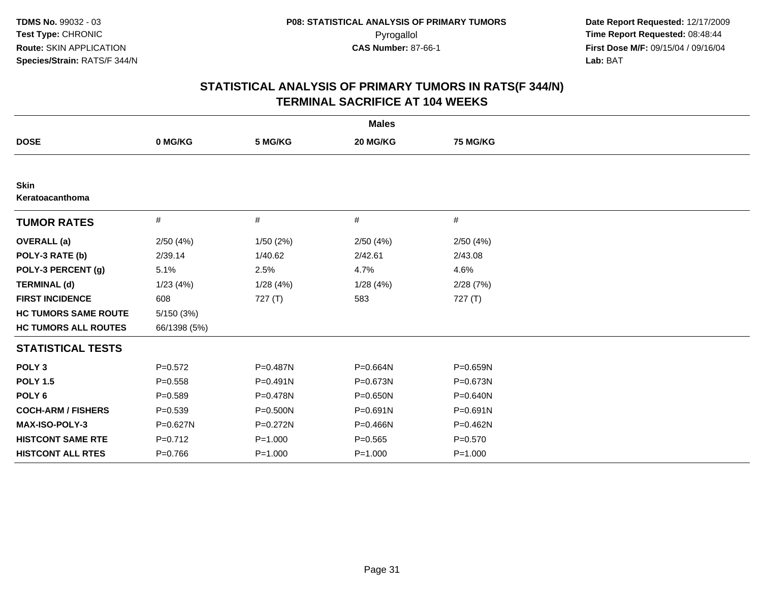TDMS No. 99032 - 03
Test Type: CHRONIC
Route: SKIN APPLICATION
Species/Strain: RATS/F 344/N

**P08: STATISTICAL ANALYSIS OF PRIMARY TUMORS**
Pyrogallol
**CAS Number:** 87-66-1

**Date Report Requested:** 12/17/2009
**Time Report Requested:** 08:48:44
**First Dose M/F:** 09/15/04 / 09/16/04
**Lab:** BAT

## STATISTICAL ANALYSIS OF PRIMARY TUMORS IN RATS(F 344/N)
## TERMINAL SACRIFICE AT 104 WEEKS

| | Males | | | |
|---|---|---|---|---|
| **DOSE** | **0 MG/KG** | **5 MG/KG** | **20 MG/KG** | **75 MG/KG** |
| **Skin** | | | | |
| **Keratoacanthoma** | | | | |
| **TUMOR RATES** | # | # | # | # |
| **OVERALL (a)** | 2/50 (4%) | 1/50 (2%) | 2/50 (4%) | 2/50 (4%) |
| **POLY-3 RATE (b)** | 2/39.14 | 1/40.62 | 2/42.61 | 2/43.08 |
| **POLY-3 PERCENT (g)** | 5.1% | 2.5% | 4.7% | 4.6% |
| **TERMINAL (d)** | 1/23 (4%) | 1/28 (4%) | 1/28 (4%) | 2/28 (7%) |
| **FIRST INCIDENCE** | 608 | 727 (T) | 583 | 727 (T) |
| **HC TUMORS SAME ROUTE** | 5/150 (3%) | | | |
| **HC TUMORS ALL ROUTES** | 66/1398 (5%) | | | |
| **STATISTICAL TESTS** | | | | |
| **POLY 3** | P=0.572 | P=0.487N | P=0.664N | P=0.659N |
| **POLY 1.5** | P=0.558 | P=0.491N | P=0.673N | P=0.673N |
| **POLY 6** | P=0.589 | P=0.478N | P=0.650N | P=0.640N |
| **COCH-ARM / FISHERS** | P=0.539 | P=0.500N | P=0.691N | P=0.691N |
| **MAX-ISO-POLY-3** | P=0.627N | P=0.272N | P=0.466N | P=0.462N |
| **HISTCONT SAME RTE** | P=0.712 | P=1.000 | P=0.565 | P=0.570 |
| **HISTCONT ALL RTES** | P=0.766 | P=1.000 | P=1.000 | P=1.000 |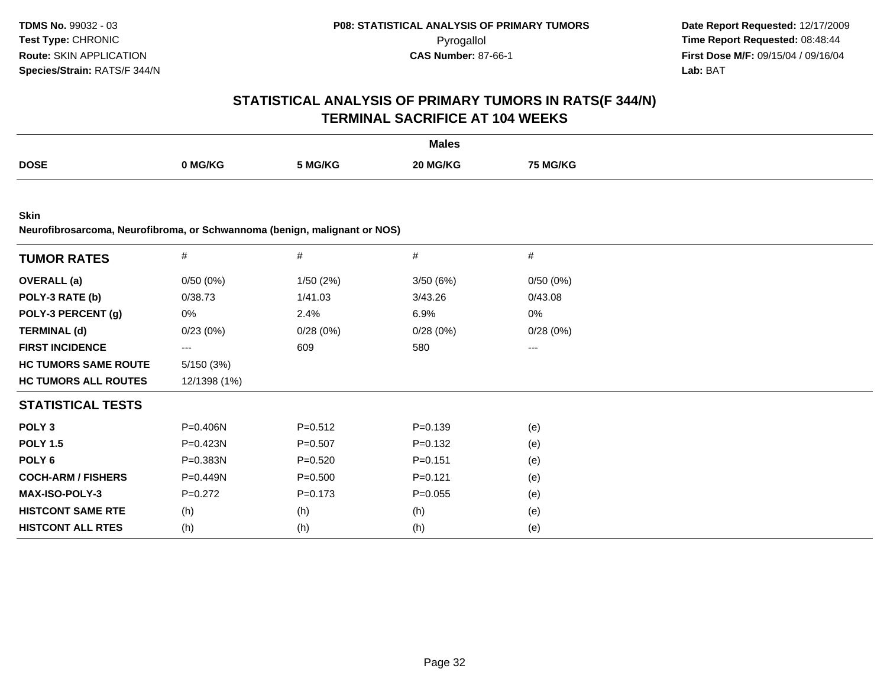**TDMS No.** 99032 - 03
**Test Type:** CHRONIC
**Route:** SKIN APPLICATION
**Species/Strain:** RATS/F 344/N

**P08: STATISTICAL ANALYSIS OF PRIMARY TUMORS**
Pyrogallol
**CAS Number:** 87-66-1

**Date Report Requested:** 12/17/2009
**Time Report Requested:** 08:48:44
**First Dose M/F:** 09/15/04 / 09/16/04
**Lab:** BAT

## STATISTICAL ANALYSIS OF PRIMARY TUMORS IN RATS(F 344/N)
## TERMINAL SACRIFICE AT 104 WEEKS

| | Males | | | |
|---|---|---|---|---|
| **DOSE** | **0 MG/KG** | **5 MG/KG** | **20 MG/KG** | **75 MG/KG** |

**Skin**
**Neurofibrosarcoma, Neurofibroma, or Schwannoma (benign, malignant or NOS)**

| **TUMOR RATES** | # | # | # | # |
|---|---|---|---|---|
| **OVERALL (a)** | 0/50 (0%) | 1/50 (2%) | 3/50 (6%) | 0/50 (0%) |
| **POLY-3 RATE (b)** | 0/38.73 | 1/41.03 | 3/43.26 | 0/43.08 |
| **POLY-3 PERCENT (g)** | 0% | 2.4% | 6.9% | 0% |
| **TERMINAL (d)** | 0/23 (0%) | 0/28 (0%) | 0/28 (0%) | 0/28 (0%) |
| **FIRST INCIDENCE** | --- | 609 | 580 | --- |
| **HC TUMORS SAME ROUTE** | 5/150 (3%) | | | |
| **HC TUMORS ALL ROUTES** | 12/1398 (1%) | | | |
| **STATISTICAL TESTS** | | | | |
| **POLY 3** | P=0.406N | P=0.512 | P=0.139 | (e) |
| **POLY 1.5** | P=0.423N | P=0.507 | P=0.132 | (e) |
| **POLY 6** | P=0.383N | P=0.520 | P=0.151 | (e) |
| **COCH-ARM / FISHERS** | P=0.449N | P=0.500 | P=0.121 | (e) |
| **MAX-ISO-POLY-3** | P=0.272 | P=0.173 | P=0.055 | (e) |
| **HISTCONT SAME RTE** | (h) | (h) | (h) | (e) |
| **HISTCONT ALL RTES** | (h) | (h) | (h) | (e) |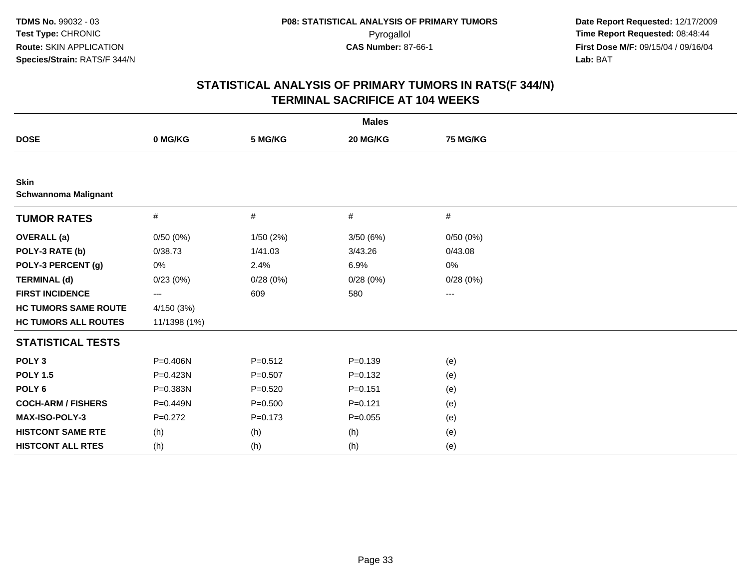**TDMS No.** 99032 - 03
**Test Type:** CHRONIC
**Route:** SKIN APPLICATION
**Species/Strain:** RATS/F 344/N

**P08: STATISTICAL ANALYSIS OF PRIMARY TUMORS**
Pyrogallol
**CAS Number:** 87-66-1

**Date Report Requested:** 12/17/2009
**Time Report Requested:** 08:48:44
**First Dose M/F:** 09/15/04 / 09/16/04
**Lab:** BAT

## STATISTICAL ANALYSIS OF PRIMARY TUMORS IN RATS(F 344/N)
## TERMINAL SACRIFICE AT 104 WEEKS

| | Males | | | |
|---|---|---|---|---|
| **DOSE** | **0 MG/KG** | **5 MG/KG** | **20 MG/KG** | **75 MG/KG** |
| **Skin** | | | | |
| **Schwannoma Malignant** | | | | |
| **TUMOR RATES** | # | # | # | # |
| **OVERALL (a)** | 0/50 (0%) | 1/50 (2%) | 3/50 (6%) | 0/50 (0%) |
| **POLY-3 RATE (b)** | 0/38.73 | 1/41.03 | 3/43.26 | 0/43.08 |
| **POLY-3 PERCENT (g)** | 0% | 2.4% | 6.9% | 0% |
| **TERMINAL (d)** | 0/23 (0%) | 0/28 (0%) | 0/28 (0%) | 0/28 (0%) |
| **FIRST INCIDENCE** | --- | 609 | 580 | --- |
| **HC TUMORS SAME ROUTE** | 4/150 (3%) | | | |
| **HC TUMORS ALL ROUTES** | 11/1398 (1%) | | | |
| **STATISTICAL TESTS** | | | | |
| **POLY 3** | P=0.406N | P=0.512 | P=0.139 | (e) |
| **POLY 1.5** | P=0.423N | P=0.507 | P=0.132 | (e) |
| **POLY 6** | P=0.383N | P=0.520 | P=0.151 | (e) |
| **COCH-ARM / FISHERS** | P=0.449N | P=0.500 | P=0.121 | (e) |
| **MAX-ISO-POLY-3** | P=0.272 | P=0.173 | P=0.055 | (e) |
| **HISTCONT SAME RTE** | (h) | (h) | (h) | (e) |
| **HISTCONT ALL RTES** | (h) | (h) | (h) | (e) |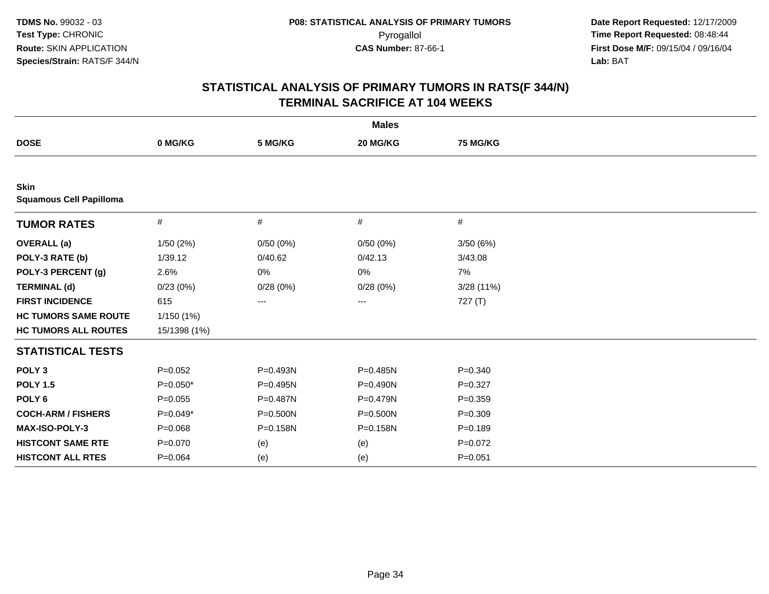**TDMS No.** 99032 - 03
**Test Type:** CHRONIC
**Route:** SKIN APPLICATION
**Species/Strain:** RATS/F 344/N

**P08: STATISTICAL ANALYSIS OF PRIMARY TUMORS**
Pyrogallol
**CAS Number:** 87-66-1

**Date Report Requested:** 12/17/2009
**Time Report Requested:** 08:48:44
**First Dose M/F:** 09/15/04 / 09/16/04
**Lab:** BAT

## STATISTICAL ANALYSIS OF PRIMARY TUMORS IN RATS(F 344/N)
## TERMINAL SACRIFICE AT 104 WEEKS

| | Males | | | |
|---|---|---|---|---|
| **DOSE** | **0 MG/KG** | **5 MG/KG** | **20 MG/KG** | **75 MG/KG** |
| **Skin** | | | | |
| **Squamous Cell Papilloma** | | | | |
| **TUMOR RATES** | # | # | # | # |
| **OVERALL (a)** | 1/50 (2%) | 0/50 (0%) | 0/50 (0%) | 3/50 (6%) |
| **POLY-3 RATE (b)** | 1/39.12 | 0/40.62 | 0/42.13 | 3/43.08 |
| **POLY-3 PERCENT (g)** | 2.6% | 0% | 0% | 7% |
| **TERMINAL (d)** | 0/23 (0%) | 0/28 (0%) | 0/28 (0%) | 3/28 (11%) |
| **FIRST INCIDENCE** | 615 | --- | --- | 727 (T) |
| **HC TUMORS SAME ROUTE** | 1/150 (1%) | | | |
| **HC TUMORS ALL ROUTES** | 15/1398 (1%) | | | |
| **STATISTICAL TESTS** | | | | |
| **POLY 3** | P=0.052 | P=0.493N | P=0.485N | P=0.340 |
| **POLY 1.5** | P=0.050* | P=0.495N | P=0.490N | P=0.327 |
| **POLY 6** | P=0.055 | P=0.487N | P=0.479N | P=0.359 |
| **COCH-ARM / FISHERS** | P=0.049* | P=0.500N | P=0.500N | P=0.309 |
| **MAX-ISO-POLY-3** | P=0.068 | P=0.158N | P=0.158N | P=0.189 |
| **HISTCONT SAME RTE** | P=0.070 | (e) | (e) | P=0.072 |
| **HISTCONT ALL RTES** | P=0.064 | (e) | (e) | P=0.051 |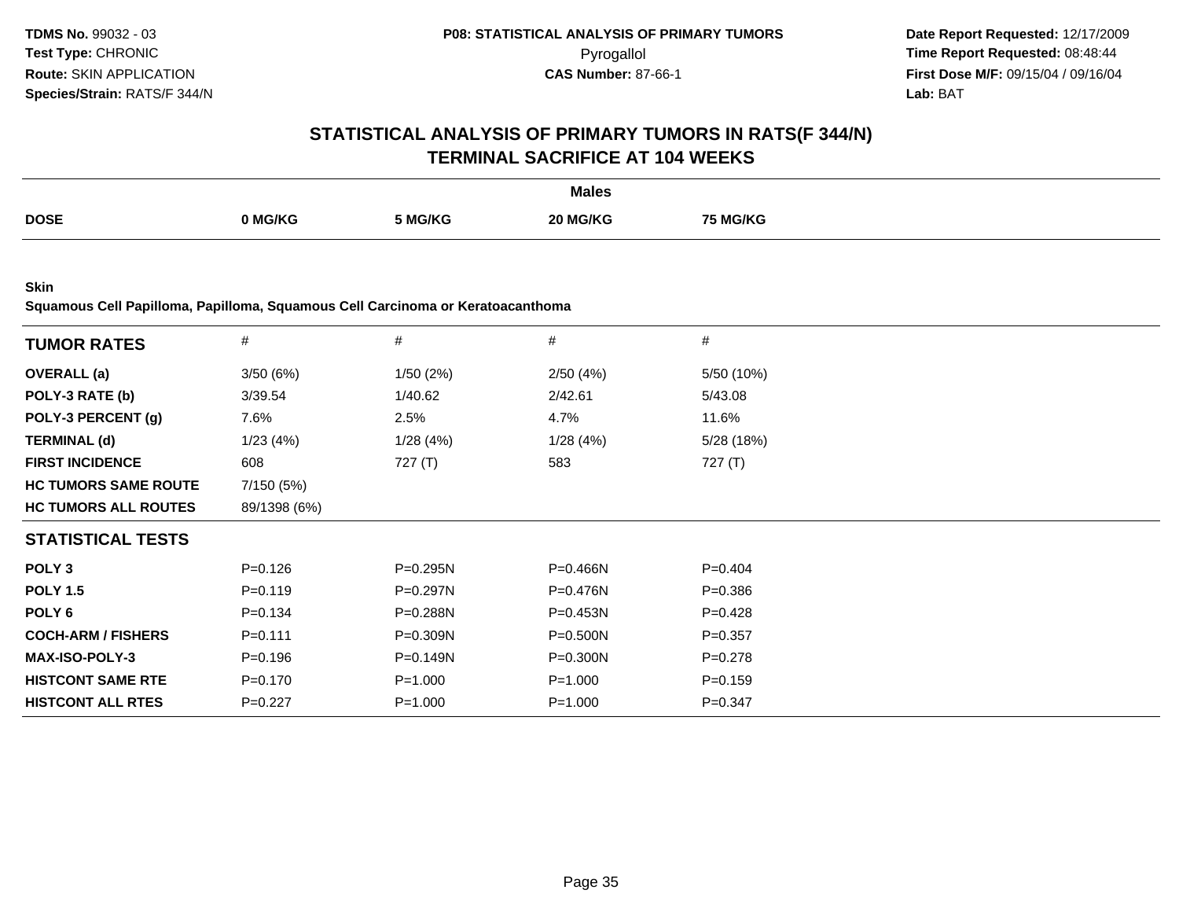**TDMS No.** 99032 - 03
**Test Type:** CHRONIC
**Route:** SKIN APPLICATION
**Species/Strain:** RATS/F 344/N

**P08: STATISTICAL ANALYSIS OF PRIMARY TUMORS**
Pyrogallol
**CAS Number:** 87-66-1

**Date Report Requested:** 12/17/2009
**Time Report Requested:** 08:48:44
**First Dose M/F:** 09/15/04 / 09/16/04
**Lab:** BAT

## STATISTICAL ANALYSIS OF PRIMARY TUMORS IN RATS(F 344/N)
## TERMINAL SACRIFICE AT 104 WEEKS

| | Males | | | |
|---|---|---|---|---|
| **DOSE** | **0 MG/KG** | **5 MG/KG** | **20 MG/KG** | **75 MG/KG** |

**Skin**
**Squamous Cell Papilloma, Papilloma, Squamous Cell Carcinoma or Keratoacanthoma**

| **TUMOR RATES** | # | # | # | # |
|---|---|---|---|---|
| **OVERALL (a)** | 3/50 (6%) | 1/50 (2%) | 2/50 (4%) | 5/50 (10%) |
| **POLY-3 RATE (b)** | 3/39.54 | 1/40.62 | 2/42.61 | 5/43.08 |
| **POLY-3 PERCENT (g)** | 7.6% | 2.5% | 4.7% | 11.6% |
| **TERMINAL (d)** | 1/23 (4%) | 1/28 (4%) | 1/28 (4%) | 5/28 (18%) |
| **FIRST INCIDENCE** | 608 | 727 (T) | 583 | 727 (T) |
| **HC TUMORS SAME ROUTE** | 7/150 (5%) | | | |
| **HC TUMORS ALL ROUTES** | 89/1398 (6%) | | | |
| **STATISTICAL TESTS** | | | | |
| **POLY 3** | P=0.126 | P=0.295N | P=0.466N | P=0.404 |
| **POLY 1.5** | P=0.119 | P=0.297N | P=0.476N | P=0.386 |
| **POLY 6** | P=0.134 | P=0.288N | P=0.453N | P=0.428 |
| **COCH-ARM / FISHERS** | P=0.111 | P=0.309N | P=0.500N | P=0.357 |
| **MAX-ISO-POLY-3** | P=0.196 | P=0.149N | P=0.300N | P=0.278 |
| **HISTCONT SAME RTE** | P=0.170 | P=1.000 | P=1.000 | P=0.159 |
| **HISTCONT ALL RTES** | P=0.227 | P=1.000 | P=1.000 | P=0.347 |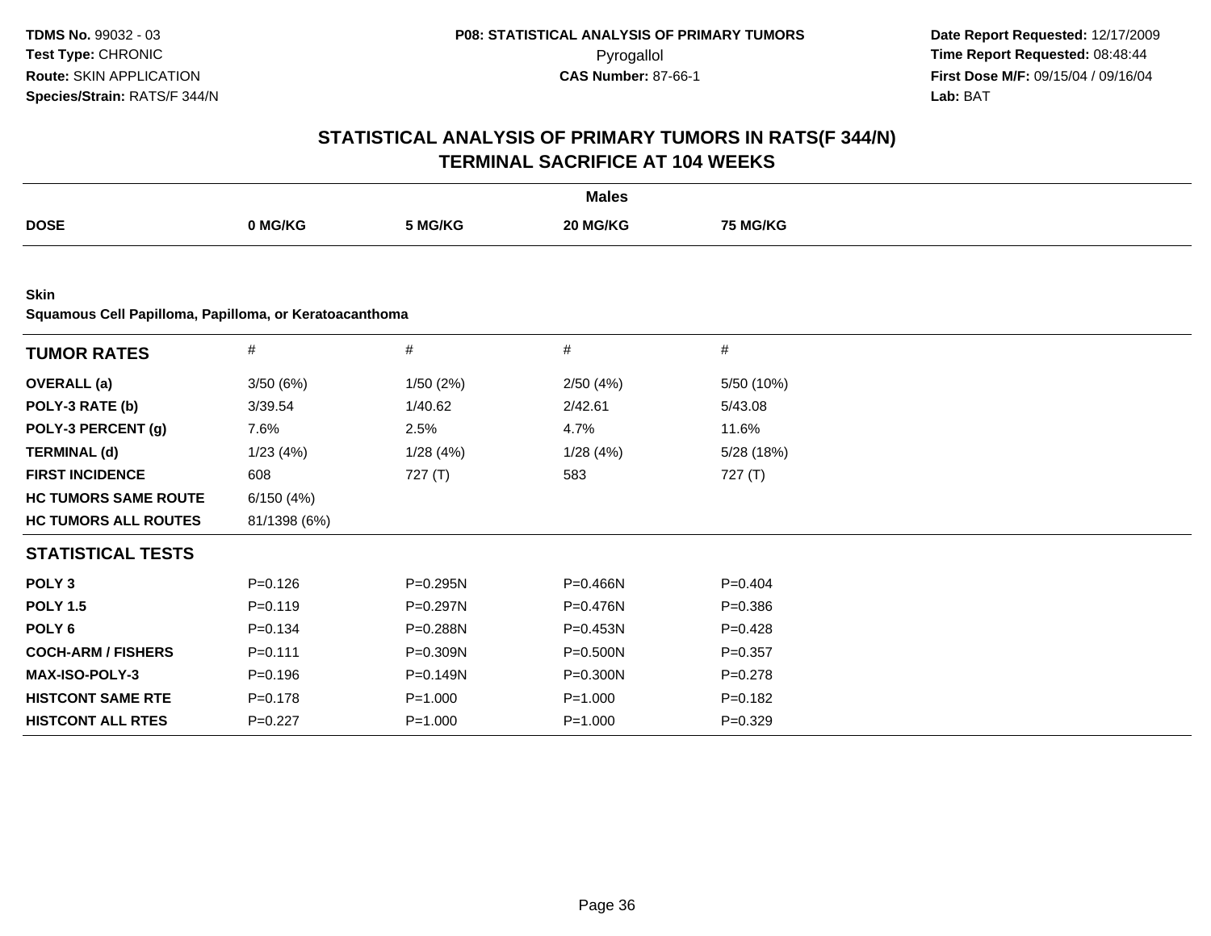**TDMS No.** 99032 - 03
**Test Type:** CHRONIC
**Route:** SKIN APPLICATION
**Species/Strain:** RATS/F 344/N

**P08: STATISTICAL ANALYSIS OF PRIMARY TUMORS**
Pyrogallol
**CAS Number:** 87-66-1

**Date Report Requested:** 12/17/2009
**Time Report Requested:** 08:48:44
**First Dose M/F:** 09/15/04 / 09/16/04
**Lab:** BAT

## STATISTICAL ANALYSIS OF PRIMARY TUMORS IN RATS(F 344/N)
## TERMINAL SACRIFICE AT 104 WEEKS

| | Males | | | |
|---|---|---|---|---|
| **DOSE** | **0 MG/KG** | **5 MG/KG** | **20 MG/KG** | **75 MG/KG** |

**Skin**
**Squamous Cell Papilloma, Papilloma, or Keratoacanthoma**

| **TUMOR RATES** | # | # | # | # |
|---|---|---|---|---|
| **OVERALL (a)** | 3/50 (6%) | 1/50 (2%) | 2/50 (4%) | 5/50 (10%) |
| **POLY-3 RATE (b)** | 3/39.54 | 1/40.62 | 2/42.61 | 5/43.08 |
| **POLY-3 PERCENT (g)** | 7.6% | 2.5% | 4.7% | 11.6% |
| **TERMINAL (d)** | 1/23 (4%) | 1/28 (4%) | 1/28 (4%) | 5/28 (18%) |
| **FIRST INCIDENCE** | 608 | 727 (T) | 583 | 727 (T) |
| **HC TUMORS SAME ROUTE** | 6/150 (4%) | | | |
| **HC TUMORS ALL ROUTES** | 81/1398 (6%) | | | |
| **STATISTICAL TESTS** | | | | |
| **POLY 3** | P=0.126 | P=0.295N | P=0.466N | P=0.404 |
| **POLY 1.5** | P=0.119 | P=0.297N | P=0.476N | P=0.386 |
| **POLY 6** | P=0.134 | P=0.288N | P=0.453N | P=0.428 |
| **COCH-ARM / FISHERS** | P=0.111 | P=0.309N | P=0.500N | P=0.357 |
| **MAX-ISO-POLY-3** | P=0.196 | P=0.149N | P=0.300N | P=0.278 |
| **HISTCONT SAME RTE** | P=0.178 | P=1.000 | P=1.000 | P=0.182 |
| **HISTCONT ALL RTES** | P=0.227 | P=1.000 | P=1.000 | P=0.329 |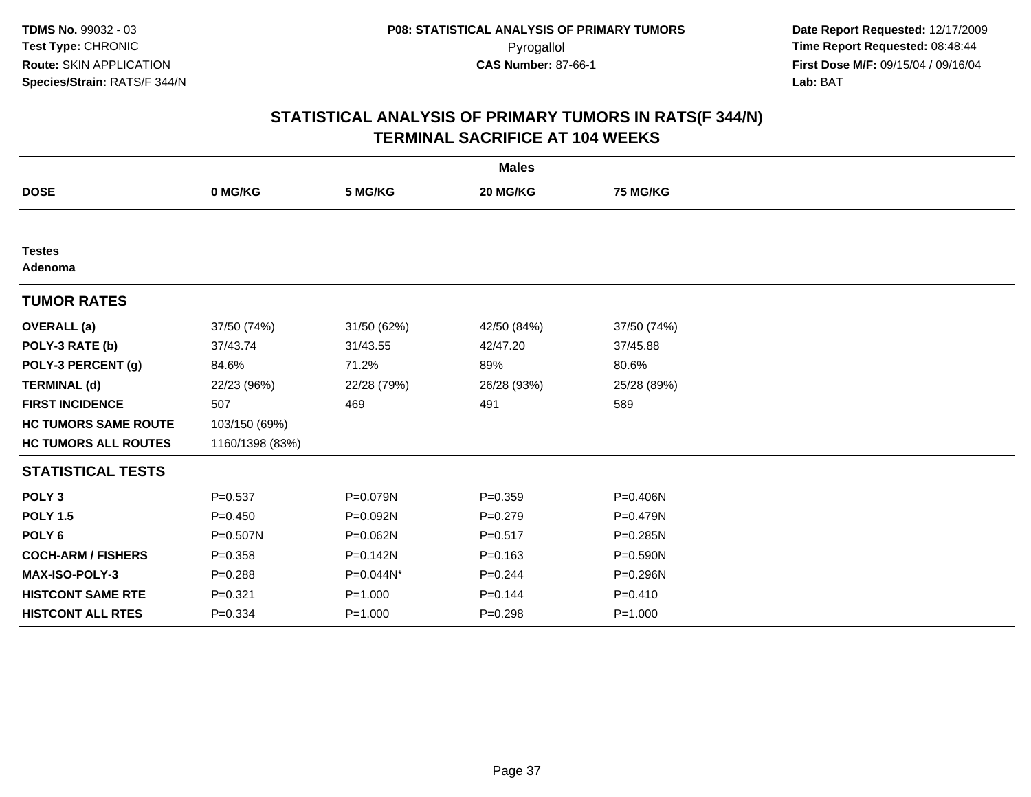**TDMS No.** 99032 - 03
**Test Type:** CHRONIC
**Route:** SKIN APPLICATION
**Species/Strain:** RATS/F 344/N

**P08: STATISTICAL ANALYSIS OF PRIMARY TUMORS**
Pyrogallol
**CAS Number:** 87-66-1

**Date Report Requested:** 12/17/2009
**Time Report Requested:** 08:48:44
**First Dose M/F:** 09/15/04 / 09/16/04
**Lab:** BAT

## STATISTICAL ANALYSIS OF PRIMARY TUMORS IN RATS(F 344/N) TERMINAL SACRIFICE AT 104 WEEKS

| | Males | | | |
|---|---|---|---|---|
| **DOSE** | **0 MG/KG** | **5 MG/KG** | **20 MG/KG** | **75 MG/KG** |
| **Testes** | | | | |
| **Adenoma** | | | | |
| **TUMOR RATES** | | | | |
| **OVERALL (a)** | 37/50 (74%) | 31/50 (62%) | 42/50 (84%) | 37/50 (74%) |
| **POLY-3 RATE (b)** | 37/43.74 | 31/43.55 | 42/47.20 | 37/45.88 |
| **POLY-3 PERCENT (g)** | 84.6% | 71.2% | 89% | 80.6% |
| **TERMINAL (d)** | 22/23 (96%) | 22/28 (79%) | 26/28 (93%) | 25/28 (89%) |
| **FIRST INCIDENCE** | 507 | 469 | 491 | 589 |
| **HC TUMORS SAME ROUTE** | 103/150 (69%) | | | |
| **HC TUMORS ALL ROUTES** | 1160/1398 (83%) | | | |
| **STATISTICAL TESTS** | | | | |
| **POLY 3** | P=0.537 | P=0.079N | P=0.359 | P=0.406N |
| **POLY 1.5** | P=0.450 | P=0.092N | P=0.279 | P=0.479N |
| **POLY 6** | P=0.507N | P=0.062N | P=0.517 | P=0.285N |
| **COCH-ARM / FISHERS** | P=0.358 | P=0.142N | P=0.163 | P=0.590N |
| **MAX-ISO-POLY-3** | P=0.288 | P=0.044N* | P=0.244 | P=0.296N |
| **HISTCONT SAME RTE** | P=0.321 | P=1.000 | P=0.144 | P=0.410 |
| **HISTCONT ALL RTES** | P=0.334 | P=1.000 | P=0.298 | P=1.000 |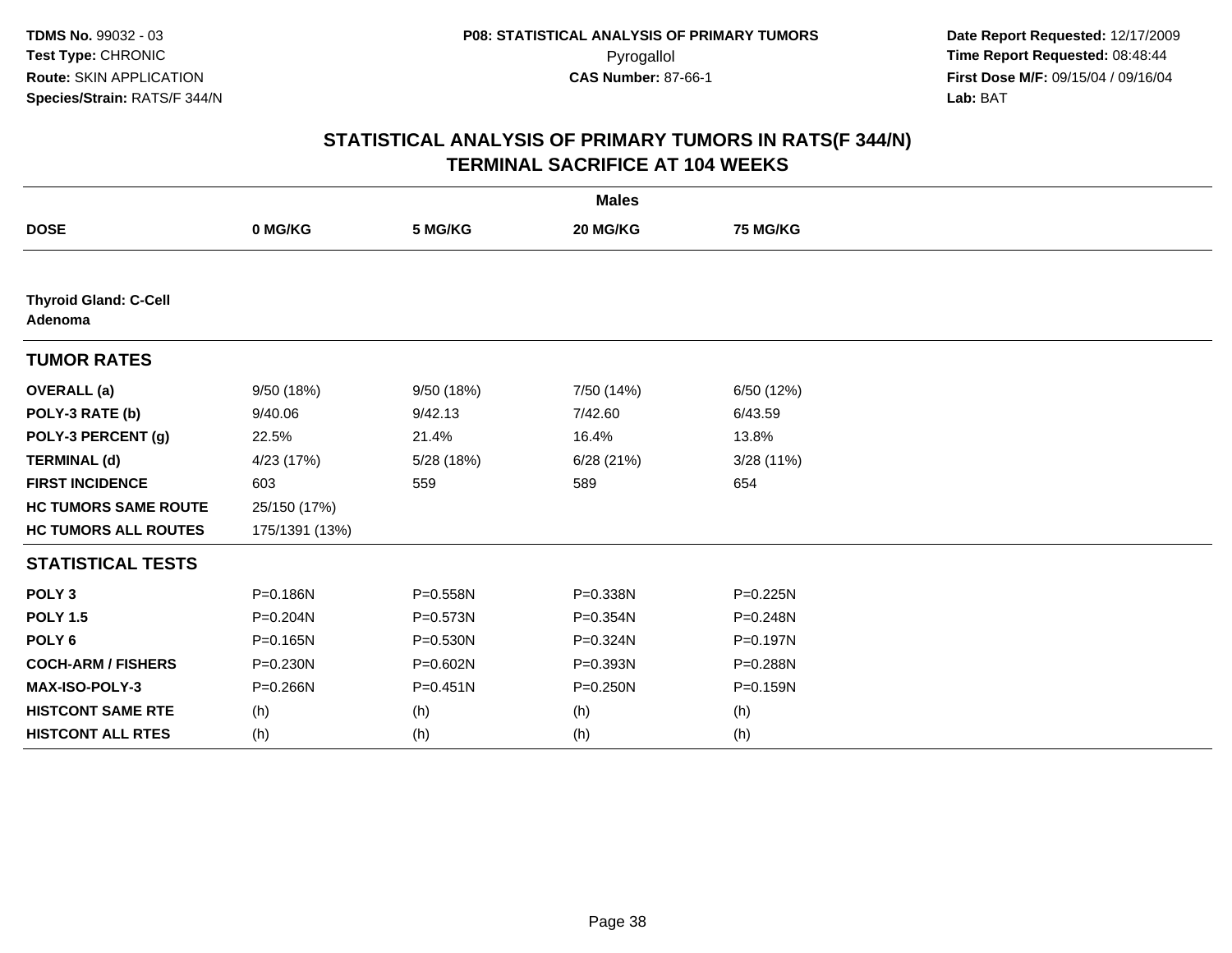TDMS No. 99032 - 03
Test Type: CHRONIC
Route: SKIN APPLICATION
Species/Strain: RATS/F 344/N

P08: STATISTICAL ANALYSIS OF PRIMARY TUMORS
Pyrogallol
CAS Number: 87-66-1

Date Report Requested: 12/17/2009
Time Report Requested: 08:48:44
First Dose M/F: 09/15/04 / 09/16/04
Lab: BAT

## STATISTICAL ANALYSIS OF PRIMARY TUMORS IN RATS(F 344/N)
## TERMINAL SACRIFICE AT 104 WEEKS

| | Males | | | |
|---|---|---|---|---|
| **DOSE** | **0 MG/KG** | **5 MG/KG** | **20 MG/KG** | **75 MG/KG** |
| **Thyroid Gland: C-Cell Adenoma** | | | | |
| **TUMOR RATES** | | | | |
| **OVERALL (a)** | 9/50 (18%) | 9/50 (18%) | 7/50 (14%) | 6/50 (12%) |
| **POLY-3 RATE (b)** | 9/40.06 | 9/42.13 | 7/42.60 | 6/43.59 |
| **POLY-3 PERCENT (g)** | 22.5% | 21.4% | 16.4% | 13.8% |
| **TERMINAL (d)** | 4/23 (17%) | 5/28 (18%) | 6/28 (21%) | 3/28 (11%) |
| **FIRST INCIDENCE** | 603 | 559 | 589 | 654 |
| **HC TUMORS SAME ROUTE** | 25/150 (17%) | | | |
| **HC TUMORS ALL ROUTES** | 175/1391 (13%) | | | |
| **STATISTICAL TESTS** | | | | |
| **POLY 3** | P=0.186N | P=0.558N | P=0.338N | P=0.225N |
| **POLY 1.5** | P=0.204N | P=0.573N | P=0.354N | P=0.248N |
| **POLY 6** | P=0.165N | P=0.530N | P=0.324N | P=0.197N |
| **COCH-ARM / FISHERS** | P=0.230N | P=0.602N | P=0.393N | P=0.288N |
| **MAX-ISO-POLY-3** | P=0.266N | P=0.451N | P=0.250N | P=0.159N |
| **HISTCONT SAME RTE** | (h) | (h) | (h) | (h) |
| **HISTCONT ALL RTES** | (h) | (h) | (h) | (h) |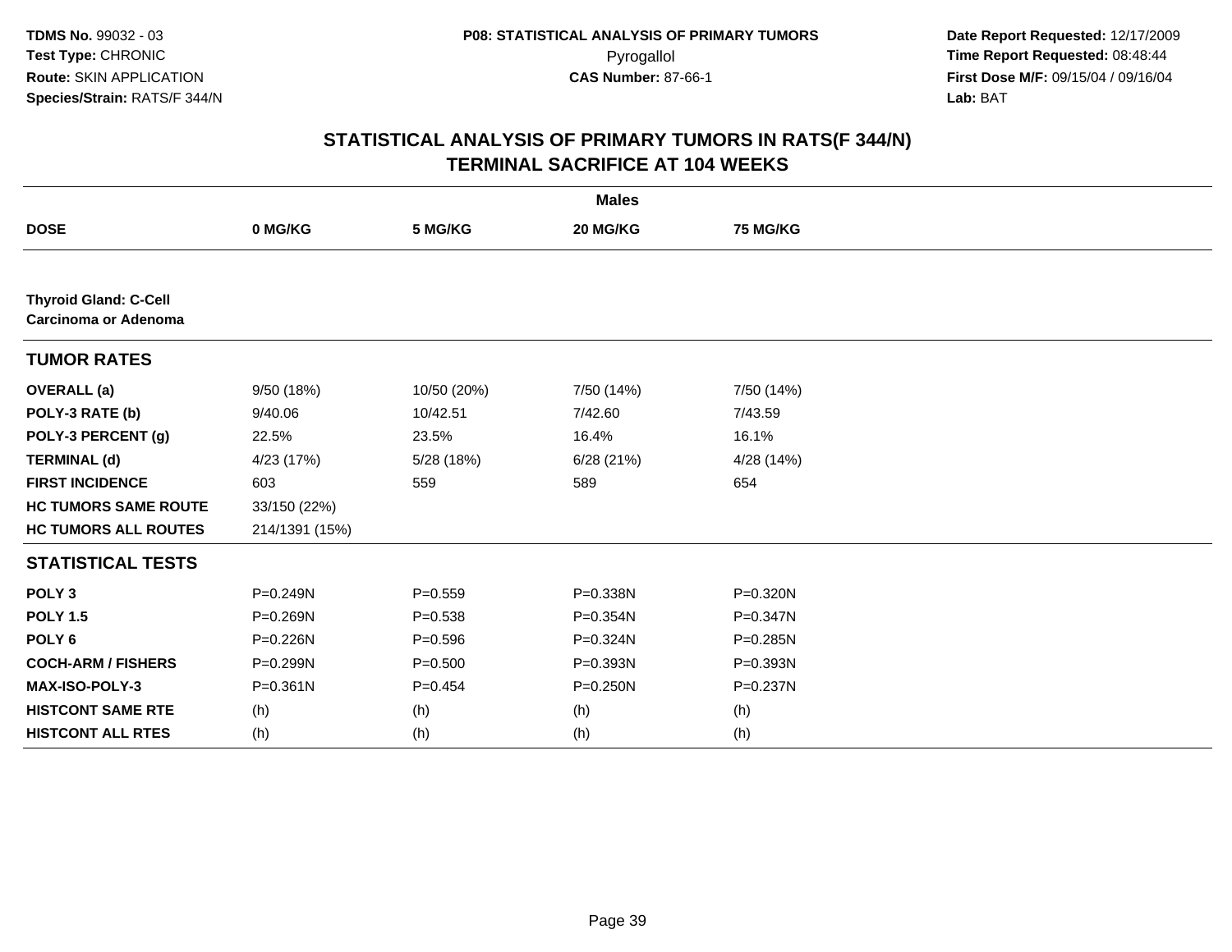**TDMS No.** 99032 - 03
**Test Type:** CHRONIC
**Route:** SKIN APPLICATION
**Species/Strain:** RATS/F 344/N

**P08: STATISTICAL ANALYSIS OF PRIMARY TUMORS**
Pyrogallol
**CAS Number:** 87-66-1

**Date Report Requested:** 12/17/2009
**Time Report Requested:** 08:48:44
**First Dose M/F:** 09/15/04 / 09/16/04
**Lab:** BAT

## STATISTICAL ANALYSIS OF PRIMARY TUMORS IN RATS(F 344/N)
## TERMINAL SACRIFICE AT 104 WEEKS

| | Males | | | |
|---|---|---|---|---|
| **DOSE** | **0 MG/KG** | **5 MG/KG** | **20 MG/KG** | **75 MG/KG** |
| **Thyroid Gland: C-Cell Carcinoma or Adenoma** | | | | |
| **TUMOR RATES** | | | | |
| **OVERALL (a)** | 9/50 (18%) | 10/50 (20%) | 7/50 (14%) | 7/50 (14%) |
| **POLY-3 RATE (b)** | 9/40.06 | 10/42.51 | 7/42.60 | 7/43.59 |
| **POLY-3 PERCENT (g)** | 22.5% | 23.5% | 16.4% | 16.1% |
| **TERMINAL (d)** | 4/23 (17%) | 5/28 (18%) | 6/28 (21%) | 4/28 (14%) |
| **FIRST INCIDENCE** | 603 | 559 | 589 | 654 |
| **HC TUMORS SAME ROUTE** | 33/150 (22%) | | | |
| **HC TUMORS ALL ROUTES** | 214/1391 (15%) | | | |
| **STATISTICAL TESTS** | | | | |
| **POLY 3** | P=0.249N | P=0.559 | P=0.338N | P=0.320N |
| **POLY 1.5** | P=0.269N | P=0.538 | P=0.354N | P=0.347N |
| **POLY 6** | P=0.226N | P=0.596 | P=0.324N | P=0.285N |
| **COCH-ARM / FISHERS** | P=0.299N | P=0.500 | P=0.393N | P=0.393N |
| **MAX-ISO-POLY-3** | P=0.361N | P=0.454 | P=0.250N | P=0.237N |
| **HISTCONT SAME RTE** | (h) | (h) | (h) | (h) |
| **HISTCONT ALL RTES** | (h) | (h) | (h) | (h) |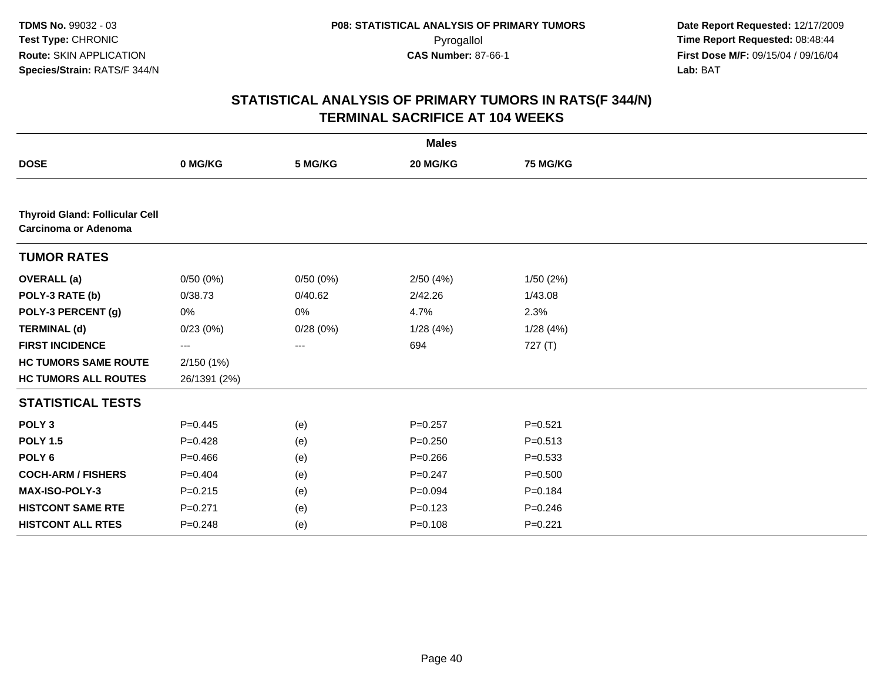# STATISTICAL ANALYSIS OF PRIMARY TUMORS IN RATS(F 344/N)
## TERMINAL SACRIFICE AT 104 WEEKS

| | Males | | | |
|---|---|---|---|---|
| **DOSE** | **0 MG/KG** | **5 MG/KG** | **20 MG/KG** | **75 MG/KG** |
| **Thyroid Gland: Follicular Cell Carcinoma or Adenoma** | | | | |
| **TUMOR RATES** | | | | |
| **OVERALL (a)** | 0/50 (0%) | 0/50 (0%) | 2/50 (4%) | 1/50 (2%) |
| **POLY-3 RATE (b)** | 0/38.73 | 0/40.62 | 2/42.26 | 1/43.08 |
| **POLY-3 PERCENT (g)** | 0% | 0% | 4.7% | 2.3% |
| **TERMINAL (d)** | 0/23 (0%) | 0/28 (0%) | 1/28 (4%) | 1/28 (4%) |
| **FIRST INCIDENCE** | --- | --- | 694 | 727 (T) |
| **HC TUMORS SAME ROUTE** | 2/150 (1%) | | | |
| **HC TUMORS ALL ROUTES** | 26/1391 (2%) | | | |
| **STATISTICAL TESTS** | | | | |
| **POLY 3** | P=0.445 | (e) | P=0.257 | P=0.521 |
| **POLY 1.5** | P=0.428 | (e) | P=0.250 | P=0.513 |
| **POLY 6** | P=0.466 | (e) | P=0.266 | P=0.533 |
| **COCH-ARM / FISHERS** | P=0.404 | (e) | P=0.247 | P=0.500 |
| **MAX-ISO-POLY-3** | P=0.215 | (e) | P=0.094 | P=0.184 |
| **HISTCONT SAME RTE** | P=0.271 | (e) | P=0.123 | P=0.246 |
| **HISTCONT ALL RTES** | P=0.248 | (e) | P=0.108 | P=0.221 |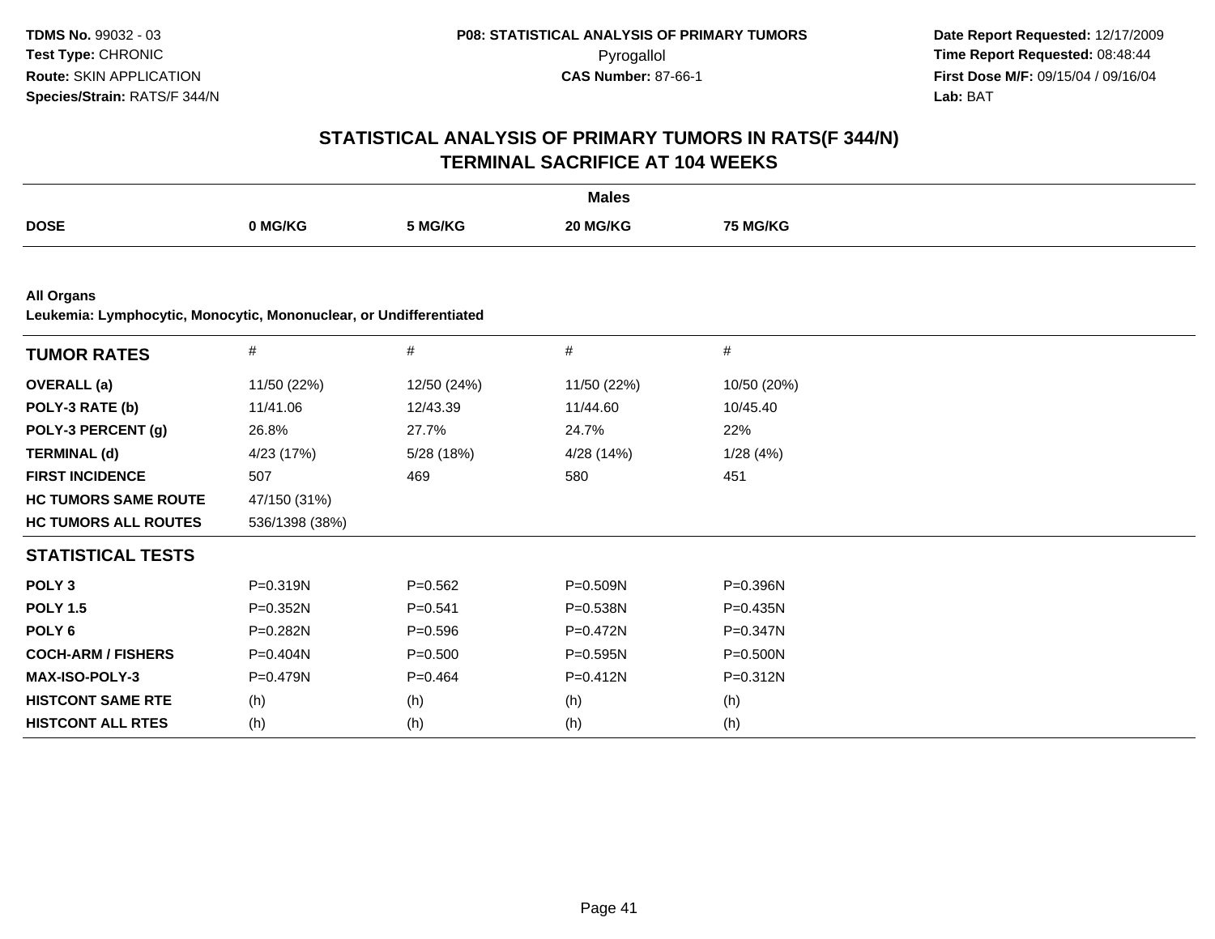**TDMS No.** 99032 - 03
**Test Type:** CHRONIC
**Route:** SKIN APPLICATION
**Species/Strain:** RATS/F 344/N

**P08: STATISTICAL ANALYSIS OF PRIMARY TUMORS**
Pyrogallol
**CAS Number:** 87-66-1

**Date Report Requested:** 12/17/2009
**Time Report Requested:** 08:48:44
**First Dose M/F:** 09/15/04 / 09/16/04
**Lab:** BAT

## STATISTICAL ANALYSIS OF PRIMARY TUMORS IN RATS(F 344/N)
## TERMINAL SACRIFICE AT 104 WEEKS

**Males**

| DOSE | 0 MG/KG | 5 MG/KG | 20 MG/KG | 75 MG/KG |
|---|---|---|---|---|

**All Organs**
**Leukemia: Lymphocytic, Monocytic, Mononuclear, or Undifferentiated**

| TUMOR RATES | # | # | # | # |
|---|---|---|---|---|
| **OVERALL (a)** | 11/50 (22%) | 12/50 (24%) | 11/50 (22%) | 10/50 (20%) |
| **POLY-3 RATE (b)** | 11/41.06 | 12/43.39 | 11/44.60 | 10/45.40 |
| **POLY-3 PERCENT (g)** | 26.8% | 27.7% | 24.7% | 22% |
| **TERMINAL (d)** | 4/23 (17%) | 5/28 (18%) | 4/28 (14%) | 1/28 (4%) |
| **FIRST INCIDENCE** | 507 | 469 | 580 | 451 |
| **HC TUMORS SAME ROUTE** | 47/150 (31%) | | | |
| **HC TUMORS ALL ROUTES** | 536/1398 (38%) | | | |
| **STATISTICAL TESTS** | | | | |
| **POLY 3** | P=0.319N | P=0.562 | P=0.509N | P=0.396N |
| **POLY 1.5** | P=0.352N | P=0.541 | P=0.538N | P=0.435N |
| **POLY 6** | P=0.282N | P=0.596 | P=0.472N | P=0.347N |
| **COCH-ARM / FISHERS** | P=0.404N | P=0.500 | P=0.595N | P=0.500N |
| **MAX-ISO-POLY-3** | P=0.479N | P=0.464 | P=0.412N | P=0.312N |
| **HISTCONT SAME RTE** | (h) | (h) | (h) | (h) |
| **HISTCONT ALL RTES** | (h) | (h) | (h) | (h) |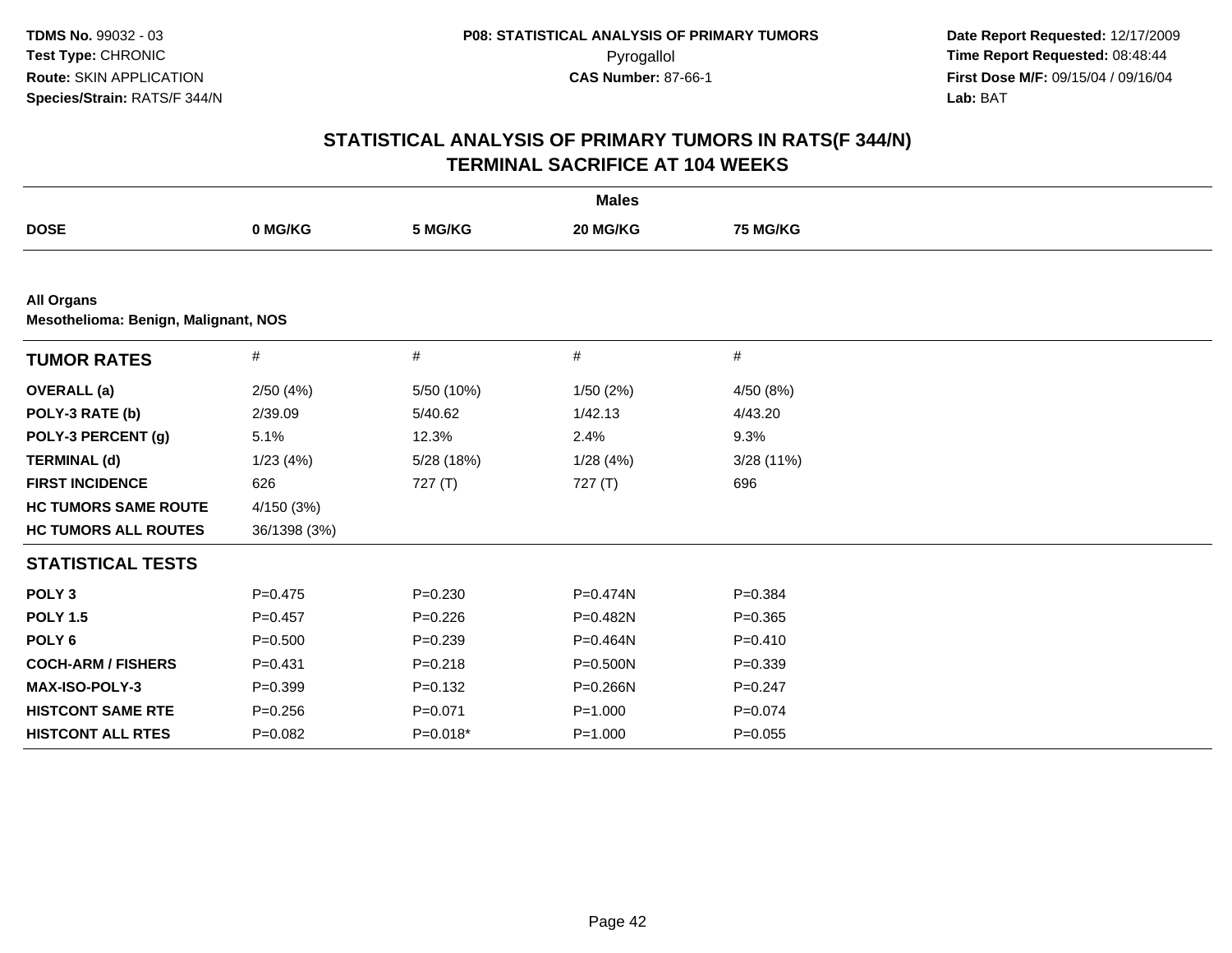**TDMS No.** 99032 - 03
**Test Type:** CHRONIC
**Route:** SKIN APPLICATION
**Species/Strain:** RATS/F 344/N

**P08: STATISTICAL ANALYSIS OF PRIMARY TUMORS**
Pyrogallol
**CAS Number:** 87-66-1

**Date Report Requested:** 12/17/2009
**Time Report Requested:** 08:48:44
**First Dose M/F:** 09/15/04 / 09/16/04
**Lab:** BAT

## STATISTICAL ANALYSIS OF PRIMARY TUMORS IN RATS(F 344/N) TERMINAL SACRIFICE AT 104 WEEKS

**Males**

| DOSE | 0 MG/KG | 5 MG/KG | 20 MG/KG | 75 MG/KG |
|---|---|---|---|---|

**All Organs**
**Mesothelioma: Benign, Malignant, NOS**

| TUMOR RATES | # | # | # | # |
|---|---|---|---|---|
| **OVERALL (a)** | 2/50 (4%) | 5/50 (10%) | 1/50 (2%) | 4/50 (8%) |
| **POLY-3 RATE (b)** | 2/39.09 | 5/40.62 | 1/42.13 | 4/43.20 |
| **POLY-3 PERCENT (g)** | 5.1% | 12.3% | 2.4% | 9.3% |
| **TERMINAL (d)** | 1/23 (4%) | 5/28 (18%) | 1/28 (4%) | 3/28 (11%) |
| **FIRST INCIDENCE** | 626 | 727 (T) | 727 (T) | 696 |
| **HC TUMORS SAME ROUTE** | 4/150 (3%) | | | |
| **HC TUMORS ALL ROUTES** | 36/1398 (3%) | | | |
| **STATISTICAL TESTS** | | | | |
| **POLY 3** | P=0.475 | P=0.230 | P=0.474N | P=0.384 |
| **POLY 1.5** | P=0.457 | P=0.226 | P=0.482N | P=0.365 |
| **POLY 6** | P=0.500 | P=0.239 | P=0.464N | P=0.410 |
| **COCH-ARM / FISHERS** | P=0.431 | P=0.218 | P=0.500N | P=0.339 |
| **MAX-ISO-POLY-3** | P=0.399 | P=0.132 | P=0.266N | P=0.247 |
| **HISTCONT SAME RTE** | P=0.256 | P=0.071 | P=1.000 | P=0.074 |
| **HISTCONT ALL RTES** | P=0.082 | P=0.018* | P=1.000 | P=0.055 |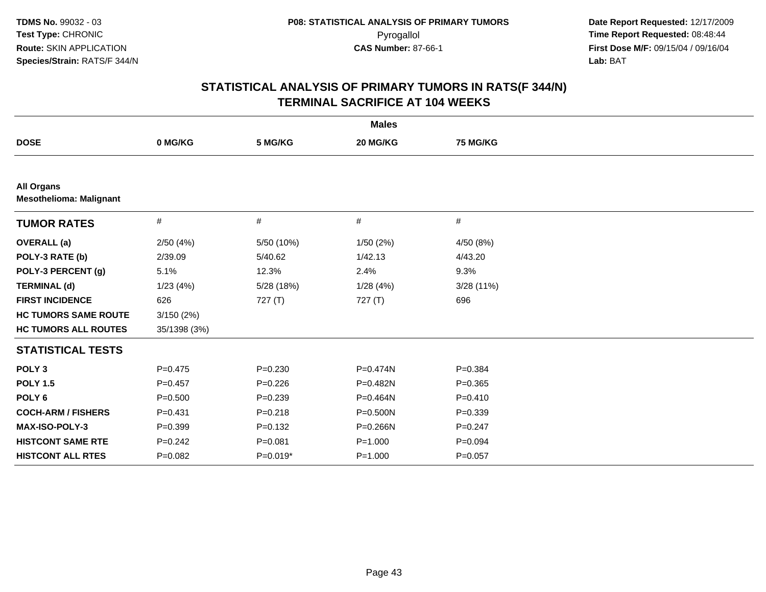**TDMS No.** 99032 - 03
**Test Type:** CHRONIC
**Route:** SKIN APPLICATION
**Species/Strain:** RATS/F 344/N

**P08: STATISTICAL ANALYSIS OF PRIMARY TUMORS**
Pyrogallol
**CAS Number:** 87-66-1

**Date Report Requested:** 12/17/2009
**Time Report Requested:** 08:48:44
**First Dose M/F:** 09/15/04 / 09/16/04
**Lab:** BAT

## STATISTICAL ANALYSIS OF PRIMARY TUMORS IN RATS(F 344/N)
## TERMINAL SACRIFICE AT 104 WEEKS

| | Males | | | |
|---|---|---|---|---|
| **DOSE** | **0 MG/KG** | **5 MG/KG** | **20 MG/KG** | **75 MG/KG** |
| **All Organs** | | | | |
| **Mesothelioma: Malignant** | | | | |
| **TUMOR RATES** | # | # | # | # |
| **OVERALL (a)** | 2/50 (4%) | 5/50 (10%) | 1/50 (2%) | 4/50 (8%) |
| **POLY-3 RATE (b)** | 2/39.09 | 5/40.62 | 1/42.13 | 4/43.20 |
| **POLY-3 PERCENT (g)** | 5.1% | 12.3% | 2.4% | 9.3% |
| **TERMINAL (d)** | 1/23 (4%) | 5/28 (18%) | 1/28 (4%) | 3/28 (11%) |
| **FIRST INCIDENCE** | 626 | 727 (T) | 727 (T) | 696 |
| **HC TUMORS SAME ROUTE** | 3/150 (2%) | | | |
| **HC TUMORS ALL ROUTES** | 35/1398 (3%) | | | |
| **STATISTICAL TESTS** | | | | |
| **POLY 3** | P=0.475 | P=0.230 | P=0.474N | P=0.384 |
| **POLY 1.5** | P=0.457 | P=0.226 | P=0.482N | P=0.365 |
| **POLY 6** | P=0.500 | P=0.239 | P=0.464N | P=0.410 |
| **COCH-ARM / FISHERS** | P=0.431 | P=0.218 | P=0.500N | P=0.339 |
| **MAX-ISO-POLY-3** | P=0.399 | P=0.132 | P=0.266N | P=0.247 |
| **HISTCONT SAME RTE** | P=0.242 | P=0.081 | P=1.000 | P=0.094 |
| **HISTCONT ALL RTES** | P=0.082 | P=0.019* | P=1.000 | P=0.057 |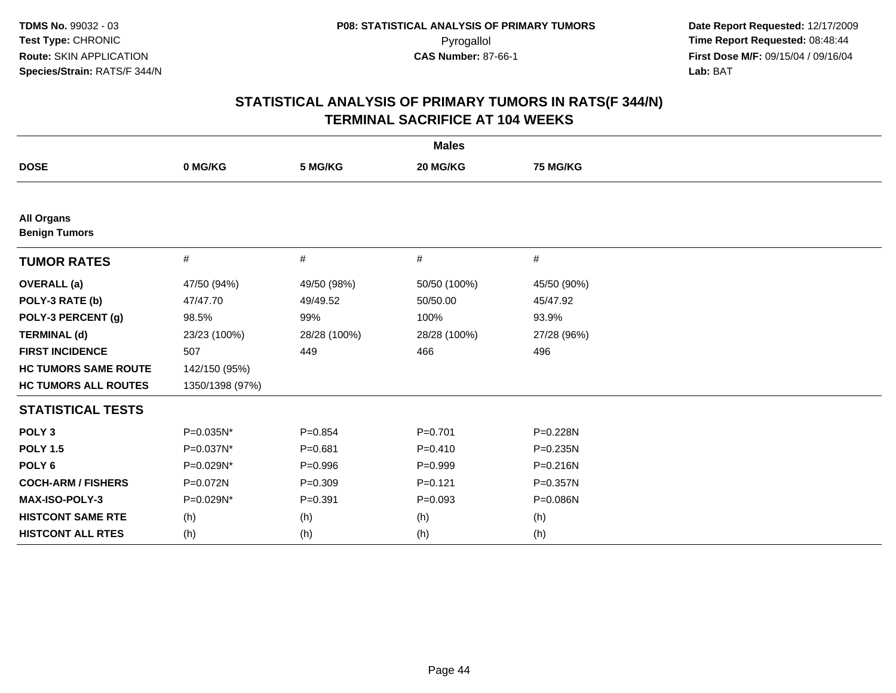TDMS No. 99032 - 03
Test Type: CHRONIC
Route: SKIN APPLICATION
Species/Strain: RATS/F 344/N

P08: STATISTICAL ANALYSIS OF PRIMARY TUMORS
Pyrogallol
CAS Number: 87-66-1

Date Report Requested: 12/17/2009
Time Report Requested: 08:48:44
First Dose M/F: 09/15/04 / 09/16/04
Lab: BAT

## STATISTICAL ANALYSIS OF PRIMARY TUMORS IN RATS(F 344/N)
## TERMINAL SACRIFICE AT 104 WEEKS

| | Males | | | |
|---|---|---|---|---|
| **DOSE** | **0 MG/KG** | **5 MG/KG** | **20 MG/KG** | **75 MG/KG** |
| **All Organs** | | | | |
| **Benign Tumors** | | | | |
| **TUMOR RATES** | # | # | # | # |
| **OVERALL (a)** | 47/50 (94%) | 49/50 (98%) | 50/50 (100%) | 45/50 (90%) |
| **POLY-3 RATE (b)** | 47/47.70 | 49/49.52 | 50/50.00 | 45/47.92 |
| **POLY-3 PERCENT (g)** | 98.5% | 99% | 100% | 93.9% |
| **TERMINAL (d)** | 23/23 (100%) | 28/28 (100%) | 28/28 (100%) | 27/28 (96%) |
| **FIRST INCIDENCE** | 507 | 449 | 466 | 496 |
| **HC TUMORS SAME ROUTE** | 142/150 (95%) | | | |
| **HC TUMORS ALL ROUTES** | 1350/1398 (97%) | | | |
| **STATISTICAL TESTS** | | | | |
| **POLY 3** | P=0.035N* | P=0.854 | P=0.701 | P=0.228N |
| **POLY 1.5** | P=0.037N* | P=0.681 | P=0.410 | P=0.235N |
| **POLY 6** | P=0.029N* | P=0.996 | P=0.999 | P=0.216N |
| **COCH-ARM / FISHERS** | P=0.072N | P=0.309 | P=0.121 | P=0.357N |
| **MAX-ISO-POLY-3** | P=0.029N* | P=0.391 | P=0.093 | P=0.086N |
| **HISTCONT SAME RTE** | (h) | (h) | (h) | (h) |
| **HISTCONT ALL RTES** | (h) | (h) | (h) | (h) |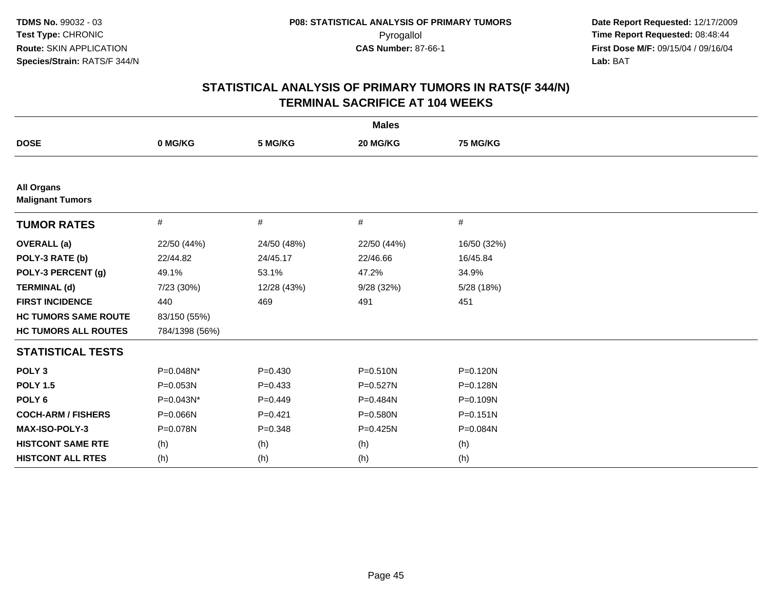**TDMS No.** 99032 - 03
**Test Type:** CHRONIC
**Route:** SKIN APPLICATION
**Species/Strain:** RATS/F 344/N

**P08: STATISTICAL ANALYSIS OF PRIMARY TUMORS**
Pyrogallol
**CAS Number:** 87-66-1

**Date Report Requested:** 12/17/2009
**Time Report Requested:** 08:48:44
**First Dose M/F:** 09/15/04 / 09/16/04
**Lab:** BAT

## STATISTICAL ANALYSIS OF PRIMARY TUMORS IN RATS(F 344/N)
## TERMINAL SACRIFICE AT 104 WEEKS

| | Males | | | |
|---|---|---|---|---|
| **DOSE** | **0 MG/KG** | **5 MG/KG** | **20 MG/KG** | **75 MG/KG** |
| **All Organs** | | | | |
| **Malignant Tumors** | | | | |
| **TUMOR RATES** | # | # | # | # |
| **OVERALL (a)** | 22/50 (44%) | 24/50 (48%) | 22/50 (44%) | 16/50 (32%) |
| **POLY-3 RATE (b)** | 22/44.82 | 24/45.17 | 22/46.66 | 16/45.84 |
| **POLY-3 PERCENT (g)** | 49.1% | 53.1% | 47.2% | 34.9% |
| **TERMINAL (d)** | 7/23 (30%) | 12/28 (43%) | 9/28 (32%) | 5/28 (18%) |
| **FIRST INCIDENCE** | 440 | 469 | 491 | 451 |
| **HC TUMORS SAME ROUTE** | 83/150 (55%) | | | |
| **HC TUMORS ALL ROUTES** | 784/1398 (56%) | | | |
| **STATISTICAL TESTS** | | | | |
| **POLY 3** | P=0.048N* | P=0.430 | P=0.510N | P=0.120N |
| **POLY 1.5** | P=0.053N | P=0.433 | P=0.527N | P=0.128N |
| **POLY 6** | P=0.043N* | P=0.449 | P=0.484N | P=0.109N |
| **COCH-ARM / FISHERS** | P=0.066N | P=0.421 | P=0.580N | P=0.151N |
| **MAX-ISO-POLY-3** | P=0.078N | P=0.348 | P=0.425N | P=0.084N |
| **HISTCONT SAME RTE** | (h) | (h) | (h) | (h) |
| **HISTCONT ALL RTES** | (h) | (h) | (h) | (h) |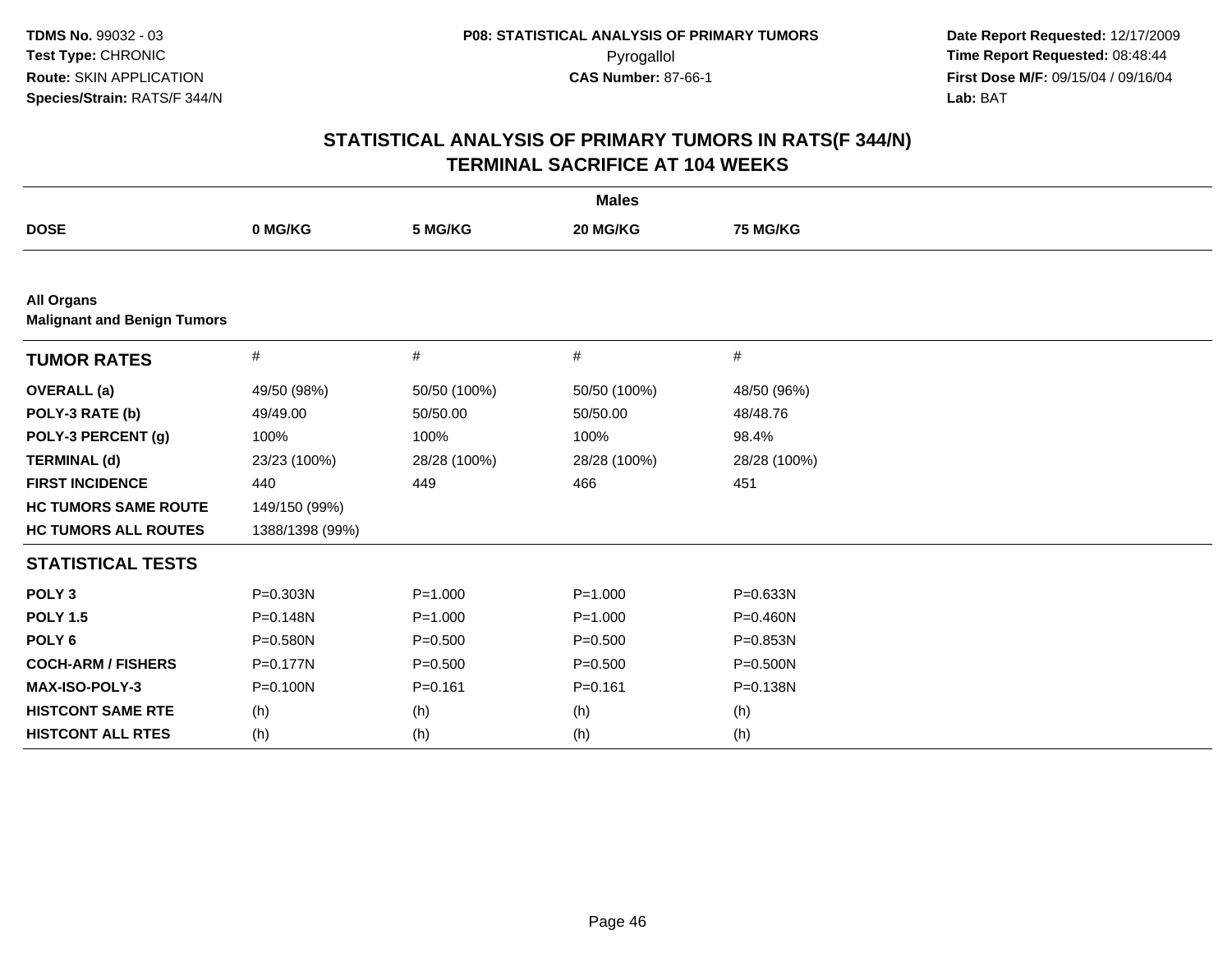**TDMS No.** 99032 - 03
**Test Type:** CHRONIC
**Route:** SKIN APPLICATION
**Species/Strain:** RATS/F 344/N

**P08: STATISTICAL ANALYSIS OF PRIMARY TUMORS**
Pyrogallol
**CAS Number:** 87-66-1

**Date Report Requested:** 12/17/2009
**Time Report Requested:** 08:48:44
**First Dose M/F:** 09/15/04 / 09/16/04
**Lab:** BAT

## STATISTICAL ANALYSIS OF PRIMARY TUMORS IN RATS(F 344/N)
## TERMINAL SACRIFICE AT 104 WEEKS

| | Males | | | |
|---|---|---|---|---|
| **DOSE** | **0 MG/KG** | **5 MG/KG** | **20 MG/KG** | **75 MG/KG** |
| **All Organs** | | | | |
| **Malignant and Benign Tumors** | | | | |
| **TUMOR RATES** | # | # | # | # |
| **OVERALL (a)** | 49/50 (98%) | 50/50 (100%) | 50/50 (100%) | 48/50 (96%) |
| **POLY-3 RATE (b)** | 49/49.00 | 50/50.00 | 50/50.00 | 48/48.76 |
| **POLY-3 PERCENT (g)** | 100% | 100% | 100% | 98.4% |
| **TERMINAL (d)** | 23/23 (100%) | 28/28 (100%) | 28/28 (100%) | 28/28 (100%) |
| **FIRST INCIDENCE** | 440 | 449 | 466 | 451 |
| **HC TUMORS SAME ROUTE** | 149/150 (99%) | | | |
| **HC TUMORS ALL ROUTES** | 1388/1398 (99%) | | | |
| **STATISTICAL TESTS** | | | | |
| **POLY 3** | P=0.303N | P=1.000 | P=1.000 | P=0.633N |
| **POLY 1.5** | P=0.148N | P=1.000 | P=1.000 | P=0.460N |
| **POLY 6** | P=0.580N | P=0.500 | P=0.500 | P=0.853N |
| **COCH-ARM / FISHERS** | P=0.177N | P=0.500 | P=0.500 | P=0.500N |
| **MAX-ISO-POLY-3** | P=0.100N | P=0.161 | P=0.161 | P=0.138N |
| **HISTCONT SAME RTE** | (h) | (h) | (h) | (h) |
| **HISTCONT ALL RTES** | (h) | (h) | (h) | (h) |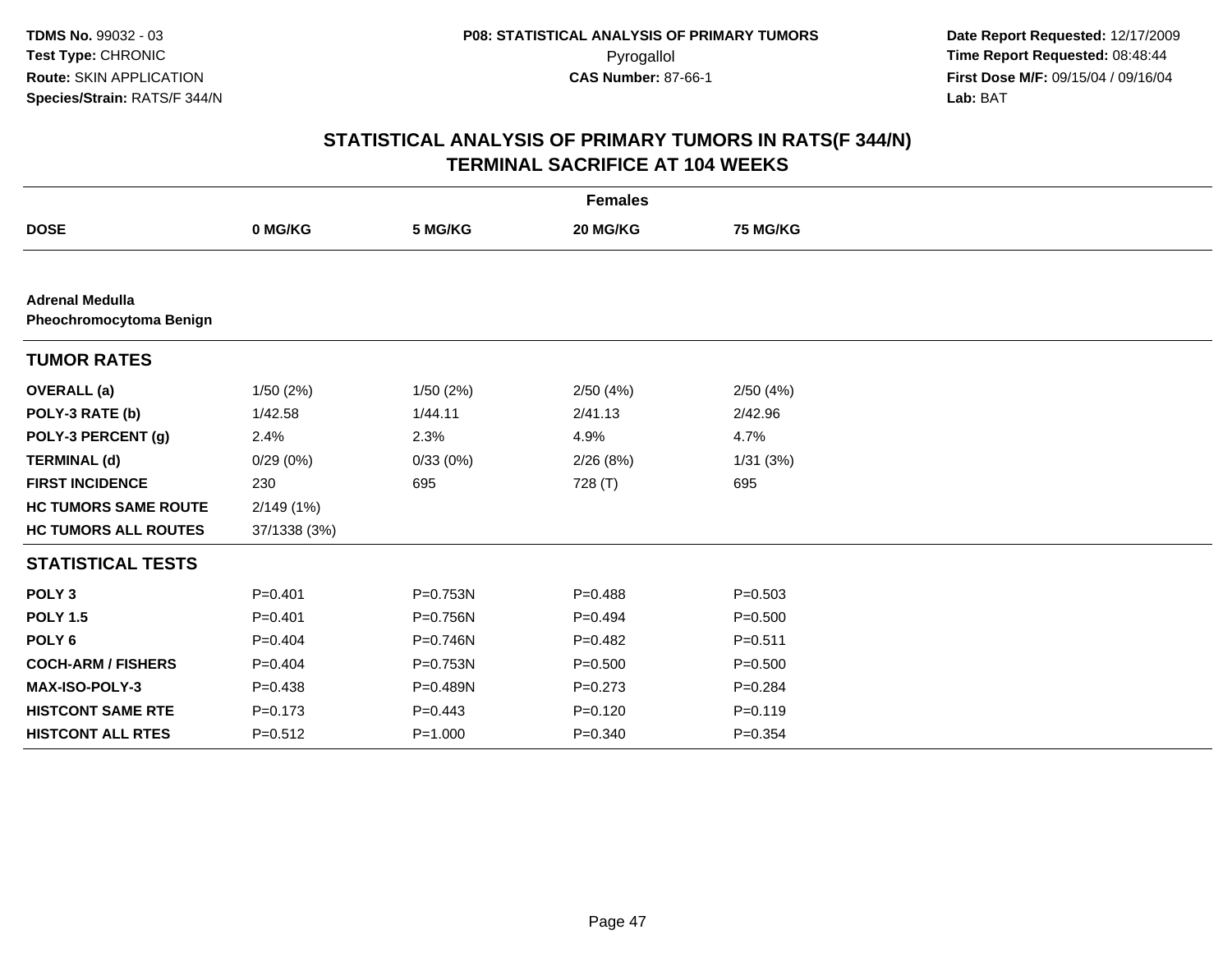**TDMS No.** 99032 - 03
**Test Type:** CHRONIC
**Route:** SKIN APPLICATION
**Species/Strain:** RATS/F 344/N

**P08: STATISTICAL ANALYSIS OF PRIMARY TUMORS**
Pyrogallol
**CAS Number:** 87-66-1

**Date Report Requested:** 12/17/2009
**Time Report Requested:** 08:48:44
**First Dose M/F:** 09/15/04 / 09/16/04
**Lab:** BAT

# STATISTICAL ANALYSIS OF PRIMARY TUMORS IN RATS(F 344/N) TERMINAL SACRIFICE AT 104 WEEKS

| | Females | | | |
|---|---|---|---|---|
| **DOSE** | **0 MG/KG** | **5 MG/KG** | **20 MG/KG** | **75 MG/KG** |
| **Adrenal Medulla** | | | | |
| **Pheochromocytoma Benign** | | | | |
| **TUMOR RATES** | | | | |
| **OVERALL (a)** | 1/50 (2%) | 1/50 (2%) | 2/50 (4%) | 2/50 (4%) |
| **POLY-3 RATE (b)** | 1/42.58 | 1/44.11 | 2/41.13 | 2/42.96 |
| **POLY-3 PERCENT (g)** | 2.4% | 2.3% | 4.9% | 4.7% |
| **TERMINAL (d)** | 0/29 (0%) | 0/33 (0%) | 2/26 (8%) | 1/31 (3%) |
| **FIRST INCIDENCE** | 230 | 695 | 728 (T) | 695 |
| **HC TUMORS SAME ROUTE** | 2/149 (1%) | | | |
| **HC TUMORS ALL ROUTES** | 37/1338 (3%) | | | |
| **STATISTICAL TESTS** | | | | |
| **POLY 3** | P=0.401 | P=0.753N | P=0.488 | P=0.503 |
| **POLY 1.5** | P=0.401 | P=0.756N | P=0.494 | P=0.500 |
| **POLY 6** | P=0.404 | P=0.746N | P=0.482 | P=0.511 |
| **COCH-ARM / FISHERS** | P=0.404 | P=0.753N | P=0.500 | P=0.500 |
| **MAX-ISO-POLY-3** | P=0.438 | P=0.489N | P=0.273 | P=0.284 |
| **HISTCONT SAME RTE** | P=0.173 | P=0.443 | P=0.120 | P=0.119 |
| **HISTCONT ALL RTES** | P=0.512 | P=1.000 | P=0.340 | P=0.354 |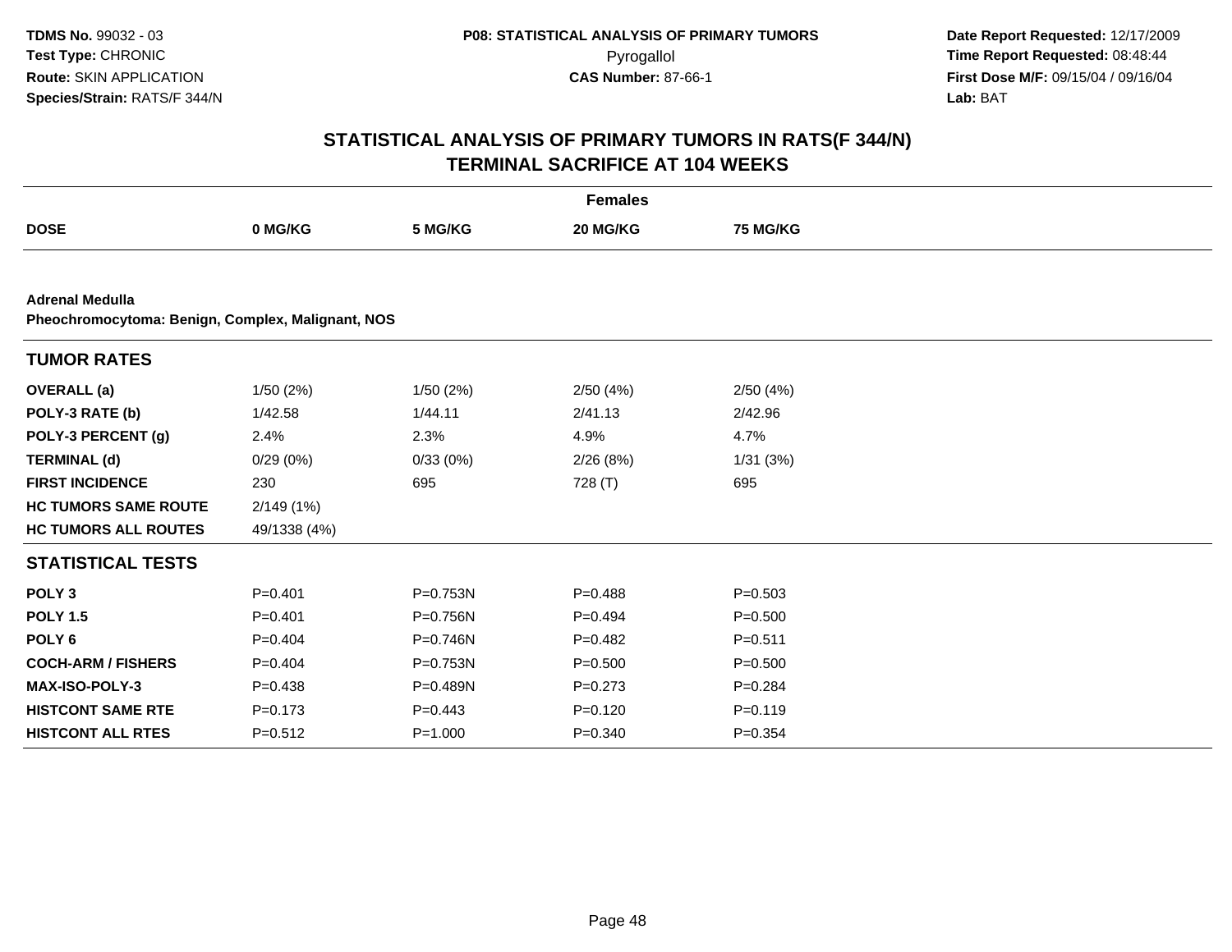**TDMS No.** 99032 - 03
**Test Type:** CHRONIC
**Route:** SKIN APPLICATION
**Species/Strain:** RATS/F 344/N

**P08: STATISTICAL ANALYSIS OF PRIMARY TUMORS**
Pyrogallol
**CAS Number:** 87-66-1

**Date Report Requested:** 12/17/2009
**Time Report Requested:** 08:48:44
**First Dose M/F:** 09/15/04 / 09/16/04
**Lab:** BAT

## STATISTICAL ANALYSIS OF PRIMARY TUMORS IN RATS(F 344/N)
## TERMINAL SACRIFICE AT 104 WEEKS

| | Females | | | |
|---|---|---|---|---|
| **DOSE** | **0 MG/KG** | **5 MG/KG** | **20 MG/KG** | **75 MG/KG** |
| **Adrenal Medulla** | | | | |
| **Pheochromocytoma: Benign, Complex, Malignant, NOS** | | | | |
| **TUMOR RATES** | | | | |
| **OVERALL (a)** | 1/50 (2%) | 1/50 (2%) | 2/50 (4%) | 2/50 (4%) |
| **POLY-3 RATE (b)** | 1/42.58 | 1/44.11 | 2/41.13 | 2/42.96 |
| **POLY-3 PERCENT (g)** | 2.4% | 2.3% | 4.9% | 4.7% |
| **TERMINAL (d)** | 0/29 (0%) | 0/33 (0%) | 2/26 (8%) | 1/31 (3%) |
| **FIRST INCIDENCE** | 230 | 695 | 728 (T) | 695 |
| **HC TUMORS SAME ROUTE** | 2/149 (1%) | | | |
| **HC TUMORS ALL ROUTES** | 49/1338 (4%) | | | |
| **STATISTICAL TESTS** | | | | |
| **POLY 3** | P=0.401 | P=0.753N | P=0.488 | P=0.503 |
| **POLY 1.5** | P=0.401 | P=0.756N | P=0.494 | P=0.500 |
| **POLY 6** | P=0.404 | P=0.746N | P=0.482 | P=0.511 |
| **COCH-ARM / FISHERS** | P=0.404 | P=0.753N | P=0.500 | P=0.500 |
| **MAX-ISO-POLY-3** | P=0.438 | P=0.489N | P=0.273 | P=0.284 |
| **HISTCONT SAME RTE** | P=0.173 | P=0.443 | P=0.120 | P=0.119 |
| **HISTCONT ALL RTES** | P=0.512 | P=1.000 | P=0.340 | P=0.354 |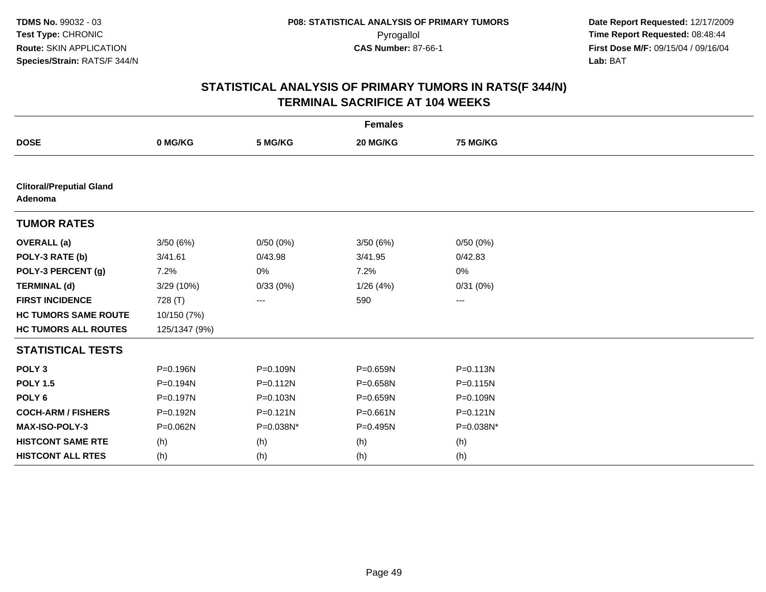# STATISTICAL ANALYSIS OF PRIMARY TUMORS IN RATS(F 344/N)
## TERMINAL SACRIFICE AT 104 WEEKS

**TDMS No.** 99032 - 03
**Test Type:** CHRONIC
**Route:** SKIN APPLICATION
**Species/Strain:** RATS/F 344/N

**P08: STATISTICAL ANALYSIS OF PRIMARY TUMORS**
Pyrogallol
**CAS Number:** 87-66-1

**Date Report Requested:** 12/17/2009
**Time Report Requested:** 08:48:44
**First Dose M/F:** 09/15/04 / 09/16/04
**Lab:** BAT

| | Females | | | |
|---|---|---|---|---|
| **DOSE** | **0 MG/KG** | **5 MG/KG** | **20 MG/KG** | **75 MG/KG** |
| **Clitoral/Preputial Gland Adenoma** | | | | |
| **TUMOR RATES** | | | | |
| **OVERALL (a)** | 3/50 (6%) | 0/50 (0%) | 3/50 (6%) | 0/50 (0%) |
| **POLY-3 RATE (b)** | 3/41.61 | 0/43.98 | 3/41.95 | 0/42.83 |
| **POLY-3 PERCENT (g)** | 7.2% | 0% | 7.2% | 0% |
| **TERMINAL (d)** | 3/29 (10%) | 0/33 (0%) | 1/26 (4%) | 0/31 (0%) |
| **FIRST INCIDENCE** | 728 (T) | --- | 590 | --- |
| **HC TUMORS SAME ROUTE** | 10/150 (7%) | | | |
| **HC TUMORS ALL ROUTES** | 125/1347 (9%) | | | |
| **STATISTICAL TESTS** | | | | |
| **POLY 3** | P=0.196N | P=0.109N | P=0.659N | P=0.113N |
| **POLY 1.5** | P=0.194N | P=0.112N | P=0.658N | P=0.115N |
| **POLY 6** | P=0.197N | P=0.103N | P=0.659N | P=0.109N |
| **COCH-ARM / FISHERS** | P=0.192N | P=0.121N | P=0.661N | P=0.121N |
| **MAX-ISO-POLY-3** | P=0.062N | P=0.038N* | P=0.495N | P=0.038N* |
| **HISTCONT SAME RTE** | (h) | (h) | (h) | (h) |
| **HISTCONT ALL RTES** | (h) | (h) | (h) | (h) |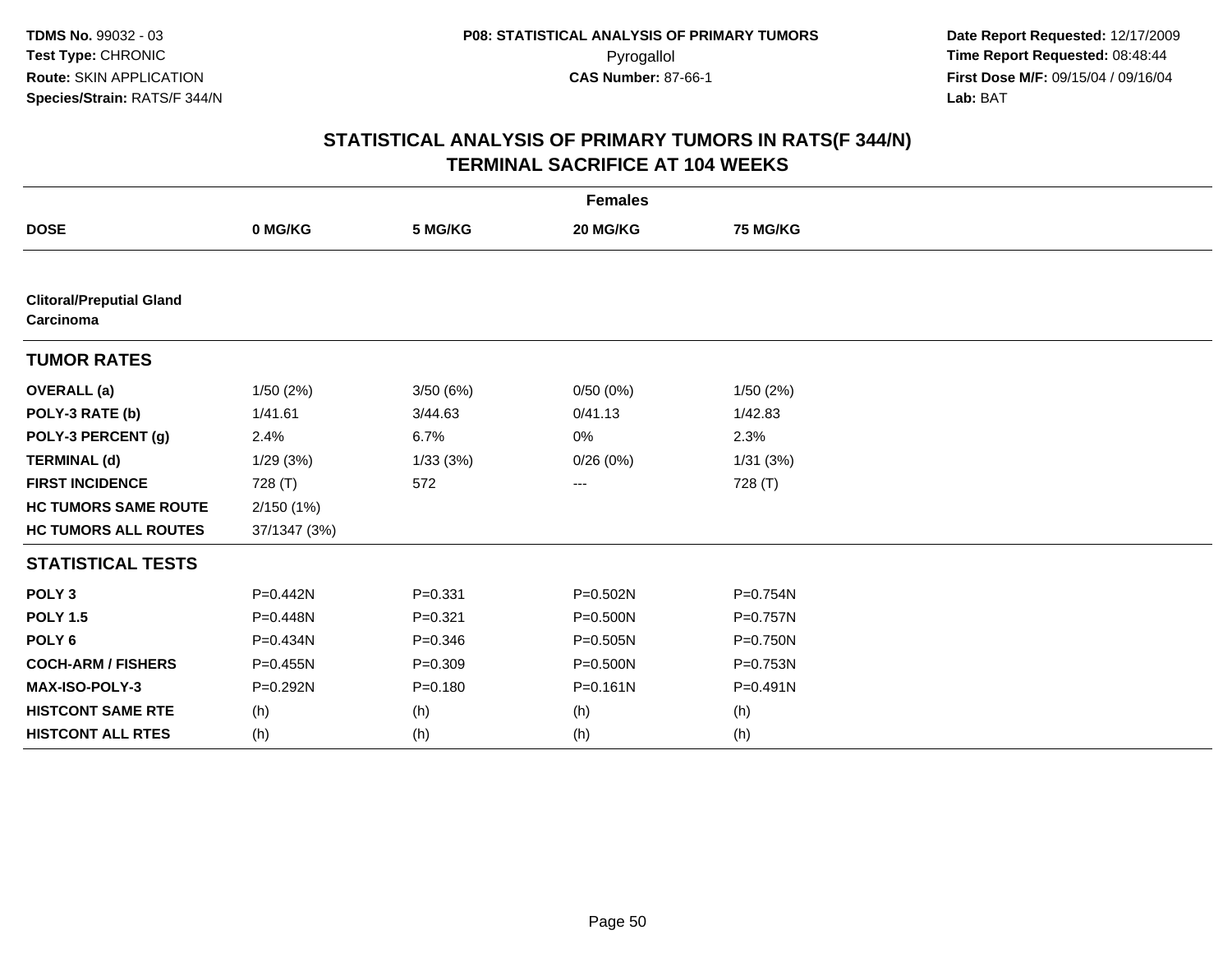**TDMS No.** 99032 - 03
**Test Type:** CHRONIC
**Route:** SKIN APPLICATION
**Species/Strain:** RATS/F 344/N

**P08: STATISTICAL ANALYSIS OF PRIMARY TUMORS**
Pyrogallol
**CAS Number:** 87-66-1

**Date Report Requested:** 12/17/2009
**Time Report Requested:** 08:48:44
**First Dose M/F:** 09/15/04 / 09/16/04
**Lab:** BAT

# STATISTICAL ANALYSIS OF PRIMARY TUMORS IN RATS(F 344/N) TERMINAL SACRIFICE AT 104 WEEKS

| | Females | | | |
|---|---|---|---|---|
| **DOSE** | **0 MG/KG** | **5 MG/KG** | **20 MG/KG** | **75 MG/KG** |
| **Clitoral/Preputial Gland Carcinoma** | | | | |
| **TUMOR RATES** | | | | |
| **OVERALL (a)** | 1/50 (2%) | 3/50 (6%) | 0/50 (0%) | 1/50 (2%) |
| **POLY-3 RATE (b)** | 1/41.61 | 3/44.63 | 0/41.13 | 1/42.83 |
| **POLY-3 PERCENT (g)** | 2.4% | 6.7% | 0% | 2.3% |
| **TERMINAL (d)** | 1/29 (3%) | 1/33 (3%) | 0/26 (0%) | 1/31 (3%) |
| **FIRST INCIDENCE** | 728 (T) | 572 | --- | 728 (T) |
| **HC TUMORS SAME ROUTE** | 2/150 (1%) | | | |
| **HC TUMORS ALL ROUTES** | 37/1347 (3%) | | | |
| **STATISTICAL TESTS** | | | | |
| **POLY 3** | P=0.442N | P=0.331 | P=0.502N | P=0.754N |
| **POLY 1.5** | P=0.448N | P=0.321 | P=0.500N | P=0.757N |
| **POLY 6** | P=0.434N | P=0.346 | P=0.505N | P=0.750N |
| **COCH-ARM / FISHERS** | P=0.455N | P=0.309 | P=0.500N | P=0.753N |
| **MAX-ISO-POLY-3** | P=0.292N | P=0.180 | P=0.161N | P=0.491N |
| **HISTCONT SAME RTE** | (h) | (h) | (h) | (h) |
| **HISTCONT ALL RTES** | (h) | (h) | (h) | (h) |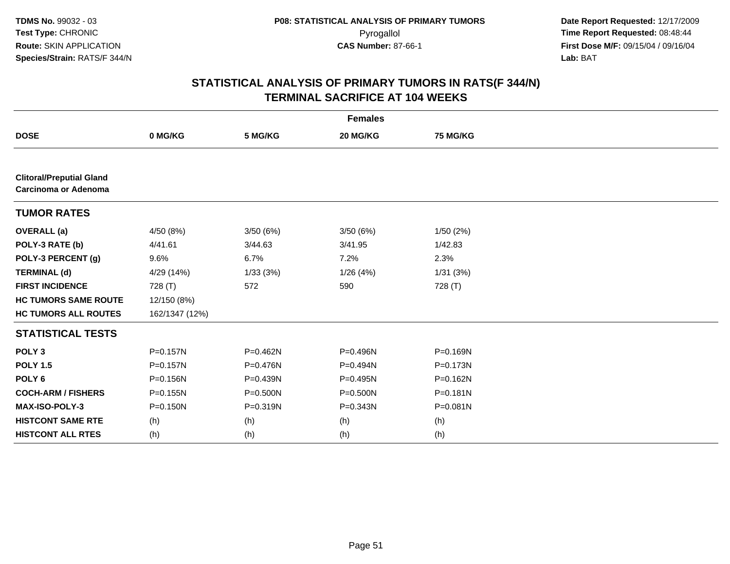**TDMS No.** 99032 - 03
**Test Type:** CHRONIC
**Route:** SKIN APPLICATION
**Species/Strain:** RATS/F 344/N

**P08: STATISTICAL ANALYSIS OF PRIMARY TUMORS**
Pyrogallol
**CAS Number:** 87-66-1

**Date Report Requested:** 12/17/2009
**Time Report Requested:** 08:48:44
**First Dose M/F:** 09/15/04 / 09/16/04
**Lab:** BAT

## STATISTICAL ANALYSIS OF PRIMARY TUMORS IN RATS(F 344/N)
## TERMINAL SACRIFICE AT 104 WEEKS

| | Females | | | |
|---|---|---|---|---|
| **DOSE** | **0 MG/KG** | **5 MG/KG** | **20 MG/KG** | **75 MG/KG** |
| **Clitoral/Preputial Gland Carcinoma or Adenoma** | | | | |
| **TUMOR RATES** | | | | |
| **OVERALL (a)** | 4/50 (8%) | 3/50 (6%) | 3/50 (6%) | 1/50 (2%) |
| **POLY-3 RATE (b)** | 4/41.61 | 3/44.63 | 3/41.95 | 1/42.83 |
| **POLY-3 PERCENT (g)** | 9.6% | 6.7% | 7.2% | 2.3% |
| **TERMINAL (d)** | 4/29 (14%) | 1/33 (3%) | 1/26 (4%) | 1/31 (3%) |
| **FIRST INCIDENCE** | 728 (T) | 572 | 590 | 728 (T) |
| **HC TUMORS SAME ROUTE** | 12/150 (8%) | | | |
| **HC TUMORS ALL ROUTES** | 162/1347 (12%) | | | |
| **STATISTICAL TESTS** | | | | |
| **POLY 3** | P=0.157N | P=0.462N | P=0.496N | P=0.169N |
| **POLY 1.5** | P=0.157N | P=0.476N | P=0.494N | P=0.173N |
| **POLY 6** | P=0.156N | P=0.439N | P=0.495N | P=0.162N |
| **COCH-ARM / FISHERS** | P=0.155N | P=0.500N | P=0.500N | P=0.181N |
| **MAX-ISO-POLY-3** | P=0.150N | P=0.319N | P=0.343N | P=0.081N |
| **HISTCONT SAME RTE** | (h) | (h) | (h) | (h) |
| **HISTCONT ALL RTES** | (h) | (h) | (h) | (h) |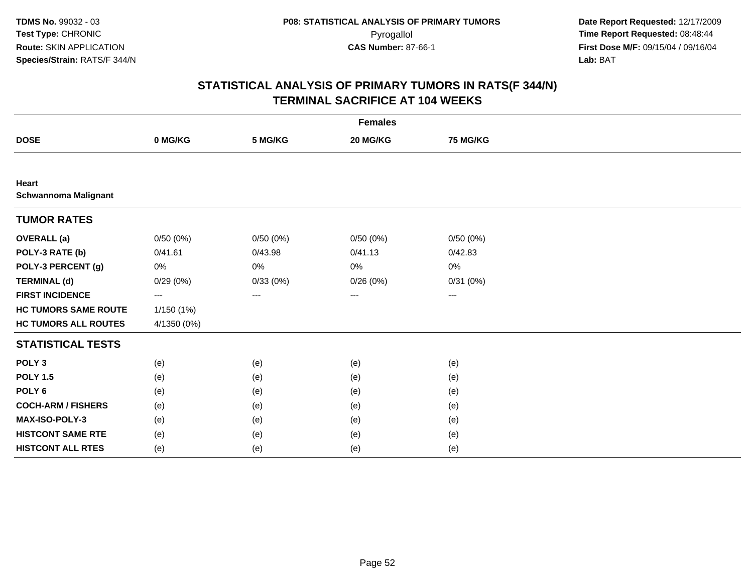**TDMS No.** 99032 - 03
**Test Type:** CHRONIC
**Route:** SKIN APPLICATION
**Species/Strain:** RATS/F 344/N

**P08: STATISTICAL ANALYSIS OF PRIMARY TUMORS**
Pyrogallol
**CAS Number:** 87-66-1

**Date Report Requested:** 12/17/2009
**Time Report Requested:** 08:48:44
**First Dose M/F:** 09/15/04 / 09/16/04
**Lab:** BAT

## STATISTICAL ANALYSIS OF PRIMARY TUMORS IN RATS(F 344/N)
## TERMINAL SACRIFICE AT 104 WEEKS

| | Females | | | |
|---|---|---|---|---|
| **DOSE** | **0 MG/KG** | **5 MG/KG** | **20 MG/KG** | **75 MG/KG** |
| **Heart** | | | | |
| **Schwannoma Malignant** | | | | |
| **TUMOR RATES** | | | | |
| **OVERALL (a)** | 0/50 (0%) | 0/50 (0%) | 0/50 (0%) | 0/50 (0%) |
| **POLY-3 RATE (b)** | 0/41.61 | 0/43.98 | 0/41.13 | 0/42.83 |
| **POLY-3 PERCENT (g)** | 0% | 0% | 0% | 0% |
| **TERMINAL (d)** | 0/29 (0%) | 0/33 (0%) | 0/26 (0%) | 0/31 (0%) |
| **FIRST INCIDENCE** | --- | --- | --- | --- |
| **HC TUMORS SAME ROUTE** | 1/150 (1%) | | | |
| **HC TUMORS ALL ROUTES** | 4/1350 (0%) | | | |
| **STATISTICAL TESTS** | | | | |
| **POLY 3** | (e) | (e) | (e) | (e) |
| **POLY 1.5** | (e) | (e) | (e) | (e) |
| **POLY 6** | (e) | (e) | (e) | (e) |
| **COCH-ARM / FISHERS** | (e) | (e) | (e) | (e) |
| **MAX-ISO-POLY-3** | (e) | (e) | (e) | (e) |
| **HISTCONT SAME RTE** | (e) | (e) | (e) | (e) |
| **HISTCONT ALL RTES** | (e) | (e) | (e) | (e) |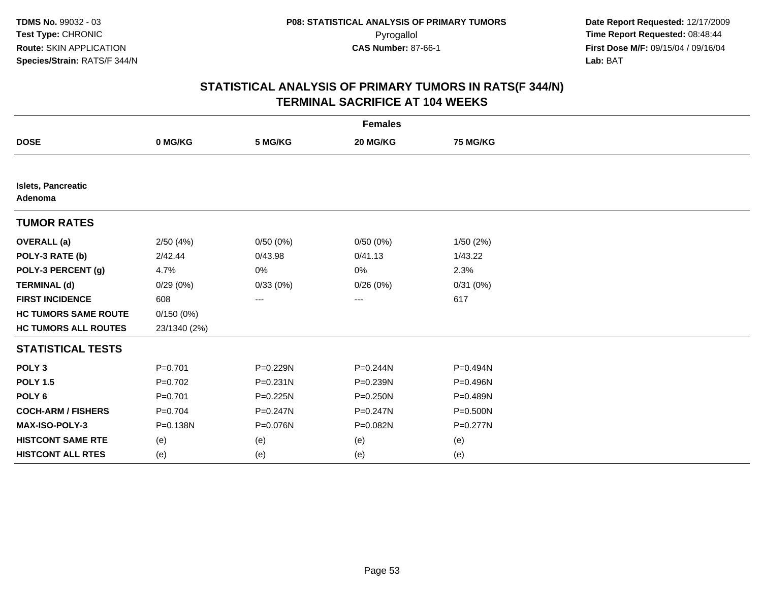TDMS No. 99032 - 03
Test Type: CHRONIC
Route: SKIN APPLICATION
Species/Strain: RATS/F 344/N

P08: STATISTICAL ANALYSIS OF PRIMARY TUMORS
Pyrogallol
CAS Number: 87-66-1

Date Report Requested: 12/17/2009
Time Report Requested: 08:48:44
First Dose M/F: 09/15/04 / 09/16/04
Lab: BAT

# STATISTICAL ANALYSIS OF PRIMARY TUMORS IN RATS(F 344/N)
# TERMINAL SACRIFICE AT 104 WEEKS

| | Females | | | |
|---|---|---|---|---|
| **DOSE** | **0 MG/KG** | **5 MG/KG** | **20 MG/KG** | **75 MG/KG** |
| **Islets, Pancreatic Adenoma** | | | | |
| **TUMOR RATES** | | | | |
| **OVERALL (a)** | 2/50 (4%) | 0/50 (0%) | 0/50 (0%) | 1/50 (2%) |
| **POLY-3 RATE (b)** | 2/42.44 | 0/43.98 | 0/41.13 | 1/43.22 |
| **POLY-3 PERCENT (g)** | 4.7% | 0% | 0% | 2.3% |
| **TERMINAL (d)** | 0/29 (0%) | 0/33 (0%) | 0/26 (0%) | 0/31 (0%) |
| **FIRST INCIDENCE** | 608 | --- | --- | 617 |
| **HC TUMORS SAME ROUTE** | 0/150 (0%) | | | |
| **HC TUMORS ALL ROUTES** | 23/1340 (2%) | | | |
| **STATISTICAL TESTS** | | | | |
| **POLY 3** | P=0.701 | P=0.229N | P=0.244N | P=0.494N |
| **POLY 1.5** | P=0.702 | P=0.231N | P=0.239N | P=0.496N |
| **POLY 6** | P=0.701 | P=0.225N | P=0.250N | P=0.489N |
| **COCH-ARM / FISHERS** | P=0.704 | P=0.247N | P=0.247N | P=0.500N |
| **MAX-ISO-POLY-3** | P=0.138N | P=0.076N | P=0.082N | P=0.277N |
| **HISTCONT SAME RTE** | (e) | (e) | (e) | (e) |
| **HISTCONT ALL RTES** | (e) | (e) | (e) | (e) |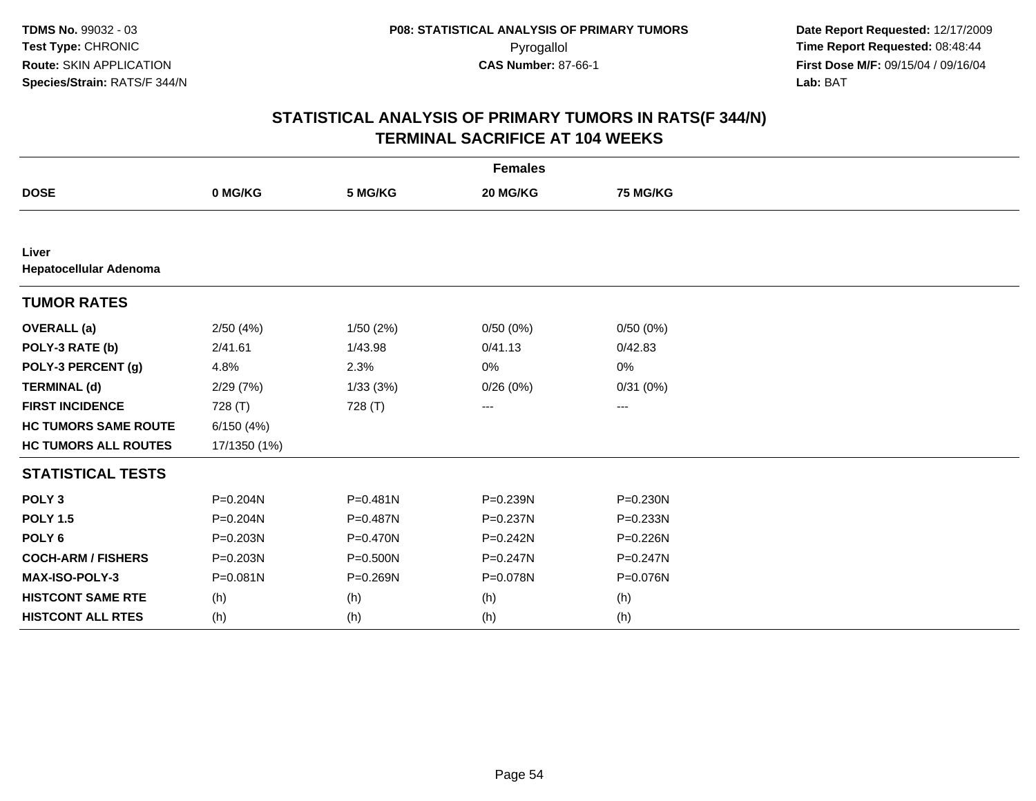**TDMS No.** 99032 - 03
**Test Type:** CHRONIC
**Route:** SKIN APPLICATION
**Species/Strain:** RATS/F 344/N

**P08: STATISTICAL ANALYSIS OF PRIMARY TUMORS**
Pyrogallol
**CAS Number:** 87-66-1

**Date Report Requested:** 12/17/2009
**Time Report Requested:** 08:48:44
**First Dose M/F:** 09/15/04 / 09/16/04
**Lab:** BAT

## STATISTICAL ANALYSIS OF PRIMARY TUMORS IN RATS(F 344/N)
## TERMINAL SACRIFICE AT 104 WEEKS

| | Females | | | |
|---|---|---|---|---|
| **DOSE** | **0 MG/KG** | **5 MG/KG** | **20 MG/KG** | **75 MG/KG** |
| **Liver** | | | | |
| **Hepatocellular Adenoma** | | | | |
| **TUMOR RATES** | | | | |
| **OVERALL (a)** | 2/50 (4%) | 1/50 (2%) | 0/50 (0%) | 0/50 (0%) |
| **POLY-3 RATE (b)** | 2/41.61 | 1/43.98 | 0/41.13 | 0/42.83 |
| **POLY-3 PERCENT (g)** | 4.8% | 2.3% | 0% | 0% |
| **TERMINAL (d)** | 2/29 (7%) | 1/33 (3%) | 0/26 (0%) | 0/31 (0%) |
| **FIRST INCIDENCE** | 728 (T) | 728 (T) | --- | --- |
| **HC TUMORS SAME ROUTE** | 6/150 (4%) | | | |
| **HC TUMORS ALL ROUTES** | 17/1350 (1%) | | | |
| **STATISTICAL TESTS** | | | | |
| **POLY 3** | P=0.204N | P=0.481N | P=0.239N | P=0.230N |
| **POLY 1.5** | P=0.204N | P=0.487N | P=0.237N | P=0.233N |
| **POLY 6** | P=0.203N | P=0.470N | P=0.242N | P=0.226N |
| **COCH-ARM / FISHERS** | P=0.203N | P=0.500N | P=0.247N | P=0.247N |
| **MAX-ISO-POLY-3** | P=0.081N | P=0.269N | P=0.078N | P=0.076N |
| **HISTCONT SAME RTE** | (h) | (h) | (h) | (h) |
| **HISTCONT ALL RTES** | (h) | (h) | (h) | (h) |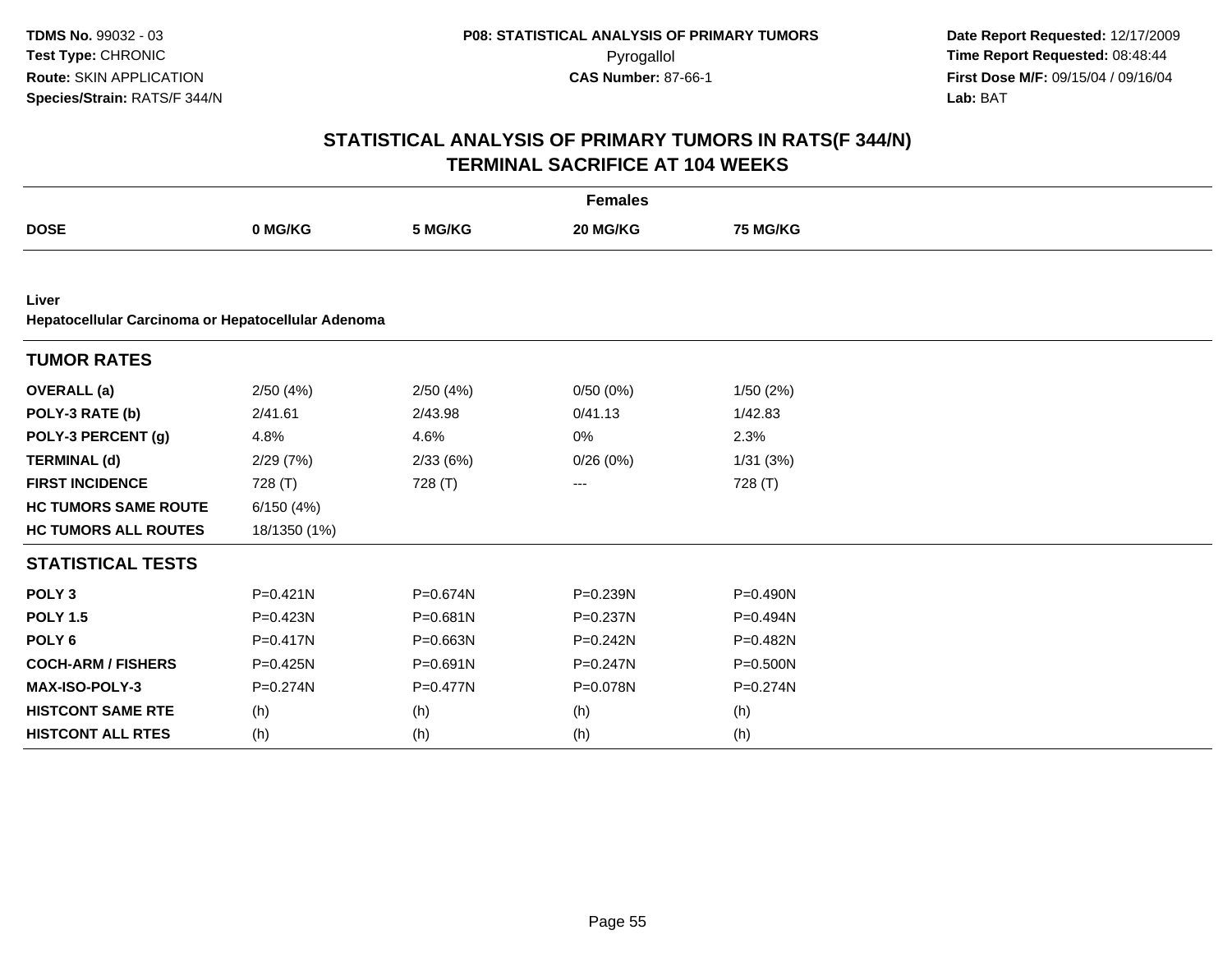# STATISTICAL ANALYSIS OF PRIMARY TUMORS IN RATS(F 344/N)
## TERMINAL SACRIFICE AT 104 WEEKS

| | Females | | | |
|---|---|---|---|---|
| **DOSE** | **0 MG/KG** | **5 MG/KG** | **20 MG/KG** | **75 MG/KG** |
| **Liver** | | | | |
| **Hepatocellular Carcinoma or Hepatocellular Adenoma** | | | | |
| **TUMOR RATES** | | | | |
| **OVERALL (a)** | 2/50 (4%) | 2/50 (4%) | 0/50 (0%) | 1/50 (2%) |
| **POLY-3 RATE (b)** | 2/41.61 | 2/43.98 | 0/41.13 | 1/42.83 |
| **POLY-3 PERCENT (g)** | 4.8% | 4.6% | 0% | 2.3% |
| **TERMINAL (d)** | 2/29 (7%) | 2/33 (6%) | 0/26 (0%) | 1/31 (3%) |
| **FIRST INCIDENCE** | 728 (T) | 728 (T) | --- | 728 (T) |
| **HC TUMORS SAME ROUTE** | 6/150 (4%) | | | |
| **HC TUMORS ALL ROUTES** | 18/1350 (1%) | | | |
| **STATISTICAL TESTS** | | | | |
| **POLY 3** | P=0.421N | P=0.674N | P=0.239N | P=0.490N |
| **POLY 1.5** | P=0.423N | P=0.681N | P=0.237N | P=0.494N |
| **POLY 6** | P=0.417N | P=0.663N | P=0.242N | P=0.482N |
| **COCH-ARM / FISHERS** | P=0.425N | P=0.691N | P=0.247N | P=0.500N |
| **MAX-ISO-POLY-3** | P=0.274N | P=0.477N | P=0.078N | P=0.274N |
| **HISTCONT SAME RTE** | (h) | (h) | (h) | (h) |
| **HISTCONT ALL RTES** | (h) | (h) | (h) | (h) |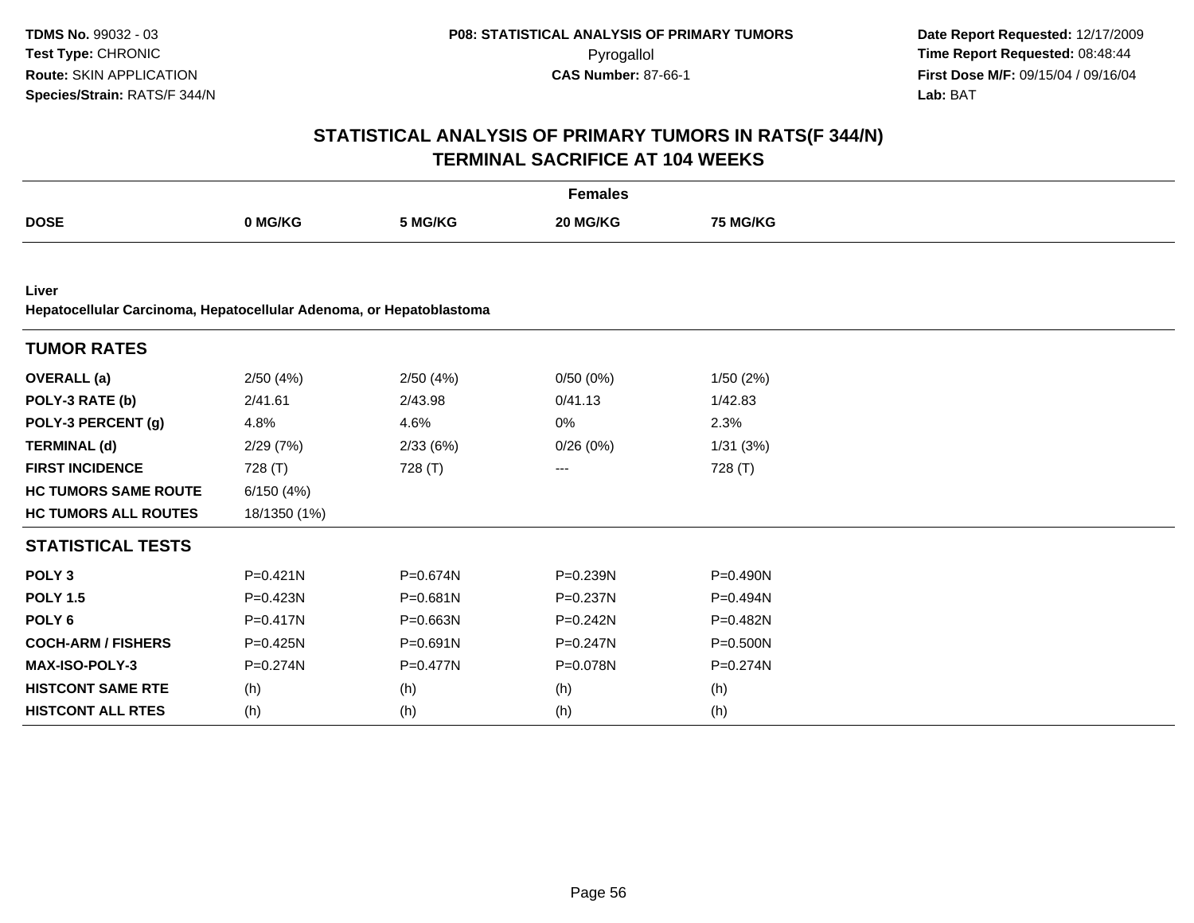**TDMS No.** 99032 - 03
**Test Type:** CHRONIC
**Route:** SKIN APPLICATION
**Species/Strain:** RATS/F 344/N

**P08: STATISTICAL ANALYSIS OF PRIMARY TUMORS**
Pyrogallol
**CAS Number:** 87-66-1

**Date Report Requested:** 12/17/2009
**Time Report Requested:** 08:48:44
**First Dose M/F:** 09/15/04 / 09/16/04
**Lab:** BAT

# STATISTICAL ANALYSIS OF PRIMARY TUMORS IN RATS(F 344/N) TERMINAL SACRIFICE AT 104 WEEKS

| | Females | | | |
|---|---|---|---|---|
| **DOSE** | **0 MG/KG** | **5 MG/KG** | **20 MG/KG** | **75 MG/KG** |

**Liver**
**Hepatocellular Carcinoma, Hepatocellular Adenoma, or Hepatoblastoma**

| **TUMOR RATES** | | | | |
|---|---|---|---|---|
| **OVERALL (a)** | 2/50 (4%) | 2/50 (4%) | 0/50 (0%) | 1/50 (2%) |
| **POLY-3 RATE (b)** | 2/41.61 | 2/43.98 | 0/41.13 | 1/42.83 |
| **POLY-3 PERCENT (g)** | 4.8% | 4.6% | 0% | 2.3% |
| **TERMINAL (d)** | 2/29 (7%) | 2/33 (6%) | 0/26 (0%) | 1/31 (3%) |
| **FIRST INCIDENCE** | 728 (T) | 728 (T) | --- | 728 (T) |
| **HC TUMORS SAME ROUTE** | 6/150 (4%) | | | |
| **HC TUMORS ALL ROUTES** | 18/1350 (1%) | | | |

| **STATISTICAL TESTS** | | | | |
|---|---|---|---|---|
| **POLY 3** | P=0.421N | P=0.674N | P=0.239N | P=0.490N |
| **POLY 1.5** | P=0.423N | P=0.681N | P=0.237N | P=0.494N |
| **POLY 6** | P=0.417N | P=0.663N | P=0.242N | P=0.482N |
| **COCH-ARM / FISHERS** | P=0.425N | P=0.691N | P=0.247N | P=0.500N |
| **MAX-ISO-POLY-3** | P=0.274N | P=0.477N | P=0.078N | P=0.274N |
| **HISTCONT SAME RTE** | (h) | (h) | (h) | (h) |
| **HISTCONT ALL RTES** | (h) | (h) | (h) | (h) |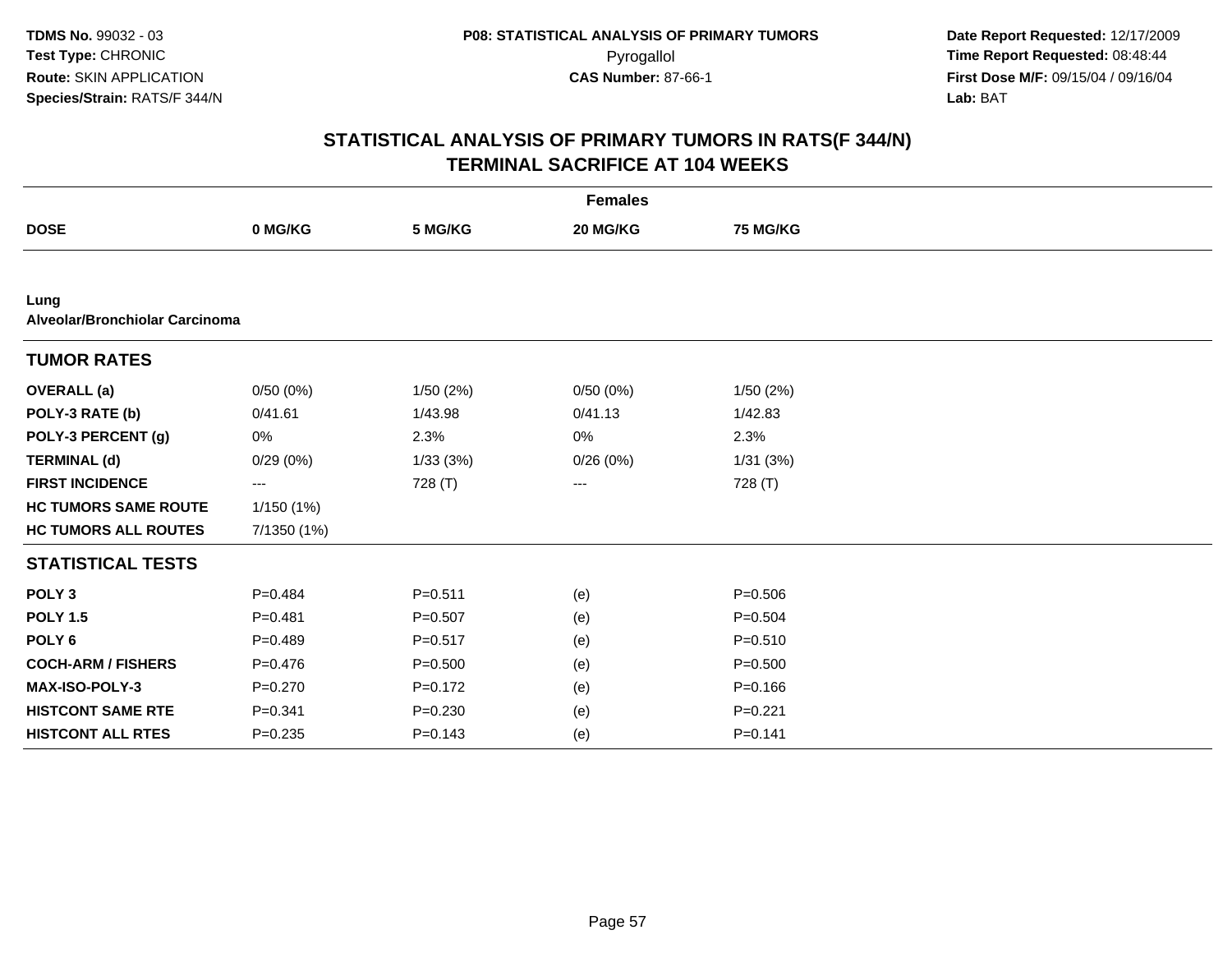**TDMS No.** 99032 - 03
**Test Type:** CHRONIC
**Route:** SKIN APPLICATION
**Species/Strain:** RATS/F 344/N

**P08: STATISTICAL ANALYSIS OF PRIMARY TUMORS**
Pyrogallol
**CAS Number:** 87-66-1

**Date Report Requested:** 12/17/2009
**Time Report Requested:** 08:48:44
**First Dose M/F:** 09/15/04 / 09/16/04
**Lab:** BAT

# STATISTICAL ANALYSIS OF PRIMARY TUMORS IN RATS(F 344/N)
## TERMINAL SACRIFICE AT 104 WEEKS

| | Females | | | |
|---|---|---|---|---|
| **DOSE** | **0 MG/KG** | **5 MG/KG** | **20 MG/KG** | **75 MG/KG** |
| **Lung** | | | | |
| **Alveolar/Bronchiolar Carcinoma** | | | | |
| **TUMOR RATES** | | | | |
| **OVERALL (a)** | 0/50 (0%) | 1/50 (2%) | 0/50 (0%) | 1/50 (2%) |
| **POLY-3 RATE (b)** | 0/41.61 | 1/43.98 | 0/41.13 | 1/42.83 |
| **POLY-3 PERCENT (g)** | 0% | 2.3% | 0% | 2.3% |
| **TERMINAL (d)** | 0/29 (0%) | 1/33 (3%) | 0/26 (0%) | 1/31 (3%) |
| **FIRST INCIDENCE** | --- | 728 (T) | --- | 728 (T) |
| **HC TUMORS SAME ROUTE** | 1/150 (1%) | | | |
| **HC TUMORS ALL ROUTES** | 7/1350 (1%) | | | |
| **STATISTICAL TESTS** | | | | |
| **POLY 3** | P=0.484 | P=0.511 | (e) | P=0.506 |
| **POLY 1.5** | P=0.481 | P=0.507 | (e) | P=0.504 |
| **POLY 6** | P=0.489 | P=0.517 | (e) | P=0.510 |
| **COCH-ARM / FISHERS** | P=0.476 | P=0.500 | (e) | P=0.500 |
| **MAX-ISO-POLY-3** | P=0.270 | P=0.172 | (e) | P=0.166 |
| **HISTCONT SAME RTE** | P=0.341 | P=0.230 | (e) | P=0.221 |
| **HISTCONT ALL RTES** | P=0.235 | P=0.143 | (e) | P=0.141 |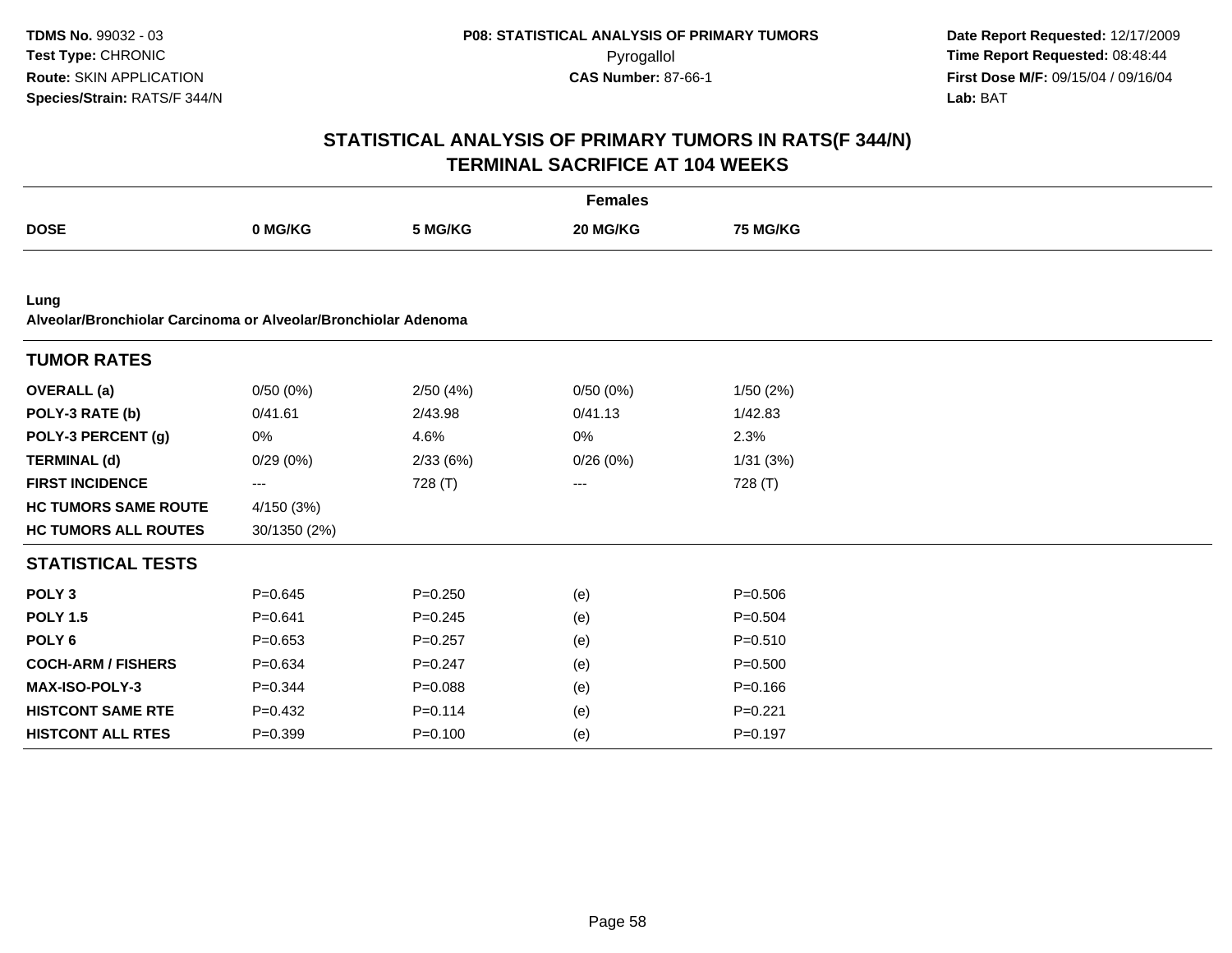**TDMS No.** 99032 - 03
**Test Type:** CHRONIC
**Route:** SKIN APPLICATION
**Species/Strain:** RATS/F 344/N

**P08: STATISTICAL ANALYSIS OF PRIMARY TUMORS**
Pyrogallol
**CAS Number:** 87-66-1

**Date Report Requested:** 12/17/2009
**Time Report Requested:** 08:48:44
**First Dose M/F:** 09/15/04 / 09/16/04
**Lab:** BAT

## STATISTICAL ANALYSIS OF PRIMARY TUMORS IN RATS(F 344/N)
## TERMINAL SACRIFICE AT 104 WEEKS

| | Females | | | |
|---|---|---|---|---|
| **DOSE** | **0 MG/KG** | **5 MG/KG** | **20 MG/KG** | **75 MG/KG** |

**Lung**
**Alveolar/Bronchiolar Carcinoma or Alveolar/Bronchiolar Adenoma**

| **TUMOR RATES** | | | | |
|---|---|---|---|---|
| **OVERALL (a)** | 0/50 (0%) | 2/50 (4%) | 0/50 (0%) | 1/50 (2%) |
| **POLY-3 RATE (b)** | 0/41.61 | 2/43.98 | 0/41.13 | 1/42.83 |
| **POLY-3 PERCENT (g)** | 0% | 4.6% | 0% | 2.3% |
| **TERMINAL (d)** | 0/29 (0%) | 2/33 (6%) | 0/26 (0%) | 1/31 (3%) |
| **FIRST INCIDENCE** | --- | 728 (T) | --- | 728 (T) |
| **HC TUMORS SAME ROUTE** | 4/150 (3%) | | | |
| **HC TUMORS ALL ROUTES** | 30/1350 (2%) | | | |

| **STATISTICAL TESTS** | | | | |
|---|---|---|---|---|
| **POLY 3** | P=0.645 | P=0.250 | (e) | P=0.506 |
| **POLY 1.5** | P=0.641 | P=0.245 | (e) | P=0.504 |
| **POLY 6** | P=0.653 | P=0.257 | (e) | P=0.510 |
| **COCH-ARM / FISHERS** | P=0.634 | P=0.247 | (e) | P=0.500 |
| **MAX-ISO-POLY-3** | P=0.344 | P=0.088 | (e) | P=0.166 |
| **HISTCONT SAME RTE** | P=0.432 | P=0.114 | (e) | P=0.221 |
| **HISTCONT ALL RTES** | P=0.399 | P=0.100 | (e) | P=0.197 |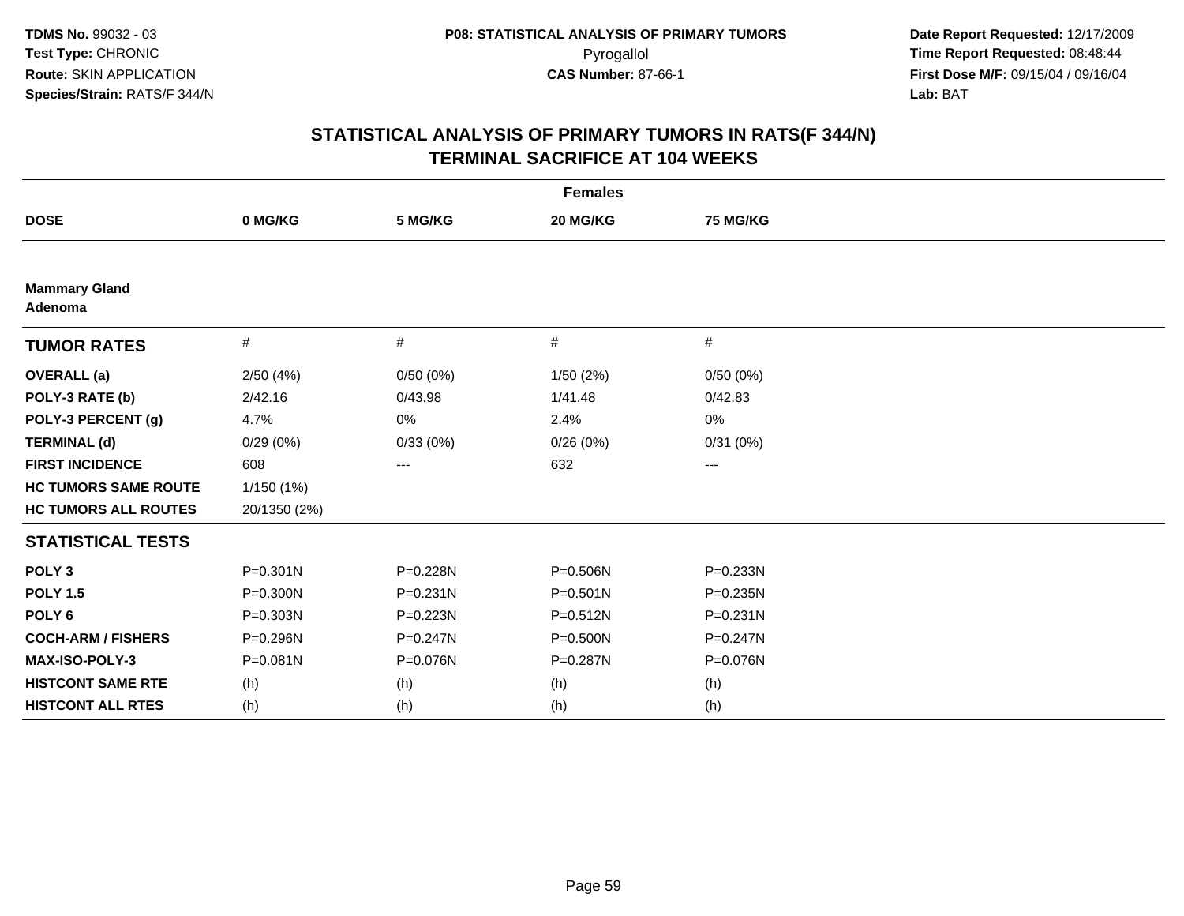TDMS No. 99032 - 03
Test Type: CHRONIC
Route: SKIN APPLICATION
Species/Strain: RATS/F 344/N

**P08: STATISTICAL ANALYSIS OF PRIMARY TUMORS**
Pyrogallol
**CAS Number:** 87-66-1

**Date Report Requested:** 12/17/2009
**Time Report Requested:** 08:48:44
**First Dose M/F:** 09/15/04 / 09/16/04
**Lab:** BAT

## STATISTICAL ANALYSIS OF PRIMARY TUMORS IN RATS(F 344/N)
## TERMINAL SACRIFICE AT 104 WEEKS

| | Females | | | |
|---|---|---|---|---|
| **DOSE** | **0 MG/KG** | **5 MG/KG** | **20 MG/KG** | **75 MG/KG** |
| **Mammary Gland** | | | | |
| **Adenoma** | | | | |
| **TUMOR RATES** | # | # | # | # |
| **OVERALL (a)** | 2/50 (4%) | 0/50 (0%) | 1/50 (2%) | 0/50 (0%) |
| **POLY-3 RATE (b)** | 2/42.16 | 0/43.98 | 1/41.48 | 0/42.83 |
| **POLY-3 PERCENT (g)** | 4.7% | 0% | 2.4% | 0% |
| **TERMINAL (d)** | 0/29 (0%) | 0/33 (0%) | 0/26 (0%) | 0/31 (0%) |
| **FIRST INCIDENCE** | 608 | --- | 632 | --- |
| **HC TUMORS SAME ROUTE** | 1/150 (1%) | | | |
| **HC TUMORS ALL ROUTES** | 20/1350 (2%) | | | |
| **STATISTICAL TESTS** | | | | |
| **POLY 3** | P=0.301N | P=0.228N | P=0.506N | P=0.233N |
| **POLY 1.5** | P=0.300N | P=0.231N | P=0.501N | P=0.235N |
| **POLY 6** | P=0.303N | P=0.223N | P=0.512N | P=0.231N |
| **COCH-ARM / FISHERS** | P=0.296N | P=0.247N | P=0.500N | P=0.247N |
| **MAX-ISO-POLY-3** | P=0.081N | P=0.076N | P=0.287N | P=0.076N |
| **HISTCONT SAME RTE** | (h) | (h) | (h) | (h) |
| **HISTCONT ALL RTES** | (h) | (h) | (h) | (h) |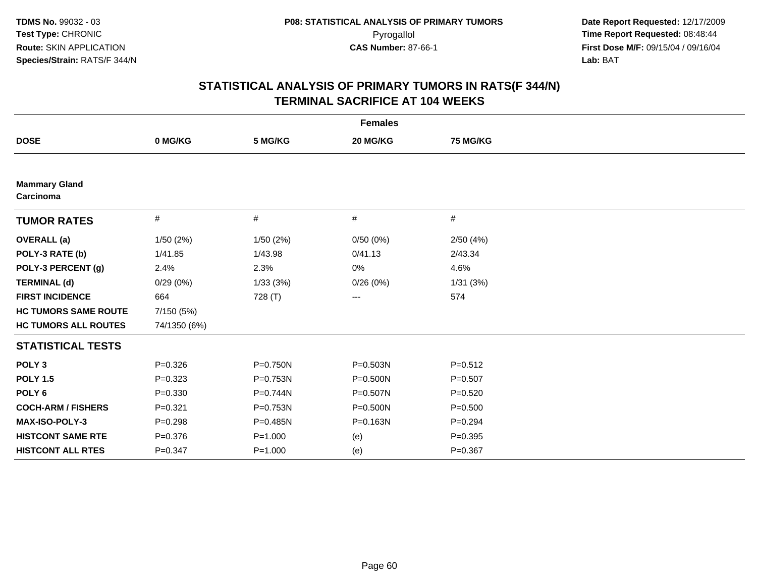**TDMS No.** 99032 - 03
**Test Type:** CHRONIC
**Route:** SKIN APPLICATION
**Species/Strain:** RATS/F 344/N

**P08: STATISTICAL ANALYSIS OF PRIMARY TUMORS**
Pyrogallol
**CAS Number:** 87-66-1

**Date Report Requested:** 12/17/2009
**Time Report Requested:** 08:48:44
**First Dose M/F:** 09/15/04 / 09/16/04
**Lab:** BAT

## STATISTICAL ANALYSIS OF PRIMARY TUMORS IN RATS(F 344/N) TERMINAL SACRIFICE AT 104 WEEKS

| | Females | | | |
|---|---|---|---|---|
| **DOSE** | **0 MG/KG** | **5 MG/KG** | **20 MG/KG** | **75 MG/KG** |
| **Mammary Gland Carcinoma** | | | | |
| **TUMOR RATES** | # | # | # | # |
| **OVERALL (a)** | 1/50 (2%) | 1/50 (2%) | 0/50 (0%) | 2/50 (4%) |
| **POLY-3 RATE (b)** | 1/41.85 | 1/43.98 | 0/41.13 | 2/43.34 |
| **POLY-3 PERCENT (g)** | 2.4% | 2.3% | 0% | 4.6% |
| **TERMINAL (d)** | 0/29 (0%) | 1/33 (3%) | 0/26 (0%) | 1/31 (3%) |
| **FIRST INCIDENCE** | 664 | 728 (T) | --- | 574 |
| **HC TUMORS SAME ROUTE** | 7/150 (5%) | | | |
| **HC TUMORS ALL ROUTES** | 74/1350 (6%) | | | |
| **STATISTICAL TESTS** | | | | |
| **POLY 3** | P=0.326 | P=0.750N | P=0.503N | P=0.512 |
| **POLY 1.5** | P=0.323 | P=0.753N | P=0.500N | P=0.507 |
| **POLY 6** | P=0.330 | P=0.744N | P=0.507N | P=0.520 |
| **COCH-ARM / FISHERS** | P=0.321 | P=0.753N | P=0.500N | P=0.500 |
| **MAX-ISO-POLY-3** | P=0.298 | P=0.485N | P=0.163N | P=0.294 |
| **HISTCONT SAME RTE** | P=0.376 | P=1.000 | (e) | P=0.395 |
| **HISTCONT ALL RTES** | P=0.347 | P=1.000 | (e) | P=0.367 |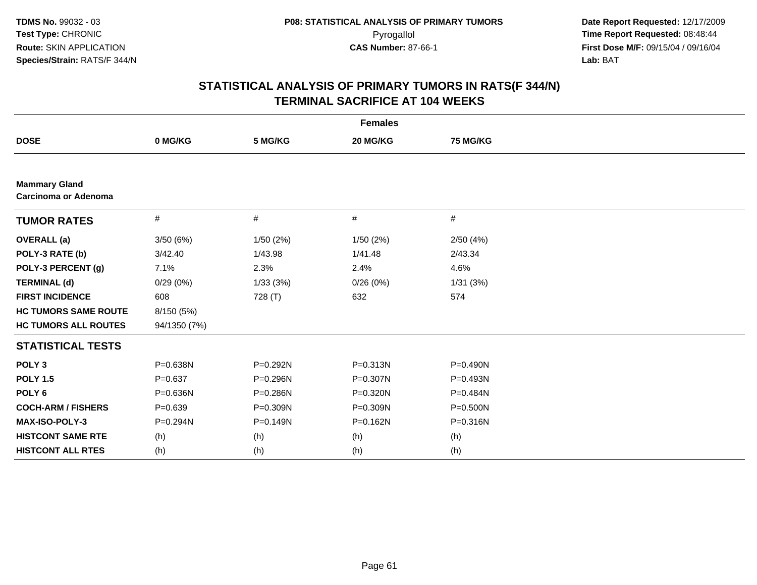**TDMS No.** 99032 - 03
**Test Type:** CHRONIC
**Route:** SKIN APPLICATION
**Species/Strain:** RATS/F 344/N

**P08: STATISTICAL ANALYSIS OF PRIMARY TUMORS**
Pyrogallol
**CAS Number:** 87-66-1

**Date Report Requested:** 12/17/2009
**Time Report Requested:** 08:48:44
**First Dose M/F:** 09/15/04 / 09/16/04
**Lab:** BAT

# STATISTICAL ANALYSIS OF PRIMARY TUMORS IN RATS(F 344/N) TERMINAL SACRIFICE AT 104 WEEKS

| Females | | | | |
|---|---|---|---|---|
| **DOSE** | **0 MG/KG** | **5 MG/KG** | **20 MG/KG** | **75 MG/KG** |
| **Mammary Gland** **Carcinoma or Adenoma** | | | | |
| **TUMOR RATES** | # | # | # | # |
| **OVERALL (a)** | 3/50 (6%) | 1/50 (2%) | 1/50 (2%) | 2/50 (4%) |
| **POLY-3 RATE (b)** | 3/42.40 | 1/43.98 | 1/41.48 | 2/43.34 |
| **POLY-3 PERCENT (g)** | 7.1% | 2.3% | 2.4% | 4.6% |
| **TERMINAL (d)** | 0/29 (0%) | 1/33 (3%) | 0/26 (0%) | 1/31 (3%) |
| **FIRST INCIDENCE** | 608 | 728 (T) | 632 | 574 |
| **HC TUMORS SAME ROUTE** | 8/150 (5%) | | | |
| **HC TUMORS ALL ROUTES** | 94/1350 (7%) | | | |
| **STATISTICAL TESTS** | | | | |
| **POLY 3** | P=0.638N | P=0.292N | P=0.313N | P=0.490N |
| **POLY 1.5** | P=0.637 | P=0.296N | P=0.307N | P=0.493N |
| **POLY 6** | P=0.636N | P=0.286N | P=0.320N | P=0.484N |
| **COCH-ARM / FISHERS** | P=0.639 | P=0.309N | P=0.309N | P=0.500N |
| **MAX-ISO-POLY-3** | P=0.294N | P=0.149N | P=0.162N | P=0.316N |
| **HISTCONT SAME RTE** | (h) | (h) | (h) | (h) |
| **HISTCONT ALL RTES** | (h) | (h) | (h) | (h) |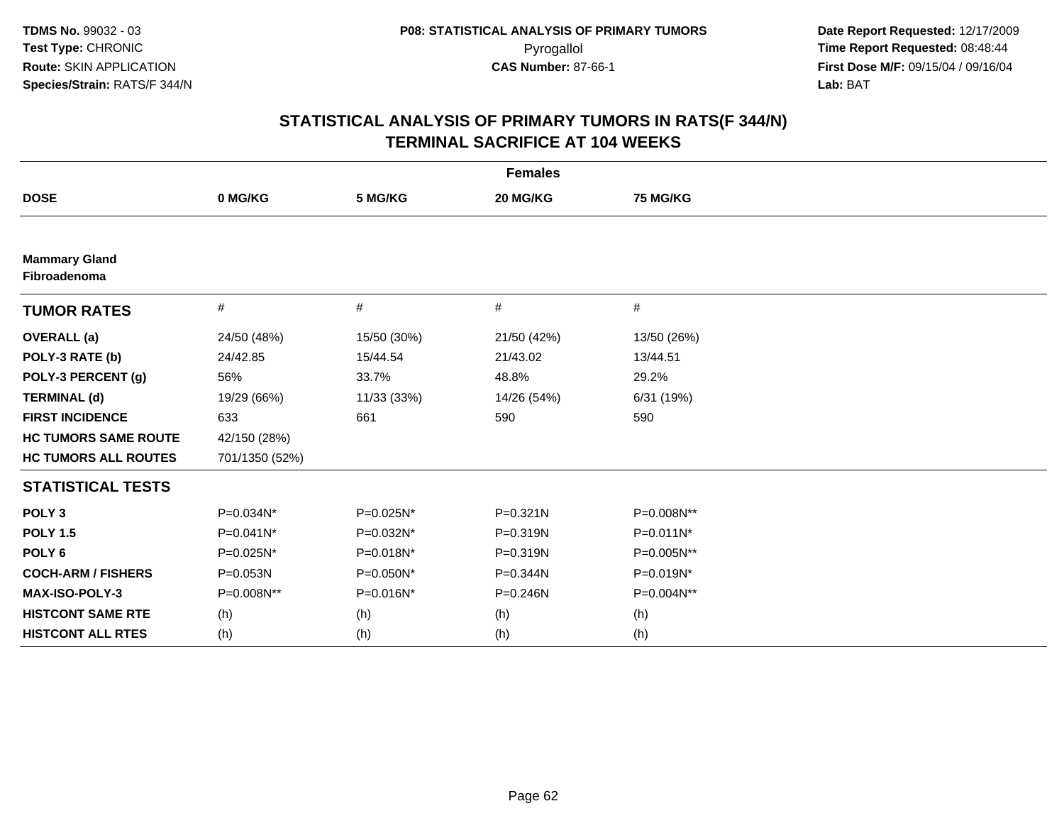**TDMS No.** 99032 - 03
**Test Type:** CHRONIC
**Route:** SKIN APPLICATION
**Species/Strain:** RATS/F 344/N

**P08: STATISTICAL ANALYSIS OF PRIMARY TUMORS**
Pyrogallol
**CAS Number:** 87-66-1

**Date Report Requested:** 12/17/2009
**Time Report Requested:** 08:48:44
**First Dose M/F:** 09/15/04 / 09/16/04
**Lab:** BAT

## STATISTICAL ANALYSIS OF PRIMARY TUMORS IN RATS(F 344/N)
## TERMINAL SACRIFICE AT 104 WEEKS

| Females | | | | |
|---|---|---|---|---|
| **DOSE** | **0 MG/KG** | **5 MG/KG** | **20 MG/KG** | **75 MG/KG** |
| **Mammary Gland Fibroadenoma** | | | | |
| **TUMOR RATES** | # | # | # | # |
| **OVERALL (a)** | 24/50 (48%) | 15/50 (30%) | 21/50 (42%) | 13/50 (26%) |
| **POLY-3 RATE (b)** | 24/42.85 | 15/44.54 | 21/43.02 | 13/44.51 |
| **POLY-3 PERCENT (g)** | 56% | 33.7% | 48.8% | 29.2% |
| **TERMINAL (d)** | 19/29 (66%) | 11/33 (33%) | 14/26 (54%) | 6/31 (19%) |
| **FIRST INCIDENCE** | 633 | 661 | 590 | 590 |
| **HC TUMORS SAME ROUTE** | 42/150 (28%) | | | |
| **HC TUMORS ALL ROUTES** | 701/1350 (52%) | | | |
| **STATISTICAL TESTS** | | | | |
| **POLY 3** | P=0.034N* | P=0.025N* | P=0.321N | P=0.008N** |
| **POLY 1.5** | P=0.041N* | P=0.032N* | P=0.319N | P=0.011N* |
| **POLY 6** | P=0.025N* | P=0.018N* | P=0.319N | P=0.005N** |
| **COCH-ARM / FISHERS** | P=0.053N | P=0.050N* | P=0.344N | P=0.019N* |
| **MAX-ISO-POLY-3** | P=0.008N** | P=0.016N* | P=0.246N | P=0.004N** |
| **HISTCONT SAME RTE** | (h) | (h) | (h) | (h) |
| **HISTCONT ALL RTES** | (h) | (h) | (h) | (h) |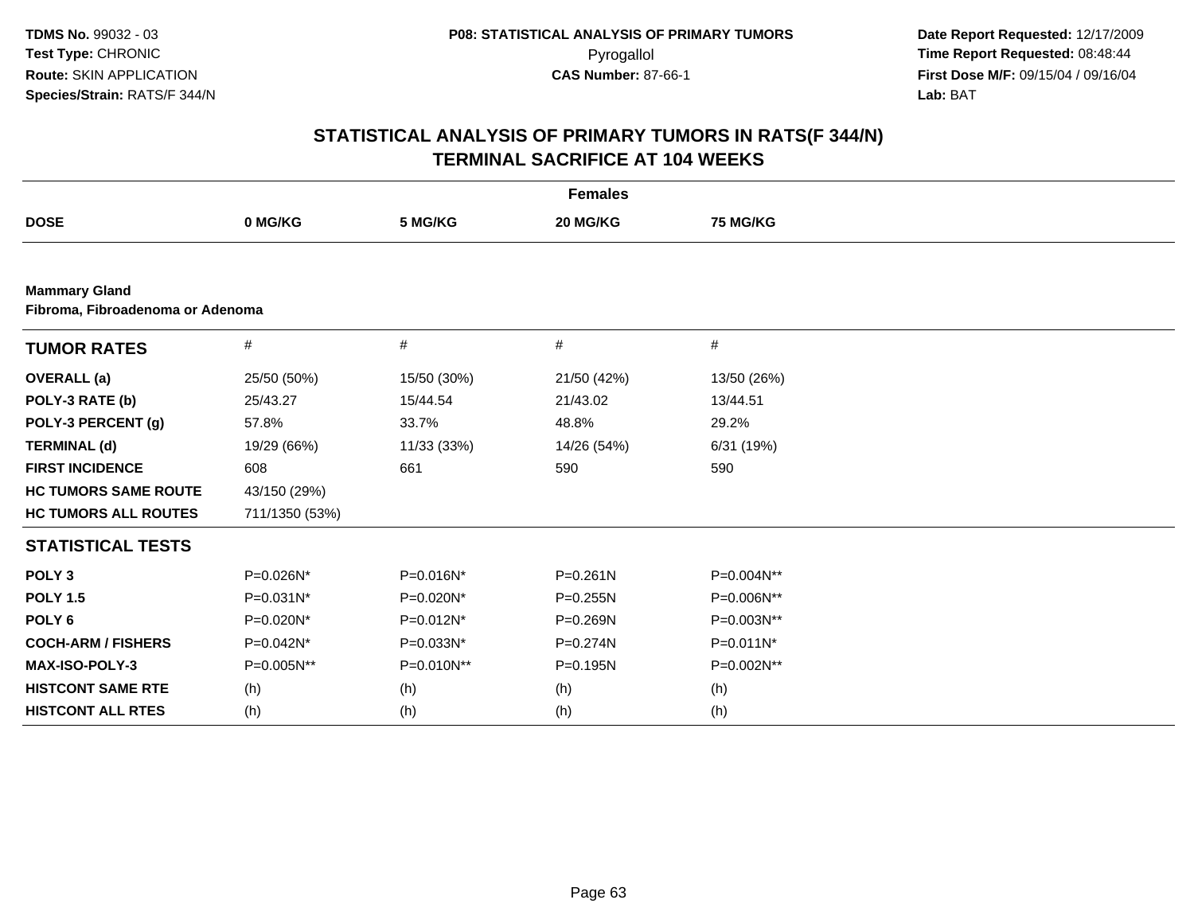**TDMS No.** 99032 - 03
**Test Type:** CHRONIC
**Route:** SKIN APPLICATION
**Species/Strain:** RATS/F 344/N

**P08: STATISTICAL ANALYSIS OF PRIMARY TUMORS**
Pyrogallol
**CAS Number:** 87-66-1

**Date Report Requested:** 12/17/2009
**Time Report Requested:** 08:48:44
**First Dose M/F:** 09/15/04 / 09/16/04
**Lab:** BAT

## STATISTICAL ANALYSIS OF PRIMARY TUMORS IN RATS(F 344/N) TERMINAL SACRIFICE AT 104 WEEKS

| | Females | | | |
|---|---|---|---|---|
| **DOSE** | **0 MG/KG** | **5 MG/KG** | **20 MG/KG** | **75 MG/KG** |

**Mammary Gland**
**Fibroma, Fibroadenoma or Adenoma**

| **TUMOR RATES** | # | # | # | # |
|---|---|---|---|---|
| **OVERALL (a)** | 25/50 (50%) | 15/50 (30%) | 21/50 (42%) | 13/50 (26%) |
| **POLY-3 RATE (b)** | 25/43.27 | 15/44.54 | 21/43.02 | 13/44.51 |
| **POLY-3 PERCENT (g)** | 57.8% | 33.7% | 48.8% | 29.2% |
| **TERMINAL (d)** | 19/29 (66%) | 11/33 (33%) | 14/26 (54%) | 6/31 (19%) |
| **FIRST INCIDENCE** | 608 | 661 | 590 | 590 |
| **HC TUMORS SAME ROUTE** | 43/150 (29%) | | | |
| **HC TUMORS ALL ROUTES** | 711/1350 (53%) | | | |
| **STATISTICAL TESTS** | | | | |
| **POLY 3** | P=0.026N* | P=0.016N* | P=0.261N | P=0.004N** |
| **POLY 1.5** | P=0.031N* | P=0.020N* | P=0.255N | P=0.006N** |
| **POLY 6** | P=0.020N* | P=0.012N* | P=0.269N | P=0.003N** |
| **COCH-ARM / FISHERS** | P=0.042N* | P=0.033N* | P=0.274N | P=0.011N* |
| **MAX-ISO-POLY-3** | P=0.005N** | P=0.010N** | P=0.195N | P=0.002N** |
| **HISTCONT SAME RTE** | (h) | (h) | (h) | (h) |
| **HISTCONT ALL RTES** | (h) | (h) | (h) | (h) |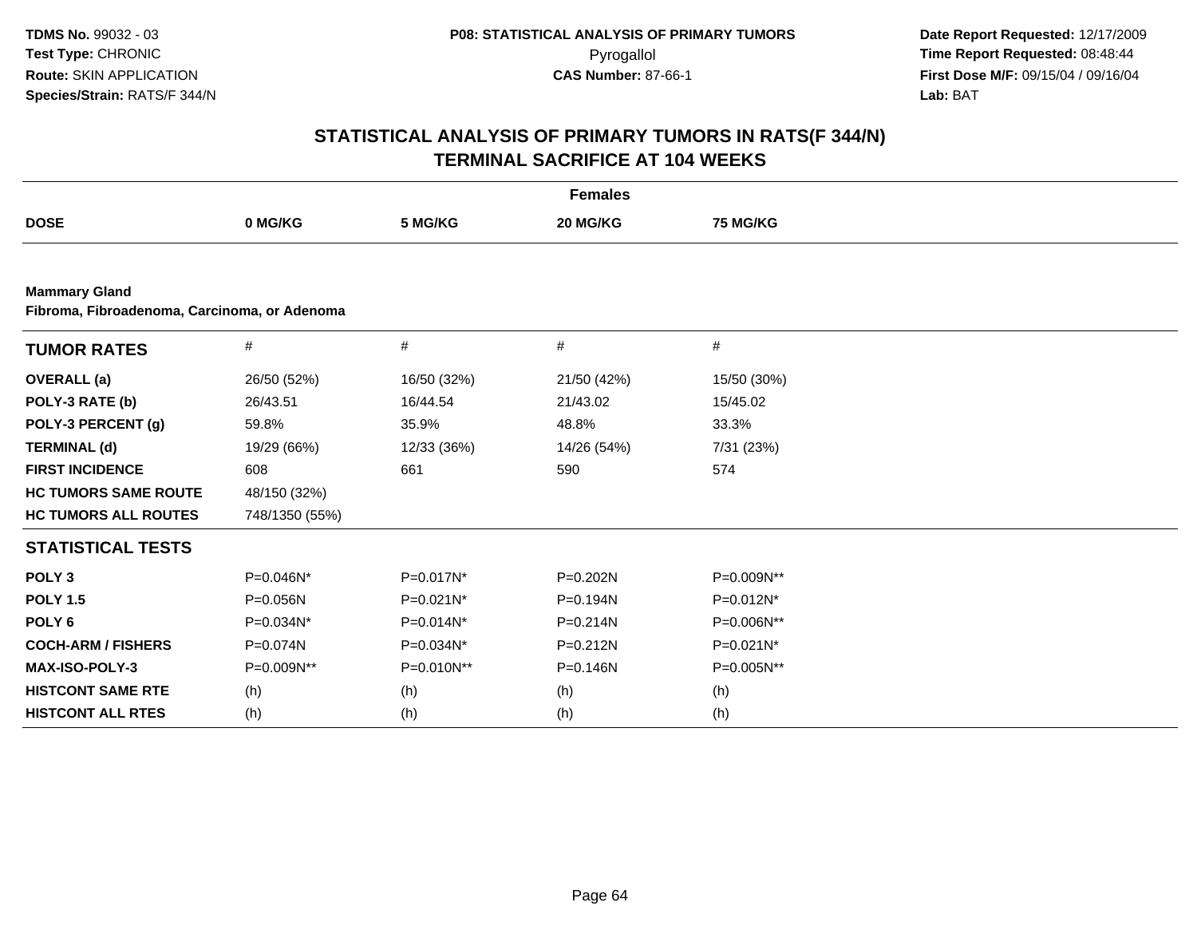**TDMS No.** 99032 - 03
**Test Type:** CHRONIC
**Route:** SKIN APPLICATION
**Species/Strain:** RATS/F 344/N

**P08: STATISTICAL ANALYSIS OF PRIMARY TUMORS**
Pyrogallol
**CAS Number:** 87-66-1

**Date Report Requested:** 12/17/2009
**Time Report Requested:** 08:48:44
**First Dose M/F:** 09/15/04 / 09/16/04
**Lab:** BAT

## STATISTICAL ANALYSIS OF PRIMARY TUMORS IN RATS(F 344/N)
## TERMINAL SACRIFICE AT 104 WEEKS

| | Females | | | |
|---|---|---|---|---|
| **DOSE** | **0 MG/KG** | **5 MG/KG** | **20 MG/KG** | **75 MG/KG** |

**Mammary Gland**
**Fibroma, Fibroadenoma, Carcinoma, or Adenoma**

| **TUMOR RATES** | # | # | # | # |
|---|---|---|---|---|
| **OVERALL (a)** | 26/50 (52%) | 16/50 (32%) | 21/50 (42%) | 15/50 (30%) |
| **POLY-3 RATE (b)** | 26/43.51 | 16/44.54 | 21/43.02 | 15/45.02 |
| **POLY-3 PERCENT (g)** | 59.8% | 35.9% | 48.8% | 33.3% |
| **TERMINAL (d)** | 19/29 (66%) | 12/33 (36%) | 14/26 (54%) | 7/31 (23%) |
| **FIRST INCIDENCE** | 608 | 661 | 590 | 574 |
| **HC TUMORS SAME ROUTE** | 48/150 (32%) | | | |
| **HC TUMORS ALL ROUTES** | 748/1350 (55%) | | | |
| **STATISTICAL TESTS** | | | | |
| **POLY 3** | P=0.046N* | P=0.017N* | P=0.202N | P=0.009N** |
| **POLY 1.5** | P=0.056N | P=0.021N* | P=0.194N | P=0.012N* |
| **POLY 6** | P=0.034N* | P=0.014N* | P=0.214N | P=0.006N** |
| **COCH-ARM / FISHERS** | P=0.074N | P=0.034N* | P=0.212N | P=0.021N* |
| **MAX-ISO-POLY-3** | P=0.009N** | P=0.010N** | P=0.146N | P=0.005N** |
| **HISTCONT SAME RTE** | (h) | (h) | (h) | (h) |
| **HISTCONT ALL RTES** | (h) | (h) | (h) | (h) |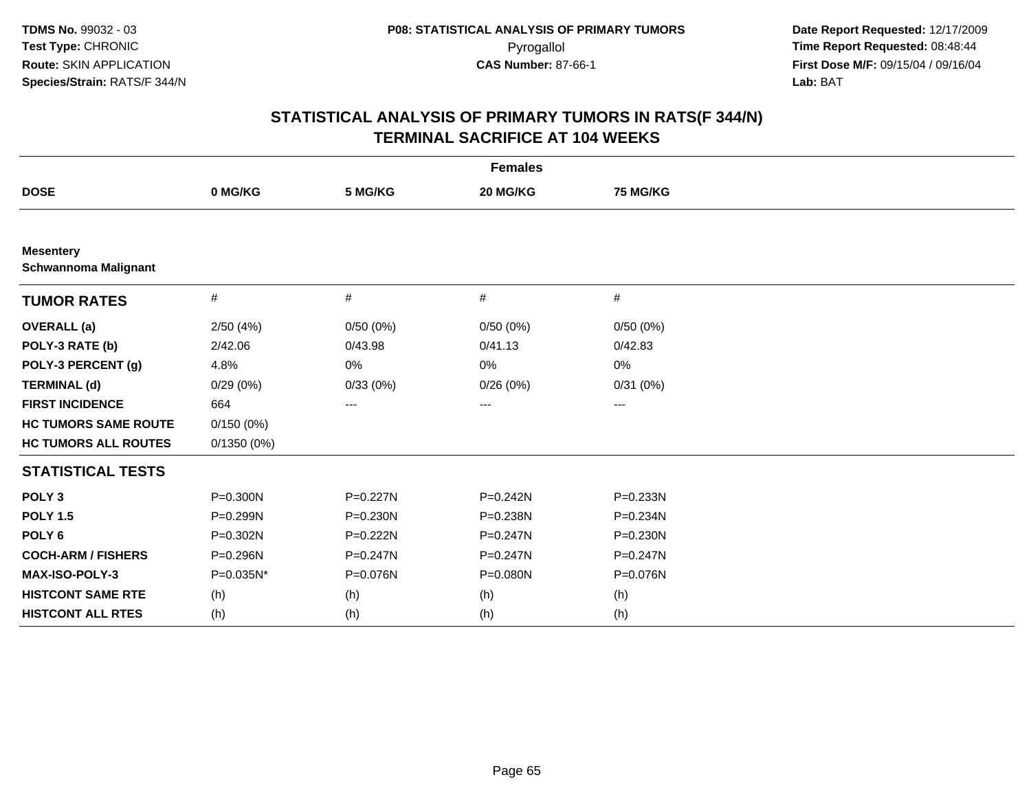TDMS No. 99032 - 03
Test Type: CHRONIC
Route: SKIN APPLICATION
Species/Strain: RATS/F 344/N

P08: STATISTICAL ANALYSIS OF PRIMARY TUMORS
Pyrogallol
CAS Number: 87-66-1

Date Report Requested: 12/17/2009
Time Report Requested: 08:48:44
First Dose M/F: 09/15/04 / 09/16/04
Lab: BAT

## STATISTICAL ANALYSIS OF PRIMARY TUMORS IN RATS(F 344/N)
## TERMINAL SACRIFICE AT 104 WEEKS

| Females | | | | |
|---|---|---|---|---|
| **DOSE** | **0 MG/KG** | **5 MG/KG** | **20 MG/KG** | **75 MG/KG** |
| **Mesentery** | | | | |
| **Schwannoma Malignant** | | | | |
| **TUMOR RATES** | # | # | # | # |
| **OVERALL (a)** | 2/50 (4%) | 0/50 (0%) | 0/50 (0%) | 0/50 (0%) |
| **POLY-3 RATE (b)** | 2/42.06 | 0/43.98 | 0/41.13 | 0/42.83 |
| **POLY-3 PERCENT (g)** | 4.8% | 0% | 0% | 0% |
| **TERMINAL (d)** | 0/29 (0%) | 0/33 (0%) | 0/26 (0%) | 0/31 (0%) |
| **FIRST INCIDENCE** | 664 | --- | --- | --- |
| **HC TUMORS SAME ROUTE** | 0/150 (0%) | | | |
| **HC TUMORS ALL ROUTES** | 0/1350 (0%) | | | |
| **STATISTICAL TESTS** | | | | |
| **POLY 3** | P=0.300N | P=0.227N | P=0.242N | P=0.233N |
| **POLY 1.5** | P=0.299N | P=0.230N | P=0.238N | P=0.234N |
| **POLY 6** | P=0.302N | P=0.222N | P=0.247N | P=0.230N |
| **COCH-ARM / FISHERS** | P=0.296N | P=0.247N | P=0.247N | P=0.247N |
| **MAX-ISO-POLY-3** | P=0.035N* | P=0.076N | P=0.080N | P=0.076N |
| **HISTCONT SAME RTE** | (h) | (h) | (h) | (h) |
| **HISTCONT ALL RTES** | (h) | (h) | (h) | (h) |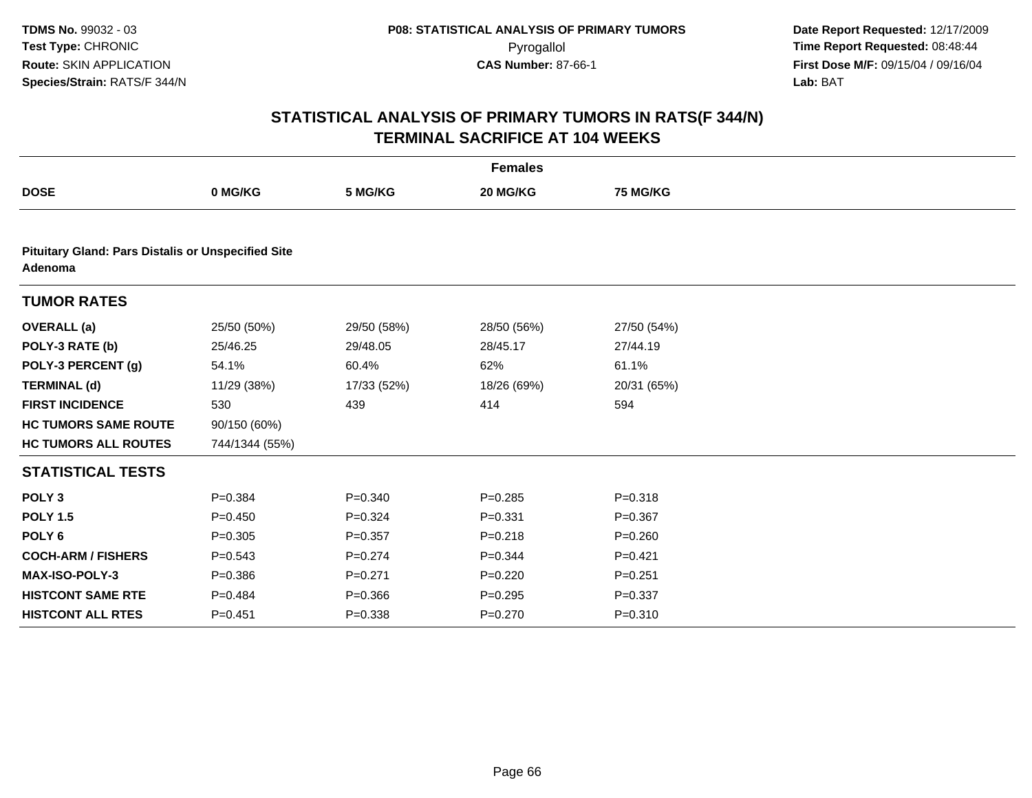**TDMS No.** 99032 - 03
**Test Type:** CHRONIC
**Route:** SKIN APPLICATION
**Species/Strain:** RATS/F 344/N

**P08: STATISTICAL ANALYSIS OF PRIMARY TUMORS**
Pyrogallol
**CAS Number:** 87-66-1

**Date Report Requested:** 12/17/2009
**Time Report Requested:** 08:48:44
**First Dose M/F:** 09/15/04 / 09/16/04
**Lab:** BAT

## STATISTICAL ANALYSIS OF PRIMARY TUMORS IN RATS(F 344/N)
## TERMINAL SACRIFICE AT 104 WEEKS

| | Females | | | |
|---|---|---|---|---|
| **DOSE** | **0 MG/KG** | **5 MG/KG** | **20 MG/KG** | **75 MG/KG** |
| **Pituitary Gland: Pars Distalis or Unspecified Site Adenoma** | | | | |
| **TUMOR RATES** | | | | |
| **OVERALL (a)** | 25/50 (50%) | 29/50 (58%) | 28/50 (56%) | 27/50 (54%) |
| **POLY-3 RATE (b)** | 25/46.25 | 29/48.05 | 28/45.17 | 27/44.19 |
| **POLY-3 PERCENT (g)** | 54.1% | 60.4% | 62% | 61.1% |
| **TERMINAL (d)** | 11/29 (38%) | 17/33 (52%) | 18/26 (69%) | 20/31 (65%) |
| **FIRST INCIDENCE** | 530 | 439 | 414 | 594 |
| **HC TUMORS SAME ROUTE** | 90/150 (60%) | | | |
| **HC TUMORS ALL ROUTES** | 744/1344 (55%) | | | |
| **STATISTICAL TESTS** | | | | |
| **POLY 3** | P=0.384 | P=0.340 | P=0.285 | P=0.318 |
| **POLY 1.5** | P=0.450 | P=0.324 | P=0.331 | P=0.367 |
| **POLY 6** | P=0.305 | P=0.357 | P=0.218 | P=0.260 |
| **COCH-ARM / FISHERS** | P=0.543 | P=0.274 | P=0.344 | P=0.421 |
| **MAX-ISO-POLY-3** | P=0.386 | P=0.271 | P=0.220 | P=0.251 |
| **HISTCONT SAME RTE** | P=0.484 | P=0.366 | P=0.295 | P=0.337 |
| **HISTCONT ALL RTES** | P=0.451 | P=0.338 | P=0.270 | P=0.310 |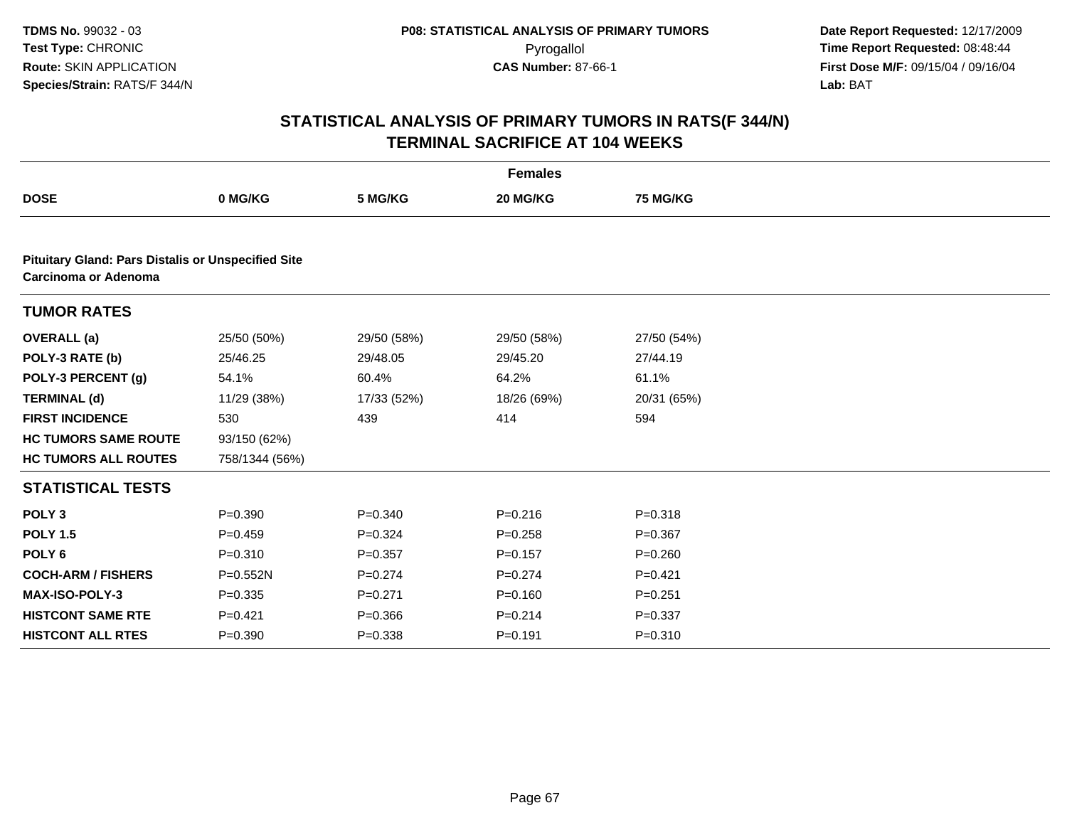**TDMS No.** 99032 - 03
**Test Type:** CHRONIC
**Route:** SKIN APPLICATION
**Species/Strain:** RATS/F 344/N

**P08: STATISTICAL ANALYSIS OF PRIMARY TUMORS**
Pyrogallol
**CAS Number:** 87-66-1

**Date Report Requested:** 12/17/2009
**Time Report Requested:** 08:48:44
**First Dose M/F:** 09/15/04 / 09/16/04
**Lab:** BAT

## STATISTICAL ANALYSIS OF PRIMARY TUMORS IN RATS(F 344/N) TERMINAL SACRIFICE AT 104 WEEKS

| | Females | | | |
|---|---|---|---|---|
| **DOSE** | **0 MG/KG** | **5 MG/KG** | **20 MG/KG** | **75 MG/KG** |
| **Pituitary Gland: Pars Distalis or Unspecified Site Carcinoma or Adenoma** | | | | |
| **TUMOR RATES** | | | | |
| **OVERALL (a)** | 25/50 (50%) | 29/50 (58%) | 29/50 (58%) | 27/50 (54%) |
| **POLY-3 RATE (b)** | 25/46.25 | 29/48.05 | 29/45.20 | 27/44.19 |
| **POLY-3 PERCENT (g)** | 54.1% | 60.4% | 64.2% | 61.1% |
| **TERMINAL (d)** | 11/29 (38%) | 17/33 (52%) | 18/26 (69%) | 20/31 (65%) |
| **FIRST INCIDENCE** | 530 | 439 | 414 | 594 |
| **HC TUMORS SAME ROUTE** | 93/150 (62%) | | | |
| **HC TUMORS ALL ROUTES** | 758/1344 (56%) | | | |
| **STATISTICAL TESTS** | | | | |
| **POLY 3** | P=0.390 | P=0.340 | P=0.216 | P=0.318 |
| **POLY 1.5** | P=0.459 | P=0.324 | P=0.258 | P=0.367 |
| **POLY 6** | P=0.310 | P=0.357 | P=0.157 | P=0.260 |
| **COCH-ARM / FISHERS** | P=0.552N | P=0.274 | P=0.274 | P=0.421 |
| **MAX-ISO-POLY-3** | P=0.335 | P=0.271 | P=0.160 | P=0.251 |
| **HISTCONT SAME RTE** | P=0.421 | P=0.366 | P=0.214 | P=0.337 |
| **HISTCONT ALL RTES** | P=0.390 | P=0.338 | P=0.191 | P=0.310 |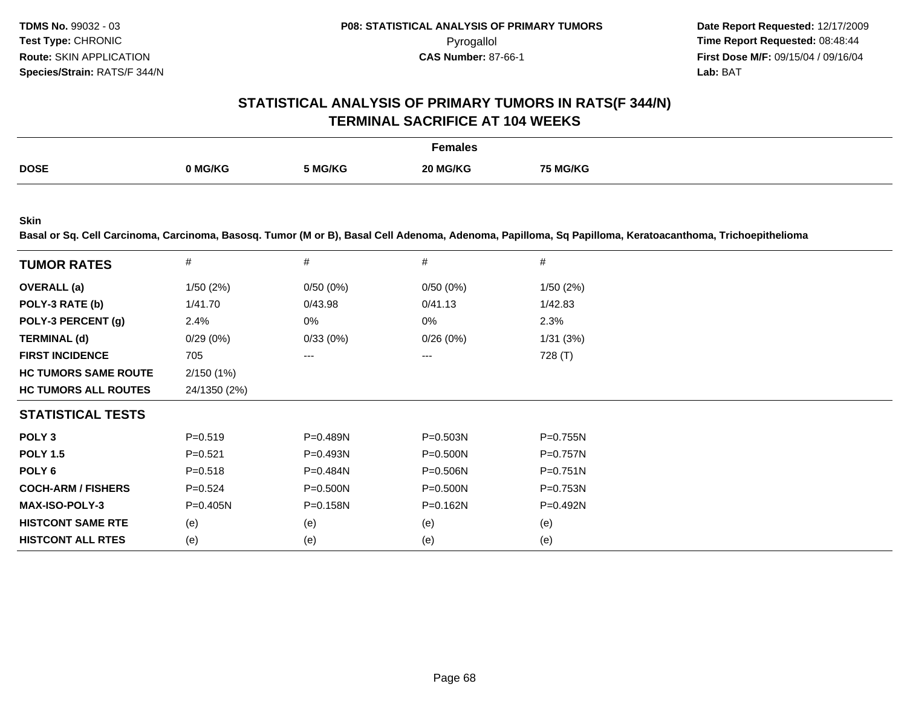**TDMS No.** 99032 - 03
**Test Type:** CHRONIC
**Route:** SKIN APPLICATION
**Species/Strain:** RATS/F 344/N

**P08: STATISTICAL ANALYSIS OF PRIMARY TUMORS**
Pyrogallol
**CAS Number:** 87-66-1

**Date Report Requested:** 12/17/2009
**Time Report Requested:** 08:48:44
**First Dose M/F:** 09/15/04 / 09/16/04
**Lab:** BAT

## STATISTICAL ANALYSIS OF PRIMARY TUMORS IN RATS(F 344/N)
## TERMINAL SACRIFICE AT 104 WEEKS

| | Females | | | |
|---|---|---|---|---|
| **DOSE** | **0 MG/KG** | **5 MG/KG** | **20 MG/KG** | **75 MG/KG** |

**Skin**
**Basal or Sq. Cell Carcinoma, Carcinoma, Basosq. Tumor (M or B), Basal Cell Adenoma, Adenoma, Papilloma, Sq Papilloma, Keratoacanthoma, Trichoepithelioma**

| **TUMOR RATES** | # | # | # | # |
|---|---|---|---|---|
| **OVERALL (a)** | 1/50 (2%) | 0/50 (0%) | 0/50 (0%) | 1/50 (2%) |
| **POLY-3 RATE (b)** | 1/41.70 | 0/43.98 | 0/41.13 | 1/42.83 |
| **POLY-3 PERCENT (g)** | 2.4% | 0% | 0% | 2.3% |
| **TERMINAL (d)** | 0/29 (0%) | 0/33 (0%) | 0/26 (0%) | 1/31 (3%) |
| **FIRST INCIDENCE** | 705 | --- | --- | 728 (T) |
| **HC TUMORS SAME ROUTE** | 2/150 (1%) | | | |
| **HC TUMORS ALL ROUTES** | 24/1350 (2%) | | | |
| **STATISTICAL TESTS** | | | | |
| **POLY 3** | P=0.519 | P=0.489N | P=0.503N | P=0.755N |
| **POLY 1.5** | P=0.521 | P=0.493N | P=0.500N | P=0.757N |
| **POLY 6** | P=0.518 | P=0.484N | P=0.506N | P=0.751N |
| **COCH-ARM / FISHERS** | P=0.524 | P=0.500N | P=0.500N | P=0.753N |
| **MAX-ISO-POLY-3** | P=0.405N | P=0.158N | P=0.162N | P=0.492N |
| **HISTCONT SAME RTE** | (e) | (e) | (e) | (e) |
| **HISTCONT ALL RTES** | (e) | (e) | (e) | (e) |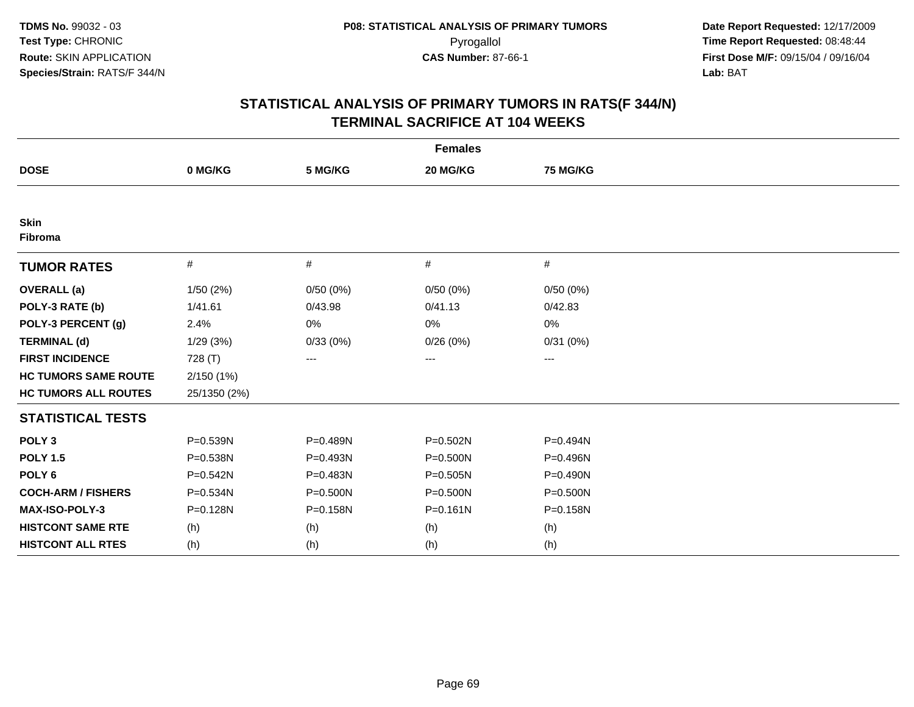**TDMS No.** 99032 - 03
**Test Type:** CHRONIC
**Route:** SKIN APPLICATION
**Species/Strain:** RATS/F 344/N

**P08: STATISTICAL ANALYSIS OF PRIMARY TUMORS**
Pyrogallol
**CAS Number:** 87-66-1

**Date Report Requested:** 12/17/2009
**Time Report Requested:** 08:48:44
**First Dose M/F:** 09/15/04 / 09/16/04
**Lab:** BAT

## STATISTICAL ANALYSIS OF PRIMARY TUMORS IN RATS(F 344/N)
## TERMINAL SACRIFICE AT 104 WEEKS

| | Females | | | |
|---|---|---|---|---|
| **DOSE** | **0 MG/KG** | **5 MG/KG** | **20 MG/KG** | **75 MG/KG** |
| **Skin** | | | | |
| **Fibroma** | | | | |
| **TUMOR RATES** | # | # | # | # |
| **OVERALL (a)** | 1/50 (2%) | 0/50 (0%) | 0/50 (0%) | 0/50 (0%) |
| **POLY-3 RATE (b)** | 1/41.61 | 0/43.98 | 0/41.13 | 0/42.83 |
| **POLY-3 PERCENT (g)** | 2.4% | 0% | 0% | 0% |
| **TERMINAL (d)** | 1/29 (3%) | 0/33 (0%) | 0/26 (0%) | 0/31 (0%) |
| **FIRST INCIDENCE** | 728 (T) | --- | --- | --- |
| **HC TUMORS SAME ROUTE** | 2/150 (1%) | | | |
| **HC TUMORS ALL ROUTES** | 25/1350 (2%) | | | |
| **STATISTICAL TESTS** | | | | |
| **POLY 3** | P=0.539N | P=0.489N | P=0.502N | P=0.494N |
| **POLY 1.5** | P=0.538N | P=0.493N | P=0.500N | P=0.496N |
| **POLY 6** | P=0.542N | P=0.483N | P=0.505N | P=0.490N |
| **COCH-ARM / FISHERS** | P=0.534N | P=0.500N | P=0.500N | P=0.500N |
| **MAX-ISO-POLY-3** | P=0.128N | P=0.158N | P=0.161N | P=0.158N |
| **HISTCONT SAME RTE** | (h) | (h) | (h) | (h) |
| **HISTCONT ALL RTES** | (h) | (h) | (h) | (h) |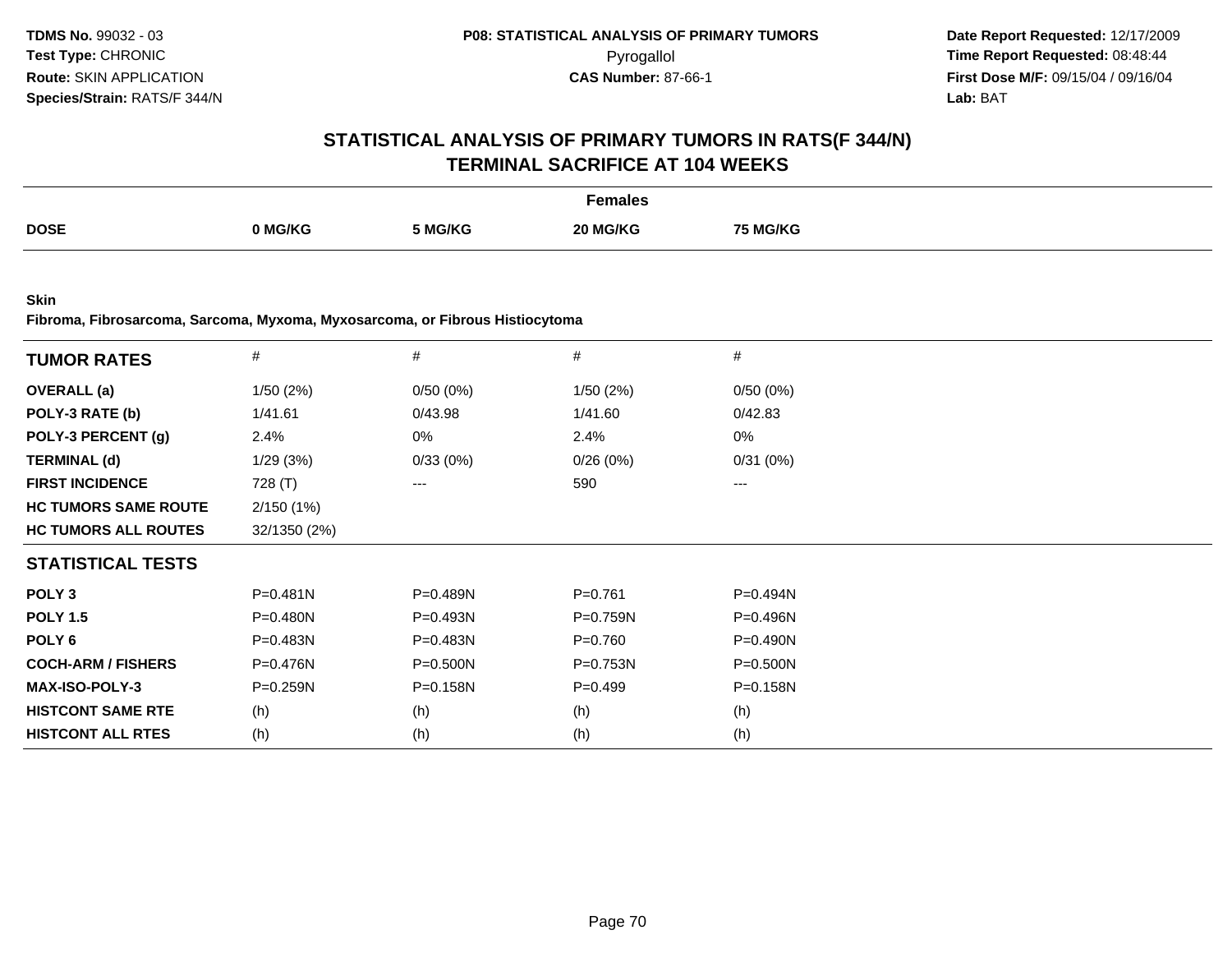**TDMS No.** 99032 - 03
**Test Type:** CHRONIC
**Route:** SKIN APPLICATION
**Species/Strain:** RATS/F 344/N

**P08: STATISTICAL ANALYSIS OF PRIMARY TUMORS**
Pyrogallol
**CAS Number:** 87-66-1

**Date Report Requested:** 12/17/2009
**Time Report Requested:** 08:48:44
**First Dose M/F:** 09/15/04 / 09/16/04
**Lab:** BAT

## STATISTICAL ANALYSIS OF PRIMARY TUMORS IN RATS(F 344/N)
## TERMINAL SACRIFICE AT 104 WEEKS

| | Females | | | |
|---|---|---|---|---|
| **DOSE** | **0 MG/KG** | **5 MG/KG** | **20 MG/KG** | **75 MG/KG** |

**Skin**
**Fibroma, Fibrosarcoma, Sarcoma, Myxoma, Myxosarcoma, or Fibrous Histiocytoma**

| **TUMOR RATES** | # | # | # | # |
|---|---|---|---|---|
| **OVERALL (a)** | 1/50 (2%) | 0/50 (0%) | 1/50 (2%) | 0/50 (0%) |
| **POLY-3 RATE (b)** | 1/41.61 | 0/43.98 | 1/41.60 | 0/42.83 |
| **POLY-3 PERCENT (g)** | 2.4% | 0% | 2.4% | 0% |
| **TERMINAL (d)** | 1/29 (3%) | 0/33 (0%) | 0/26 (0%) | 0/31 (0%) |
| **FIRST INCIDENCE** | 728 (T) | --- | 590 | --- |
| **HC TUMORS SAME ROUTE** | 2/150 (1%) | | | |
| **HC TUMORS ALL ROUTES** | 32/1350 (2%) | | | |
| **STATISTICAL TESTS** | | | | |
| **POLY 3** | P=0.481N | P=0.489N | P=0.761 | P=0.494N |
| **POLY 1.5** | P=0.480N | P=0.493N | P=0.759N | P=0.496N |
| **POLY 6** | P=0.483N | P=0.483N | P=0.760 | P=0.490N |
| **COCH-ARM / FISHERS** | P=0.476N | P=0.500N | P=0.753N | P=0.500N |
| **MAX-ISO-POLY-3** | P=0.259N | P=0.158N | P=0.499 | P=0.158N |
| **HISTCONT SAME RTE** | (h) | (h) | (h) | (h) |
| **HISTCONT ALL RTES** | (h) | (h) | (h) | (h) |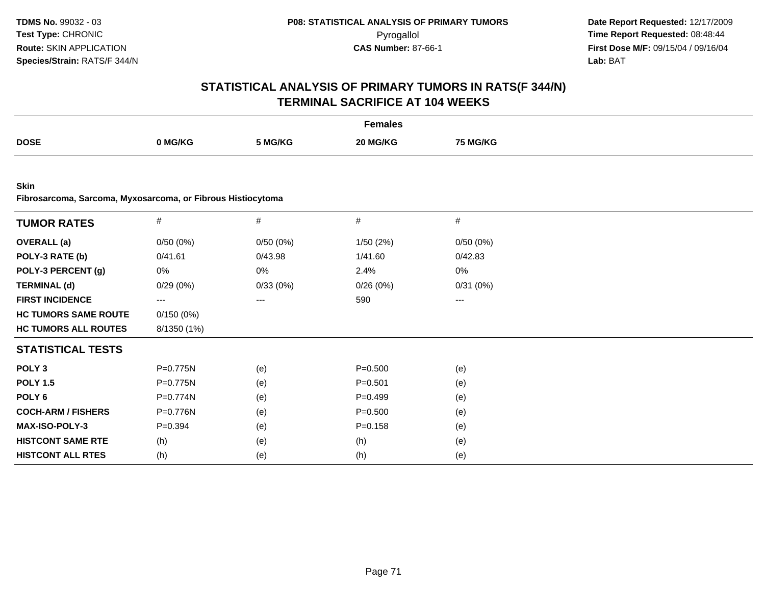**TDMS No.** 99032 - 03
**Test Type:** CHRONIC
**Route:** SKIN APPLICATION
**Species/Strain:** RATS/F 344/N

**P08: STATISTICAL ANALYSIS OF PRIMARY TUMORS**
Pyrogallol
**CAS Number:** 87-66-1

**Date Report Requested:** 12/17/2009
**Time Report Requested:** 08:48:44
**First Dose M/F:** 09/15/04 / 09/16/04
**Lab:** BAT

## STATISTICAL ANALYSIS OF PRIMARY TUMORS IN RATS(F 344/N)
## TERMINAL SACRIFICE AT 104 WEEKS

| | Females | | | |
|---|---|---|---|---|
| **DOSE** | **0 MG/KG** | **5 MG/KG** | **20 MG/KG** | **75 MG/KG** |

**Skin**
**Fibrosarcoma, Sarcoma, Myxosarcoma, or Fibrous Histiocytoma**

| **TUMOR RATES** | # | # | # | # |
|---|---|---|---|---|
| **OVERALL (a)** | 0/50 (0%) | 0/50 (0%) | 1/50 (2%) | 0/50 (0%) |
| **POLY-3 RATE (b)** | 0/41.61 | 0/43.98 | 1/41.60 | 0/42.83 |
| **POLY-3 PERCENT (g)** | 0% | 0% | 2.4% | 0% |
| **TERMINAL (d)** | 0/29 (0%) | 0/33 (0%) | 0/26 (0%) | 0/31 (0%) |
| **FIRST INCIDENCE** | --- | --- | 590 | --- |
| **HC TUMORS SAME ROUTE** | 0/150 (0%) | | | |
| **HC TUMORS ALL ROUTES** | 8/1350 (1%) | | | |
| **STATISTICAL TESTS** | | | | |
| **POLY 3** | P=0.775N | (e) | P=0.500 | (e) |
| **POLY 1.5** | P=0.775N | (e) | P=0.501 | (e) |
| **POLY 6** | P=0.774N | (e) | P=0.499 | (e) |
| **COCH-ARM / FISHERS** | P=0.776N | (e) | P=0.500 | (e) |
| **MAX-ISO-POLY-3** | P=0.394 | (e) | P=0.158 | (e) |
| **HISTCONT SAME RTE** | (h) | (e) | (h) | (e) |
| **HISTCONT ALL RTES** | (h) | (e) | (h) | (e) |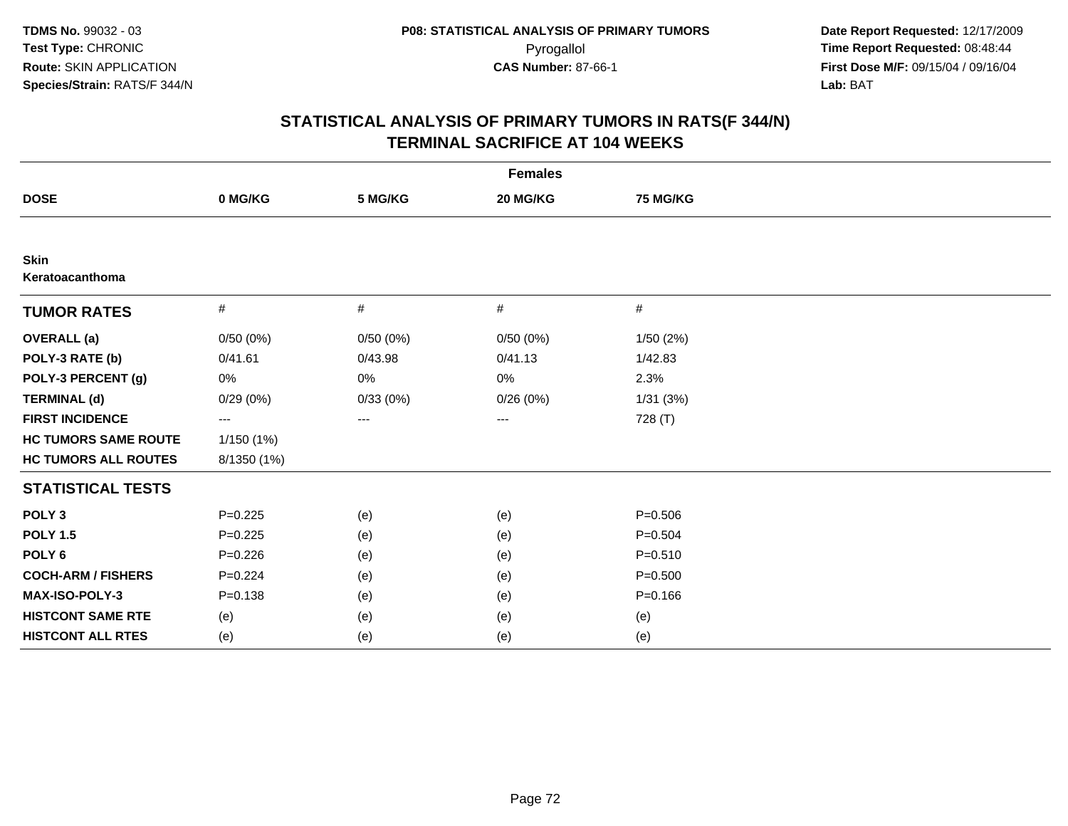TDMS No. 99032 - 03
Test Type: CHRONIC
Route: SKIN APPLICATION
Species/Strain: RATS/F 344/N

**P08: STATISTICAL ANALYSIS OF PRIMARY TUMORS**
Pyrogallol
**CAS Number:** 87-66-1

**Date Report Requested:** 12/17/2009
**Time Report Requested:** 08:48:44
**First Dose M/F:** 09/15/04 / 09/16/04
**Lab:** BAT

# STATISTICAL ANALYSIS OF PRIMARY TUMORS IN RATS(F 344/N) TERMINAL SACRIFICE AT 104 WEEKS

| | Females | | | |
|---|---|---|---|---|
| **DOSE** | **0 MG/KG** | **5 MG/KG** | **20 MG/KG** | **75 MG/KG** |
| **Skin** **Keratoacanthoma** | | | | |
| **TUMOR RATES** | # | # | # | # |
| **OVERALL (a)** | 0/50 (0%) | 0/50 (0%) | 0/50 (0%) | 1/50 (2%) |
| **POLY-3 RATE (b)** | 0/41.61 | 0/43.98 | 0/41.13 | 1/42.83 |
| **POLY-3 PERCENT (g)** | 0% | 0% | 0% | 2.3% |
| **TERMINAL (d)** | 0/29 (0%) | 0/33 (0%) | 0/26 (0%) | 1/31 (3%) |
| **FIRST INCIDENCE** | --- | --- | --- | 728 (T) |
| **HC TUMORS SAME ROUTE** | 1/150 (1%) | | | |
| **HC TUMORS ALL ROUTES** | 8/1350 (1%) | | | |
| **STATISTICAL TESTS** | | | | |
| **POLY 3** | P=0.225 | (e) | (e) | P=0.506 |
| **POLY 1.5** | P=0.225 | (e) | (e) | P=0.504 |
| **POLY 6** | P=0.226 | (e) | (e) | P=0.510 |
| **COCH-ARM / FISHERS** | P=0.224 | (e) | (e) | P=0.500 |
| **MAX-ISO-POLY-3** | P=0.138 | (e) | (e) | P=0.166 |
| **HISTCONT SAME RTE** | (e) | (e) | (e) | (e) |
| **HISTCONT ALL RTES** | (e) | (e) | (e) | (e) |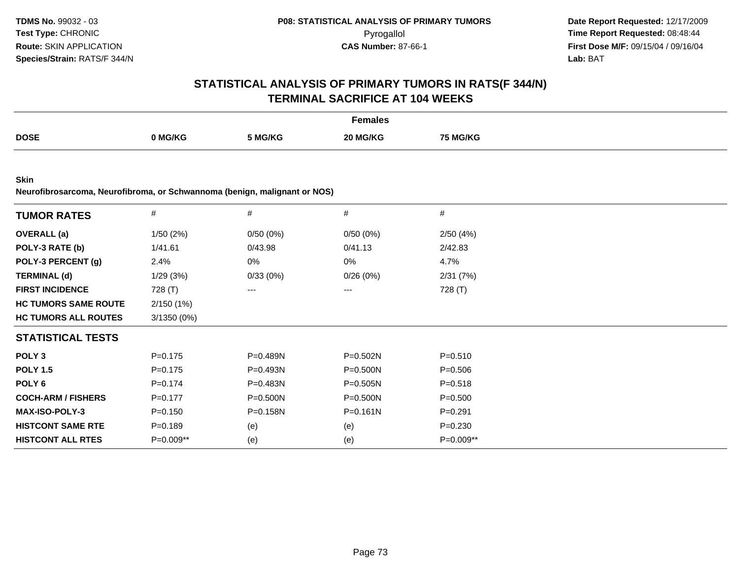**TDMS No.** 99032 - 03
**Test Type:** CHRONIC
**Route:** SKIN APPLICATION
**Species/Strain:** RATS/F 344/N

**P08: STATISTICAL ANALYSIS OF PRIMARY TUMORS**
Pyrogallol
**CAS Number:** 87-66-1

**Date Report Requested:** 12/17/2009
**Time Report Requested:** 08:48:44
**First Dose M/F:** 09/15/04 / 09/16/04
**Lab:** BAT

## STATISTICAL ANALYSIS OF PRIMARY TUMORS IN RATS(F 344/N)
## TERMINAL SACRIFICE AT 104 WEEKS

| | Females | | | |
|---|---|---|---|---|
| **DOSE** | **0 MG/KG** | **5 MG/KG** | **20 MG/KG** | **75 MG/KG** |

**Skin**
**Neurofibrosarcoma, Neurofibroma, or Schwannoma (benign, malignant or NOS)**

| **TUMOR RATES** | # | # | # | # |
|---|---|---|---|---|
| **OVERALL (a)** | 1/50 (2%) | 0/50 (0%) | 0/50 (0%) | 2/50 (4%) |
| **POLY-3 RATE (b)** | 1/41.61 | 0/43.98 | 0/41.13 | 2/42.83 |
| **POLY-3 PERCENT (g)** | 2.4% | 0% | 0% | 4.7% |
| **TERMINAL (d)** | 1/29 (3%) | 0/33 (0%) | 0/26 (0%) | 2/31 (7%) |
| **FIRST INCIDENCE** | 728 (T) | --- | --- | 728 (T) |
| **HC TUMORS SAME ROUTE** | 2/150 (1%) | | | |
| **HC TUMORS ALL ROUTES** | 3/1350 (0%) | | | |
| **STATISTICAL TESTS** | | | | |
| **POLY 3** | P=0.175 | P=0.489N | P=0.502N | P=0.510 |
| **POLY 1.5** | P=0.175 | P=0.493N | P=0.500N | P=0.506 |
| **POLY 6** | P=0.174 | P=0.483N | P=0.505N | P=0.518 |
| **COCH-ARM / FISHERS** | P=0.177 | P=0.500N | P=0.500N | P=0.500 |
| **MAX-ISO-POLY-3** | P=0.150 | P=0.158N | P=0.161N | P=0.291 |
| **HISTCONT SAME RTE** | P=0.189 | (e) | (e) | P=0.230 |
| **HISTCONT ALL RTES** | P=0.009** | (e) | (e) | P=0.009** |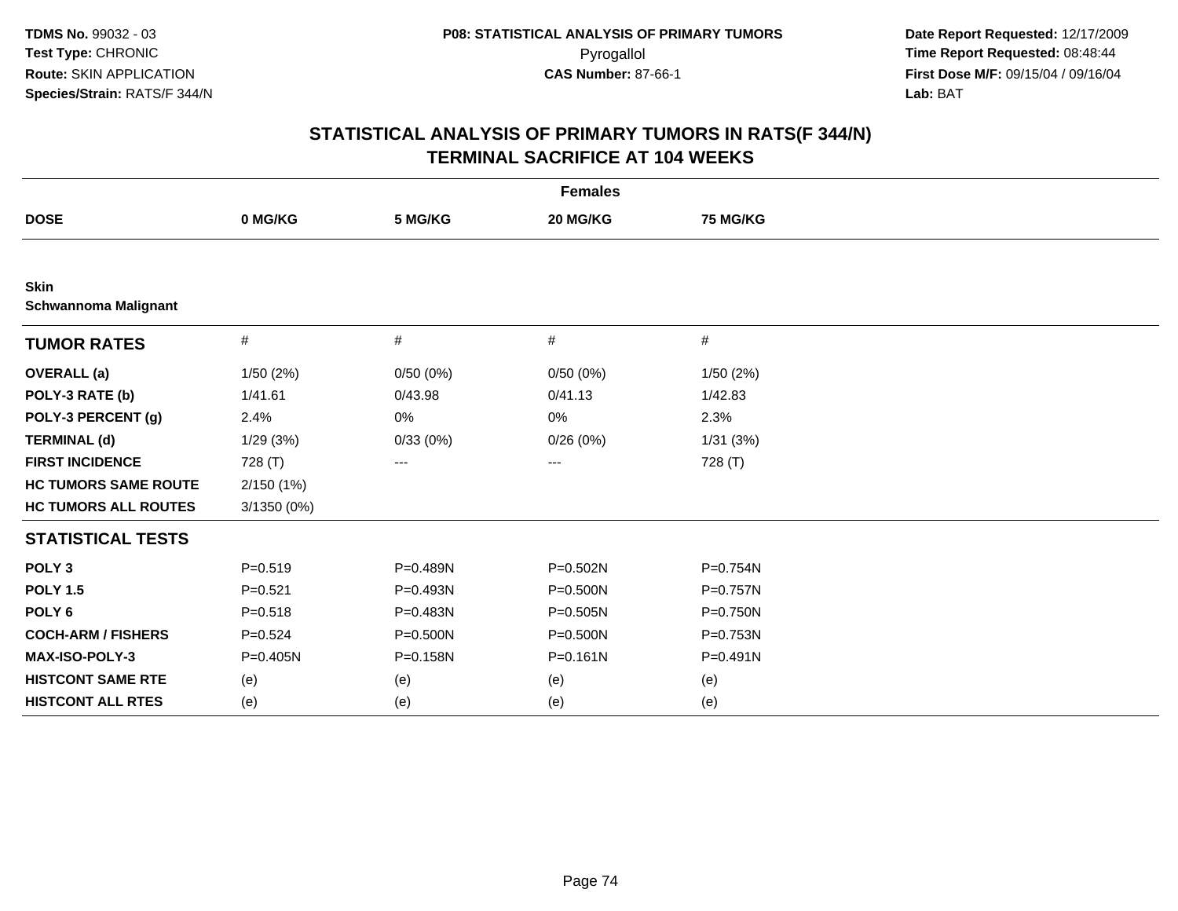**TDMS No.** 99032 - 03
**Test Type:** CHRONIC
**Route:** SKIN APPLICATION
**Species/Strain:** RATS/F 344/N

**P08: STATISTICAL ANALYSIS OF PRIMARY TUMORS**
Pyrogallol
**CAS Number:** 87-66-1

**Date Report Requested:** 12/17/2009
**Time Report Requested:** 08:48:44
**First Dose M/F:** 09/15/04 / 09/16/04
**Lab:** BAT

## STATISTICAL ANALYSIS OF PRIMARY TUMORS IN RATS(F 344/N)
## TERMINAL SACRIFICE AT 104 WEEKS

| | Females | | | |
|---|---|---|---|---|
| **DOSE** | **0 MG/KG** | **5 MG/KG** | **20 MG/KG** | **75 MG/KG** |
| **Skin** | | | | |
| **Schwannoma Malignant** | | | | |
| **TUMOR RATES** | # | # | # | # |
| **OVERALL (a)** | 1/50 (2%) | 0/50 (0%) | 0/50 (0%) | 1/50 (2%) |
| **POLY-3 RATE (b)** | 1/41.61 | 0/43.98 | 0/41.13 | 1/42.83 |
| **POLY-3 PERCENT (g)** | 2.4% | 0% | 0% | 2.3% |
| **TERMINAL (d)** | 1/29 (3%) | 0/33 (0%) | 0/26 (0%) | 1/31 (3%) |
| **FIRST INCIDENCE** | 728 (T) | --- | --- | 728 (T) |
| **HC TUMORS SAME ROUTE** | 2/150 (1%) | | | |
| **HC TUMORS ALL ROUTES** | 3/1350 (0%) | | | |
| **STATISTICAL TESTS** | | | | |
| **POLY 3** | P=0.519 | P=0.489N | P=0.502N | P=0.754N |
| **POLY 1.5** | P=0.521 | P=0.493N | P=0.500N | P=0.757N |
| **POLY 6** | P=0.518 | P=0.483N | P=0.505N | P=0.750N |
| **COCH-ARM / FISHERS** | P=0.524 | P=0.500N | P=0.500N | P=0.753N |
| **MAX-ISO-POLY-3** | P=0.405N | P=0.158N | P=0.161N | P=0.491N |
| **HISTCONT SAME RTE** | (e) | (e) | (e) | (e) |
| **HISTCONT ALL RTES** | (e) | (e) | (e) | (e) |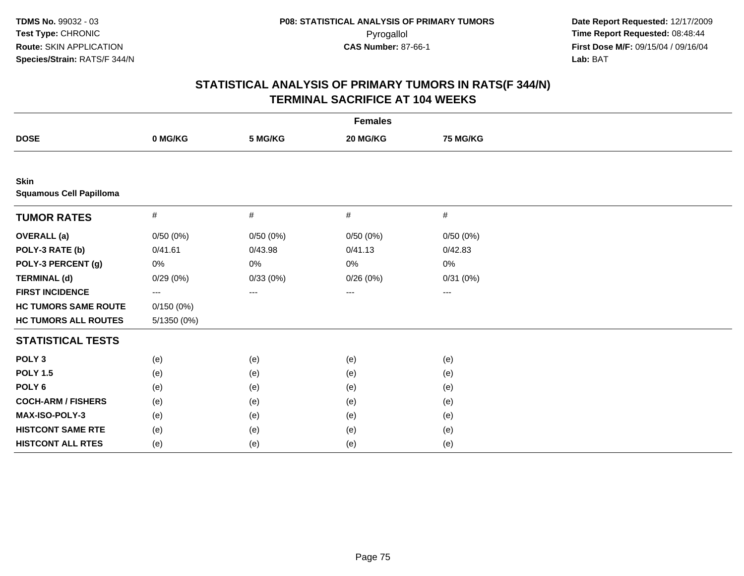**TDMS No.** 99032 - 03
**Test Type:** CHRONIC
**Route:** SKIN APPLICATION
**Species/Strain:** RATS/F 344/N

**P08: STATISTICAL ANALYSIS OF PRIMARY TUMORS**
Pyrogallol
**CAS Number:** 87-66-1

**Date Report Requested:** 12/17/2009
**Time Report Requested:** 08:48:44
**First Dose M/F:** 09/15/04 / 09/16/04
**Lab:** BAT

## STATISTICAL ANALYSIS OF PRIMARY TUMORS IN RATS(F 344/N)
## TERMINAL SACRIFICE AT 104 WEEKS

| | Females | | | |
|---|---|---|---|---|
| **DOSE** | **0 MG/KG** | **5 MG/KG** | **20 MG/KG** | **75 MG/KG** |
| **Skin** | | | | |
| **Squamous Cell Papilloma** | | | | |
| **TUMOR RATES** | # | # | # | # |
| **OVERALL (a)** | 0/50 (0%) | 0/50 (0%) | 0/50 (0%) | 0/50 (0%) |
| **POLY-3 RATE (b)** | 0/41.61 | 0/43.98 | 0/41.13 | 0/42.83 |
| **POLY-3 PERCENT (g)** | 0% | 0% | 0% | 0% |
| **TERMINAL (d)** | 0/29 (0%) | 0/33 (0%) | 0/26 (0%) | 0/31 (0%) |
| **FIRST INCIDENCE** | --- | --- | --- | --- |
| **HC TUMORS SAME ROUTE** | 0/150 (0%) | | | |
| **HC TUMORS ALL ROUTES** | 5/1350 (0%) | | | |
| **STATISTICAL TESTS** | | | | |
| **POLY 3** | (e) | (e) | (e) | (e) |
| **POLY 1.5** | (e) | (e) | (e) | (e) |
| **POLY 6** | (e) | (e) | (e) | (e) |
| **COCH-ARM / FISHERS** | (e) | (e) | (e) | (e) |
| **MAX-ISO-POLY-3** | (e) | (e) | (e) | (e) |
| **HISTCONT SAME RTE** | (e) | (e) | (e) | (e) |
| **HISTCONT ALL RTES** | (e) | (e) | (e) | (e) |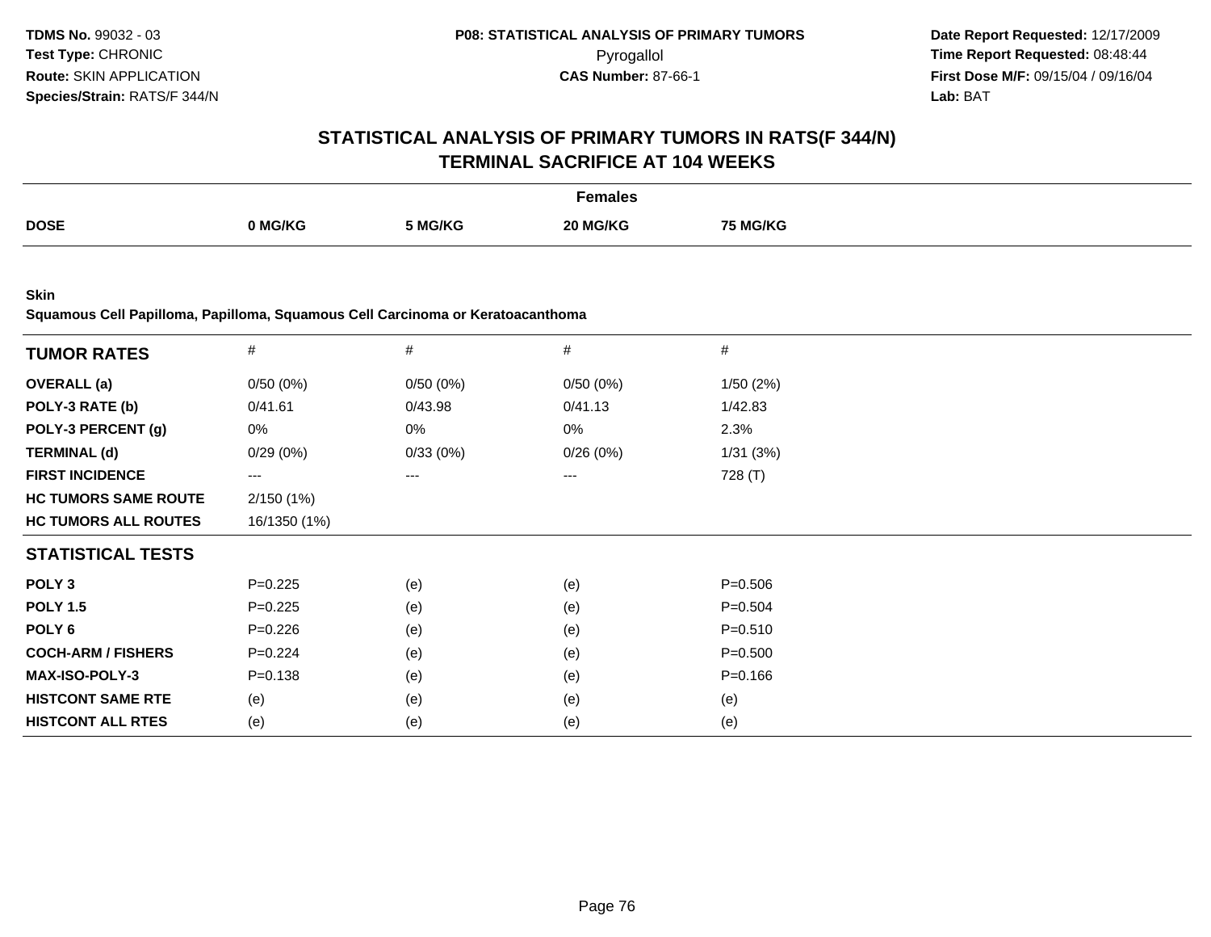**TDMS No.** 99032 - 03
**Test Type:** CHRONIC
**Route:** SKIN APPLICATION
**Species/Strain:** RATS/F 344/N

**P08: STATISTICAL ANALYSIS OF PRIMARY TUMORS**
Pyrogallol
**CAS Number:** 87-66-1

**Date Report Requested:** 12/17/2009
**Time Report Requested:** 08:48:44
**First Dose M/F:** 09/15/04 / 09/16/04
**Lab:** BAT

## STATISTICAL ANALYSIS OF PRIMARY TUMORS IN RATS(F 344/N) TERMINAL SACRIFICE AT 104 WEEKS

| | Females | | | |
|---|---|---|---|---|
| **DOSE** | **0 MG/KG** | **5 MG/KG** | **20 MG/KG** | **75 MG/KG** |

**Skin**
**Squamous Cell Papilloma, Papilloma, Squamous Cell Carcinoma or Keratoacanthoma**

| **TUMOR RATES** | # | # | # | # |
|---|---|---|---|---|
| **OVERALL (a)** | 0/50 (0%) | 0/50 (0%) | 0/50 (0%) | 1/50 (2%) |
| **POLY-3 RATE (b)** | 0/41.61 | 0/43.98 | 0/41.13 | 1/42.83 |
| **POLY-3 PERCENT (g)** | 0% | 0% | 0% | 2.3% |
| **TERMINAL (d)** | 0/29 (0%) | 0/33 (0%) | 0/26 (0%) | 1/31 (3%) |
| **FIRST INCIDENCE** | --- | --- | --- | 728 (T) |
| **HC TUMORS SAME ROUTE** | 2/150 (1%) | | | |
| **HC TUMORS ALL ROUTES** | 16/1350 (1%) | | | |
| **STATISTICAL TESTS** | | | | |
| **POLY 3** | P=0.225 | (e) | (e) | P=0.506 |
| **POLY 1.5** | P=0.225 | (e) | (e) | P=0.504 |
| **POLY 6** | P=0.226 | (e) | (e) | P=0.510 |
| **COCH-ARM / FISHERS** | P=0.224 | (e) | (e) | P=0.500 |
| **MAX-ISO-POLY-3** | P=0.138 | (e) | (e) | P=0.166 |
| **HISTCONT SAME RTE** | (e) | (e) | (e) | (e) |
| **HISTCONT ALL RTES** | (e) | (e) | (e) | (e) |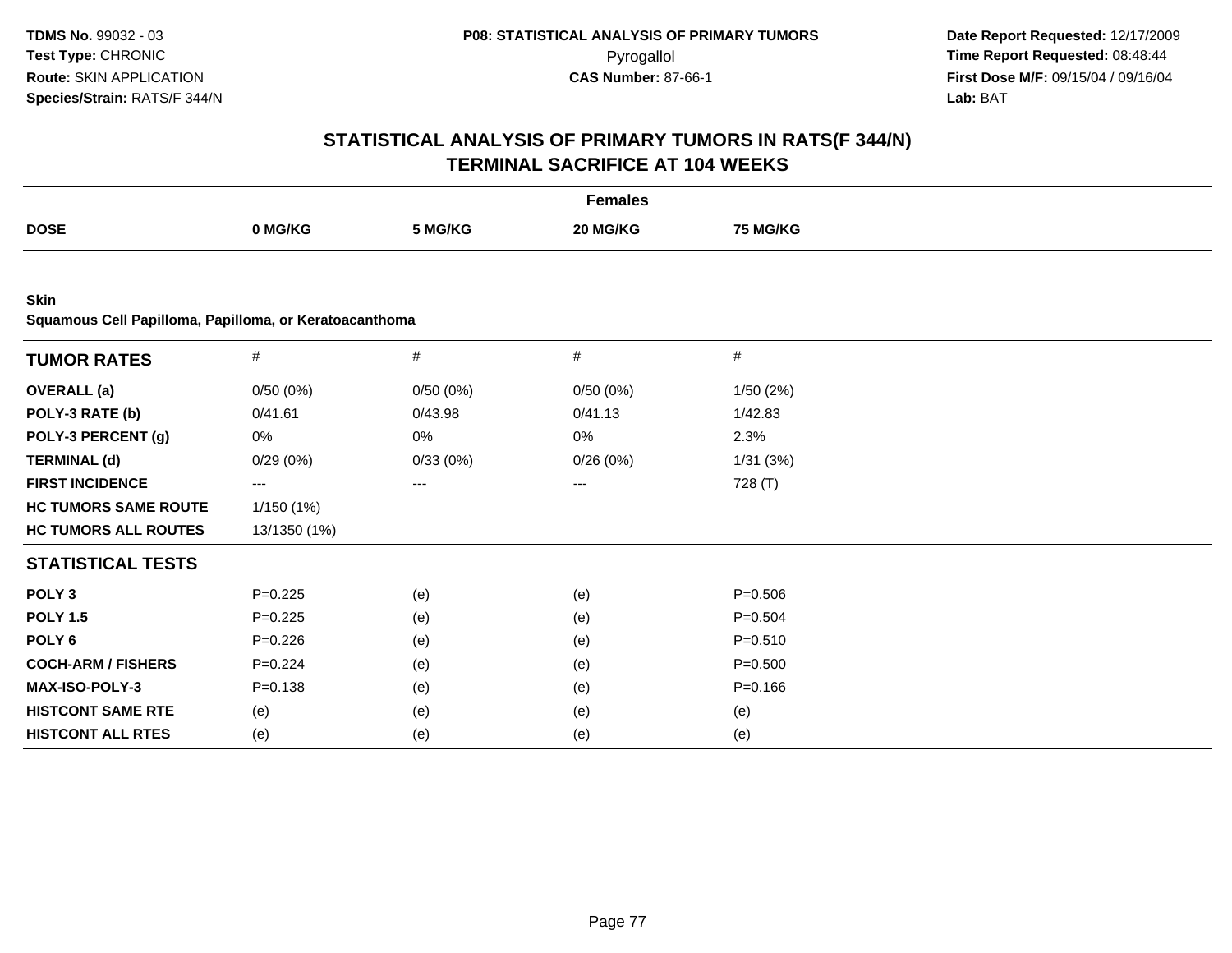**TDMS No.** 99032 - 03
**Test Type:** CHRONIC
**Route:** SKIN APPLICATION
**Species/Strain:** RATS/F 344/N

**P08: STATISTICAL ANALYSIS OF PRIMARY TUMORS**
Pyrogallol
**CAS Number:** 87-66-1

**Date Report Requested:** 12/17/2009
**Time Report Requested:** 08:48:44
**First Dose M/F:** 09/15/04 / 09/16/04
**Lab:** BAT

## STATISTICAL ANALYSIS OF PRIMARY TUMORS IN RATS(F 344/N)
## TERMINAL SACRIFICE AT 104 WEEKS

| | Females | | | |
|---|---|---|---|---|
| **DOSE** | **0 MG/KG** | **5 MG/KG** | **20 MG/KG** | **75 MG/KG** |

**Skin**
**Squamous Cell Papilloma, Papilloma, or Keratoacanthoma**

| **TUMOR RATES** | # | # | # | # |
|---|---|---|---|---|
| **OVERALL (a)** | 0/50 (0%) | 0/50 (0%) | 0/50 (0%) | 1/50 (2%) |
| **POLY-3 RATE (b)** | 0/41.61 | 0/43.98 | 0/41.13 | 1/42.83 |
| **POLY-3 PERCENT (g)** | 0% | 0% | 0% | 2.3% |
| **TERMINAL (d)** | 0/29 (0%) | 0/33 (0%) | 0/26 (0%) | 1/31 (3%) |
| **FIRST INCIDENCE** | --- | --- | --- | 728 (T) |
| **HC TUMORS SAME ROUTE** | 1/150 (1%) | | | |
| **HC TUMORS ALL ROUTES** | 13/1350 (1%) | | | |
| **STATISTICAL TESTS** | | | | |
| **POLY 3** | P=0.225 | (e) | (e) | P=0.506 |
| **POLY 1.5** | P=0.225 | (e) | (e) | P=0.504 |
| **POLY 6** | P=0.226 | (e) | (e) | P=0.510 |
| **COCH-ARM / FISHERS** | P=0.224 | (e) | (e) | P=0.500 |
| **MAX-ISO-POLY-3** | P=0.138 | (e) | (e) | P=0.166 |
| **HISTCONT SAME RTE** | (e) | (e) | (e) | (e) |
| **HISTCONT ALL RTES** | (e) | (e) | (e) | (e) |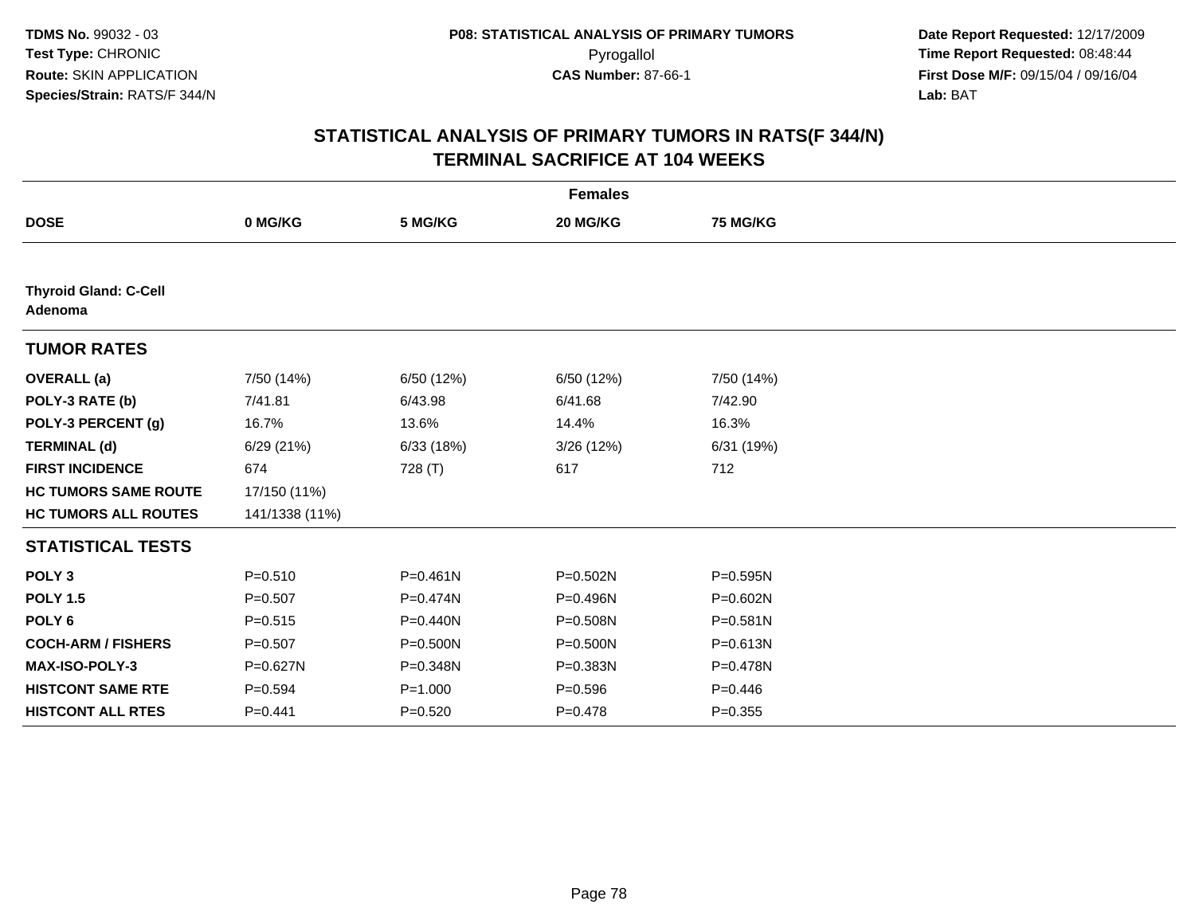**TDMS No.** 99032 - 03
**Test Type:** CHRONIC
**Route:** SKIN APPLICATION
**Species/Strain:** RATS/F 344/N

**P08: STATISTICAL ANALYSIS OF PRIMARY TUMORS**
Pyrogallol
**CAS Number:** 87-66-1

**Date Report Requested:** 12/17/2009
**Time Report Requested:** 08:48:44
**First Dose M/F:** 09/15/04 / 09/16/04
**Lab:** BAT

## STATISTICAL ANALYSIS OF PRIMARY TUMORS IN RATS(F 344/N)
## TERMINAL SACRIFICE AT 104 WEEKS

| | Females | | | |
|---|---|---|---|---|
| **DOSE** | **0 MG/KG** | **5 MG/KG** | **20 MG/KG** | **75 MG/KG** |
| **Thyroid Gland: C-Cell Adenoma** | | | | |
| **TUMOR RATES** | | | | |
| **OVERALL (a)** | 7/50 (14%) | 6/50 (12%) | 6/50 (12%) | 7/50 (14%) |
| **POLY-3 RATE (b)** | 7/41.81 | 6/43.98 | 6/41.68 | 7/42.90 |
| **POLY-3 PERCENT (g)** | 16.7% | 13.6% | 14.4% | 16.3% |
| **TERMINAL (d)** | 6/29 (21%) | 6/33 (18%) | 3/26 (12%) | 6/31 (19%) |
| **FIRST INCIDENCE** | 674 | 728 (T) | 617 | 712 |
| **HC TUMORS SAME ROUTE** | 17/150 (11%) | | | |
| **HC TUMORS ALL ROUTES** | 141/1338 (11%) | | | |
| **STATISTICAL TESTS** | | | | |
| **POLY 3** | P=0.510 | P=0.461N | P=0.502N | P=0.595N |
| **POLY 1.5** | P=0.507 | P=0.474N | P=0.496N | P=0.602N |
| **POLY 6** | P=0.515 | P=0.440N | P=0.508N | P=0.581N |
| **COCH-ARM / FISHERS** | P=0.507 | P=0.500N | P=0.500N | P=0.613N |
| **MAX-ISO-POLY-3** | P=0.627N | P=0.348N | P=0.383N | P=0.478N |
| **HISTCONT SAME RTE** | P=0.594 | P=1.000 | P=0.596 | P=0.446 |
| **HISTCONT ALL RTES** | P=0.441 | P=0.520 | P=0.478 | P=0.355 |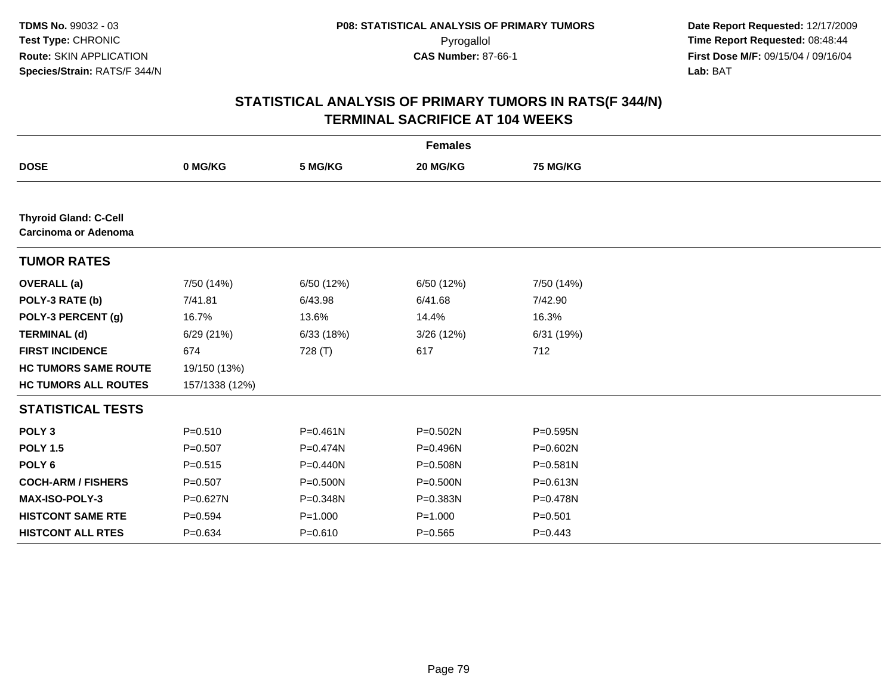**TDMS No.** 99032 - 03
**Test Type:** CHRONIC
**Route:** SKIN APPLICATION
**Species/Strain:** RATS/F 344/N

**P08: STATISTICAL ANALYSIS OF PRIMARY TUMORS**
Pyrogallol
**CAS Number:** 87-66-1

**Date Report Requested:** 12/17/2009
**Time Report Requested:** 08:48:44
**First Dose M/F:** 09/15/04 / 09/16/04
**Lab:** BAT

## STATISTICAL ANALYSIS OF PRIMARY TUMORS IN RATS(F 344/N)
## TERMINAL SACRIFICE AT 104 WEEKS

| | Females | | | |
|---|---|---|---|---|
| **DOSE** | **0 MG/KG** | **5 MG/KG** | **20 MG/KG** | **75 MG/KG** |
| **Thyroid Gland: C-Cell Carcinoma or Adenoma** | | | | |
| **TUMOR RATES** | | | | |
| **OVERALL (a)** | 7/50 (14%) | 6/50 (12%) | 6/50 (12%) | 7/50 (14%) |
| **POLY-3 RATE (b)** | 7/41.81 | 6/43.98 | 6/41.68 | 7/42.90 |
| **POLY-3 PERCENT (g)** | 16.7% | 13.6% | 14.4% | 16.3% |
| **TERMINAL (d)** | 6/29 (21%) | 6/33 (18%) | 3/26 (12%) | 6/31 (19%) |
| **FIRST INCIDENCE** | 674 | 728 (T) | 617 | 712 |
| **HC TUMORS SAME ROUTE** | 19/150 (13%) | | | |
| **HC TUMORS ALL ROUTES** | 157/1338 (12%) | | | |
| **STATISTICAL TESTS** | | | | |
| **POLY 3** | P=0.510 | P=0.461N | P=0.502N | P=0.595N |
| **POLY 1.5** | P=0.507 | P=0.474N | P=0.496N | P=0.602N |
| **POLY 6** | P=0.515 | P=0.440N | P=0.508N | P=0.581N |
| **COCH-ARM / FISHERS** | P=0.507 | P=0.500N | P=0.500N | P=0.613N |
| **MAX-ISO-POLY-3** | P=0.627N | P=0.348N | P=0.383N | P=0.478N |
| **HISTCONT SAME RTE** | P=0.594 | P=1.000 | P=1.000 | P=0.501 |
| **HISTCONT ALL RTES** | P=0.634 | P=0.610 | P=0.565 | P=0.443 |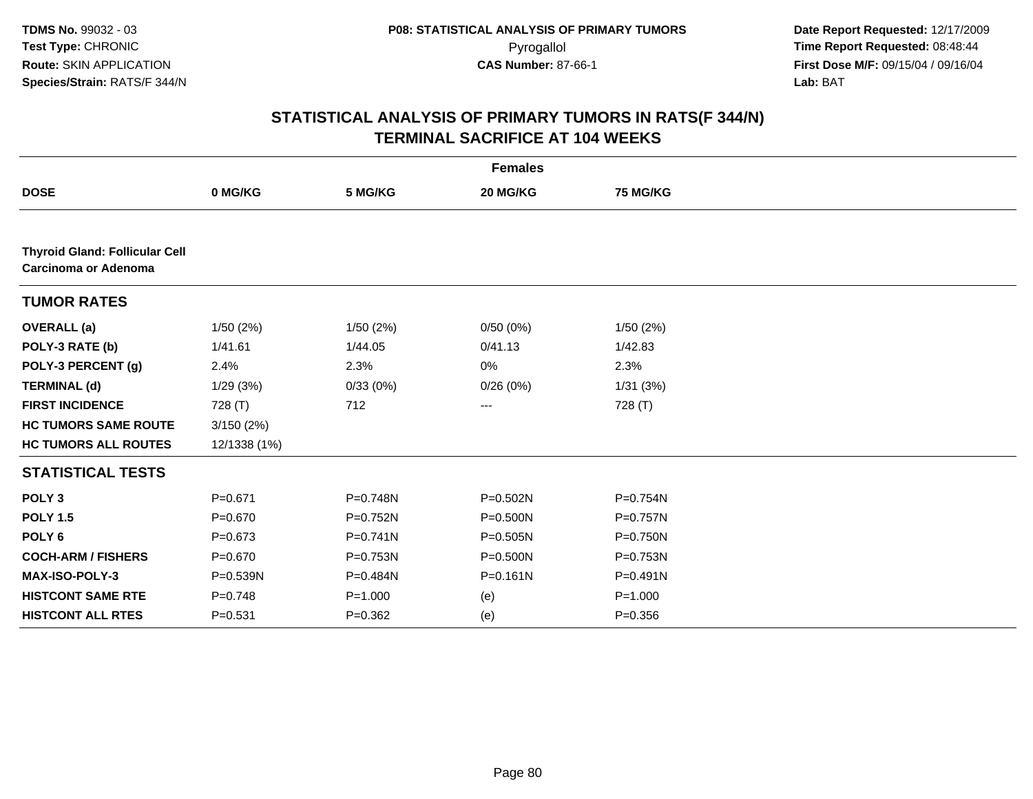## STATISTICAL ANALYSIS OF PRIMARY TUMORS IN RATS(F 344/N)
## TERMINAL SACRIFICE AT 104 WEEKS

| | Females | | | |
|---|---|---|---|---|
| **DOSE** | **0 MG/KG** | **5 MG/KG** | **20 MG/KG** | **75 MG/KG** |
| **Thyroid Gland: Follicular Cell Carcinoma or Adenoma** | | | | |
| **TUMOR RATES** | | | | |
| **OVERALL (a)** | 1/50 (2%) | 1/50 (2%) | 0/50 (0%) | 1/50 (2%) |
| **POLY-3 RATE (b)** | 1/41.61 | 1/44.05 | 0/41.13 | 1/42.83 |
| **POLY-3 PERCENT (g)** | 2.4% | 2.3% | 0% | 2.3% |
| **TERMINAL (d)** | 1/29 (3%) | 0/33 (0%) | 0/26 (0%) | 1/31 (3%) |
| **FIRST INCIDENCE** | 728 (T) | 712 | --- | 728 (T) |
| **HC TUMORS SAME ROUTE** | 3/150 (2%) | | | |
| **HC TUMORS ALL ROUTES** | 12/1338 (1%) | | | |
| **STATISTICAL TESTS** | | | | |
| **POLY 3** | P=0.671 | P=0.748N | P=0.502N | P=0.754N |
| **POLY 1.5** | P=0.670 | P=0.752N | P=0.500N | P=0.757N |
| **POLY 6** | P=0.673 | P=0.741N | P=0.505N | P=0.750N |
| **COCH-ARM / FISHERS** | P=0.670 | P=0.753N | P=0.500N | P=0.753N |
| **MAX-ISO-POLY-3** | P=0.539N | P=0.484N | P=0.161N | P=0.491N |
| **HISTCONT SAME RTE** | P=0.748 | P=1.000 | (e) | P=1.000 |
| **HISTCONT ALL RTES** | P=0.531 | P=0.362 | (e) | P=0.356 |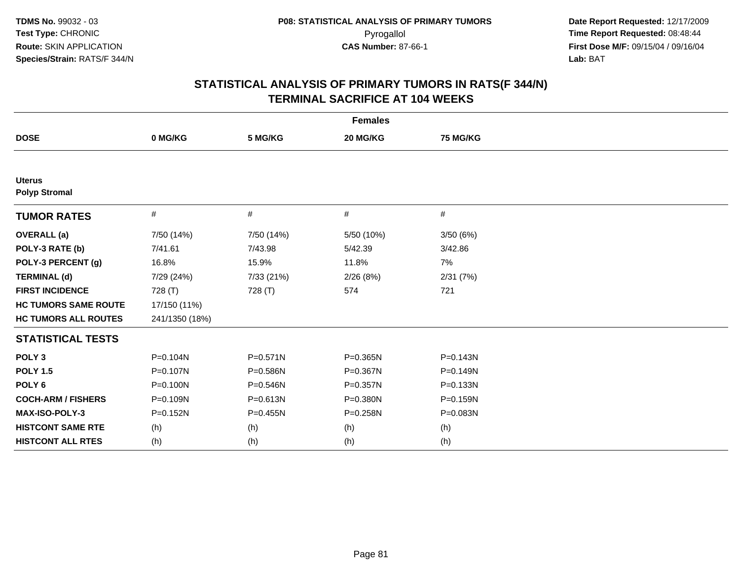**TDMS No.** 99032 - 03
**Test Type:** CHRONIC
**Route:** SKIN APPLICATION
**Species/Strain:** RATS/F 344/N

**P08: STATISTICAL ANALYSIS OF PRIMARY TUMORS**
Pyrogallol
**CAS Number:** 87-66-1

**Date Report Requested:** 12/17/2009
**Time Report Requested:** 08:48:44
**First Dose M/F:** 09/15/04 / 09/16/04
**Lab:** BAT

## STATISTICAL ANALYSIS OF PRIMARY TUMORS IN RATS(F 344/N)
## TERMINAL SACRIFICE AT 104 WEEKS

| Females | | | | |
|---|---|---|---|---|
| **DOSE** | **0 MG/KG** | **5 MG/KG** | **20 MG/KG** | **75 MG/KG** |
| **Uterus** | | | | |
| **Polyp Stromal** | | | | |
| **TUMOR RATES** | # | # | # | # |
| **OVERALL (a)** | 7/50 (14%) | 7/50 (14%) | 5/50 (10%) | 3/50 (6%) |
| **POLY-3 RATE (b)** | 7/41.61 | 7/43.98 | 5/42.39 | 3/42.86 |
| **POLY-3 PERCENT (g)** | 16.8% | 15.9% | 11.8% | 7% |
| **TERMINAL (d)** | 7/29 (24%) | 7/33 (21%) | 2/26 (8%) | 2/31 (7%) |
| **FIRST INCIDENCE** | 728 (T) | 728 (T) | 574 | 721 |
| **HC TUMORS SAME ROUTE** | 17/150 (11%) | | | |
| **HC TUMORS ALL ROUTES** | 241/1350 (18%) | | | |
| **STATISTICAL TESTS** | | | | |
| **POLY 3** | P=0.104N | P=0.571N | P=0.365N | P=0.143N |
| **POLY 1.5** | P=0.107N | P=0.586N | P=0.367N | P=0.149N |
| **POLY 6** | P=0.100N | P=0.546N | P=0.357N | P=0.133N |
| **COCH-ARM / FISHERS** | P=0.109N | P=0.613N | P=0.380N | P=0.159N |
| **MAX-ISO-POLY-3** | P=0.152N | P=0.455N | P=0.258N | P=0.083N |
| **HISTCONT SAME RTE** | (h) | (h) | (h) | (h) |
| **HISTCONT ALL RTES** | (h) | (h) | (h) | (h) |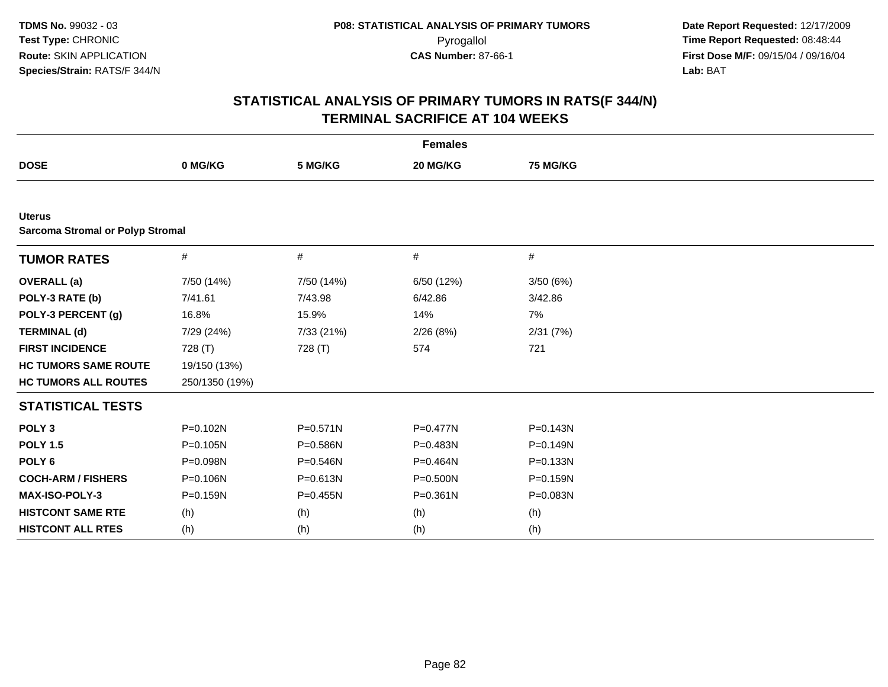TDMS No. 99032 - 03
Test Type: CHRONIC
Route: SKIN APPLICATION
Species/Strain: RATS/F 344/N

P08: STATISTICAL ANALYSIS OF PRIMARY TUMORS
Pyrogallol
CAS Number: 87-66-1

Date Report Requested: 12/17/2009
Time Report Requested: 08:48:44
First Dose M/F: 09/15/04 / 09/16/04
Lab: BAT

## STATISTICAL ANALYSIS OF PRIMARY TUMORS IN RATS(F 344/N)
## TERMINAL SACRIFICE AT 104 WEEKS

| | Females | | | |
|---|---|---|---|---|
| **DOSE** | **0 MG/KG** | **5 MG/KG** | **20 MG/KG** | **75 MG/KG** |
| **Uterus** | | | | |
| **Sarcoma Stromal or Polyp Stromal** | | | | |
| **TUMOR RATES** | # | # | # | # |
| **OVERALL (a)** | 7/50 (14%) | 7/50 (14%) | 6/50 (12%) | 3/50 (6%) |
| **POLY-3 RATE (b)** | 7/41.61 | 7/43.98 | 6/42.86 | 3/42.86 |
| **POLY-3 PERCENT (g)** | 16.8% | 15.9% | 14% | 7% |
| **TERMINAL (d)** | 7/29 (24%) | 7/33 (21%) | 2/26 (8%) | 2/31 (7%) |
| **FIRST INCIDENCE** | 728 (T) | 728 (T) | 574 | 721 |
| **HC TUMORS SAME ROUTE** | 19/150 (13%) | | | |
| **HC TUMORS ALL ROUTES** | 250/1350 (19%) | | | |
| **STATISTICAL TESTS** | | | | |
| **POLY 3** | P=0.102N | P=0.571N | P=0.477N | P=0.143N |
| **POLY 1.5** | P=0.105N | P=0.586N | P=0.483N | P=0.149N |
| **POLY 6** | P=0.098N | P=0.546N | P=0.464N | P=0.133N |
| **COCH-ARM / FISHERS** | P=0.106N | P=0.613N | P=0.500N | P=0.159N |
| **MAX-ISO-POLY-3** | P=0.159N | P=0.455N | P=0.361N | P=0.083N |
| **HISTCONT SAME RTE** | (h) | (h) | (h) | (h) |
| **HISTCONT ALL RTES** | (h) | (h) | (h) | (h) |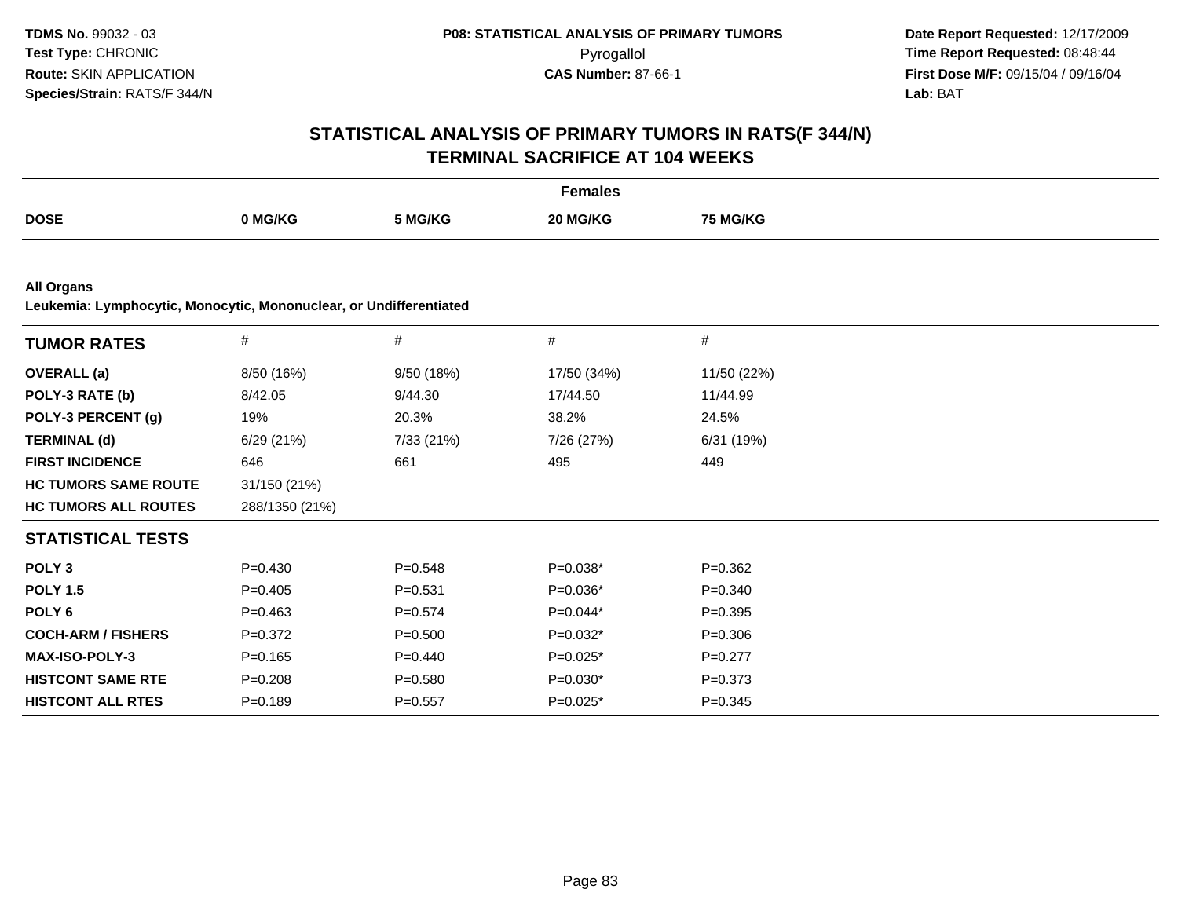# STATISTICAL ANALYSIS OF PRIMARY TUMORS IN RATS(F 344/N)
## TERMINAL SACRIFICE AT 104 WEEKS

| | Females | | | |
|---|---|---|---|---|
| **DOSE** | **0 MG/KG** | **5 MG/KG** | **20 MG/KG** | **75 MG/KG** |

**All Organs**
**Leukemia: Lymphocytic, Monocytic, Mononuclear, or Undifferentiated**

| **TUMOR RATES** | # | # | # | # |
|---|---|---|---|---|
| **OVERALL (a)** | 8/50 (16%) | 9/50 (18%) | 17/50 (34%) | 11/50 (22%) |
| **POLY-3 RATE (b)** | 8/42.05 | 9/44.30 | 17/44.50 | 11/44.99 |
| **POLY-3 PERCENT (g)** | 19% | 20.3% | 38.2% | 24.5% |
| **TERMINAL (d)** | 6/29 (21%) | 7/33 (21%) | 7/26 (27%) | 6/31 (19%) |
| **FIRST INCIDENCE** | 646 | 661 | 495 | 449 |
| **HC TUMORS SAME ROUTE** | 31/150 (21%) | | | |
| **HC TUMORS ALL ROUTES** | 288/1350 (21%) | | | |
| **STATISTICAL TESTS** | | | | |
| **POLY 3** | P=0.430 | P=0.548 | P=0.038* | P=0.362 |
| **POLY 1.5** | P=0.405 | P=0.531 | P=0.036* | P=0.340 |
| **POLY 6** | P=0.463 | P=0.574 | P=0.044* | P=0.395 |
| **COCH-ARM / FISHERS** | P=0.372 | P=0.500 | P=0.032* | P=0.306 |
| **MAX-ISO-POLY-3** | P=0.165 | P=0.440 | P=0.025* | P=0.277 |
| **HISTCONT SAME RTE** | P=0.208 | P=0.580 | P=0.030* | P=0.373 |
| **HISTCONT ALL RTES** | P=0.189 | P=0.557 | P=0.025* | P=0.345 |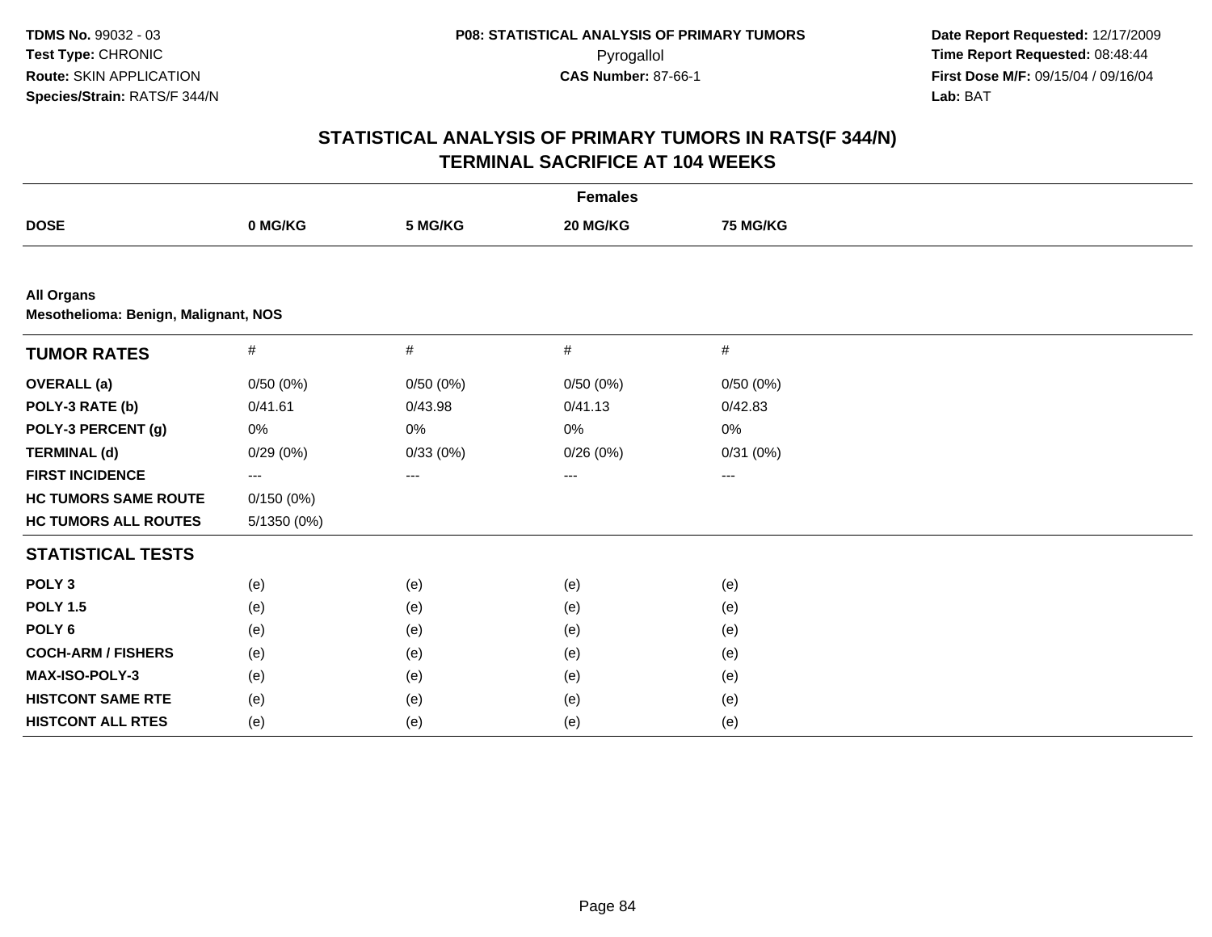**TDMS No.** 99032 - 03
**Test Type:** CHRONIC
**Route:** SKIN APPLICATION
**Species/Strain:** RATS/F 344/N

**P08: STATISTICAL ANALYSIS OF PRIMARY TUMORS**
Pyrogallol
**CAS Number:** 87-66-1

**Date Report Requested:** 12/17/2009
**Time Report Requested:** 08:48:44
**First Dose M/F:** 09/15/04 / 09/16/04
**Lab:** BAT

## STATISTICAL ANALYSIS OF PRIMARY TUMORS IN RATS(F 344/N)
## TERMINAL SACRIFICE AT 104 WEEKS

| | Females | | | |
|---|---|---|---|---|
| **DOSE** | **0 MG/KG** | **5 MG/KG** | **20 MG/KG** | **75 MG/KG** |

**All Organs**
**Mesothelioma: Benign, Malignant, NOS**

| **TUMOR RATES** | # | # | # | # |
|---|---|---|---|---|
| **OVERALL (a)** | 0/50 (0%) | 0/50 (0%) | 0/50 (0%) | 0/50 (0%) |
| **POLY-3 RATE (b)** | 0/41.61 | 0/43.98 | 0/41.13 | 0/42.83 |
| **POLY-3 PERCENT (g)** | 0% | 0% | 0% | 0% |
| **TERMINAL (d)** | 0/29 (0%) | 0/33 (0%) | 0/26 (0%) | 0/31 (0%) |
| **FIRST INCIDENCE** | --- | --- | --- | --- |
| **HC TUMORS SAME ROUTE** | 0/150 (0%) | | | |
| **HC TUMORS ALL ROUTES** | 5/1350 (0%) | | | |
| **STATISTICAL TESTS** | | | | |
| **POLY 3** | (e) | (e) | (e) | (e) |
| **POLY 1.5** | (e) | (e) | (e) | (e) |
| **POLY 6** | (e) | (e) | (e) | (e) |
| **COCH-ARM / FISHERS** | (e) | (e) | (e) | (e) |
| **MAX-ISO-POLY-3** | (e) | (e) | (e) | (e) |
| **HISTCONT SAME RTE** | (e) | (e) | (e) | (e) |
| **HISTCONT ALL RTES** | (e) | (e) | (e) | (e) |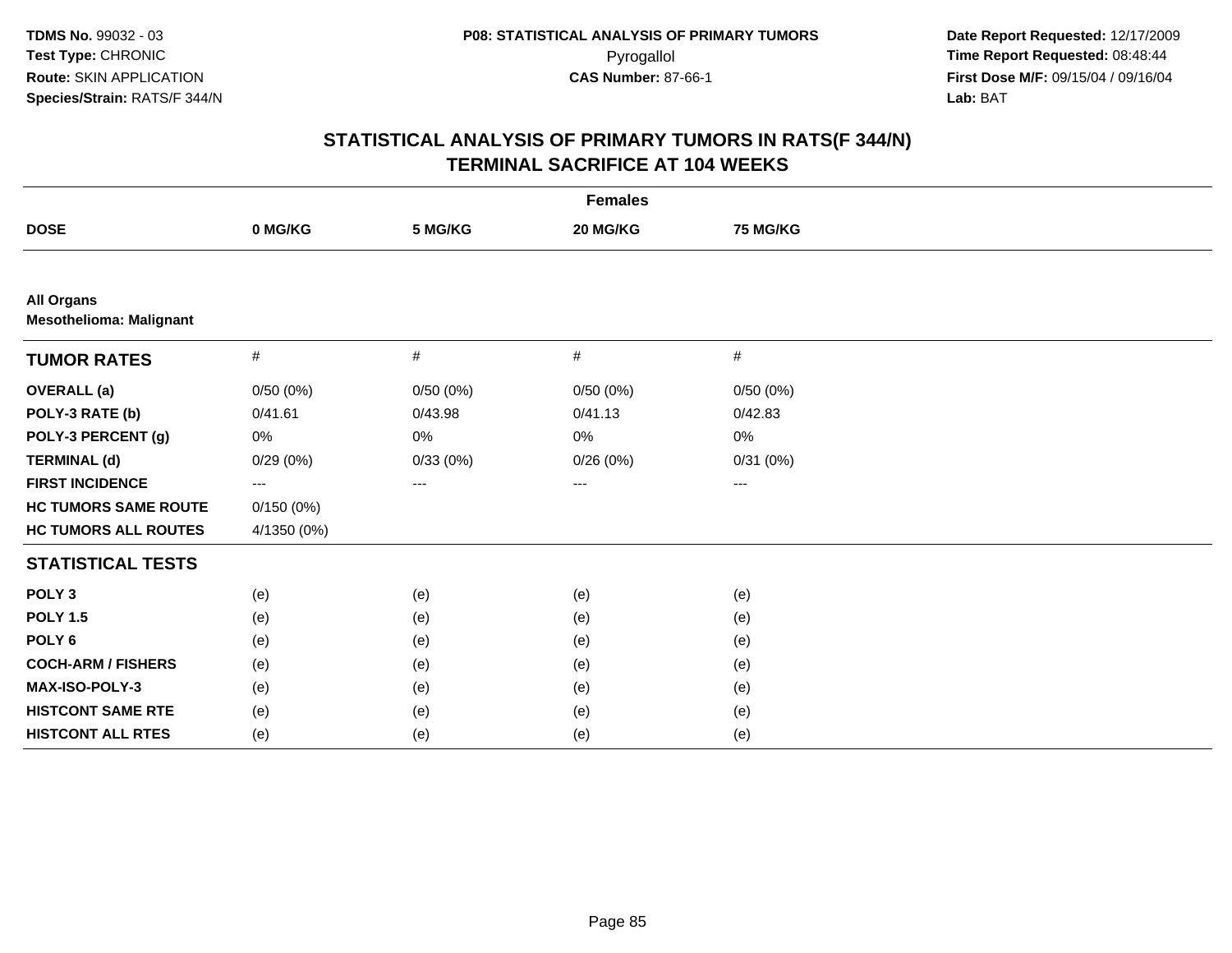**TDMS No.** 99032 - 03
**Test Type:** CHRONIC
**Route:** SKIN APPLICATION
**Species/Strain:** RATS/F 344/N

**P08: STATISTICAL ANALYSIS OF PRIMARY TUMORS**
Pyrogallol
**CAS Number:** 87-66-1

**Date Report Requested:** 12/17/2009
**Time Report Requested:** 08:48:44
**First Dose M/F:** 09/15/04 / 09/16/04
**Lab:** BAT

## STATISTICAL ANALYSIS OF PRIMARY TUMORS IN RATS(F 344/N) TERMINAL SACRIFICE AT 104 WEEKS

| | Females | | | |
|---|---|---|---|---|
| **DOSE** | **0 MG/KG** | **5 MG/KG** | **20 MG/KG** | **75 MG/KG** |
| **All Organs** **Mesothelioma: Malignant** | | | | |
| **TUMOR RATES** | # | # | # | # |
| **OVERALL (a)** | 0/50 (0%) | 0/50 (0%) | 0/50 (0%) | 0/50 (0%) |
| **POLY-3 RATE (b)** | 0/41.61 | 0/43.98 | 0/41.13 | 0/42.83 |
| **POLY-3 PERCENT (g)** | 0% | 0% | 0% | 0% |
| **TERMINAL (d)** | 0/29 (0%) | 0/33 (0%) | 0/26 (0%) | 0/31 (0%) |
| **FIRST INCIDENCE** | --- | --- | --- | --- |
| **HC TUMORS SAME ROUTE** | 0/150 (0%) | | | |
| **HC TUMORS ALL ROUTES** | 4/1350 (0%) | | | |
| **STATISTICAL TESTS** | | | | |
| **POLY 3** | (e) | (e) | (e) | (e) |
| **POLY 1.5** | (e) | (e) | (e) | (e) |
| **POLY 6** | (e) | (e) | (e) | (e) |
| **COCH-ARM / FISHERS** | (e) | (e) | (e) | (e) |
| **MAX-ISO-POLY-3** | (e) | (e) | (e) | (e) |
| **HISTCONT SAME RTE** | (e) | (e) | (e) | (e) |
| **HISTCONT ALL RTES** | (e) | (e) | (e) | (e) |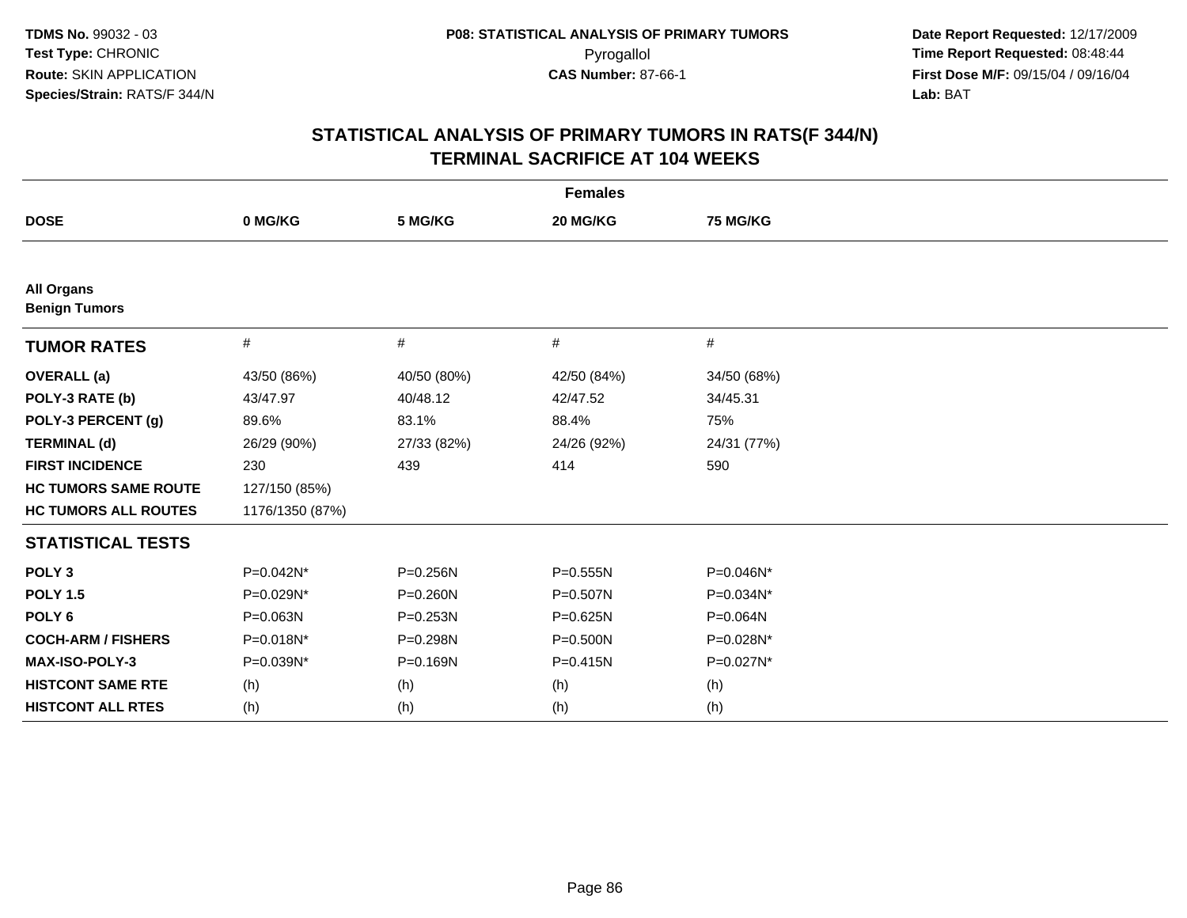# STATISTICAL ANALYSIS OF PRIMARY TUMORS IN RATS(F 344/N)
## TERMINAL SACRIFICE AT 104 WEEKS

| | Females | | | |
|---|---|---|---|---|
| **DOSE** | **0 MG/KG** | **5 MG/KG** | **20 MG/KG** | **75 MG/KG** |
| **All Organs** | | | | |
| **Benign Tumors** | | | | |
| **TUMOR RATES** | # | # | # | # |
| **OVERALL (a)** | 43/50 (86%) | 40/50 (80%) | 42/50 (84%) | 34/50 (68%) |
| **POLY-3 RATE (b)** | 43/47.97 | 40/48.12 | 42/47.52 | 34/45.31 |
| **POLY-3 PERCENT (g)** | 89.6% | 83.1% | 88.4% | 75% |
| **TERMINAL (d)** | 26/29 (90%) | 27/33 (82%) | 24/26 (92%) | 24/31 (77%) |
| **FIRST INCIDENCE** | 230 | 439 | 414 | 590 |
| **HC TUMORS SAME ROUTE** | 127/150 (85%) | | | |
| **HC TUMORS ALL ROUTES** | 1176/1350 (87%) | | | |
| **STATISTICAL TESTS** | | | | |
| **POLY 3** | P=0.042N* | P=0.256N | P=0.555N | P=0.046N* |
| **POLY 1.5** | P=0.029N* | P=0.260N | P=0.507N | P=0.034N* |
| **POLY 6** | P=0.063N | P=0.253N | P=0.625N | P=0.064N |
| **COCH-ARM / FISHERS** | P=0.018N* | P=0.298N | P=0.500N | P=0.028N* |
| **MAX-ISO-POLY-3** | P=0.039N* | P=0.169N | P=0.415N | P=0.027N* |
| **HISTCONT SAME RTE** | (h) | (h) | (h) | (h) |
| **HISTCONT ALL RTES** | (h) | (h) | (h) | (h) |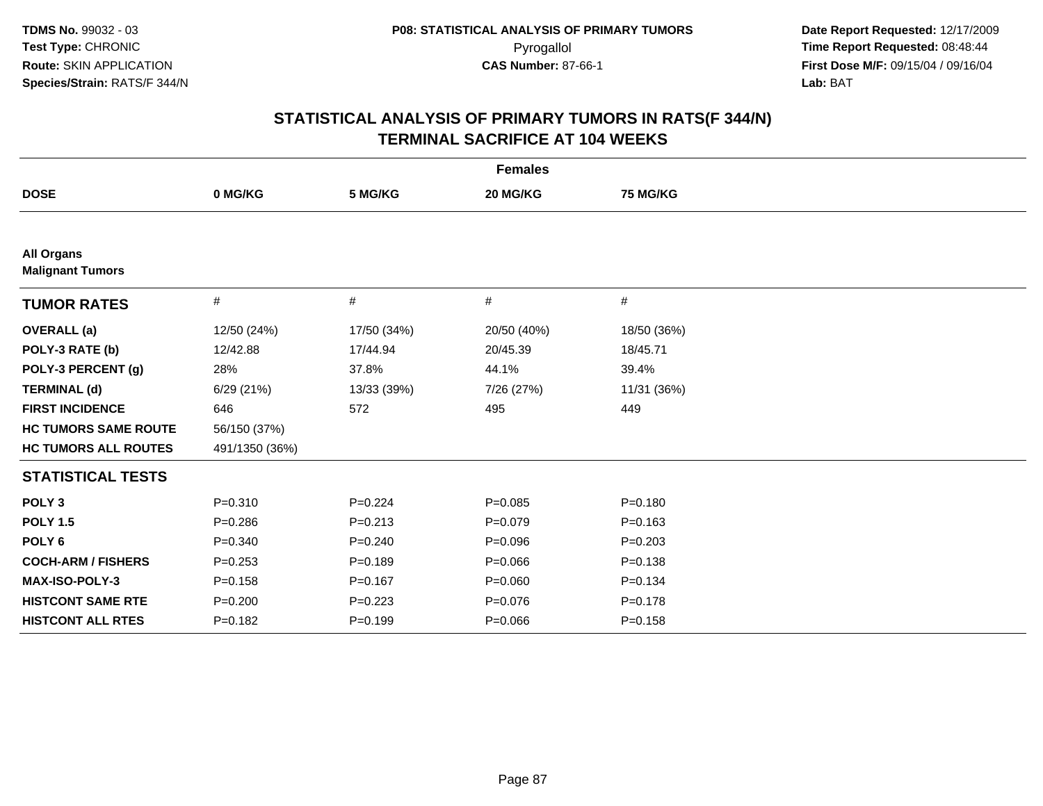**TDMS No.** 99032 - 03
**Test Type:** CHRONIC
**Route:** SKIN APPLICATION
**Species/Strain:** RATS/F 344/N

**P08: STATISTICAL ANALYSIS OF PRIMARY TUMORS**
Pyrogallol
**CAS Number:** 87-66-1

**Date Report Requested:** 12/17/2009
**Time Report Requested:** 08:48:44
**First Dose M/F:** 09/15/04 / 09/16/04
**Lab:** BAT

## STATISTICAL ANALYSIS OF PRIMARY TUMORS IN RATS(F 344/N) TERMINAL SACRIFICE AT 104 WEEKS

| | Females | | | |
|---|---|---|---|---|
| **DOSE** | **0 MG/KG** | **5 MG/KG** | **20 MG/KG** | **75 MG/KG** |
| **All Organs** | | | | |
| **Malignant Tumors** | | | | |
| **TUMOR RATES** | # | # | # | # |
| **OVERALL (a)** | 12/50 (24%) | 17/50 (34%) | 20/50 (40%) | 18/50 (36%) |
| **POLY-3 RATE (b)** | 12/42.88 | 17/44.94 | 20/45.39 | 18/45.71 |
| **POLY-3 PERCENT (g)** | 28% | 37.8% | 44.1% | 39.4% |
| **TERMINAL (d)** | 6/29 (21%) | 13/33 (39%) | 7/26 (27%) | 11/31 (36%) |
| **FIRST INCIDENCE** | 646 | 572 | 495 | 449 |
| **HC TUMORS SAME ROUTE** | 56/150 (37%) | | | |
| **HC TUMORS ALL ROUTES** | 491/1350 (36%) | | | |
| **STATISTICAL TESTS** | | | | |
| **POLY 3** | P=0.310 | P=0.224 | P=0.085 | P=0.180 |
| **POLY 1.5** | P=0.286 | P=0.213 | P=0.079 | P=0.163 |
| **POLY 6** | P=0.340 | P=0.240 | P=0.096 | P=0.203 |
| **COCH-ARM / FISHERS** | P=0.253 | P=0.189 | P=0.066 | P=0.138 |
| **MAX-ISO-POLY-3** | P=0.158 | P=0.167 | P=0.060 | P=0.134 |
| **HISTCONT SAME RTE** | P=0.200 | P=0.223 | P=0.076 | P=0.178 |
| **HISTCONT ALL RTES** | P=0.182 | P=0.199 | P=0.066 | P=0.158 |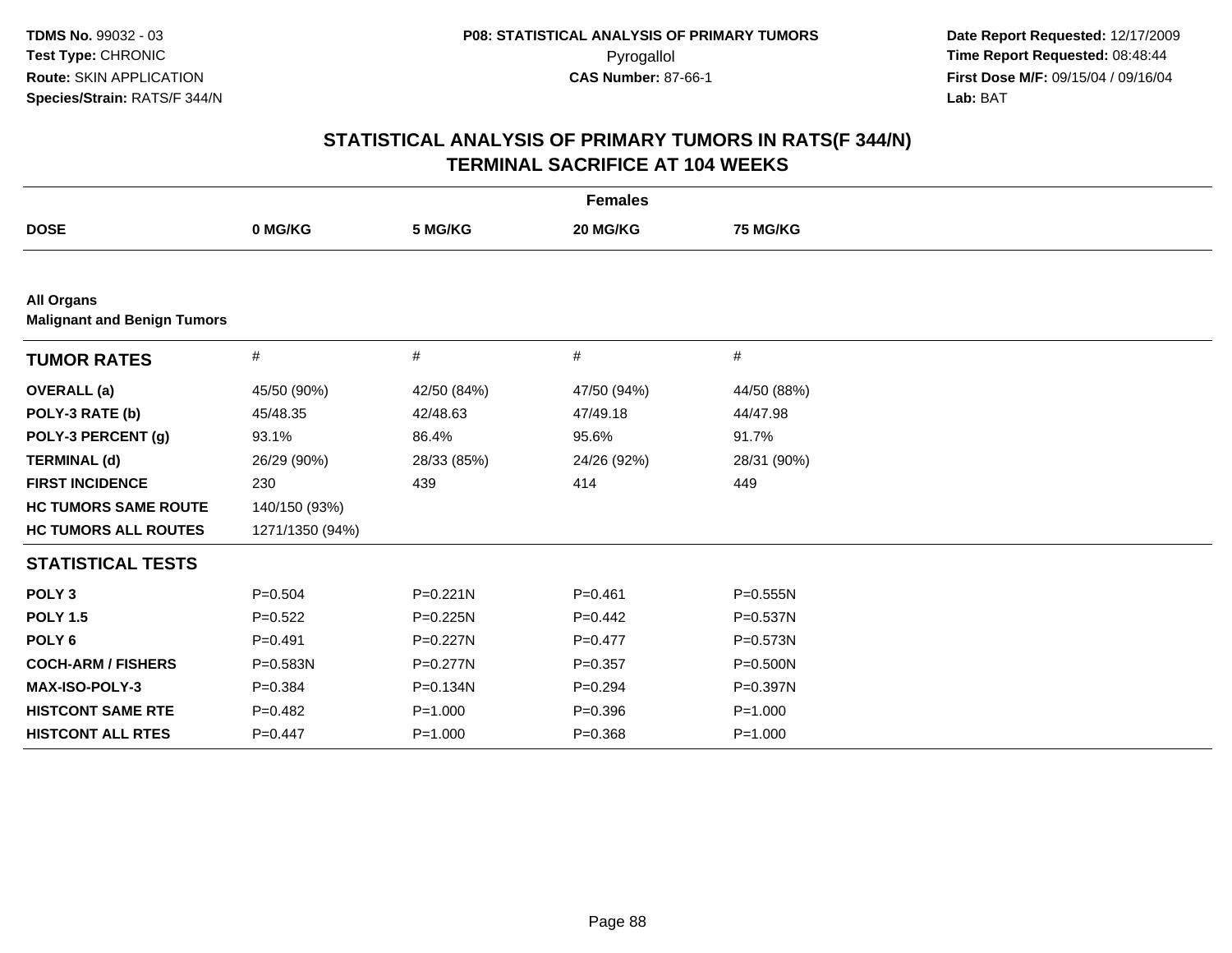**TDMS No.** 99032 - 03
**Test Type:** CHRONIC
**Route:** SKIN APPLICATION
**Species/Strain:** RATS/F 344/N

**P08: STATISTICAL ANALYSIS OF PRIMARY TUMORS**
Pyrogallol
**CAS Number:** 87-66-1

**Date Report Requested:** 12/17/2009
**Time Report Requested:** 08:48:44
**First Dose M/F:** 09/15/04 / 09/16/04
**Lab:** BAT

# STATISTICAL ANALYSIS OF PRIMARY TUMORS IN RATS(F 344/N) TERMINAL SACRIFICE AT 104 WEEKS

| | Females | | | |
|---|---|---|---|---|
| **DOSE** | **0 MG/KG** | **5 MG/KG** | **20 MG/KG** | **75 MG/KG** |
| **All Organs** | | | | |
| **Malignant and Benign Tumors** | | | | |
| **TUMOR RATES** | # | # | # | # |
| **OVERALL (a)** | 45/50 (90%) | 42/50 (84%) | 47/50 (94%) | 44/50 (88%) |
| **POLY-3 RATE (b)** | 45/48.35 | 42/48.63 | 47/49.18 | 44/47.98 |
| **POLY-3 PERCENT (g)** | 93.1% | 86.4% | 95.6% | 91.7% |
| **TERMINAL (d)** | 26/29 (90%) | 28/33 (85%) | 24/26 (92%) | 28/31 (90%) |
| **FIRST INCIDENCE** | 230 | 439 | 414 | 449 |
| **HC TUMORS SAME ROUTE** | 140/150 (93%) | | | |
| **HC TUMORS ALL ROUTES** | 1271/1350 (94%) | | | |
| **STATISTICAL TESTS** | | | | |
| **POLY 3** | P=0.504 | P=0.221N | P=0.461 | P=0.555N |
| **POLY 1.5** | P=0.522 | P=0.225N | P=0.442 | P=0.537N |
| **POLY 6** | P=0.491 | P=0.227N | P=0.477 | P=0.573N |
| **COCH-ARM / FISHERS** | P=0.583N | P=0.277N | P=0.357 | P=0.500N |
| **MAX-ISO-POLY-3** | P=0.384 | P=0.134N | P=0.294 | P=0.397N |
| **HISTCONT SAME RTE** | P=0.482 | P=1.000 | P=0.396 | P=1.000 |
| **HISTCONT ALL RTES** | P=0.447 | P=1.000 | P=0.368 | P=1.000 |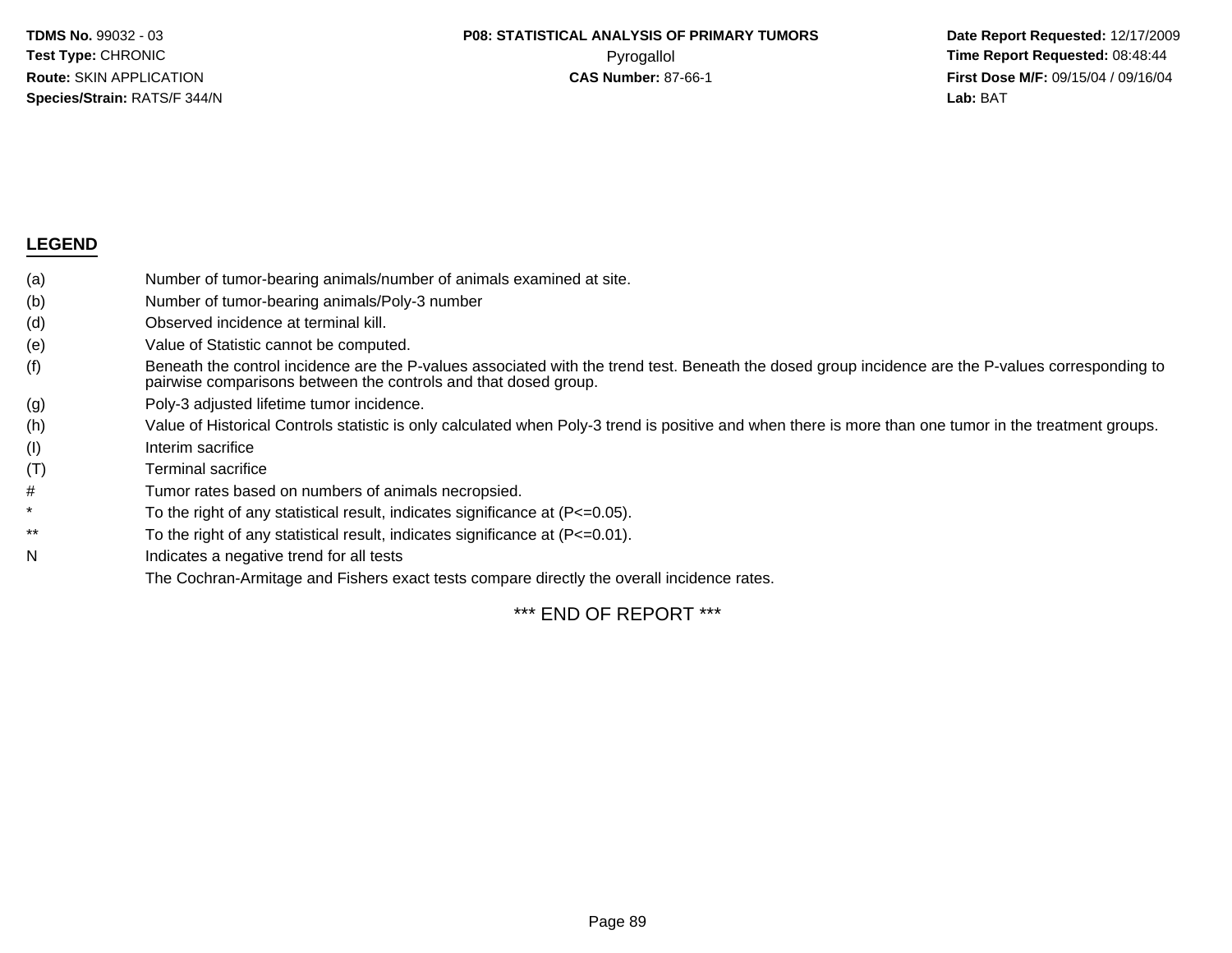## LEGEND

| | |
|---|---|
| (a) | Number of tumor-bearing animals/number of animals examined at site. |
| (b) | Number of tumor-bearing animals/Poly-3 number |
| (d) | Observed incidence at terminal kill. |
| (e) | Value of Statistic cannot be computed. |
| (f) | Beneath the control incidence are the P-values associated with the trend test. Beneath the dosed group incidence are the P-values corresponding to pairwise comparisons between the controls and that dosed group. |
| (g) | Poly-3 adjusted lifetime tumor incidence. |
| (h) | Value of Historical Controls statistic is only calculated when Poly-3 trend is positive and when there is more than one tumor in the treatment groups. |
| (I) | Interim sacrifice |
| (T) | Terminal sacrifice |
| # | Tumor rates based on numbers of animals necropsied. |
| * | To the right of any statistical result, indicates significance at (P<=0.05). |
| ** | To the right of any statistical result, indicates significance at (P<=0.01). |
| N | Indicates a negative trend for all tests |
| | The Cochran-Armitage and Fishers exact tests compare directly the overall incidence rates. |

*** END OF REPORT ***